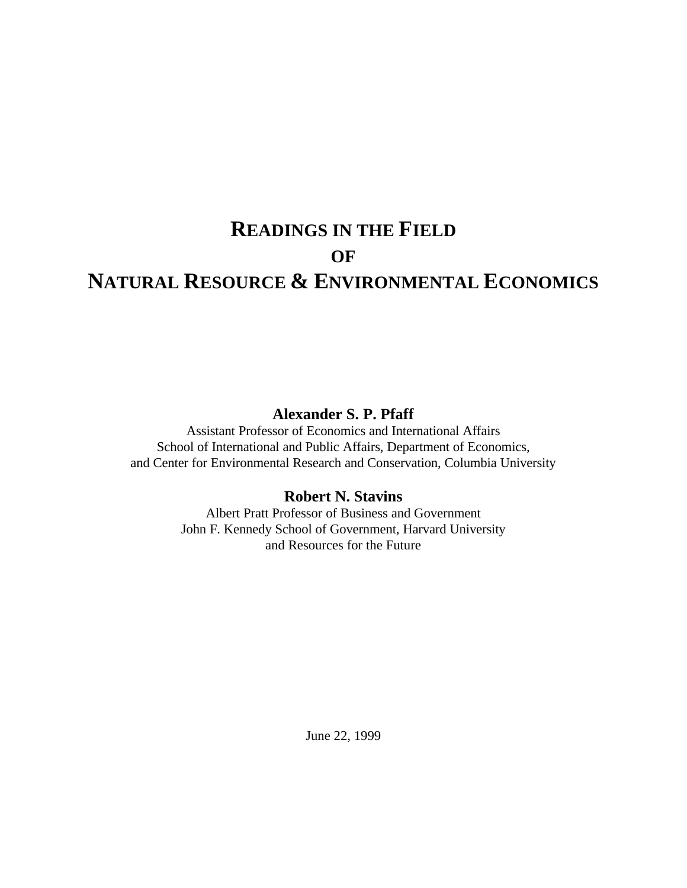# READINGS IN THE FIELD OF NATURAL RESOURCE & ENVIRONMENTAL ECONOMICS

**Alexander S. P. Pfaff**

Assistant Professor of Economics and International Affairs
School of International and Public Affairs, Department of Economics,
and Center for Environmental Research and Conservation, Columbia University

**Robert N. Stavins**

Albert Pratt Professor of Business and Government
John F. Kennedy School of Government, Harvard University
and Resources for the Future

June 22, 1999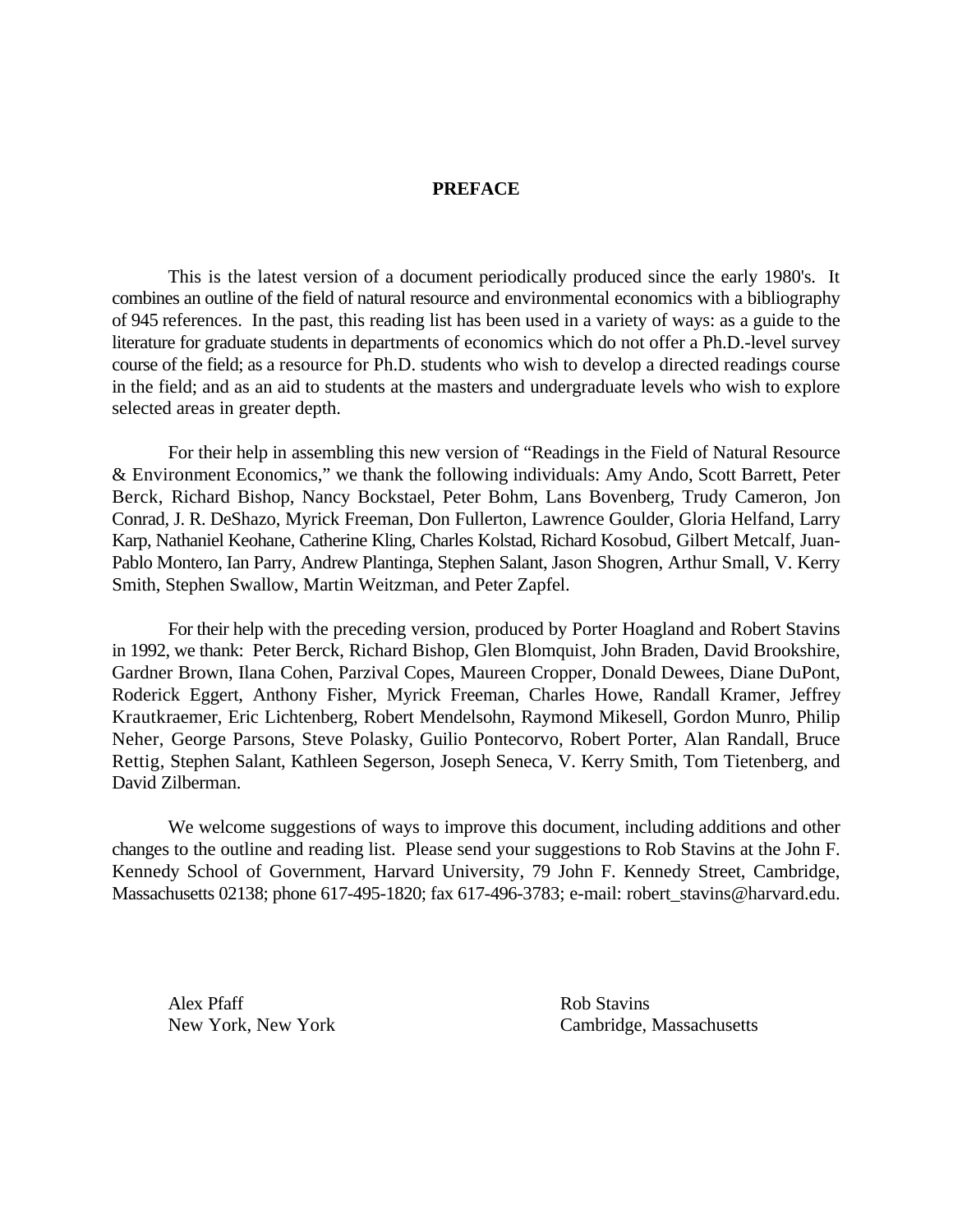# PREFACE

This is the latest version of a document periodically produced since the early 1980's. It combines an outline of the field of natural resource and environmental economics with a bibliography of 945 references. In the past, this reading list has been used in a variety of ways: as a guide to the literature for graduate students in departments of economics which do not offer a Ph.D.-level survey course of the field; as a resource for Ph.D. students who wish to develop a directed readings course in the field; and as an aid to students at the masters and undergraduate levels who wish to explore selected areas in greater depth.

For their help in assembling this new version of "Readings in the Field of Natural Resource & Environment Economics," we thank the following individuals: Amy Ando, Scott Barrett, Peter Berck, Richard Bishop, Nancy Bockstael, Peter Bohm, Lans Bovenberg, Trudy Cameron, Jon Conrad, J. R. DeShazo, Myrick Freeman, Don Fullerton, Lawrence Goulder, Gloria Helfand, Larry Karp, Nathaniel Keohane, Catherine Kling, Charles Kolstad, Richard Kosobud, Gilbert Metcalf, Juan-Pablo Montero, Ian Parry, Andrew Plantinga, Stephen Salant, Jason Shogren, Arthur Small, V. Kerry Smith, Stephen Swallow, Martin Weitzman, and Peter Zapfel.

For their help with the preceding version, produced by Porter Hoagland and Robert Stavins in 1992, we thank: Peter Berck, Richard Bishop, Glen Blomquist, John Braden, David Brookshire, Gardner Brown, Ilana Cohen, Parzival Copes, Maureen Cropper, Donald Dewees, Diane DuPont, Roderick Eggert, Anthony Fisher, Myrick Freeman, Charles Howe, Randall Kramer, Jeffrey Krautkraemer, Eric Lichtenberg, Robert Mendelsohn, Raymond Mikesell, Gordon Munro, Philip Neher, George Parsons, Steve Polasky, Guilio Pontecorvo, Robert Porter, Alan Randall, Bruce Rettig, Stephen Salant, Kathleen Segerson, Joseph Seneca, V. Kerry Smith, Tom Tietenberg, and David Zilberman.

We welcome suggestions of ways to improve this document, including additions and other changes to the outline and reading list. Please send your suggestions to Rob Stavins at the John F. Kennedy School of Government, Harvard University, 79 John F. Kennedy Street, Cambridge, Massachusetts 02138; phone 617-495-1820; fax 617-496-3783; e-mail: robert_stavins@harvard.edu.

Alex Pfaff
New York, New York

Rob Stavins
Cambridge, Massachusetts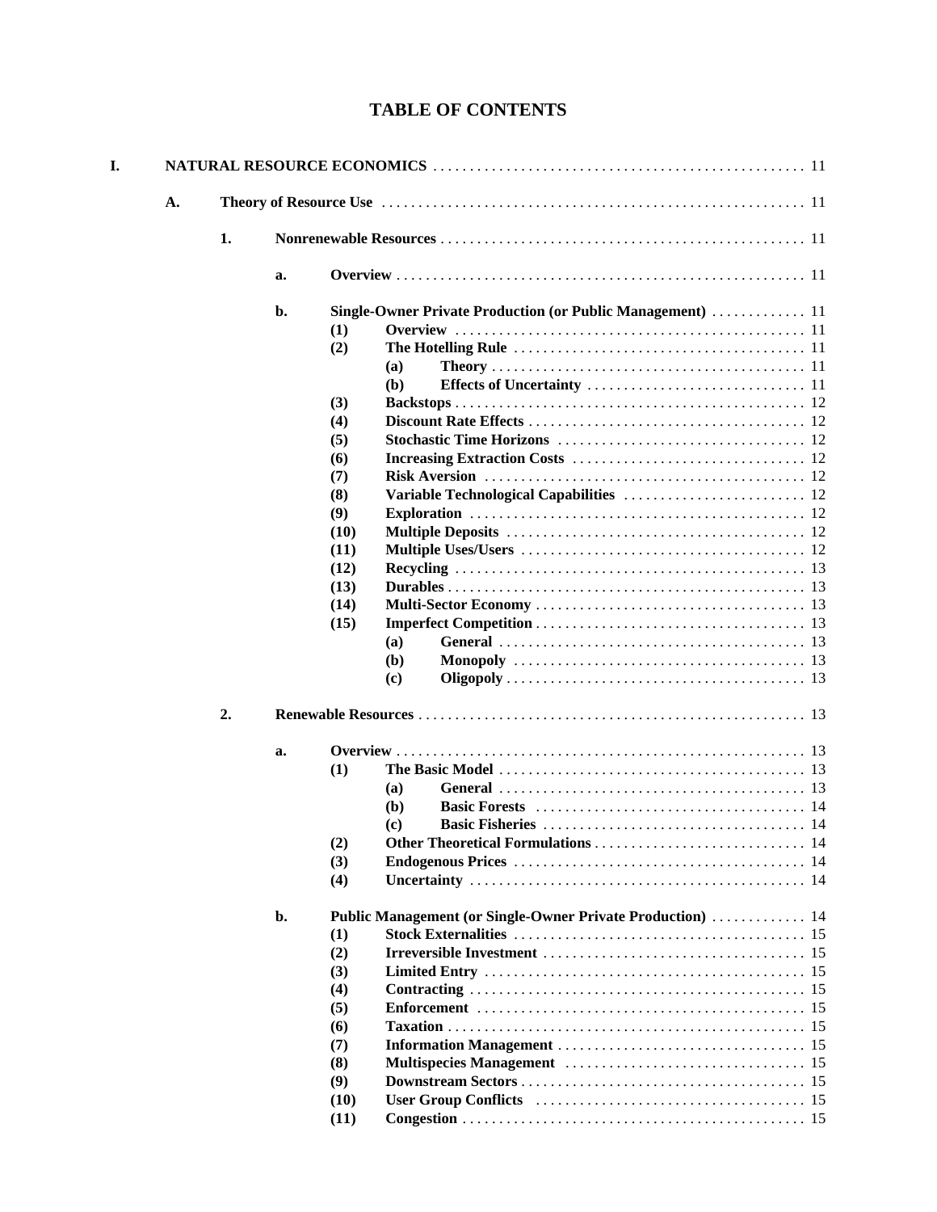# TABLE OF CONTENTS

- **I. NATURAL RESOURCE ECONOMICS** . . . . . 11
  - **A. Theory of Resource Use** . . . . . 11
    - **1. Nonrenewable Resources** . . . . . 11
      - **a. Overview** . . . . . 11
      - **b. Single-Owner Private Production (or Public Management)** . . . . . 11
        - **(1) Overview** . . . . . 11
        - **(2) The Hotelling Rule** . . . . . 11
          - **(a) Theory** . . . . . 11
          - **(b) Effects of Uncertainty** . . . . . 11
        - **(3) Backstops** . . . . . 12
        - **(4) Discount Rate Effects** . . . . . 12
        - **(5) Stochastic Time Horizons** . . . . . 12
        - **(6) Increasing Extraction Costs** . . . . . 12
        - **(7) Risk Aversion** . . . . . 12
        - **(8) Variable Technological Capabilities** . . . . . 12
        - **(9) Exploration** . . . . . 12
        - **(10) Multiple Deposits** . . . . . 12
        - **(11) Multiple Uses/Users** . . . . . 12
        - **(12) Recycling** . . . . . 13
        - **(13) Durables** . . . . . 13
        - **(14) Multi-Sector Economy** . . . . . 13
        - **(15) Imperfect Competition** . . . . . 13
          - **(a) General** . . . . . 13
          - **(b) Monopoly** . . . . . 13
          - **(c) Oligopoly** . . . . . 13
    - **2. Renewable Resources** . . . . . 13
      - **a. Overview** . . . . . 13
        - **(1) The Basic Model** . . . . . 13
          - **(a) General** . . . . . 13
          - **(b) Basic Forests** . . . . . 14
          - **(c) Basic Fisheries** . . . . . 14
        - **(2) Other Theoretical Formulations** . . . . . 14
        - **(3) Endogenous Prices** . . . . . 14
        - **(4) Uncertainty** . . . . . 14
      - **b. Public Management (or Single-Owner Private Production)** . . . . . 14
        - **(1) Stock Externalities** . . . . . 15
        - **(2) Irreversible Investment** . . . . . 15
        - **(3) Limited Entry** . . . . . 15
        - **(4) Contracting** . . . . . 15
        - **(5) Enforcement** . . . . . 15
        - **(6) Taxation** . . . . . 15
        - **(7) Information Management** . . . . . 15
        - **(8) Multispecies Management** . . . . . 15
        - **(9) Downstream Sectors** . . . . . 15
        - **(10) User Group Conflicts** . . . . . 15
        - **(11) Congestion** . . . . . 15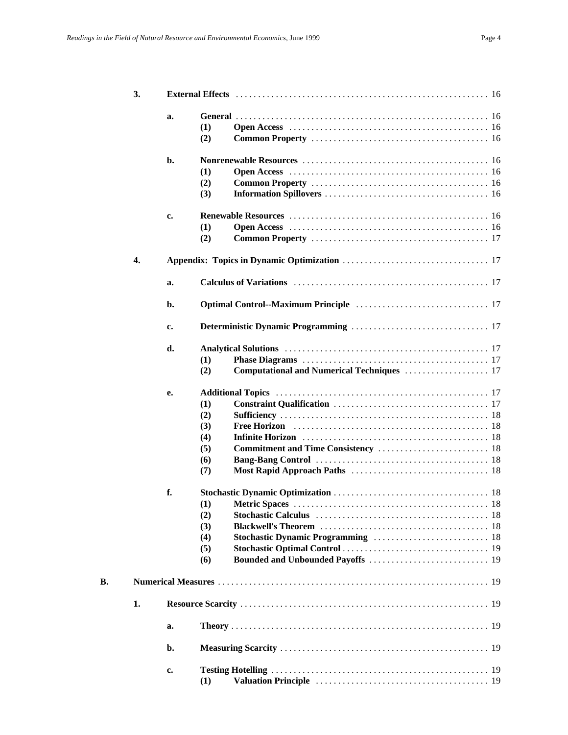3. **External Effects** . . . . . . . . . . . . . . . . . . . . . . . . . . . . . . . . . . . . . . . . . . . . . . . . . . . . . . . 16

   a. **General** . . . . . . . . . . . . . . . . . . . . . . . . . . . . . . . . . . . . . . . . . . . . . . . . . . . . . . . 16
      (1) **Open Access** . . . . . . . . . . . . . . . . . . . . . . . . . . . . . . . . . . . . . . . . . . . . 16
      (2) **Common Property** . . . . . . . . . . . . . . . . . . . . . . . . . . . . . . . . . . . . . . . 16

   b. **Nonrenewable Resources** . . . . . . . . . . . . . . . . . . . . . . . . . . . . . . . . . . . . . . . . . 16
      (1) **Open Access** . . . . . . . . . . . . . . . . . . . . . . . . . . . . . . . . . . . . . . . . . . . . 16
      (2) **Common Property** . . . . . . . . . . . . . . . . . . . . . . . . . . . . . . . . . . . . . . . 16
      (3) **Information Spillovers** . . . . . . . . . . . . . . . . . . . . . . . . . . . . . . . . . . . . 16

   c. **Renewable Resources** . . . . . . . . . . . . . . . . . . . . . . . . . . . . . . . . . . . . . . . . . . . 16
      (1) **Open Access** . . . . . . . . . . . . . . . . . . . . . . . . . . . . . . . . . . . . . . . . . . . . 16
      (2) **Common Property** . . . . . . . . . . . . . . . . . . . . . . . . . . . . . . . . . . . . . . . 17

4. **Appendix: Topics in Dynamic Optimization** . . . . . . . . . . . . . . . . . . . . . . . . . . . . . . . . 17

   a. **Calculus of Variations** . . . . . . . . . . . . . . . . . . . . . . . . . . . . . . . . . . . . . . . . . . . 17

   b. **Optimal Control--Maximum Principle** . . . . . . . . . . . . . . . . . . . . . . . . . . . . . 17

   c. **Deterministic Dynamic Programming** . . . . . . . . . . . . . . . . . . . . . . . . . . . . . . 17

   d. **Analytical Solutions** . . . . . . . . . . . . . . . . . . . . . . . . . . . . . . . . . . . . . . . . . . . . 17
      (1) **Phase Diagrams** . . . . . . . . . . . . . . . . . . . . . . . . . . . . . . . . . . . . . . . . . 17
      (2) **Computational and Numerical Techniques** . . . . . . . . . . . . . . . . . . 17

   e. **Additional Topics** . . . . . . . . . . . . . . . . . . . . . . . . . . . . . . . . . . . . . . . . . . . . . . . 17
      (1) **Constraint Qualification** . . . . . . . . . . . . . . . . . . . . . . . . . . . . . . . . . . 17
      (2) **Sufficiency** . . . . . . . . . . . . . . . . . . . . . . . . . . . . . . . . . . . . . . . . . . . . . . 18
      (3) **Free Horizon** . . . . . . . . . . . . . . . . . . . . . . . . . . . . . . . . . . . . . . . . . . . 18
      (4) **Infinite Horizon** . . . . . . . . . . . . . . . . . . . . . . . . . . . . . . . . . . . . . . . . . 18
      (5) **Commitment and Time Consistency** . . . . . . . . . . . . . . . . . . . . . . . . 18
      (6) **Bang-Bang Control** . . . . . . . . . . . . . . . . . . . . . . . . . . . . . . . . . . . . . . 18
      (7) **Most Rapid Approach Paths** . . . . . . . . . . . . . . . . . . . . . . . . . . . . . . 18

   f. **Stochastic Dynamic Optimization** . . . . . . . . . . . . . . . . . . . . . . . . . . . . . . . . . . 18
      (1) **Metric Spaces** . . . . . . . . . . . . . . . . . . . . . . . . . . . . . . . . . . . . . . . . . . . 18
      (2) **Stochastic Calculus** . . . . . . . . . . . . . . . . . . . . . . . . . . . . . . . . . . . . . . 18
      (3) **Blackwell's Theorem** . . . . . . . . . . . . . . . . . . . . . . . . . . . . . . . . . . . . . 18
      (4) **Stochastic Dynamic Programming** . . . . . . . . . . . . . . . . . . . . . . . . . 18
      (5) **Stochastic Optimal Control** . . . . . . . . . . . . . . . . . . . . . . . . . . . . . . . . 19
      (6) **Bounded and Unbounded Payoffs** . . . . . . . . . . . . . . . . . . . . . . . . . . 19

B. **Numerical Measures** . . . . . . . . . . . . . . . . . . . . . . . . . . . . . . . . . . . . . . . . . . . . . . . . . . . . . . . 19

1. **Resource Scarcity** . . . . . . . . . . . . . . . . . . . . . . . . . . . . . . . . . . . . . . . . . . . . . . . . . . . . . 19

   a. **Theory** . . . . . . . . . . . . . . . . . . . . . . . . . . . . . . . . . . . . . . . . . . . . . . . . . . . . . . . . . 19

   b. **Measuring Scarcity** . . . . . . . . . . . . . . . . . . . . . . . . . . . . . . . . . . . . . . . . . . . . . . 19

   c. **Testing Hotelling** . . . . . . . . . . . . . . . . . . . . . . . . . . . . . . . . . . . . . . . . . . . . . . . . 19
      (1) **Valuation Principle** . . . . . . . . . . . . . . . . . . . . . . . . . . . . . . . . . . . . . . 19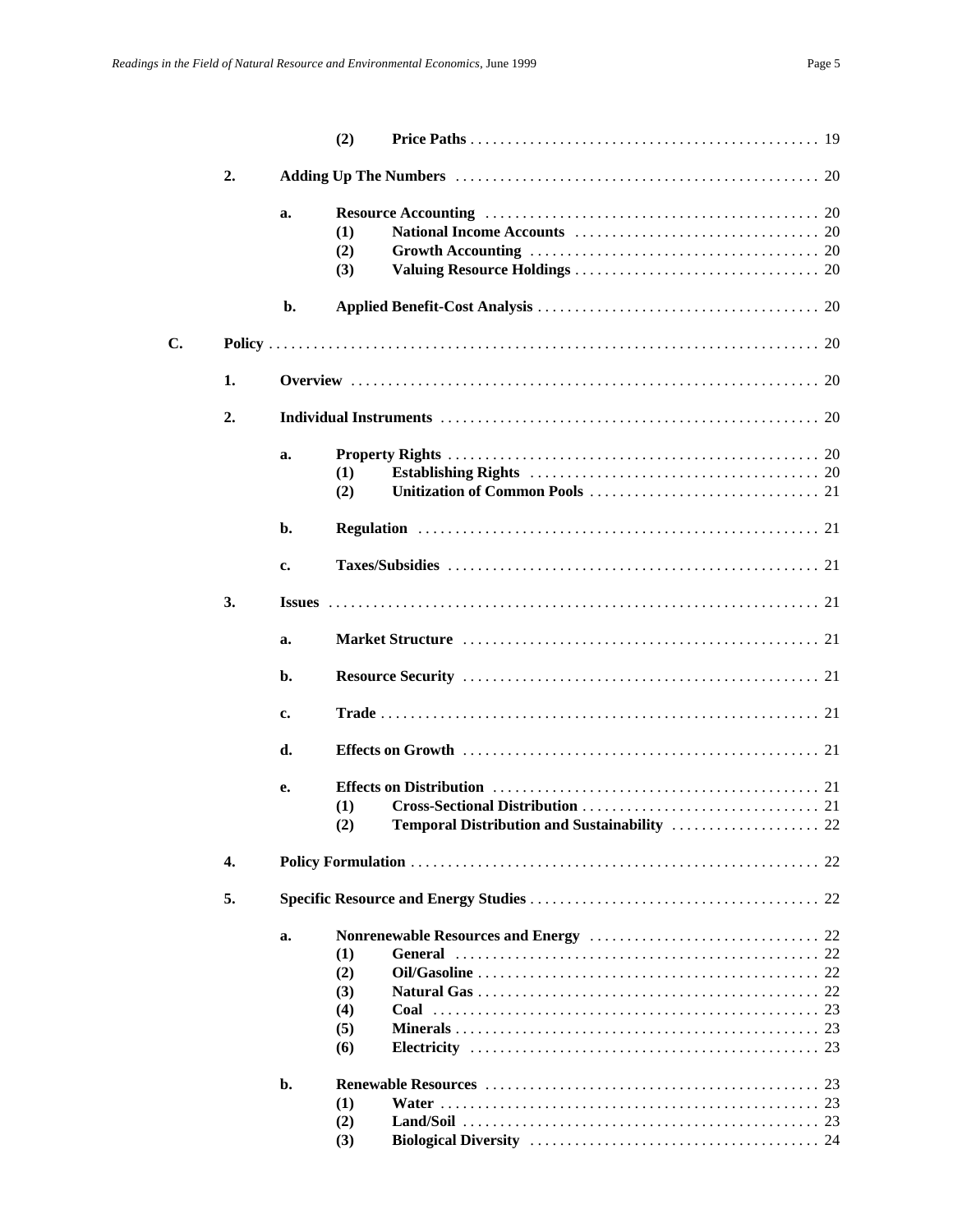(2) **Price Paths** . . . . . . . . . . . . . . . . . . . . . . . . . . . . . . . . . . . . . . . . . . . . . . 19

2. **Adding Up The Numbers** . . . . . . . . . . . . . . . . . . . . . . . . . . . . . . . . . . . . . . . . . . . . . . 20

a. **Resource Accounting** . . . . . . . . . . . . . . . . . . . . . . . . . . . . . . . . . . . . . . . . . . . . 20
(1) **National Income Accounts** . . . . . . . . . . . . . . . . . . . . . . . . . . . . . . . . 20
(2) **Growth Accounting** . . . . . . . . . . . . . . . . . . . . . . . . . . . . . . . . . . . . . . 20
(3) **Valuing Resource Holdings** . . . . . . . . . . . . . . . . . . . . . . . . . . . . . . . . 20

b. **Applied Benefit-Cost Analysis** . . . . . . . . . . . . . . . . . . . . . . . . . . . . . . . . . . . . . 20

C. **Policy** . . . . . . . . . . . . . . . . . . . . . . . . . . . . . . . . . . . . . . . . . . . . . . . . . . . . . . . . . . . . . 20

1. **Overview** . . . . . . . . . . . . . . . . . . . . . . . . . . . . . . . . . . . . . . . . . . . . . . . . . . . . . . . . 20

2. **Individual Instruments** . . . . . . . . . . . . . . . . . . . . . . . . . . . . . . . . . . . . . . . . . . . . . 20

a. **Property Rights** . . . . . . . . . . . . . . . . . . . . . . . . . . . . . . . . . . . . . . . . . . . . . . . . . 20
(1) **Establishing Rights** . . . . . . . . . . . . . . . . . . . . . . . . . . . . . . . . . . . . . . 20
(2) **Unitization of Common Pools** . . . . . . . . . . . . . . . . . . . . . . . . . . . . . . . 21

b. **Regulation** . . . . . . . . . . . . . . . . . . . . . . . . . . . . . . . . . . . . . . . . . . . . . . . . . . . . . 21

c. **Taxes/Subsidies** . . . . . . . . . . . . . . . . . . . . . . . . . . . . . . . . . . . . . . . . . . . . . . . . . 21

3. **Issues** . . . . . . . . . . . . . . . . . . . . . . . . . . . . . . . . . . . . . . . . . . . . . . . . . . . . . . . . . . . 21

a. **Market Structure** . . . . . . . . . . . . . . . . . . . . . . . . . . . . . . . . . . . . . . . . . . . . . . . . 21

b. **Resource Security** . . . . . . . . . . . . . . . . . . . . . . . . . . . . . . . . . . . . . . . . . . . . . . . . 21

c. **Trade** . . . . . . . . . . . . . . . . . . . . . . . . . . . . . . . . . . . . . . . . . . . . . . . . . . . . . . . . . . 21

d. **Effects on Growth** . . . . . . . . . . . . . . . . . . . . . . . . . . . . . . . . . . . . . . . . . . . . . . . . 21

e. **Effects on Distribution** . . . . . . . . . . . . . . . . . . . . . . . . . . . . . . . . . . . . . . . . . . . . 21
(1) **Cross-Sectional Distribution** . . . . . . . . . . . . . . . . . . . . . . . . . . . . . . . . 21
(2) **Temporal Distribution and Sustainability** . . . . . . . . . . . . . . . . . . . . 22

4. **Policy Formulation** . . . . . . . . . . . . . . . . . . . . . . . . . . . . . . . . . . . . . . . . . . . . . . . . . . . 22

5. **Specific Resource and Energy Studies** . . . . . . . . . . . . . . . . . . . . . . . . . . . . . . . . . . . . 22

a. **Nonrenewable Resources and Energy** . . . . . . . . . . . . . . . . . . . . . . . . . . . . . . . 22
(1) **General** . . . . . . . . . . . . . . . . . . . . . . . . . . . . . . . . . . . . . . . . . . . . . . . . . 22
(2) **Oil/Gasoline** . . . . . . . . . . . . . . . . . . . . . . . . . . . . . . . . . . . . . . . . . . . . . 22
(3) **Natural Gas** . . . . . . . . . . . . . . . . . . . . . . . . . . . . . . . . . . . . . . . . . . . . . 22
(4) **Coal** . . . . . . . . . . . . . . . . . . . . . . . . . . . . . . . . . . . . . . . . . . . . . . . . . . . 23
(5) **Minerals** . . . . . . . . . . . . . . . . . . . . . . . . . . . . . . . . . . . . . . . . . . . . . . . . 23
(6) **Electricity** . . . . . . . . . . . . . . . . . . . . . . . . . . . . . . . . . . . . . . . . . . . . . . 23

b. **Renewable Resources** . . . . . . . . . . . . . . . . . . . . . . . . . . . . . . . . . . . . . . . . . . . . 23
(1) **Water** . . . . . . . . . . . . . . . . . . . . . . . . . . . . . . . . . . . . . . . . . . . . . . . . . . 23
(2) **Land/Soil** . . . . . . . . . . . . . . . . . . . . . . . . . . . . . . . . . . . . . . . . . . . . . . . 23
(3) **Biological Diversity** . . . . . . . . . . . . . . . . . . . . . . . . . . . . . . . . . . . . . . 24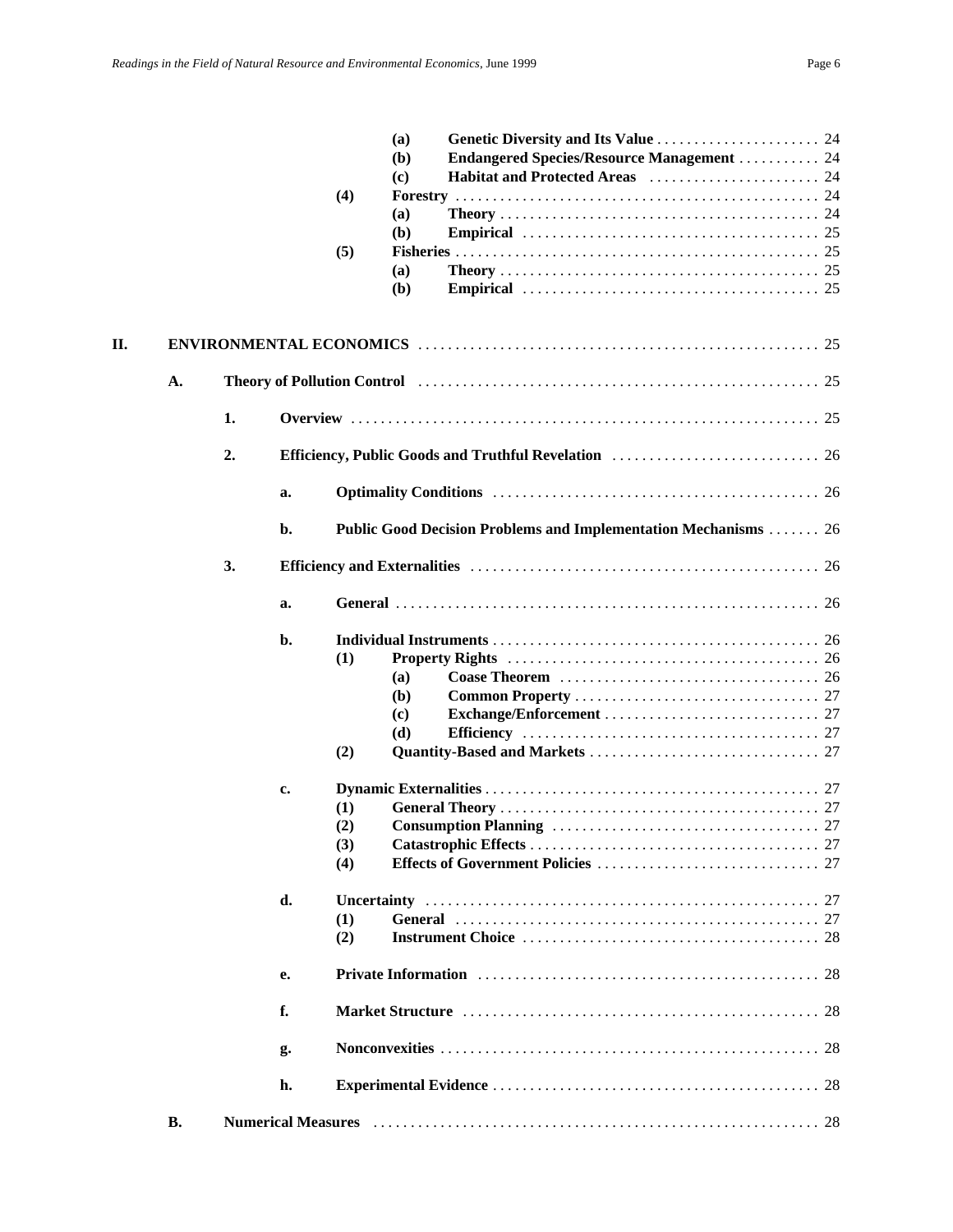(a) **Genetic Diversity and Its Value** . . . . . . . . . . . . . . . . . . . . . . 24
(b) **Endangered Species/Resource Management** . . . . . . . . . . . 24
(c) **Habitat and Protected Areas** . . . . . . . . . . . . . . . . . . . . . . . 24

(4) **Forestry** . . . . . . . . . . . . . . . . . . . . . . . . . . . . . . . . . . . . . . . . . . . . . . 24
(a) **Theory** . . . . . . . . . . . . . . . . . . . . . . . . . . . . . . . . . . . . . . . . . 24
(b) **Empirical** . . . . . . . . . . . . . . . . . . . . . . . . . . . . . . . . . . . . . . 25

(5) **Fisheries** . . . . . . . . . . . . . . . . . . . . . . . . . . . . . . . . . . . . . . . . . . . . . . 25
(a) **Theory** . . . . . . . . . . . . . . . . . . . . . . . . . . . . . . . . . . . . . . . . . 25
(b) **Empirical** . . . . . . . . . . . . . . . . . . . . . . . . . . . . . . . . . . . . . . 25

**II. ENVIRONMENTAL ECONOMICS** . . . . . . . . . . . . . . . . . . . . . . . . . . . . . . . . . . . . . . . . . . . . . . . . . 25

**A. Theory of Pollution Control** . . . . . . . . . . . . . . . . . . . . . . . . . . . . . . . . . . . . . . . . . . . . . . . 25

**1. Overview** . . . . . . . . . . . . . . . . . . . . . . . . . . . . . . . . . . . . . . . . . . . . . . . . . . . . . . . . . 25

**2. Efficiency, Public Goods and Truthful Revelation** . . . . . . . . . . . . . . . . . . . . . . . . . . 26

**a. Optimality Conditions** . . . . . . . . . . . . . . . . . . . . . . . . . . . . . . . . . . . . . . . . . . 26

**b. Public Good Decision Problems and Implementation Mechanisms** . . . . . . . 26

**3. Efficiency and Externalities** . . . . . . . . . . . . . . . . . . . . . . . . . . . . . . . . . . . . . . . . . . . . 26

**a. General** . . . . . . . . . . . . . . . . . . . . . . . . . . . . . . . . . . . . . . . . . . . . . . . . . . . . . . . 26

**b. Individual Instruments** . . . . . . . . . . . . . . . . . . . . . . . . . . . . . . . . . . . . . . . . . . 26
(1) **Property Rights** . . . . . . . . . . . . . . . . . . . . . . . . . . . . . . . . . . . . . . . . . 26
(a) **Coase Theorem** . . . . . . . . . . . . . . . . . . . . . . . . . . . . . . . . . . 26
(b) **Common Property** . . . . . . . . . . . . . . . . . . . . . . . . . . . . . . . . 27
(c) **Exchange/Enforcement** . . . . . . . . . . . . . . . . . . . . . . . . . . . . 27
(d) **Efficiency** . . . . . . . . . . . . . . . . . . . . . . . . . . . . . . . . . . . . . . . 27
(2) **Quantity-Based and Markets** . . . . . . . . . . . . . . . . . . . . . . . . . . . . . . 27

**c. Dynamic Externalities** . . . . . . . . . . . . . . . . . . . . . . . . . . . . . . . . . . . . . . . . . . . 27
(1) **General Theory** . . . . . . . . . . . . . . . . . . . . . . . . . . . . . . . . . . . . . . . . . . 27
(2) **Consumption Planning** . . . . . . . . . . . . . . . . . . . . . . . . . . . . . . . . . . . 27
(3) **Catastrophic Effects** . . . . . . . . . . . . . . . . . . . . . . . . . . . . . . . . . . . . . . 27
(4) **Effects of Government Policies** . . . . . . . . . . . . . . . . . . . . . . . . . . . . . 27

**d. Uncertainty** . . . . . . . . . . . . . . . . . . . . . . . . . . . . . . . . . . . . . . . . . . . . . . . . . . . . 27
(1) **General** . . . . . . . . . . . . . . . . . . . . . . . . . . . . . . . . . . . . . . . . . . . . . . . . 27
(2) **Instrument Choice** . . . . . . . . . . . . . . . . . . . . . . . . . . . . . . . . . . . . . . . 28

**e. Private Information** . . . . . . . . . . . . . . . . . . . . . . . . . . . . . . . . . . . . . . . . . . . . . 28

**f. Market Structure** . . . . . . . . . . . . . . . . . . . . . . . . . . . . . . . . . . . . . . . . . . . . . . . 28

**g. Nonconvexities** . . . . . . . . . . . . . . . . . . . . . . . . . . . . . . . . . . . . . . . . . . . . . . . . . . 28

**h. Experimental Evidence** . . . . . . . . . . . . . . . . . . . . . . . . . . . . . . . . . . . . . . . . . . . 28

**B. Numerical Measures** . . . . . . . . . . . . . . . . . . . . . . . . . . . . . . . . . . . . . . . . . . . . . . . . . . . . . . . . . 28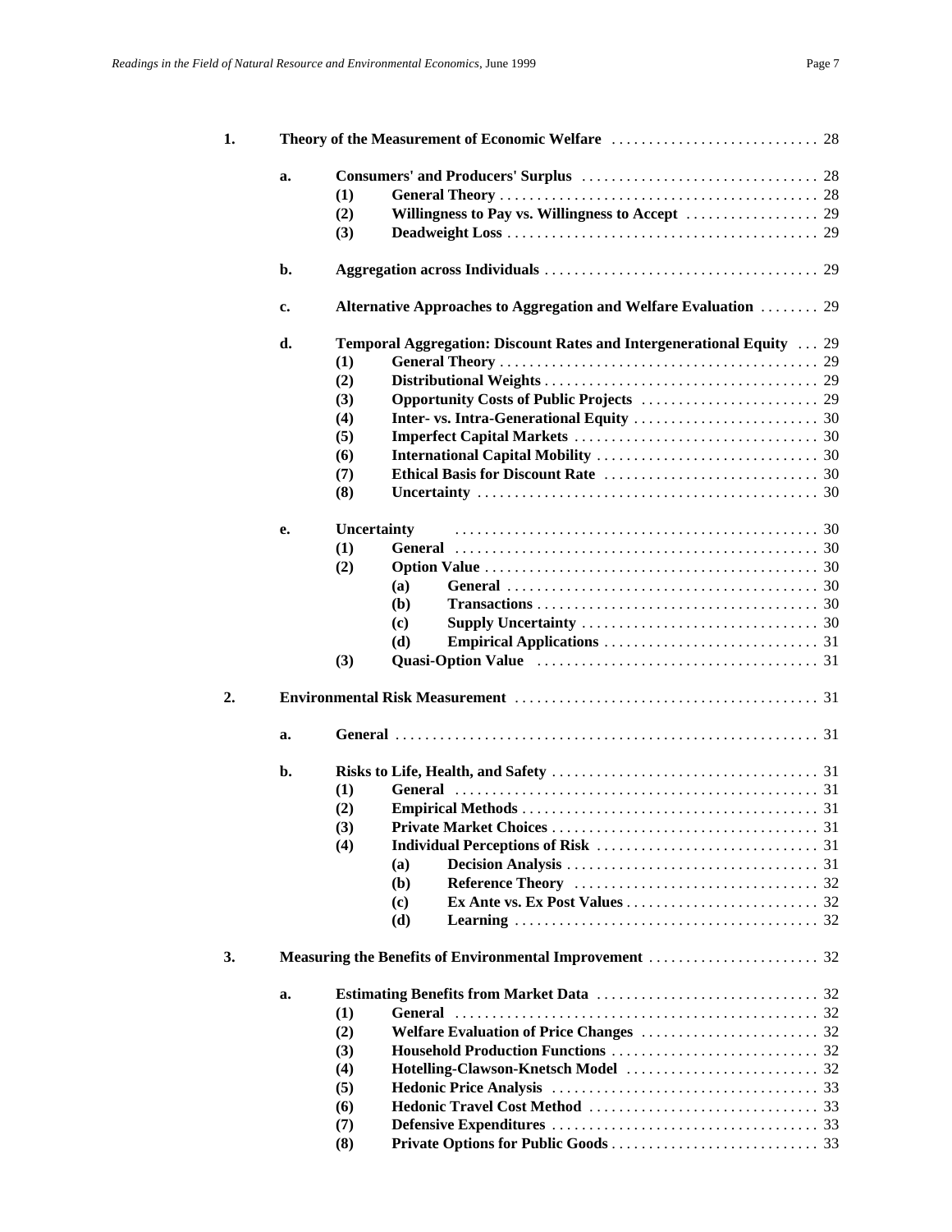1. **Theory of the Measurement of Economic Welfare** . . . . . . . . . . . . . . . . . . . . . . . . . . . 28

   a. **Consumers' and Producers' Surplus** . . . . . . . . . . . . . . . . . . . . . . . . . . . . . . . 28
      - (1) **General Theory** . . . . . . . . . . . . . . . . . . . . . . . . . . . . . . . . . . . . . . . . . 28
      - (2) **Willingness to Pay vs. Willingness to Accept** . . . . . . . . . . . . . . . . . 29
      - (3) **Deadweight Loss** . . . . . . . . . . . . . . . . . . . . . . . . . . . . . . . . . . . . . . . . 29

   b. **Aggregation across Individuals** . . . . . . . . . . . . . . . . . . . . . . . . . . . . . . . . . . . 29

   c. **Alternative Approaches to Aggregation and Welfare Evaluation** . . . . . . . . 29

   d. **Temporal Aggregation: Discount Rates and Intergenerational Equity** . . . 29
      - (1) **General Theory** . . . . . . . . . . . . . . . . . . . . . . . . . . . . . . . . . . . . . . . . . 29
      - (2) **Distributional Weights** . . . . . . . . . . . . . . . . . . . . . . . . . . . . . . . . . . . . 29
      - (3) **Opportunity Costs of Public Projects** . . . . . . . . . . . . . . . . . . . . . . . . 29
      - (4) **Inter- vs. Intra-Generational Equity** . . . . . . . . . . . . . . . . . . . . . . . . . 30
      - (5) **Imperfect Capital Markets** . . . . . . . . . . . . . . . . . . . . . . . . . . . . . . . . 30
      - (6) **International Capital Mobility** . . . . . . . . . . . . . . . . . . . . . . . . . . . . . 30
      - (7) **Ethical Basis for Discount Rate** . . . . . . . . . . . . . . . . . . . . . . . . . . . . 30
      - (8) **Uncertainty** . . . . . . . . . . . . . . . . . . . . . . . . . . . . . . . . . . . . . . . . . . . . 30

   e. **Uncertainty** . . . . . . . . . . . . . . . . . . . . . . . . . . . . . . . . . . . . . . . . . . . . . . . . . 30
      - (1) **General** . . . . . . . . . . . . . . . . . . . . . . . . . . . . . . . . . . . . . . . . . . . . . . . . 30
      - (2) **Option Value** . . . . . . . . . . . . . . . . . . . . . . . . . . . . . . . . . . . . . . . . . . . . 30
        - (a) **General** . . . . . . . . . . . . . . . . . . . . . . . . . . . . . . . . . . . . . . . . . 30
        - (b) **Transactions** . . . . . . . . . . . . . . . . . . . . . . . . . . . . . . . . . . . . . 30
        - (c) **Supply Uncertainty** . . . . . . . . . . . . . . . . . . . . . . . . . . . . . . . 30
        - (d) **Empirical Applications** . . . . . . . . . . . . . . . . . . . . . . . . . . . . 31
      - (3) **Quasi-Option Value** . . . . . . . . . . . . . . . . . . . . . . . . . . . . . . . . . . . . . 31

2. **Environmental Risk Measurement** . . . . . . . . . . . . . . . . . . . . . . . . . . . . . . . . . . . . . . . . 31

   a. **General** . . . . . . . . . . . . . . . . . . . . . . . . . . . . . . . . . . . . . . . . . . . . . . . . . . . . . . . 31

   b. **Risks to Life, Health, and Safety** . . . . . . . . . . . . . . . . . . . . . . . . . . . . . . . . . . . 31
      - (1) **General** . . . . . . . . . . . . . . . . . . . . . . . . . . . . . . . . . . . . . . . . . . . . . . . . 31
      - (2) **Empirical Methods** . . . . . . . . . . . . . . . . . . . . . . . . . . . . . . . . . . . . . . . 31
      - (3) **Private Market Choices** . . . . . . . . . . . . . . . . . . . . . . . . . . . . . . . . . . . 31
      - (4) **Individual Perceptions of Risk** . . . . . . . . . . . . . . . . . . . . . . . . . . . . . 31
        - (a) **Decision Analysis** . . . . . . . . . . . . . . . . . . . . . . . . . . . . . . . . . 31
        - (b) **Reference Theory** . . . . . . . . . . . . . . . . . . . . . . . . . . . . . . . . 32
        - (c) **Ex Ante vs. Ex Post Values** . . . . . . . . . . . . . . . . . . . . . . . . . 32
        - (d) **Learning** . . . . . . . . . . . . . . . . . . . . . . . . . . . . . . . . . . . . . . . . 32

3. **Measuring the Benefits of Environmental Improvement** . . . . . . . . . . . . . . . . . . . . . . 32

   a. **Estimating Benefits from Market Data** . . . . . . . . . . . . . . . . . . . . . . . . . . . . . 32
      - (1) **General** . . . . . . . . . . . . . . . . . . . . . . . . . . . . . . . . . . . . . . . . . . . . . . . . 32
      - (2) **Welfare Evaluation of Price Changes** . . . . . . . . . . . . . . . . . . . . . . . . 32
      - (3) **Household Production Functions** . . . . . . . . . . . . . . . . . . . . . . . . . . . 32
      - (4) **Hotelling-Clawson-Knetsch Model** . . . . . . . . . . . . . . . . . . . . . . . . . . 32
      - (5) **Hedonic Price Analysis** . . . . . . . . . . . . . . . . . . . . . . . . . . . . . . . . . . . 33
      - (6) **Hedonic Travel Cost Method** . . . . . . . . . . . . . . . . . . . . . . . . . . . . . . 33
      - (7) **Defensive Expenditures** . . . . . . . . . . . . . . . . . . . . . . . . . . . . . . . . . . . 33
      - (8) **Private Options for Public Goods** . . . . . . . . . . . . . . . . . . . . . . . . . . . 33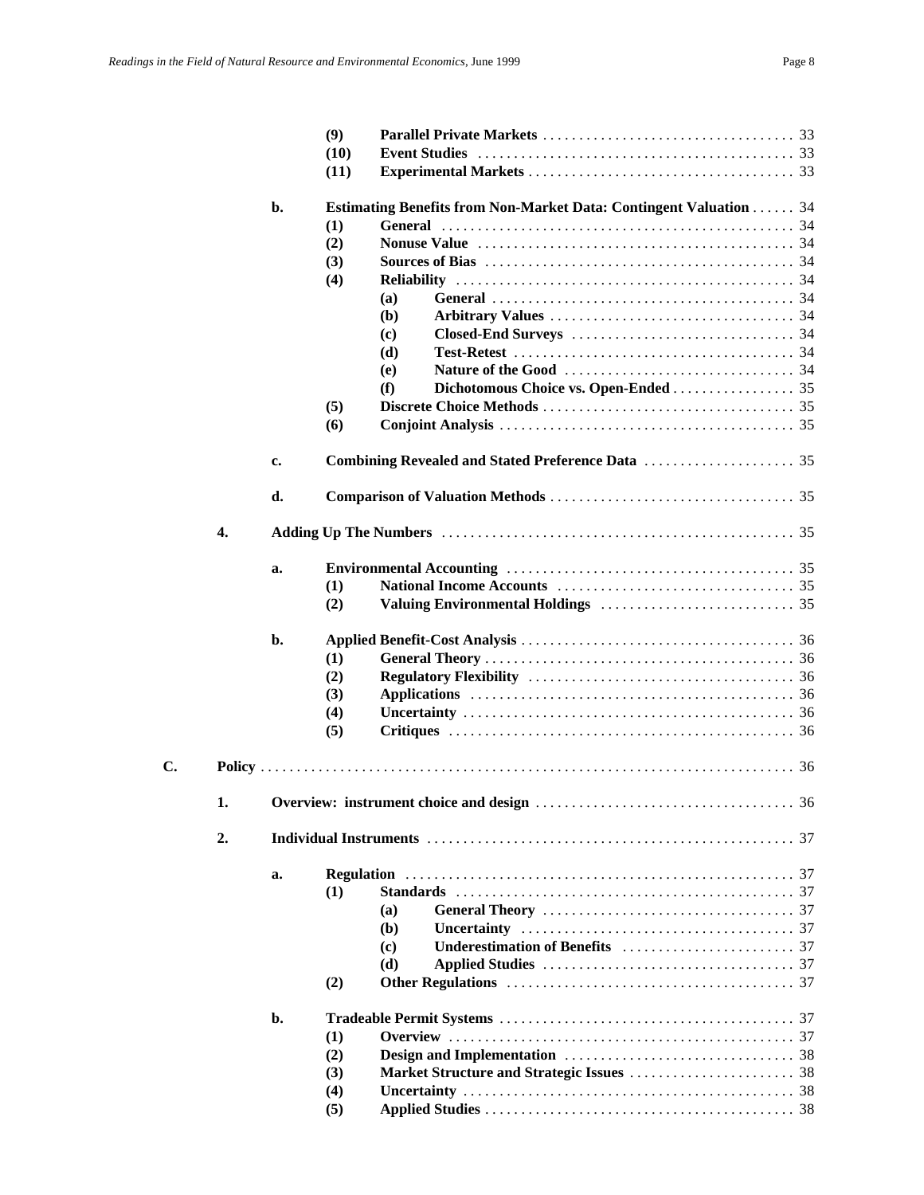(9) **Parallel Private Markets** . . . . . . . . . . . . . . . . . . . . . . . . . . . . . . . . . . 33
(10) **Event Studies** . . . . . . . . . . . . . . . . . . . . . . . . . . . . . . . . . . . . . . . . . . 33
(11) **Experimental Markets** . . . . . . . . . . . . . . . . . . . . . . . . . . . . . . . . . . . . . 33

b. **Estimating Benefits from Non-Market Data: Contingent Valuation** . . . . . . 34
(1) **General** . . . . . . . . . . . . . . . . . . . . . . . . . . . . . . . . . . . . . . . . . . . . . . . . 34
(2) **Nonuse Value** . . . . . . . . . . . . . . . . . . . . . . . . . . . . . . . . . . . . . . . . . . . 34
(3) **Sources of Bias** . . . . . . . . . . . . . . . . . . . . . . . . . . . . . . . . . . . . . . . . . . 34
(4) **Reliability** . . . . . . . . . . . . . . . . . . . . . . . . . . . . . . . . . . . . . . . . . . . . . . . 34
(a) **General** . . . . . . . . . . . . . . . . . . . . . . . . . . . . . . . . . . . . . . . . . . 34
(b) **Arbitrary Values** . . . . . . . . . . . . . . . . . . . . . . . . . . . . . . . . . . 34
(c) **Closed-End Surveys** . . . . . . . . . . . . . . . . . . . . . . . . . . . . . . . 34
(d) **Test-Retest** . . . . . . . . . . . . . . . . . . . . . . . . . . . . . . . . . . . . . . . 34
(e) **Nature of the Good** . . . . . . . . . . . . . . . . . . . . . . . . . . . . . . . . 34
(f) **Dichotomous Choice vs. Open-Ended** . . . . . . . . . . . . . . . . . 35
(5) **Discrete Choice Methods** . . . . . . . . . . . . . . . . . . . . . . . . . . . . . . . . . . . 35
(6) **Conjoint Analysis** . . . . . . . . . . . . . . . . . . . . . . . . . . . . . . . . . . . . . . . . . 35

c. **Combining Revealed and Stated Preference Data** . . . . . . . . . . . . . . . . . . . . . 35

d. **Comparison of Valuation Methods** . . . . . . . . . . . . . . . . . . . . . . . . . . . . . . . . . 35

4. **Adding Up The Numbers** . . . . . . . . . . . . . . . . . . . . . . . . . . . . . . . . . . . . . . . . . . . . . 35

a. **Environmental Accounting** . . . . . . . . . . . . . . . . . . . . . . . . . . . . . . . . . . . . . . . 35
(1) **National Income Accounts** . . . . . . . . . . . . . . . . . . . . . . . . . . . . . . . . 35
(2) **Valuing Environmental Holdings** . . . . . . . . . . . . . . . . . . . . . . . . . . . 35

b. **Applied Benefit-Cost Analysis** . . . . . . . . . . . . . . . . . . . . . . . . . . . . . . . . . . . . . 36
(1) **General Theory** . . . . . . . . . . . . . . . . . . . . . . . . . . . . . . . . . . . . . . . . . . 36
(2) **Regulatory Flexibility** . . . . . . . . . . . . . . . . . . . . . . . . . . . . . . . . . . . . 36
(3) **Applications** . . . . . . . . . . . . . . . . . . . . . . . . . . . . . . . . . . . . . . . . . . . . 36
(4) **Uncertainty** . . . . . . . . . . . . . . . . . . . . . . . . . . . . . . . . . . . . . . . . . . . . . 36
(5) **Critiques** . . . . . . . . . . . . . . . . . . . . . . . . . . . . . . . . . . . . . . . . . . . . . . . 36

C. **Policy** . . . . . . . . . . . . . . . . . . . . . . . . . . . . . . . . . . . . . . . . . . . . . . . . . . . . . . . . . . . . . . . 36

1. **Overview: instrument choice and design** . . . . . . . . . . . . . . . . . . . . . . . . . . . . . . . . . 36

2. **Individual Instruments** . . . . . . . . . . . . . . . . . . . . . . . . . . . . . . . . . . . . . . . . . . . . . . . . . 37

a. **Regulation** . . . . . . . . . . . . . . . . . . . . . . . . . . . . . . . . . . . . . . . . . . . . . . . . . . . . 37
(1) **Standards** . . . . . . . . . . . . . . . . . . . . . . . . . . . . . . . . . . . . . . . . . . . . . . . 37
(a) **General Theory** . . . . . . . . . . . . . . . . . . . . . . . . . . . . . . . . . . . 37
(b) **Uncertainty** . . . . . . . . . . . . . . . . . . . . . . . . . . . . . . . . . . . . . . . 37
(c) **Underestimation of Benefits** . . . . . . . . . . . . . . . . . . . . . . . . 37
(d) **Applied Studies** . . . . . . . . . . . . . . . . . . . . . . . . . . . . . . . . . . . 37
(2) **Other Regulations** . . . . . . . . . . . . . . . . . . . . . . . . . . . . . . . . . . . . . . . . 37

b. **Tradeable Permit Systems** . . . . . . . . . . . . . . . . . . . . . . . . . . . . . . . . . . . . . . . . . 37
(1) **Overview** . . . . . . . . . . . . . . . . . . . . . . . . . . . . . . . . . . . . . . . . . . . . . . . . 37
(2) **Design and Implementation** . . . . . . . . . . . . . . . . . . . . . . . . . . . . . . . 38
(3) **Market Structure and Strategic Issues** . . . . . . . . . . . . . . . . . . . . . . . 38
(4) **Uncertainty** . . . . . . . . . . . . . . . . . . . . . . . . . . . . . . . . . . . . . . . . . . . . . 38
(5) **Applied Studies** . . . . . . . . . . . . . . . . . . . . . . . . . . . . . . . . . . . . . . . . . . 38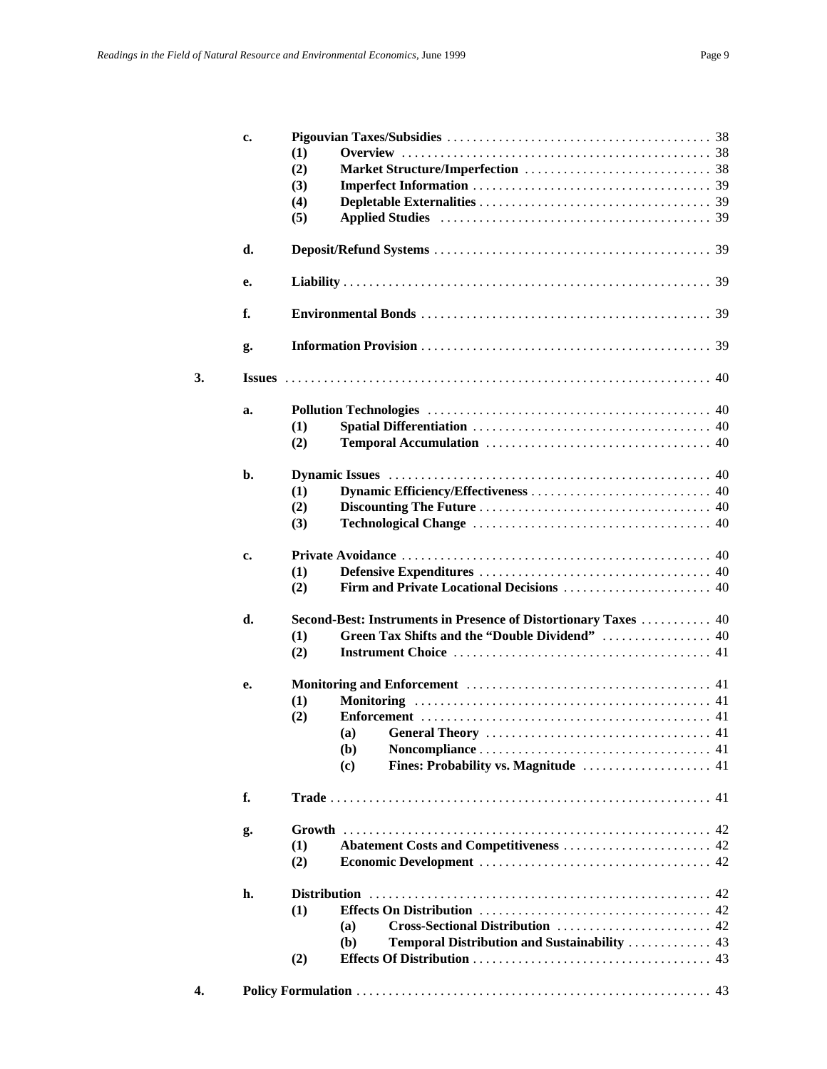- **c. Pigouvian Taxes/Subsidies** . . . . . . . . . . 38
  - **(1) Overview** . . . . . . . . . . 38
  - **(2) Market Structure/Imperfection** . . . . . . . . . . 38
  - **(3) Imperfect Information** . . . . . . . . . . 39
  - **(4) Depletable Externalities** . . . . . . . . . . 39
  - **(5) Applied Studies** . . . . . . . . . . 39
- **d. Deposit/Refund Systems** . . . . . . . . . . 39
- **e. Liability** . . . . . . . . . . 39
- **f. Environmental Bonds** . . . . . . . . . . 39
- **g. Information Provision** . . . . . . . . . . 39

**3. Issues** . . . . . . . . . . 40

- **a. Pollution Technologies** . . . . . . . . . . 40
  - **(1) Spatial Differentiation** . . . . . . . . . . 40
  - **(2) Temporal Accumulation** . . . . . . . . . . 40
- **b. Dynamic Issues** . . . . . . . . . . 40
  - **(1) Dynamic Efficiency/Effectiveness** . . . . . . . . . . 40
  - **(2) Discounting The Future** . . . . . . . . . . 40
  - **(3) Technological Change** . . . . . . . . . . 40
- **c. Private Avoidance** . . . . . . . . . . 40
  - **(1) Defensive Expenditures** . . . . . . . . . . 40
  - **(2) Firm and Private Locational Decisions** . . . . . . . . . . 40
- **d. Second-Best: Instruments in Presence of Distortionary Taxes** . . . . . . . . . . 40
  - **(1) Green Tax Shifts and the "Double Dividend"** . . . . . . . . . . 40
  - **(2) Instrument Choice** . . . . . . . . . . 41
- **e. Monitoring and Enforcement** . . . . . . . . . . 41
  - **(1) Monitoring** . . . . . . . . . . 41
  - **(2) Enforcement** . . . . . . . . . . 41
    - **(a) General Theory** . . . . . . . . . . 41
    - **(b) Noncompliance** . . . . . . . . . . 41
    - **(c) Fines: Probability vs. Magnitude** . . . . . . . . . . 41
- **f. Trade** . . . . . . . . . . 41
- **g. Growth** . . . . . . . . . . 42
  - **(1) Abatement Costs and Competitiveness** . . . . . . . . . . 42
  - **(2) Economic Development** . . . . . . . . . . 42
- **h. Distribution** . . . . . . . . . . 42
  - **(1) Effects On Distribution** . . . . . . . . . . 42
    - **(a) Cross-Sectional Distribution** . . . . . . . . . . 42
    - **(b) Temporal Distribution and Sustainability** . . . . . . . . . . 43
  - **(2) Effects Of Distribution** . . . . . . . . . . 43

**4. Policy Formulation** . . . . . . . . . . 43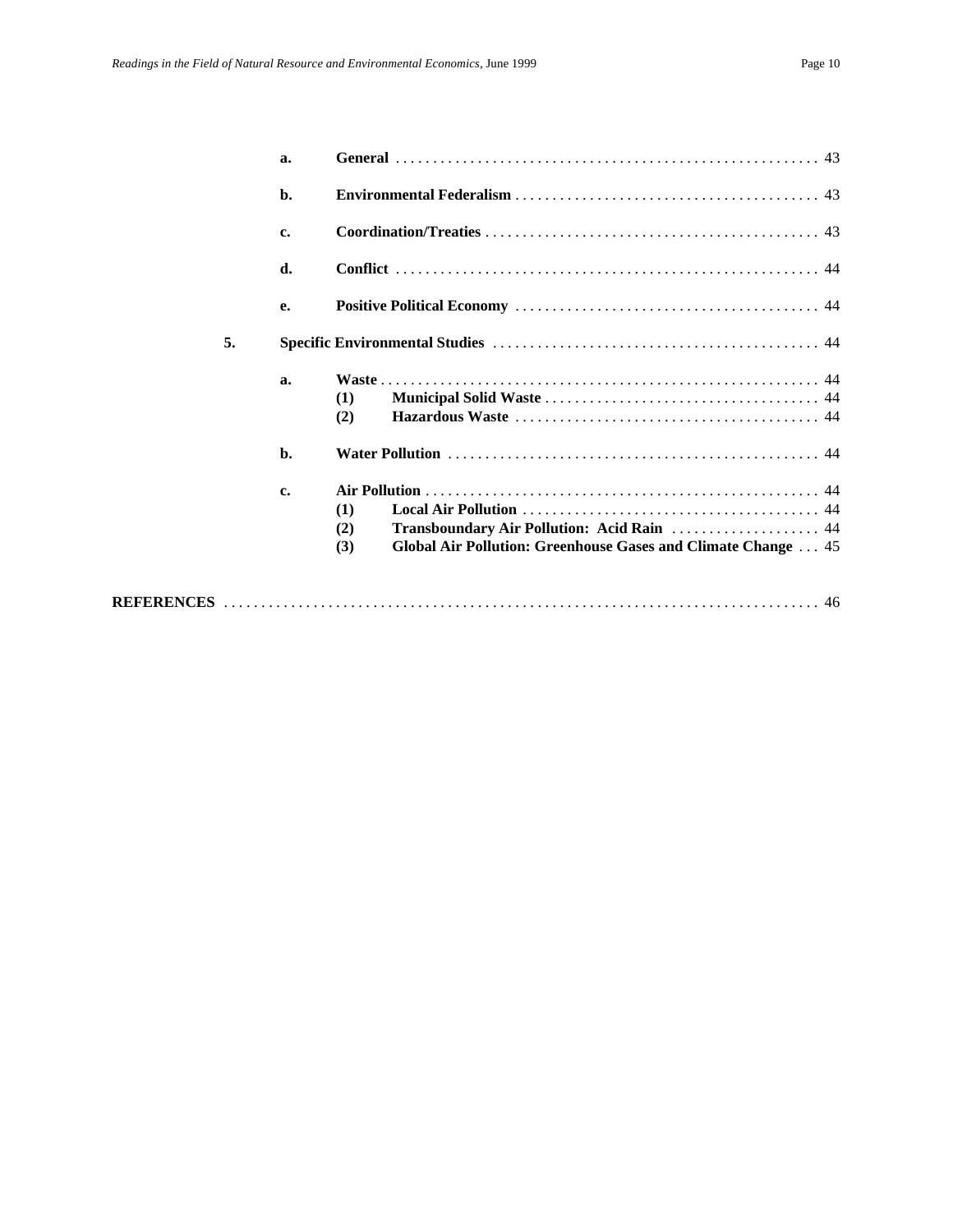a. **General** . . . . . . . . . . 43

b. **Environmental Federalism** . . . . . . . . . . 43

c. **Coordination/Treaties** . . . . . . . . . . 43

d. **Conflict** . . . . . . . . . . 44

e. **Positive Political Economy** . . . . . . . . . . 44

5. **Specific Environmental Studies** . . . . . . . . . . 44

a. **Waste** . . . . . . . . . . 44
   (1) **Municipal Solid Waste** . . . . . . . . . . 44
   (2) **Hazardous Waste** . . . . . . . . . . 44

b. **Water Pollution** . . . . . . . . . . 44

c. **Air Pollution** . . . . . . . . . . 44
   (1) **Local Air Pollution** . . . . . . . . . . 44
   (2) **Transboundary Air Pollution: Acid Rain** . . . . . . . . . . 44
   (3) **Global Air Pollution: Greenhouse Gases and Climate Change** . . . 45

**REFERENCES** . . . . . . . . . . 46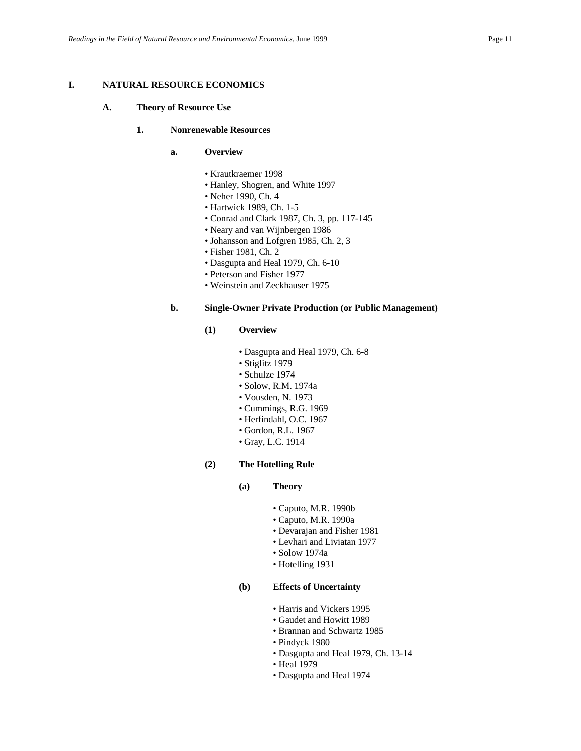# I. NATURAL RESOURCE ECONOMICS

## A. Theory of Resource Use

### 1. Nonrenewable Resources

#### a. Overview

- Krautkraemer 1998
- Hanley, Shogren, and White 1997
- Neher 1990, Ch. 4
- Hartwick 1989, Ch. 1-5
- Conrad and Clark 1987, Ch. 3, pp. 117-145
- Neary and van Wijnbergen 1986
- Johansson and Lofgren 1985, Ch. 2, 3
- Fisher 1981, Ch. 2
- Dasgupta and Heal 1979, Ch. 6-10
- Peterson and Fisher 1977
- Weinstein and Zeckhauser 1975

#### b. Single-Owner Private Production (or Public Management)

##### (1) Overview

- Dasgupta and Heal 1979, Ch. 6-8
- Stiglitz 1979
- Schulze 1974
- Solow, R.M. 1974a
- Vousden, N. 1973
- Cummings, R.G. 1969
- Herfindahl, O.C. 1967
- Gordon, R.L. 1967
- Gray, L.C. 1914

##### (2) The Hotelling Rule

###### (a) Theory

- Caputo, M.R. 1990b
- Caputo, M.R. 1990a
- Devarajan and Fisher 1981
- Levhari and Liviatan 1977
- Solow 1974a
- Hotelling 1931

###### (b) Effects of Uncertainty

- Harris and Vickers 1995
- Gaudet and Howitt 1989
- Brannan and Schwartz 1985
- Pindyck 1980
- Dasgupta and Heal 1979, Ch. 13-14
- Heal 1979
- Dasgupta and Heal 1974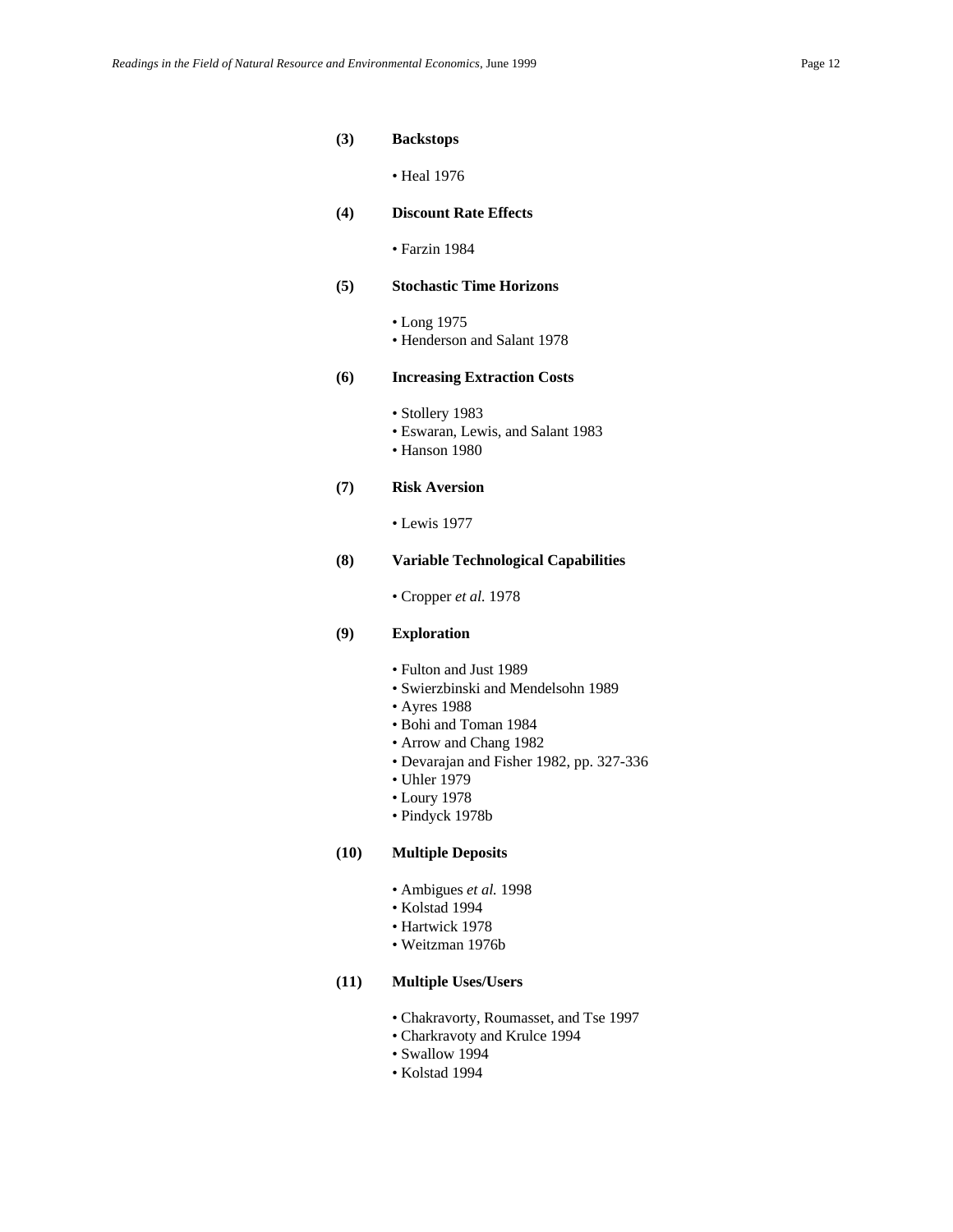**(3) Backstops**

- Heal 1976

**(4) Discount Rate Effects**

- Farzin 1984

**(5) Stochastic Time Horizons**

- Long 1975
- Henderson and Salant 1978

**(6) Increasing Extraction Costs**

- Stollery 1983
- Eswaran, Lewis, and Salant 1983
- Hanson 1980

**(7) Risk Aversion**

- Lewis 1977

**(8) Variable Technological Capabilities**

- Cropper *et al.* 1978

**(9) Exploration**

- Fulton and Just 1989
- Swierzbinski and Mendelsohn 1989
- Ayres 1988
- Bohi and Toman 1984
- Arrow and Chang 1982
- Devarajan and Fisher 1982, pp. 327-336
- Uhler 1979
- Loury 1978
- Pindyck 1978b

**(10) Multiple Deposits**

- Ambigues *et al.* 1998
- Kolstad 1994
- Hartwick 1978
- Weitzman 1976b

**(11) Multiple Uses/Users**

- Chakravorty, Roumasset, and Tse 1997
- Charkravoty and Krulce 1994
- Swallow 1994
- Kolstad 1994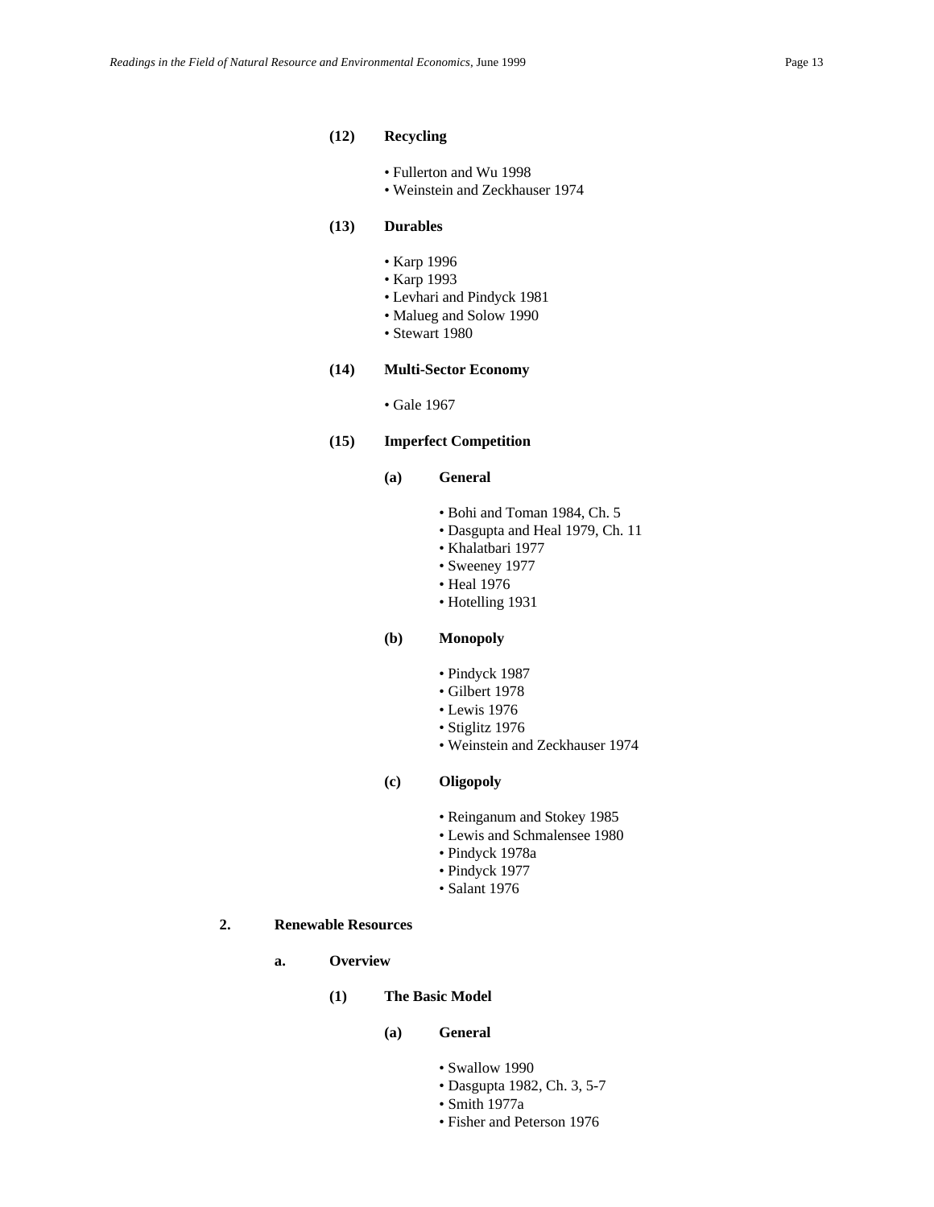**(12) Recycling**

- Fullerton and Wu 1998
- Weinstein and Zeckhauser 1974

**(13) Durables**

- Karp 1996
- Karp 1993
- Levhari and Pindyck 1981
- Malueg and Solow 1990
- Stewart 1980

**(14) Multi-Sector Economy**

- Gale 1967

**(15) Imperfect Competition**

**(a) General**

- Bohi and Toman 1984, Ch. 5
- Dasgupta and Heal 1979, Ch. 11
- Khalatbari 1977
- Sweeney 1977
- Heal 1976
- Hotelling 1931

**(b) Monopoly**

- Pindyck 1987
- Gilbert 1978
- Lewis 1976
- Stiglitz 1976
- Weinstein and Zeckhauser 1974

**(c) Oligopoly**

- Reinganum and Stokey 1985
- Lewis and Schmalensee 1980
- Pindyck 1978a
- Pindyck 1977
- Salant 1976

## 2. Renewable Resources

### a. Overview

**(1) The Basic Model**

**(a) General**

- Swallow 1990
- Dasgupta 1982, Ch. 3, 5-7
- Smith 1977a
- Fisher and Peterson 1976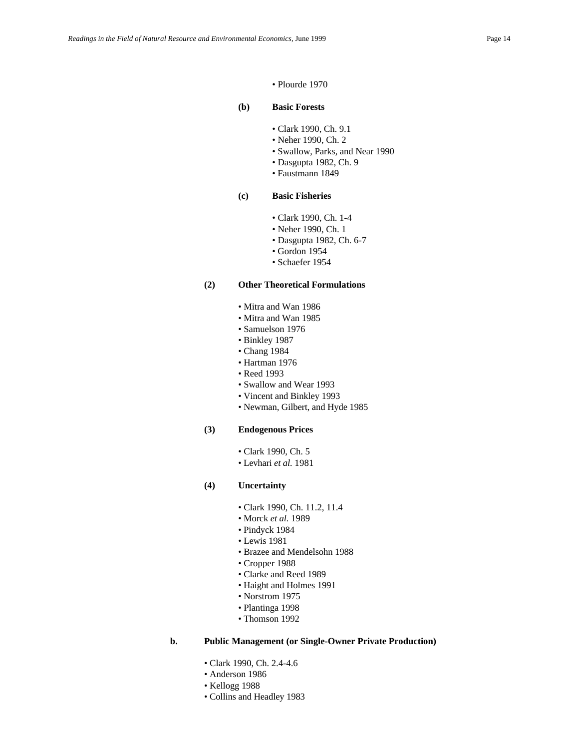- Plourde 1970

**(b) Basic Forests**

- Clark 1990, Ch. 9.1
- Neher 1990, Ch. 2
- Swallow, Parks, and Near 1990
- Dasgupta 1982, Ch. 9
- Faustmann 1849

**(c) Basic Fisheries**

- Clark 1990, Ch. 1-4
- Neher 1990, Ch. 1
- Dasgupta 1982, Ch. 6-7
- Gordon 1954
- Schaefer 1954

**(2) Other Theoretical Formulations**

- Mitra and Wan 1986
- Mitra and Wan 1985
- Samuelson 1976
- Binkley 1987
- Chang 1984
- Hartman 1976
- Reed 1993
- Swallow and Wear 1993
- Vincent and Binkley 1993
- Newman, Gilbert, and Hyde 1985

**(3) Endogenous Prices**

- Clark 1990, Ch. 5
- Levhari *et al.* 1981

**(4) Uncertainty**

- Clark 1990, Ch. 11.2, 11.4
- Morck *et al.* 1989
- Pindyck 1984
- Lewis 1981
- Brazee and Mendelsohn 1988
- Cropper 1988
- Clarke and Reed 1989
- Haight and Holmes 1991
- Norstrom 1975
- Plantinga 1998
- Thomson 1992

**b. Public Management (or Single-Owner Private Production)**

- Clark 1990, Ch. 2.4-4.6
- Anderson 1986
- Kellogg 1988
- Collins and Headley 1983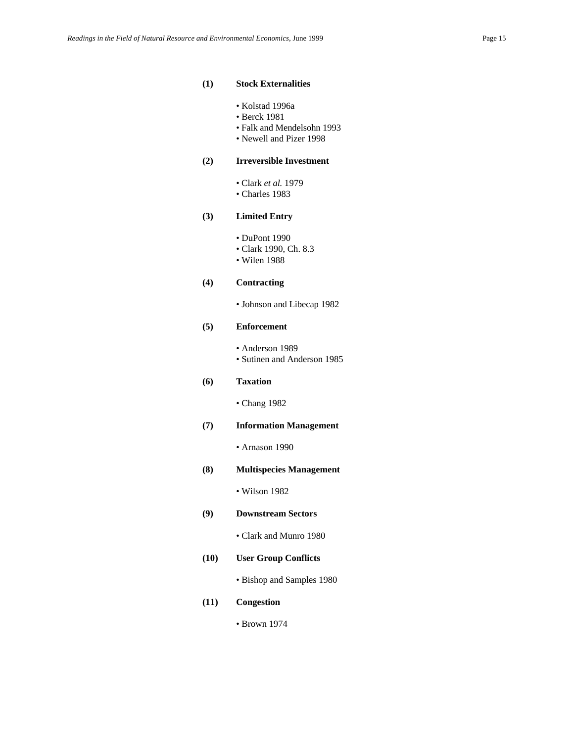**(1) Stock Externalities**

- Kolstad 1996a
- Berck 1981
- Falk and Mendelsohn 1993
- Newell and Pizer 1998

**(2) Irreversible Investment**

- Clark *et al.* 1979
- Charles 1983

**(3) Limited Entry**

- DuPont 1990
- Clark 1990, Ch. 8.3
- Wilen 1988

**(4) Contracting**

- Johnson and Libecap 1982

**(5) Enforcement**

- Anderson 1989
- Sutinen and Anderson 1985

**(6) Taxation**

- Chang 1982

**(7) Information Management**

- Arnason 1990

**(8) Multispecies Management**

- Wilson 1982

**(9) Downstream Sectors**

- Clark and Munro 1980

**(10) User Group Conflicts**

- Bishop and Samples 1980

**(11) Congestion**

- Brown 1974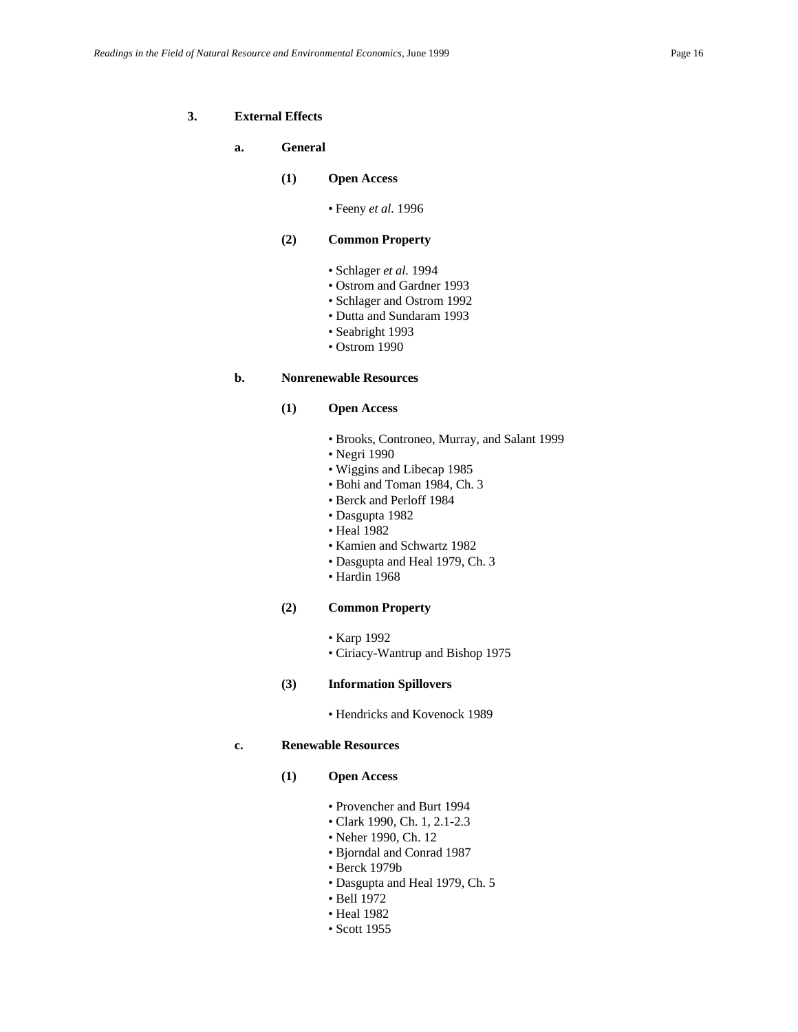## 3. External Effects

### a. General

#### (1) Open Access

- Feeny *et al.* 1996

#### (2) Common Property

- Schlager *et al.* 1994
- Ostrom and Gardner 1993
- Schlager and Ostrom 1992
- Dutta and Sundaram 1993
- Seabright 1993
- Ostrom 1990

### b. Nonrenewable Resources

#### (1) Open Access

- Brooks, Controneo, Murray, and Salant 1999
- Negri 1990
- Wiggins and Libecap 1985
- Bohi and Toman 1984, Ch. 3
- Berck and Perloff 1984
- Dasgupta 1982
- Heal 1982
- Kamien and Schwartz 1982
- Dasgupta and Heal 1979, Ch. 3
- Hardin 1968

#### (2) Common Property

- Karp 1992
- Ciriacy-Wantrup and Bishop 1975

#### (3) Information Spillovers

- Hendricks and Kovenock 1989

### c. Renewable Resources

#### (1) Open Access

- Provencher and Burt 1994
- Clark 1990, Ch. 1, 2.1-2.3
- Neher 1990, Ch. 12
- Bjorndal and Conrad 1987
- Berck 1979b
- Dasgupta and Heal 1979, Ch. 5
- Bell 1972
- Heal 1982
- Scott 1955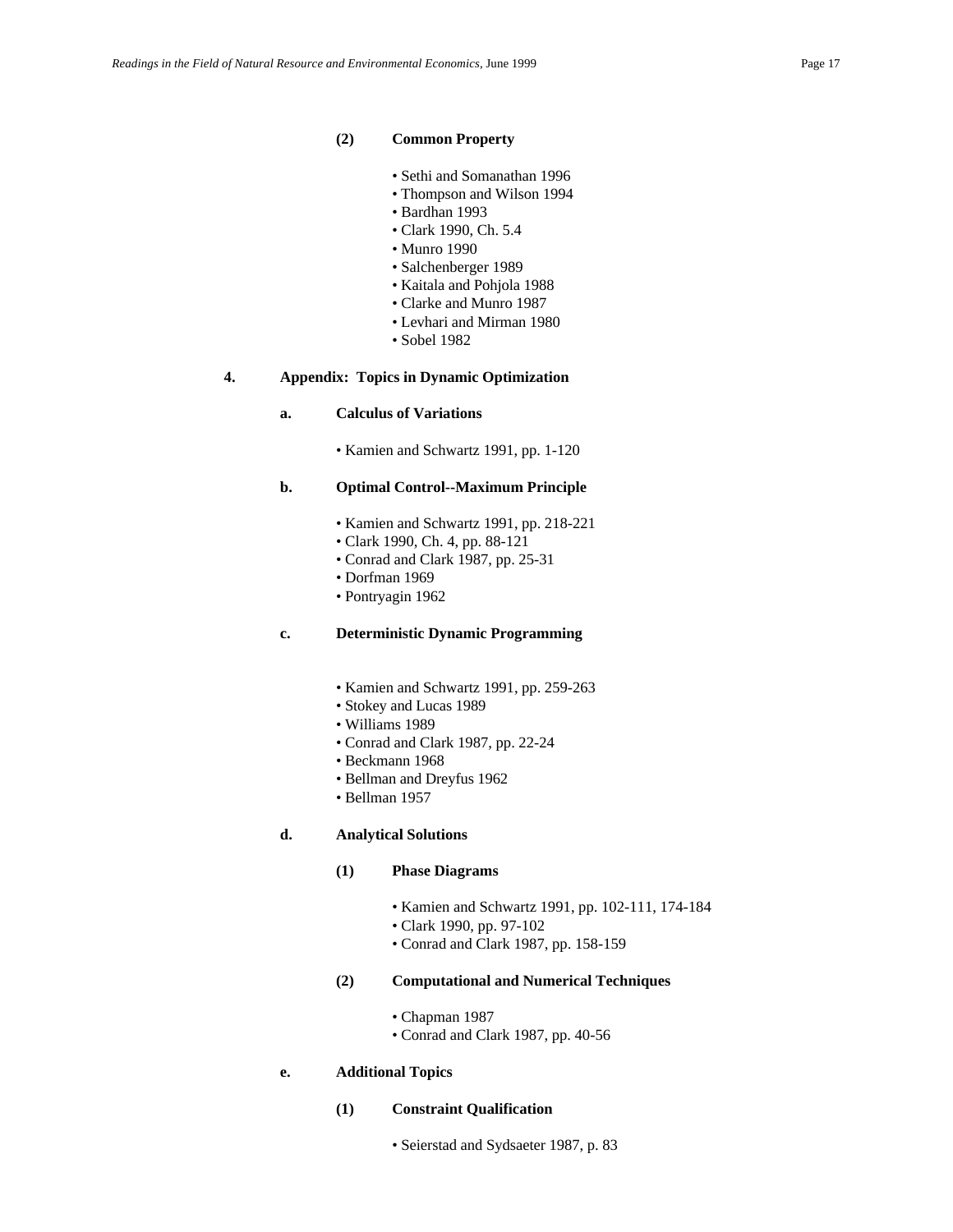#### (2) Common Property

- Sethi and Somanathan 1996
- Thompson and Wilson 1994
- Bardhan 1993
- Clark 1990, Ch. 5.4
- Munro 1990
- Salchenberger 1989
- Kaitala and Pohjola 1988
- Clarke and Munro 1987
- Levhari and Mirman 1980
- Sobel 1982

## 4. Appendix: Topics in Dynamic Optimization

### a. Calculus of Variations

- Kamien and Schwartz 1991, pp. 1-120

### b. Optimal Control--Maximum Principle

- Kamien and Schwartz 1991, pp. 218-221
- Clark 1990, Ch. 4, pp. 88-121
- Conrad and Clark 1987, pp. 25-31
- Dorfman 1969
- Pontryagin 1962

### c. Deterministic Dynamic Programming

- Kamien and Schwartz 1991, pp. 259-263
- Stokey and Lucas 1989
- Williams 1989
- Conrad and Clark 1987, pp. 22-24
- Beckmann 1968
- Bellman and Dreyfus 1962
- Bellman 1957

### d. Analytical Solutions

#### (1) Phase Diagrams

- Kamien and Schwartz 1991, pp. 102-111, 174-184
- Clark 1990, pp. 97-102
- Conrad and Clark 1987, pp. 158-159

#### (2) Computational and Numerical Techniques

- Chapman 1987
- Conrad and Clark 1987, pp. 40-56

### e. Additional Topics

#### (1) Constraint Qualification

- Seierstad and Sydsaeter 1987, p. 83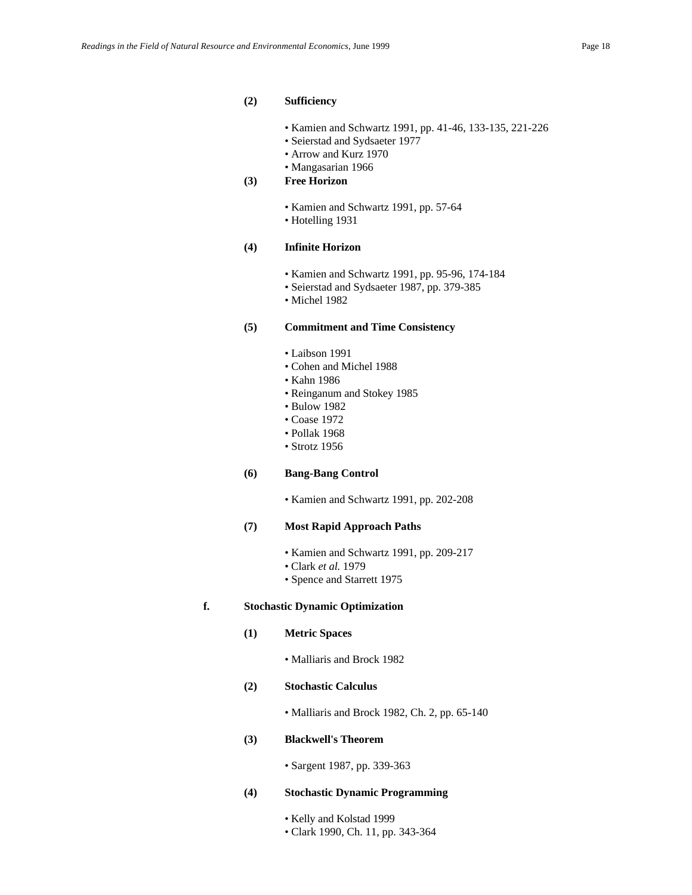**(2) Sufficiency**

- Kamien and Schwartz 1991, pp. 41-46, 133-135, 221-226
- Seierstad and Sydsaeter 1977
- Arrow and Kurz 1970
- Mangasarian 1966

**(3) Free Horizon**

- Kamien and Schwartz 1991, pp. 57-64
- Hotelling 1931

**(4) Infinite Horizon**

- Kamien and Schwartz 1991, pp. 95-96, 174-184
- Seierstad and Sydsaeter 1987, pp. 379-385
- Michel 1982

**(5) Commitment and Time Consistency**

- Laibson 1991
- Cohen and Michel 1988
- Kahn 1986
- Reinganum and Stokey 1985
- Bulow 1982
- Coase 1972
- Pollak 1968
- Strotz 1956

**(6) Bang-Bang Control**

- Kamien and Schwartz 1991, pp. 202-208

**(7) Most Rapid Approach Paths**

- Kamien and Schwartz 1991, pp. 209-217
- Clark *et al.* 1979
- Spence and Starrett 1975

**f. Stochastic Dynamic Optimization**

**(1) Metric Spaces**

- Malliaris and Brock 1982

**(2) Stochastic Calculus**

- Malliaris and Brock 1982, Ch. 2, pp. 65-140

**(3) Blackwell's Theorem**

- Sargent 1987, pp. 339-363

**(4) Stochastic Dynamic Programming**

- Kelly and Kolstad 1999
- Clark 1990, Ch. 11, pp. 343-364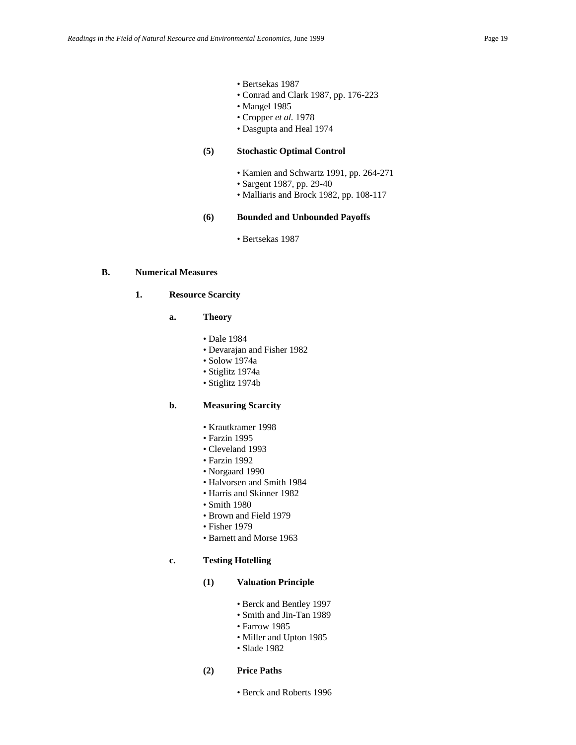- Bertsekas 1987
- Conrad and Clark 1987, pp. 176-223
- Mangel 1985
- Cropper *et al.* 1978
- Dasgupta and Heal 1974

**(5) Stochastic Optimal Control**

- Kamien and Schwartz 1991, pp. 264-271
- Sargent 1987, pp. 29-40
- Malliaris and Brock 1982, pp. 108-117

**(6) Bounded and Unbounded Payoffs**

- Bertsekas 1987

## B. Numerical Measures

### 1. Resource Scarcity

#### a. Theory

- Dale 1984
- Devarajan and Fisher 1982
- Solow 1974a
- Stiglitz 1974a
- Stiglitz 1974b

#### b. Measuring Scarcity

- Krautkramer 1998
- Farzin 1995
- Cleveland 1993
- Farzin 1992
- Norgaard 1990
- Halvorsen and Smith 1984
- Harris and Skinner 1982
- Smith 1980
- Brown and Field 1979
- Fisher 1979
- Barnett and Morse 1963

#### c. Testing Hotelling

**(1) Valuation Principle**

- Berck and Bentley 1997
- Smith and Jin-Tan 1989
- Farrow 1985
- Miller and Upton 1985
- Slade 1982

**(2) Price Paths**

- Berck and Roberts 1996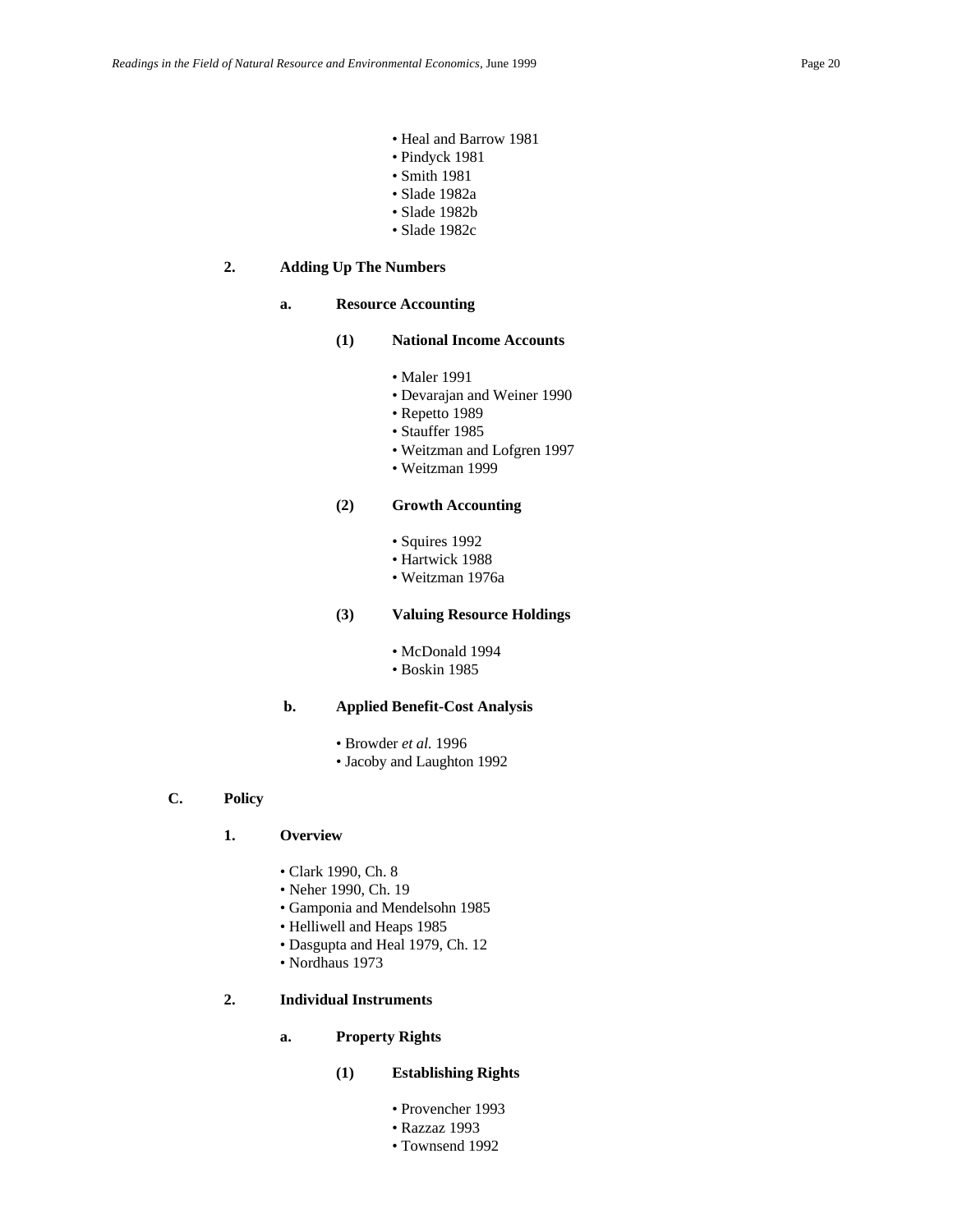- Heal and Barrow 1981
- Pindyck 1981
- Smith 1981
- Slade 1982a
- Slade 1982b
- Slade 1982c

**2. Adding Up The Numbers**

**a. Resource Accounting**

**(1) National Income Accounts**

- Maler 1991
- Devarajan and Weiner 1990
- Repetto 1989
- Stauffer 1985
- Weitzman and Lofgren 1997
- Weitzman 1999

**(2) Growth Accounting**

- Squires 1992
- Hartwick 1988
- Weitzman 1976a

**(3) Valuing Resource Holdings**

- McDonald 1994
- Boskin 1985

**b. Applied Benefit-Cost Analysis**

- Browder *et al.* 1996
- Jacoby and Laughton 1992

**C. Policy**

**1. Overview**

- Clark 1990, Ch. 8
- Neher 1990, Ch. 19
- Gamponia and Mendelsohn 1985
- Helliwell and Heaps 1985
- Dasgupta and Heal 1979, Ch. 12
- Nordhaus 1973

**2. Individual Instruments**

**a. Property Rights**

**(1) Establishing Rights**

- Provencher 1993
- Razzaz 1993
- Townsend 1992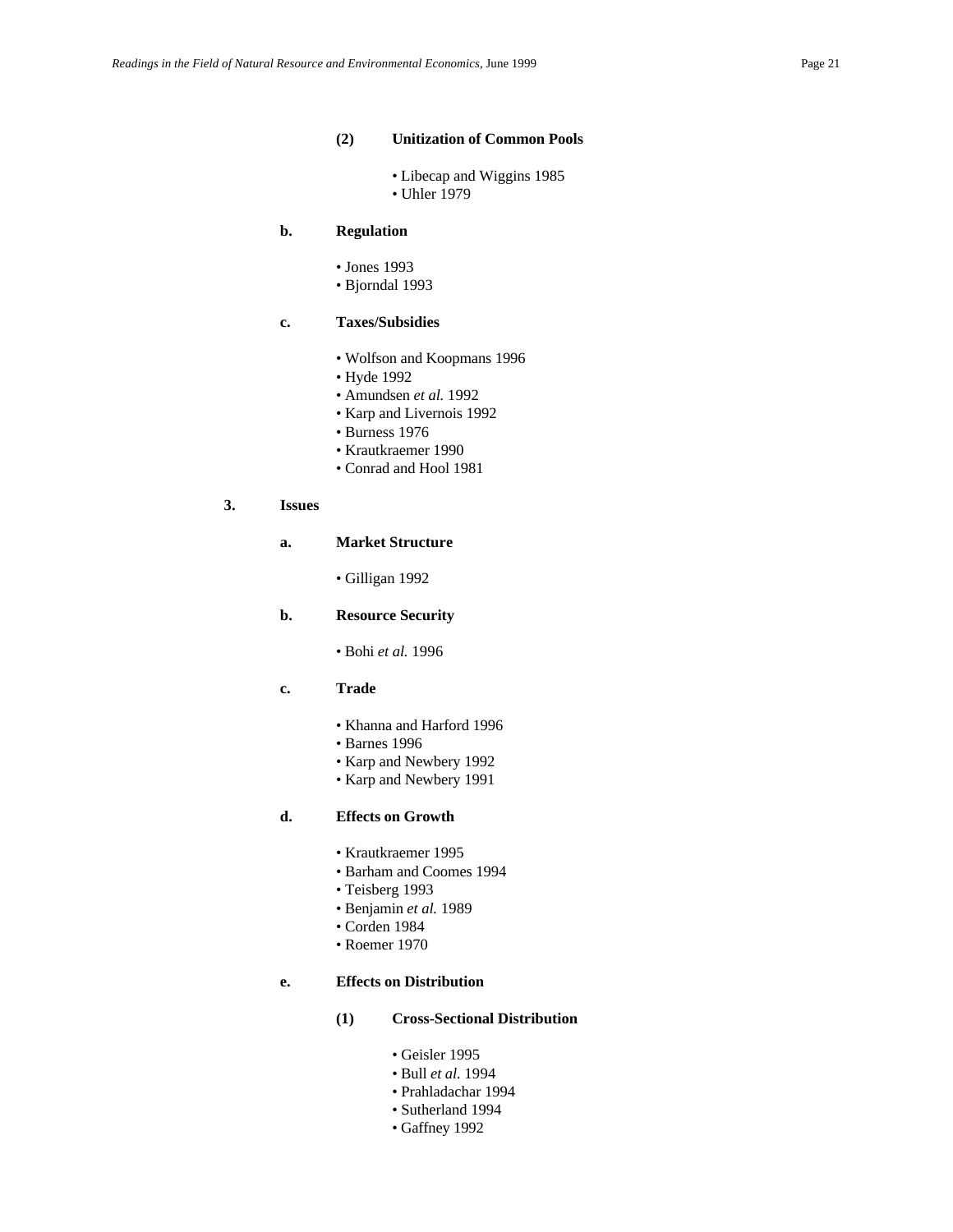#### (2) Unitization of Common Pools

- Libecap and Wiggins 1985
- Uhler 1979

### b. Regulation

- Jones 1993
- Bjorndal 1993

### c. Taxes/Subsidies

- Wolfson and Koopmans 1996
- Hyde 1992
- Amundsen *et al.* 1992
- Karp and Livernois 1992
- Burness 1976
- Krautkraemer 1990
- Conrad and Hool 1981

## 3. Issues

### a. Market Structure

- Gilligan 1992

### b. Resource Security

- Bohi *et al.* 1996

### c. Trade

- Khanna and Harford 1996
- Barnes 1996
- Karp and Newbery 1992
- Karp and Newbery 1991

### d. Effects on Growth

- Krautkraemer 1995
- Barham and Coomes 1994
- Teisberg 1993
- Benjamin *et al.* 1989
- Corden 1984
- Roemer 1970

### e. Effects on Distribution

#### (1) Cross-Sectional Distribution

- Geisler 1995
- Bull *et al.* 1994
- Prahladachar 1994
- Sutherland 1994
- Gaffney 1992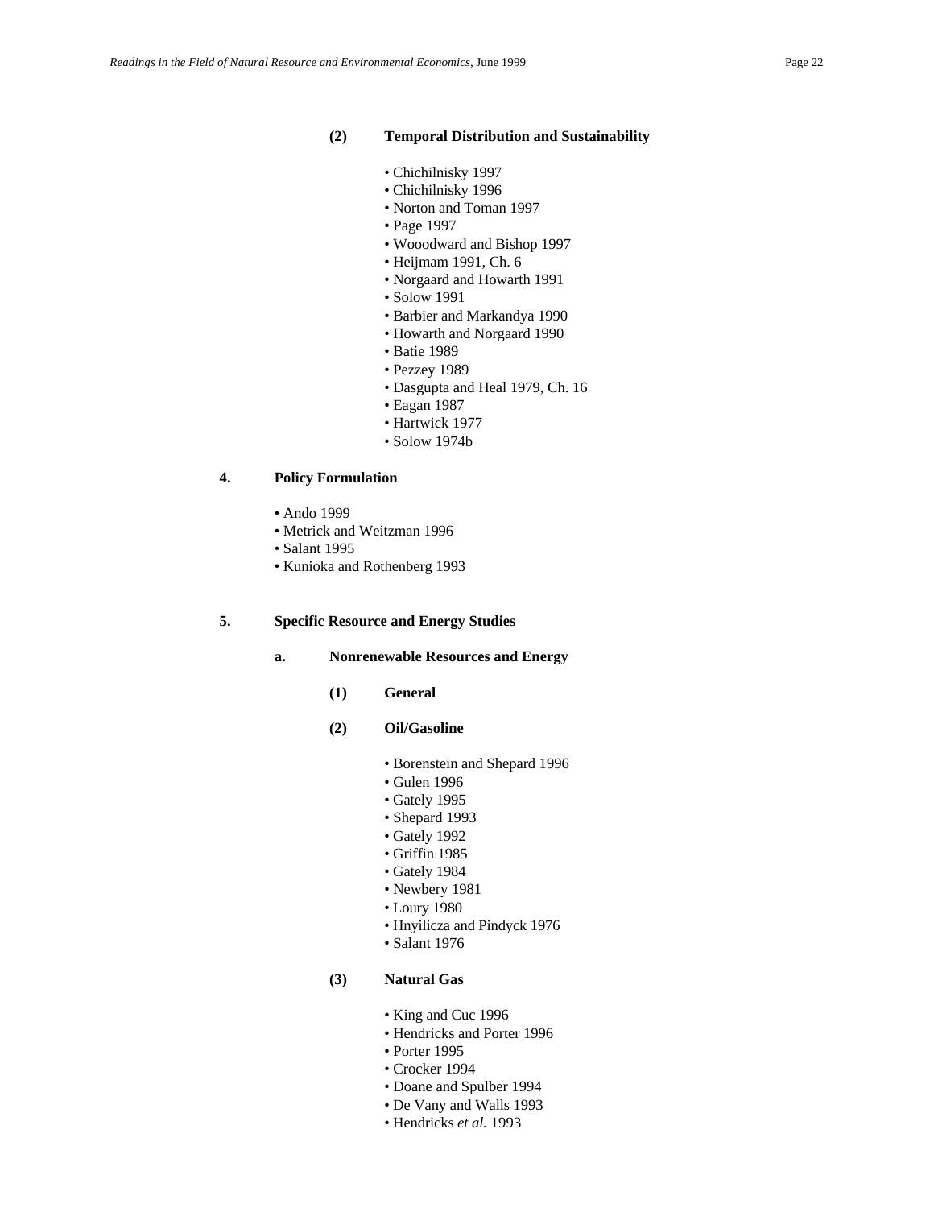#### (2) Temporal Distribution and Sustainability

- Chichilnisky 1997
- Chichilnisky 1996
- Norton and Toman 1997
- Page 1997
- Wooodward and Bishop 1997
- Heijmam 1991, Ch. 6
- Norgaard and Howarth 1991
- Solow 1991
- Barbier and Markandya 1990
- Howarth and Norgaard 1990
- Batie 1989
- Pezzey 1989
- Dasgupta and Heal 1979, Ch. 16
- Eagan 1987
- Hartwick 1977
- Solow 1974b

## 4. Policy Formulation

- Ando 1999
- Metrick and Weitzman 1996
- Salant 1995
- Kunioka and Rothenberg 1993

## 5. Specific Resource and Energy Studies

### a. Nonrenewable Resources and Energy

#### (1) General

#### (2) Oil/Gasoline

- Borenstein and Shepard 1996
- Gulen 1996
- Gately 1995
- Shepard 1993
- Gately 1992
- Griffin 1985
- Gately 1984
- Newbery 1981
- Loury 1980
- Hnyilicza and Pindyck 1976
- Salant 1976

#### (3) Natural Gas

- King and Cuc 1996
- Hendricks and Porter 1996
- Porter 1995
- Crocker 1994
- Doane and Spulber 1994
- De Vany and Walls 1993
- Hendricks *et al.* 1993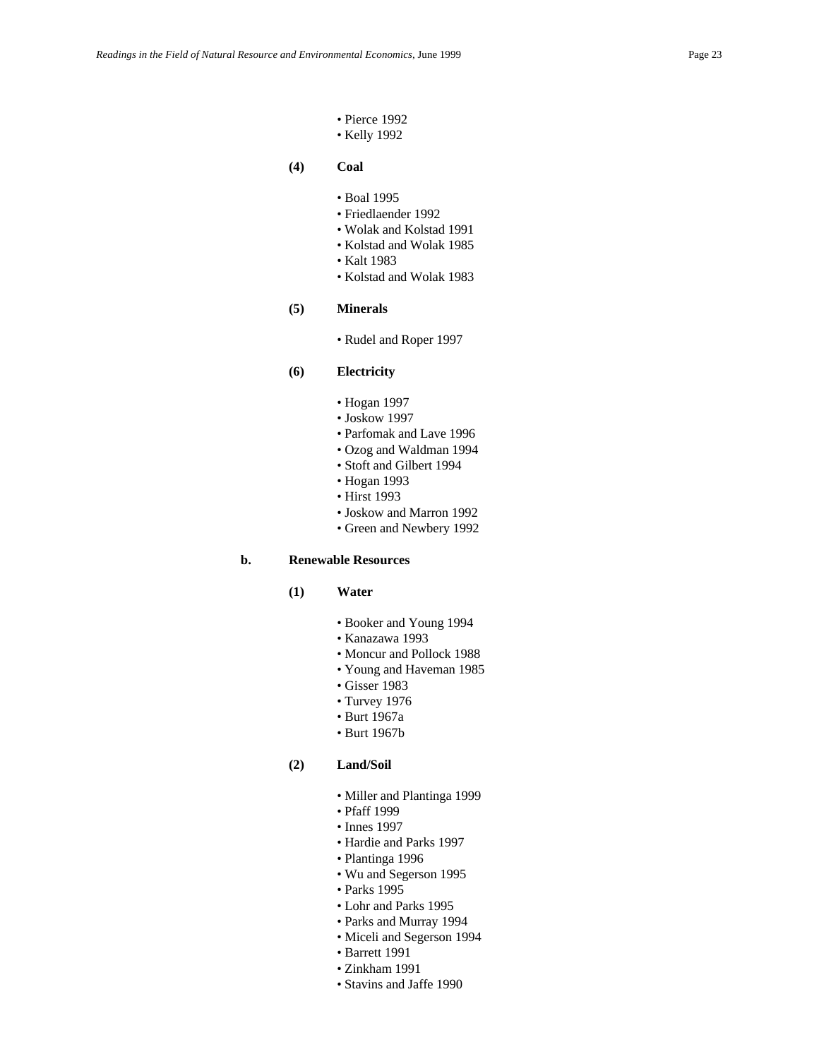- Pierce 1992
- Kelly 1992

**(4) Coal**

- Boal 1995
- Friedlaender 1992
- Wolak and Kolstad 1991
- Kolstad and Wolak 1985
- Kalt 1983
- Kolstad and Wolak 1983

**(5) Minerals**

- Rudel and Roper 1997

**(6) Electricity**

- Hogan 1997
- Joskow 1997
- Parfomak and Lave 1996
- Ozog and Waldman 1994
- Stoft and Gilbert 1994
- Hogan 1993
- Hirst 1993
- Joskow and Marron 1992
- Green and Newbery 1992

**b. Renewable Resources**

**(1) Water**

- Booker and Young 1994
- Kanazawa 1993
- Moncur and Pollock 1988
- Young and Haveman 1985
- Gisser 1983
- Turvey 1976
- Burt 1967a
- Burt 1967b

**(2) Land/Soil**

- Miller and Plantinga 1999
- Pfaff 1999
- Innes 1997
- Hardie and Parks 1997
- Plantinga 1996
- Wu and Segerson 1995
- Parks 1995
- Lohr and Parks 1995
- Parks and Murray 1994
- Miceli and Segerson 1994
- Barrett 1991
- Zinkham 1991
- Stavins and Jaffe 1990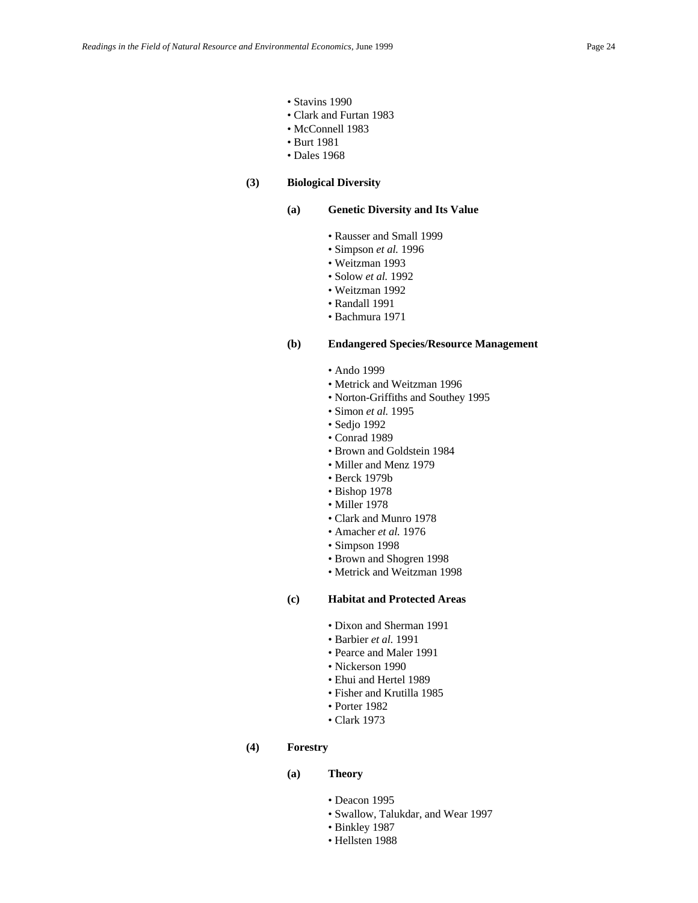- Stavins 1990
- Clark and Furtan 1983
- McConnell 1983
- Burt 1981
- Dales 1968

**(3) Biological Diversity**

**(a) Genetic Diversity and Its Value**

- Rausser and Small 1999
- Simpson *et al.* 1996
- Weitzman 1993
- Solow *et al.* 1992
- Weitzman 1992
- Randall 1991
- Bachmura 1971

**(b) Endangered Species/Resource Management**

- Ando 1999
- Metrick and Weitzman 1996
- Norton-Griffiths and Southey 1995
- Simon *et al.* 1995
- Sedjo 1992
- Conrad 1989
- Brown and Goldstein 1984
- Miller and Menz 1979
- Berck 1979b
- Bishop 1978
- Miller 1978
- Clark and Munro 1978
- Amacher *et al.* 1976
- Simpson 1998
- Brown and Shogren 1998
- Metrick and Weitzman 1998

**(c) Habitat and Protected Areas**

- Dixon and Sherman 1991
- Barbier *et al.* 1991
- Pearce and Maler 1991
- Nickerson 1990
- Ehui and Hertel 1989
- Fisher and Krutilla 1985
- Porter 1982
- Clark 1973

**(4) Forestry**

**(a) Theory**

- Deacon 1995
- Swallow, Talukdar, and Wear 1997
- Binkley 1987
- Hellsten 1988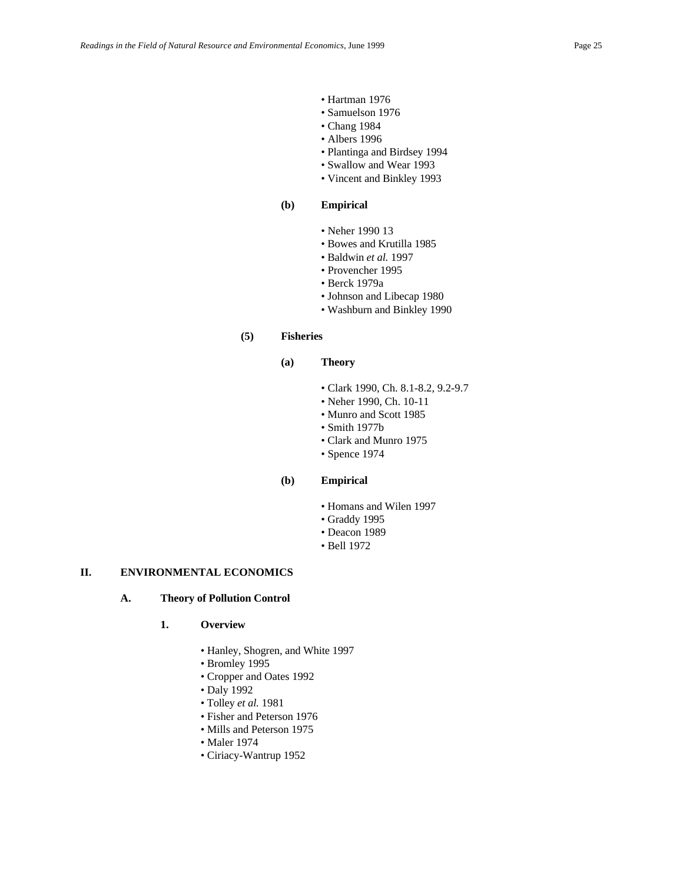- Hartman 1976
- Samuelson 1976
- Chang 1984
- Albers 1996
- Plantinga and Birdsey 1994
- Swallow and Wear 1993
- Vincent and Binkley 1993

**(b) Empirical**

- Neher 1990 13
- Bowes and Krutilla 1985
- Baldwin *et al.* 1997
- Provencher 1995
- Berck 1979a
- Johnson and Libecap 1980
- Washburn and Binkley 1990

**(5) Fisheries**

**(a) Theory**

- Clark 1990, Ch. 8.1-8.2, 9.2-9.7
- Neher 1990, Ch. 10-11
- Munro and Scott 1985
- Smith 1977b
- Clark and Munro 1975
- Spence 1974

**(b) Empirical**

- Homans and Wilen 1997
- Graddy 1995
- Deacon 1989
- Bell 1972

# II. ENVIRONMENTAL ECONOMICS

## A. Theory of Pollution Control

### 1. Overview

- Hanley, Shogren, and White 1997
- Bromley 1995
- Cropper and Oates 1992
- Daly 1992
- Tolley *et al.* 1981
- Fisher and Peterson 1976
- Mills and Peterson 1975
- Maler 1974
- Ciriacy-Wantrup 1952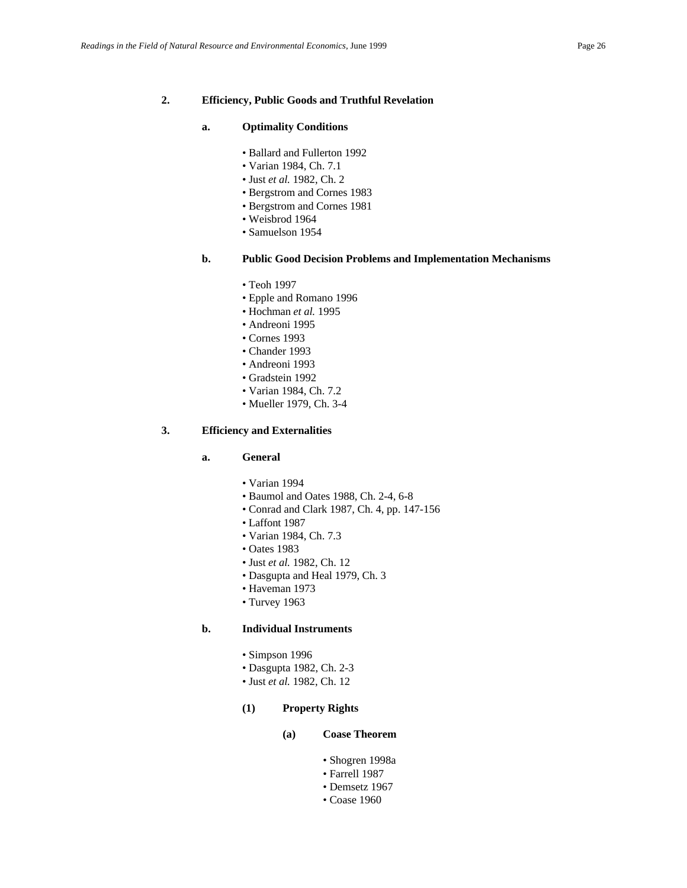## 2. Efficiency, Public Goods and Truthful Revelation

### a. Optimality Conditions

- Ballard and Fullerton 1992
- Varian 1984, Ch. 7.1
- Just *et al.* 1982, Ch. 2
- Bergstrom and Cornes 1983
- Bergstrom and Cornes 1981
- Weisbrod 1964
- Samuelson 1954

### b. Public Good Decision Problems and Implementation Mechanisms

- Teoh 1997
- Epple and Romano 1996
- Hochman *et al.* 1995
- Andreoni 1995
- Cornes 1993
- Chander 1993
- Andreoni 1993
- Gradstein 1992
- Varian 1984, Ch. 7.2
- Mueller 1979, Ch. 3-4

## 3. Efficiency and Externalities

### a. General

- Varian 1994
- Baumol and Oates 1988, Ch. 2-4, 6-8
- Conrad and Clark 1987, Ch. 4, pp. 147-156
- Laffont 1987
- Varian 1984, Ch. 7.3
- Oates 1983
- Just *et al.* 1982, Ch. 12
- Dasgupta and Heal 1979, Ch. 3
- Haveman 1973
- Turvey 1963

### b. Individual Instruments

- Simpson 1996
- Dasgupta 1982, Ch. 2-3
- Just *et al.* 1982, Ch. 12

#### (1) Property Rights

##### (a) Coase Theorem

- Shogren 1998a
- Farrell 1987
- Demsetz 1967
- Coase 1960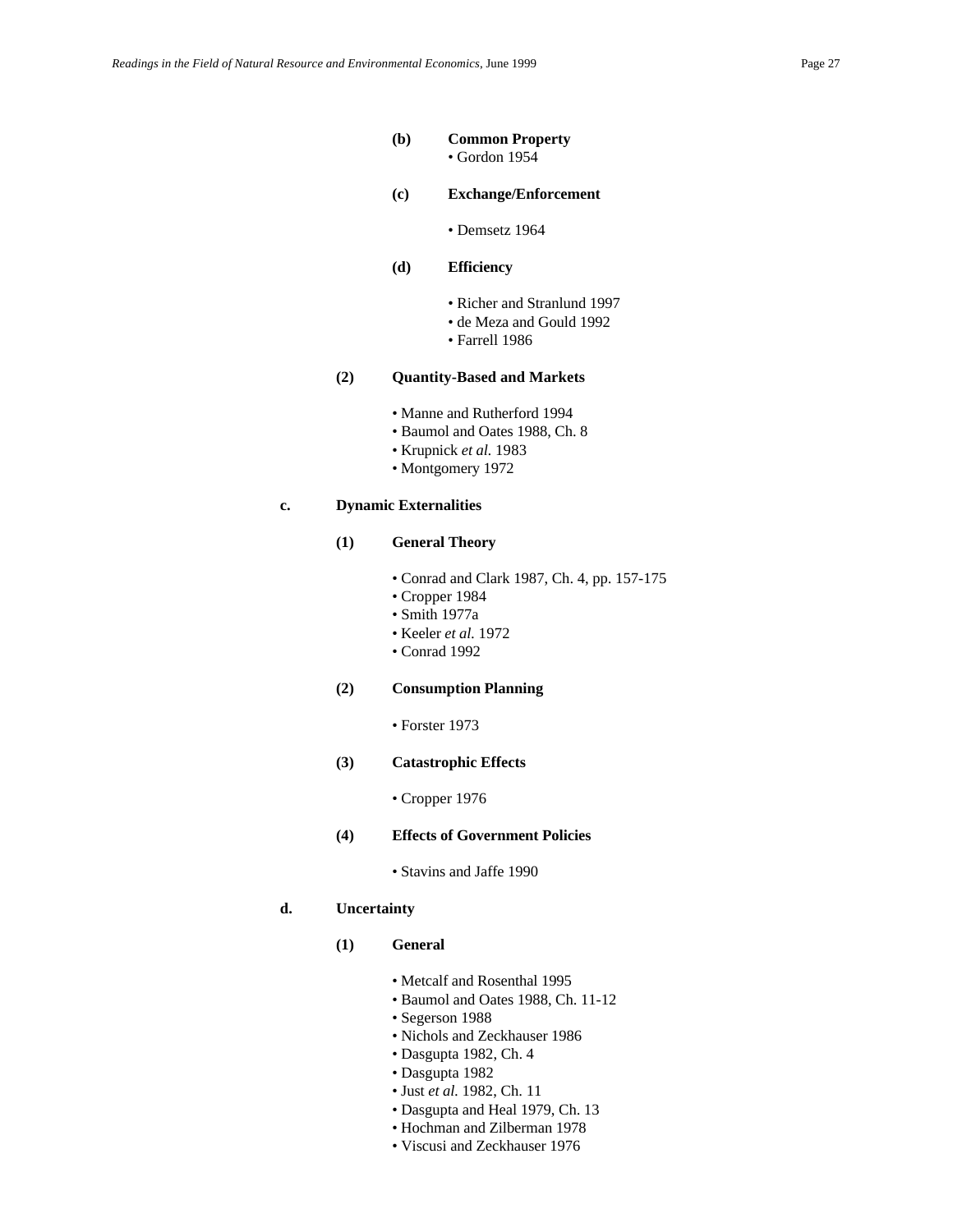**(b) Common Property**

- Gordon 1954

**(c) Exchange/Enforcement**

- Demsetz 1964

**(d) Efficiency**

- Richer and Stranlund 1997
- de Meza and Gould 1992
- Farrell 1986

**(2) Quantity-Based and Markets**

- Manne and Rutherford 1994
- Baumol and Oates 1988, Ch. 8
- Krupnick *et al.* 1983
- Montgomery 1972

**c. Dynamic Externalities**

**(1) General Theory**

- Conrad and Clark 1987, Ch. 4, pp. 157-175
- Cropper 1984
- Smith 1977a
- Keeler *et al.* 1972
- Conrad 1992

**(2) Consumption Planning**

- Forster 1973

**(3) Catastrophic Effects**

- Cropper 1976

**(4) Effects of Government Policies**

- Stavins and Jaffe 1990

**d. Uncertainty**

**(1) General**

- Metcalf and Rosenthal 1995
- Baumol and Oates 1988, Ch. 11-12
- Segerson 1988
- Nichols and Zeckhauser 1986
- Dasgupta 1982, Ch. 4
- Dasgupta 1982
- Just *et al.* 1982, Ch. 11
- Dasgupta and Heal 1979, Ch. 13
- Hochman and Zilberman 1978
- Viscusi and Zeckhauser 1976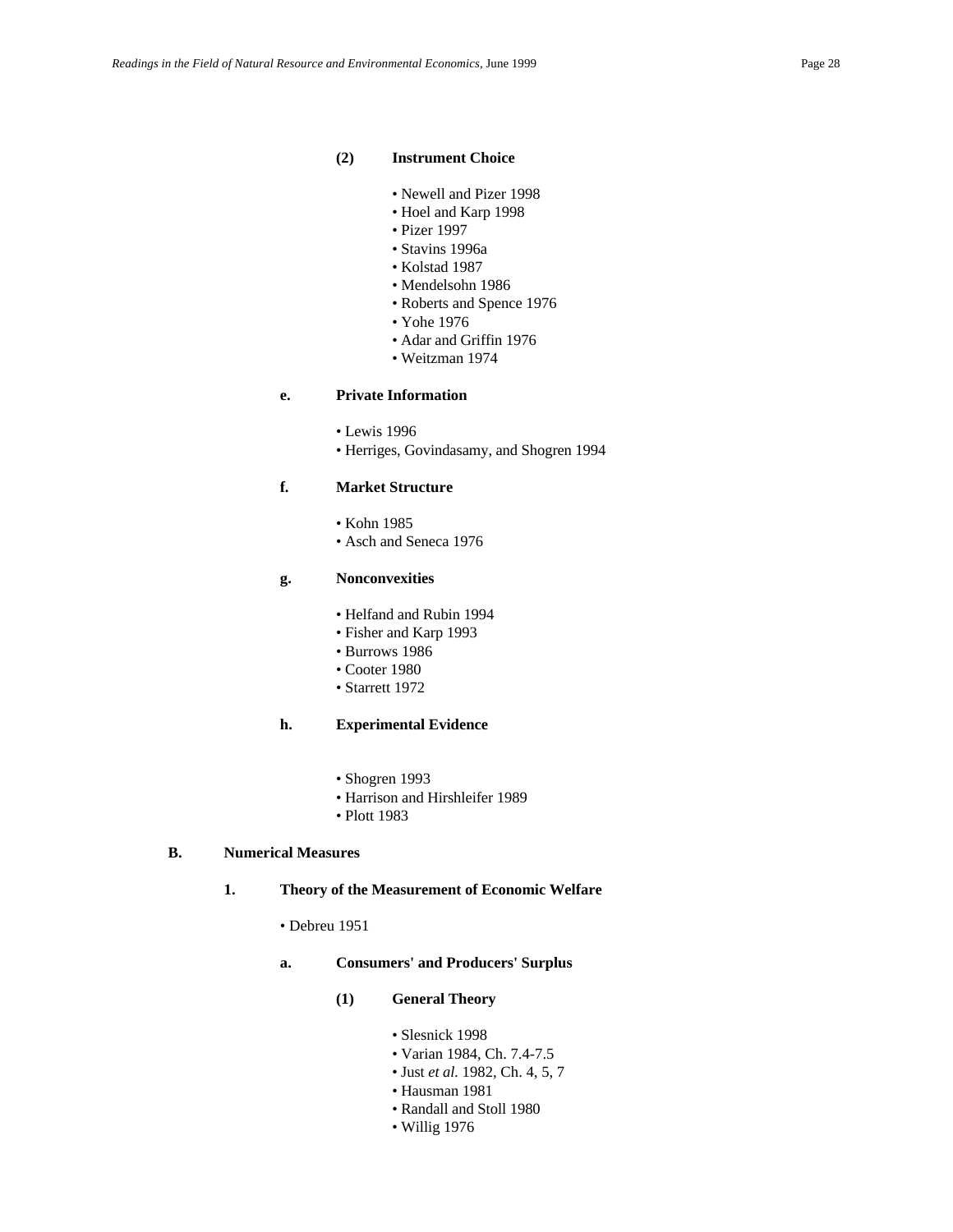**(2) Instrument Choice**

- Newell and Pizer 1998
- Hoel and Karp 1998
- Pizer 1997
- Stavins 1996a
- Kolstad 1987
- Mendelsohn 1986
- Roberts and Spence 1976
- Yohe 1976
- Adar and Griffin 1976
- Weitzman 1974

**e. Private Information**

- Lewis 1996
- Herriges, Govindasamy, and Shogren 1994

**f. Market Structure**

- Kohn 1985
- Asch and Seneca 1976

**g. Nonconvexities**

- Helfand and Rubin 1994
- Fisher and Karp 1993
- Burrows 1986
- Cooter 1980
- Starrett 1972

**h. Experimental Evidence**

- Shogren 1993
- Harrison and Hirshleifer 1989
- Plott 1983

## B. Numerical Measures

### 1. Theory of the Measurement of Economic Welfare

- Debreu 1951

**a. Consumers' and Producers' Surplus**

**(1) General Theory**

- Slesnick 1998
- Varian 1984, Ch. 7.4-7.5
- Just *et al.* 1982, Ch. 4, 5, 7
- Hausman 1981
- Randall and Stoll 1980
- Willig 1976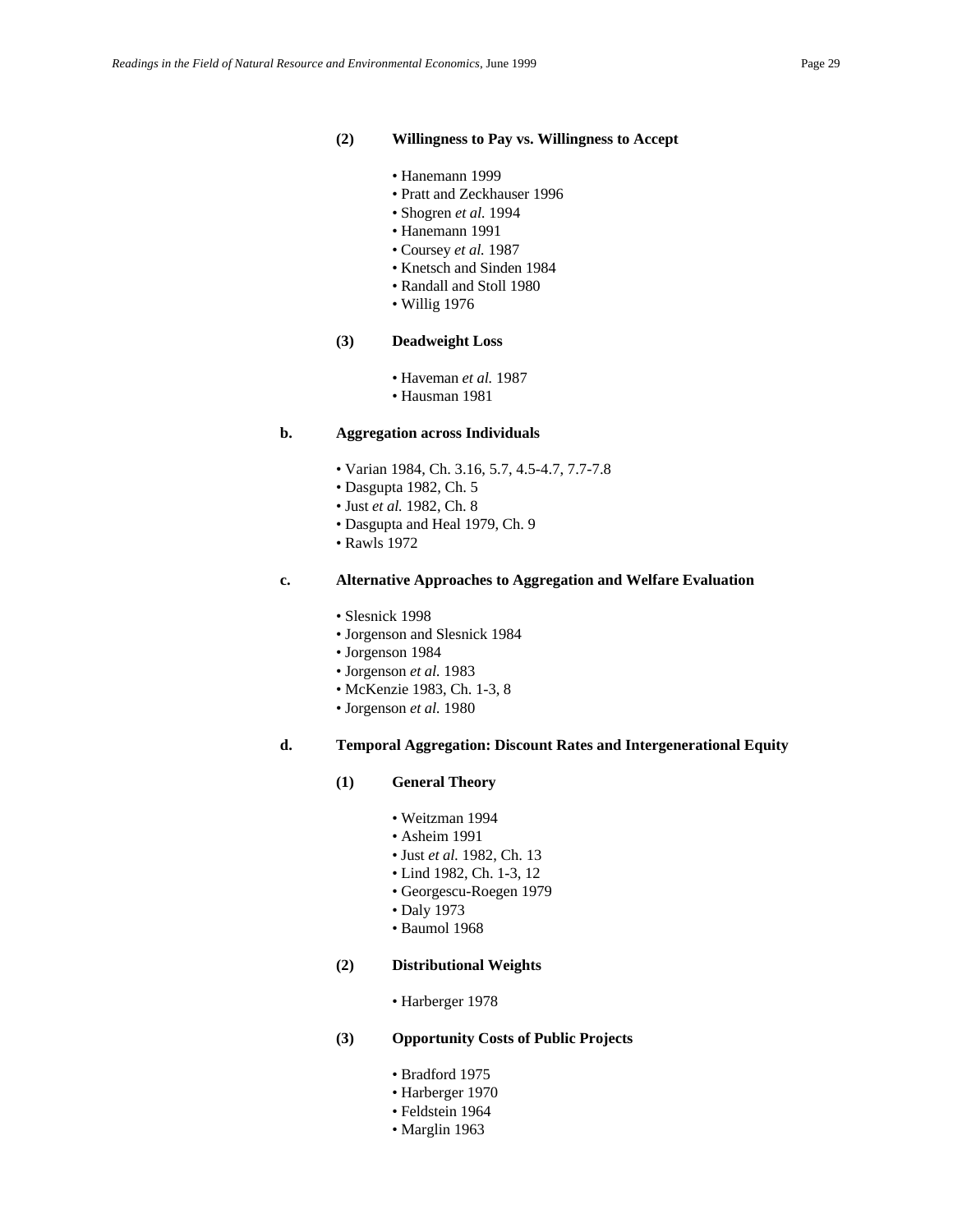#### (2) Willingness to Pay vs. Willingness to Accept

- Hanemann 1999
- Pratt and Zeckhauser 1996
- Shogren *et al.* 1994
- Hanemann 1991
- Coursey *et al.* 1987
- Knetsch and Sinden 1984
- Randall and Stoll 1980
- Willig 1976

#### (3) Deadweight Loss

- Haveman *et al.* 1987
- Hausman 1981

### b. Aggregation across Individuals

- Varian 1984, Ch. 3.16, 5.7, 4.5-4.7, 7.7-7.8
- Dasgupta 1982, Ch. 5
- Just *et al.* 1982, Ch. 8
- Dasgupta and Heal 1979, Ch. 9
- Rawls 1972

### c. Alternative Approaches to Aggregation and Welfare Evaluation

- Slesnick 1998
- Jorgenson and Slesnick 1984
- Jorgenson 1984
- Jorgenson *et al.* 1983
- McKenzie 1983, Ch. 1-3, 8
- Jorgenson *et al.* 1980

### d. Temporal Aggregation: Discount Rates and Intergenerational Equity

#### (1) General Theory

- Weitzman 1994
- Asheim 1991
- Just *et al.* 1982, Ch. 13
- Lind 1982, Ch. 1-3, 12
- Georgescu-Roegen 1979
- Daly 1973
- Baumol 1968

#### (2) Distributional Weights

- Harberger 1978

#### (3) Opportunity Costs of Public Projects

- Bradford 1975
- Harberger 1970
- Feldstein 1964
- Marglin 1963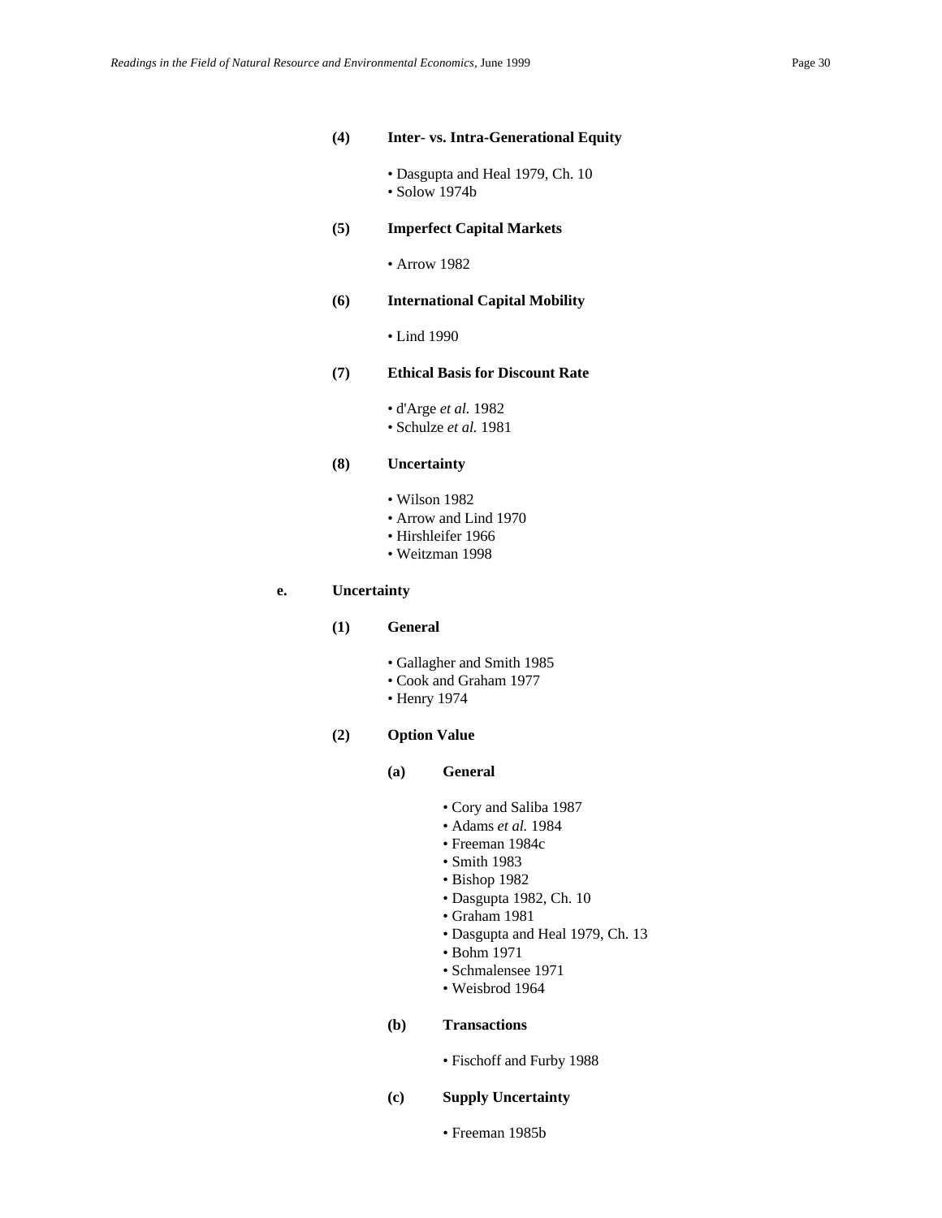**(4) Inter- vs. Intra-Generational Equity**

- Dasgupta and Heal 1979, Ch. 10
- Solow 1974b

**(5) Imperfect Capital Markets**

- Arrow 1982

**(6) International Capital Mobility**

- Lind 1990

**(7) Ethical Basis for Discount Rate**

- d'Arge *et al.* 1982
- Schulze *et al.* 1981

**(8) Uncertainty**

- Wilson 1982
- Arrow and Lind 1970
- Hirshleifer 1966
- Weitzman 1998

**e. Uncertainty**

**(1) General**

- Gallagher and Smith 1985
- Cook and Graham 1977
- Henry 1974

**(2) Option Value**

**(a) General**

- Cory and Saliba 1987
- Adams *et al.* 1984
- Freeman 1984c
- Smith 1983
- Bishop 1982
- Dasgupta 1982, Ch. 10
- Graham 1981
- Dasgupta and Heal 1979, Ch. 13
- Bohm 1971
- Schmalensee 1971
- Weisbrod 1964

**(b) Transactions**

- Fischoff and Furby 1988

**(c) Supply Uncertainty**

- Freeman 1985b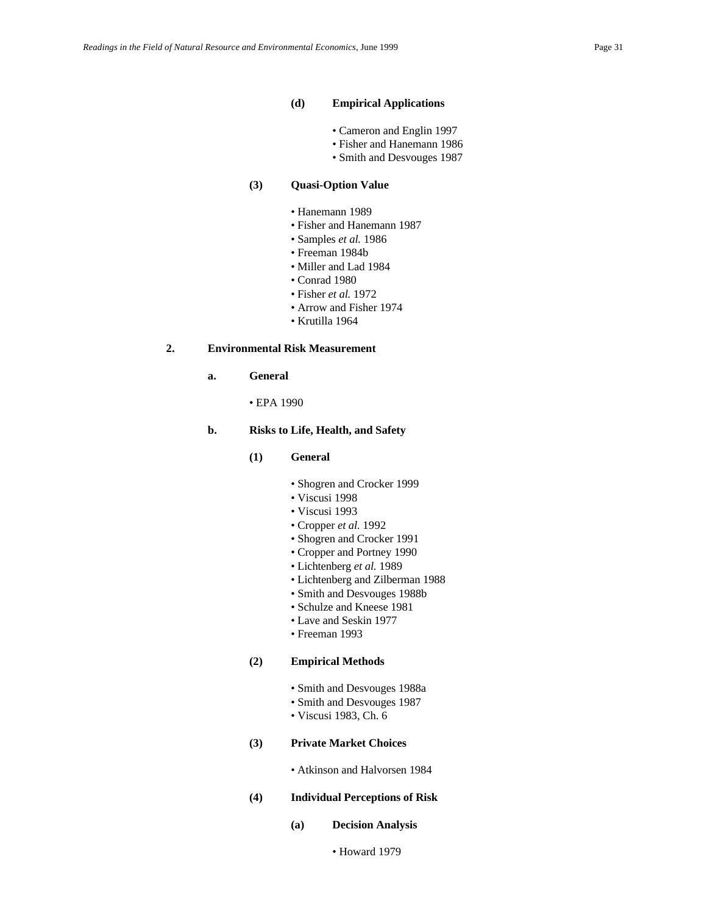#### (d) Empirical Applications

- Cameron and Englin 1997
- Fisher and Hanemann 1986
- Smith and Desvouges 1987

### (3) Quasi-Option Value

- Hanemann 1989
- Fisher and Hanemann 1987
- Samples *et al.* 1986
- Freeman 1984b
- Miller and Lad 1984
- Conrad 1980
- Fisher *et al.* 1972
- Arrow and Fisher 1974
- Krutilla 1964

# 2. Environmental Risk Measurement

## a. General

- EPA 1990

## b. Risks to Life, Health, and Safety

### (1) General

- Shogren and Crocker 1999
- Viscusi 1998
- Viscusi 1993
- Cropper *et al.* 1992
- Shogren and Crocker 1991
- Cropper and Portney 1990
- Lichtenberg *et al.* 1989
- Lichtenberg and Zilberman 1988
- Smith and Desvouges 1988b
- Schulze and Kneese 1981
- Lave and Seskin 1977
- Freeman 1993

### (2) Empirical Methods

- Smith and Desvouges 1988a
- Smith and Desvouges 1987
- Viscusi 1983, Ch. 6

### (3) Private Market Choices

- Atkinson and Halvorsen 1984

### (4) Individual Perceptions of Risk

#### (a) Decision Analysis

- Howard 1979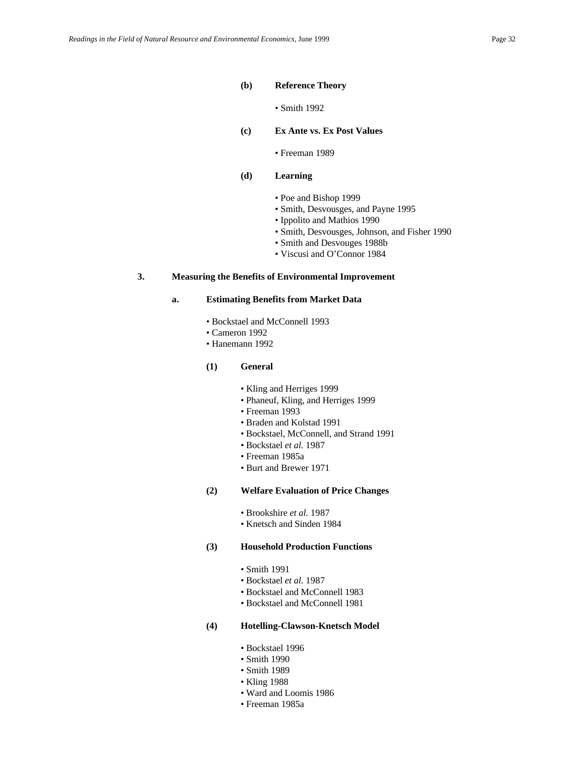#### (b) Reference Theory

- Smith 1992

#### (c) Ex Ante vs. Ex Post Values

- Freeman 1989

#### (d) Learning

- Poe and Bishop 1999
- Smith, Desvousges, and Payne 1995
- Ippolito and Mathios 1990
- Smith, Desvousges, Johnson, and Fisher 1990
- Smith and Desvouges 1988b
- Viscusi and O'Connor 1984

## 3. Measuring the Benefits of Environmental Improvement

### a. Estimating Benefits from Market Data

- Bockstael and McConnell 1993
- Cameron 1992
- Hanemann 1992

#### (1) General

- Kling and Herriges 1999
- Phaneuf, Kling, and Herriges 1999
- Freeman 1993
- Braden and Kolstad 1991
- Bockstael, McConnell, and Strand 1991
- Bockstael *et al.* 1987
- Freeman 1985a
- Burt and Brewer 1971

#### (2) Welfare Evaluation of Price Changes

- Brookshire *et al.* 1987
- Knetsch and Sinden 1984

#### (3) Household Production Functions

- Smith 1991
- Bockstael *et al.* 1987
- Bockstael and McConnell 1983
- Bockstael and McConnell 1981

#### (4) Hotelling-Clawson-Knetsch Model

- Bockstael 1996
- Smith 1990
- Smith 1989
- Kling 1988
- Ward and Loomis 1986
- Freeman 1985a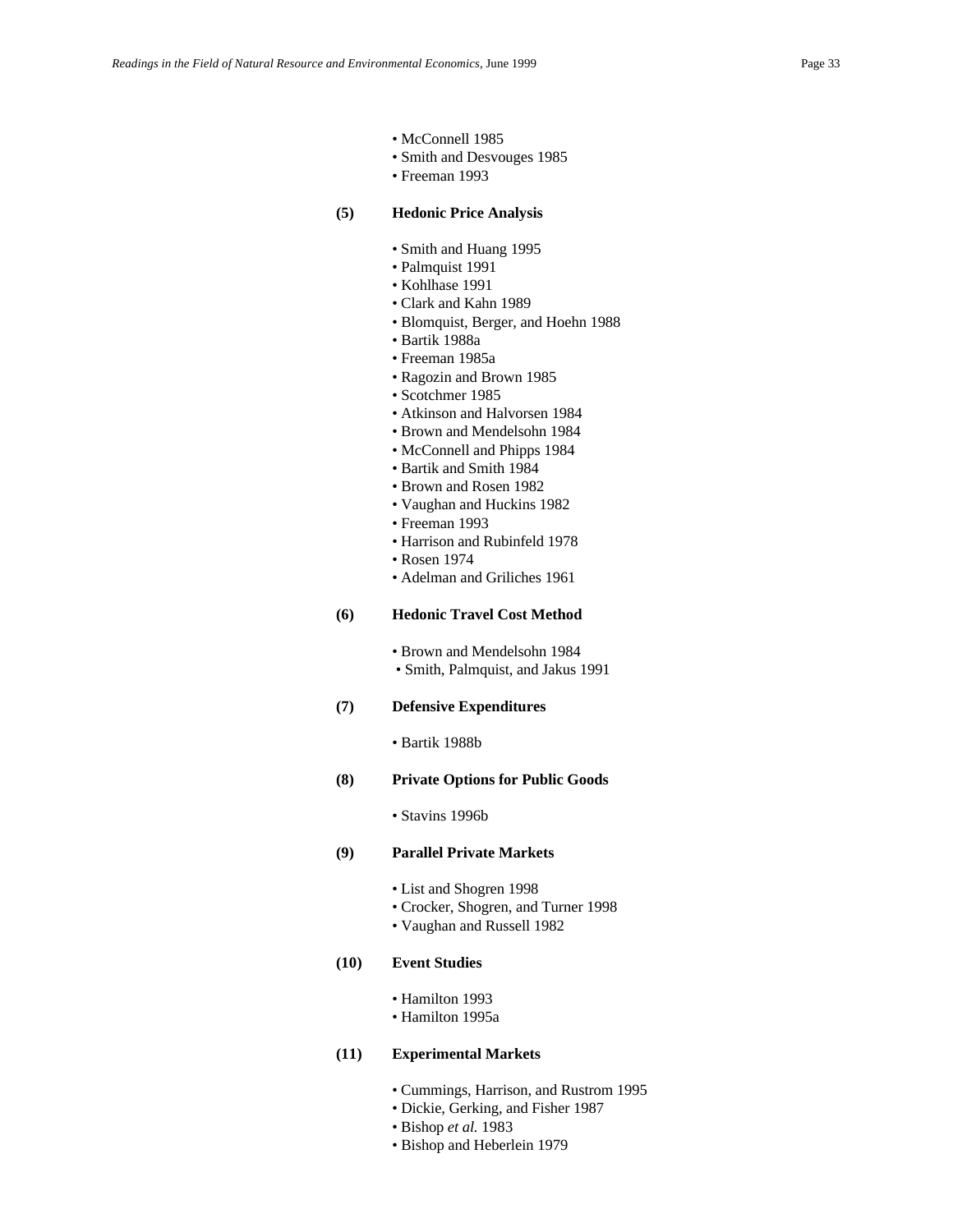- McConnell 1985
- Smith and Desvouges 1985
- Freeman 1993

**(5) Hedonic Price Analysis**

- Smith and Huang 1995
- Palmquist 1991
- Kohlhase 1991
- Clark and Kahn 1989
- Blomquist, Berger, and Hoehn 1988
- Bartik 1988a
- Freeman 1985a
- Ragozin and Brown 1985
- Scotchmer 1985
- Atkinson and Halvorsen 1984
- Brown and Mendelsohn 1984
- McConnell and Phipps 1984
- Bartik and Smith 1984
- Brown and Rosen 1982
- Vaughan and Huckins 1982
- Freeman 1993
- Harrison and Rubinfeld 1978
- Rosen 1974
- Adelman and Griliches 1961

**(6) Hedonic Travel Cost Method**

- Brown and Mendelsohn 1984
- Smith, Palmquist, and Jakus 1991

**(7) Defensive Expenditures**

- Bartik 1988b

**(8) Private Options for Public Goods**

- Stavins 1996b

**(9) Parallel Private Markets**

- List and Shogren 1998
- Crocker, Shogren, and Turner 1998
- Vaughan and Russell 1982

**(10) Event Studies**

- Hamilton 1993
- Hamilton 1995a

**(11) Experimental Markets**

- Cummings, Harrison, and Rustrom 1995
- Dickie, Gerking, and Fisher 1987
- Bishop *et al.* 1983
- Bishop and Heberlein 1979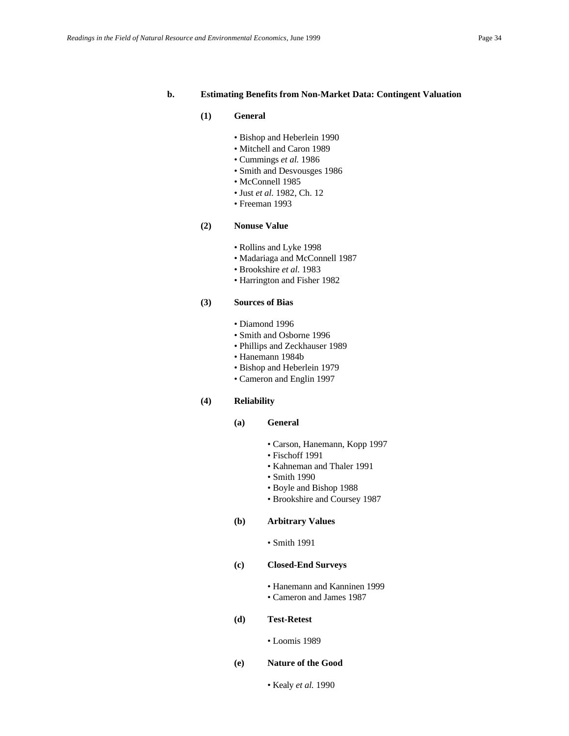### b. Estimating Benefits from Non-Market Data: Contingent Valuation

#### (1) General

- Bishop and Heberlein 1990
- Mitchell and Caron 1989
- Cummings *et al.* 1986
- Smith and Desvousges 1986
- McConnell 1985
- Just *et al.* 1982, Ch. 12
- Freeman 1993

#### (2) Nonuse Value

- Rollins and Lyke 1998
- Madariaga and McConnell 1987
- Brookshire *et al.* 1983
- Harrington and Fisher 1982

#### (3) Sources of Bias

- Diamond 1996
- Smith and Osborne 1996
- Phillips and Zeckhauser 1989
- Hanemann 1984b
- Bishop and Heberlein 1979
- Cameron and Englin 1997

#### (4) Reliability

##### (a) General

- Carson, Hanemann, Kopp 1997
- Fischoff 1991
- Kahneman and Thaler 1991
- Smith 1990
- Boyle and Bishop 1988
- Brookshire and Coursey 1987

##### (b) Arbitrary Values

- Smith 1991

##### (c) Closed-End Surveys

- Hanemann and Kanninen 1999
- Cameron and James 1987

##### (d) Test-Retest

- Loomis 1989

##### (e) Nature of the Good

- Kealy *et al.* 1990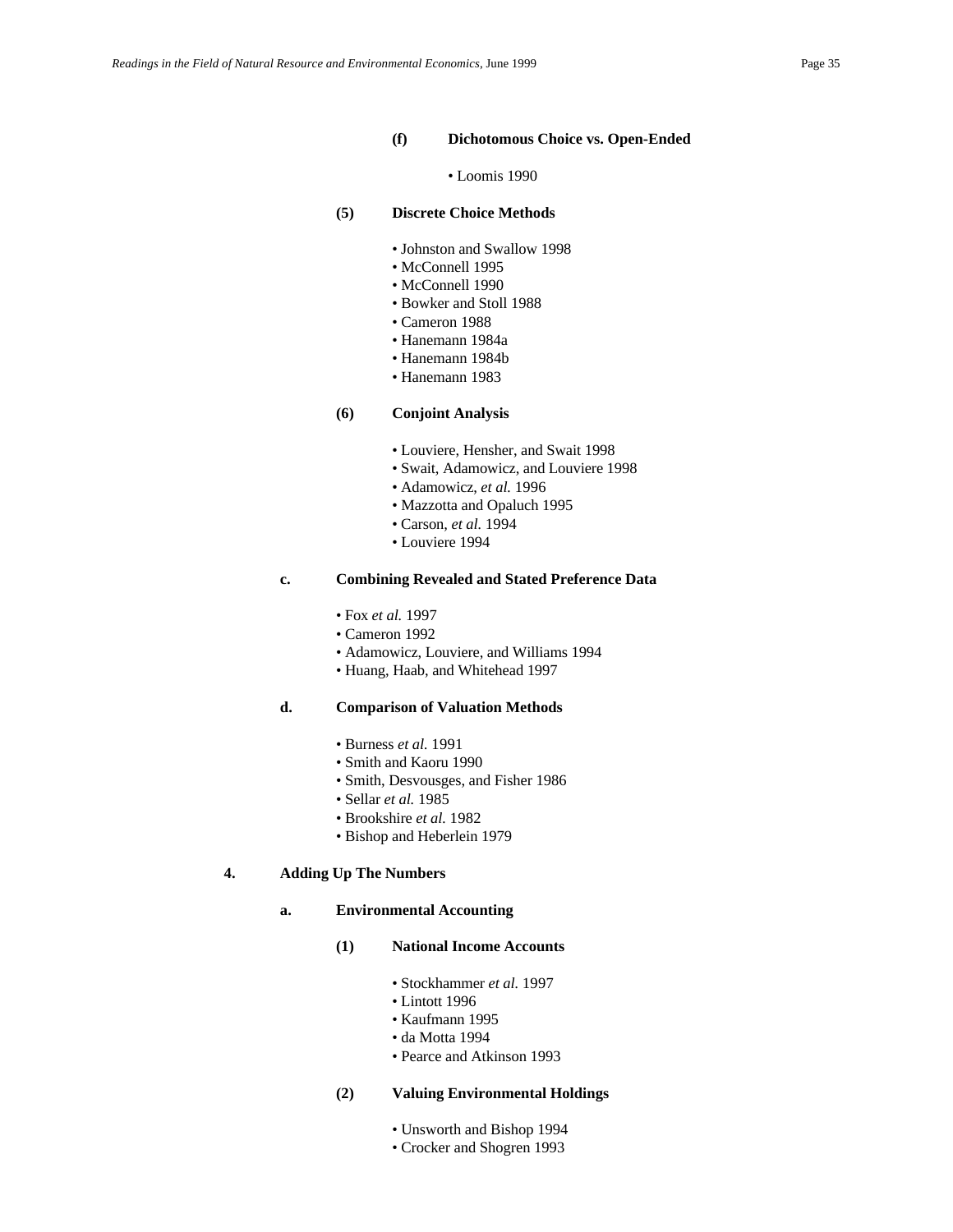#### (f) Dichotomous Choice vs. Open-Ended

- Loomis 1990

#### (5) Discrete Choice Methods

- Johnston and Swallow 1998
- McConnell 1995
- McConnell 1990
- Bowker and Stoll 1988
- Cameron 1988
- Hanemann 1984a
- Hanemann 1984b
- Hanemann 1983

#### (6) Conjoint Analysis

- Louviere, Hensher, and Swait 1998
- Swait, Adamowicz, and Louviere 1998
- Adamowicz, *et al.* 1996
- Mazzotta and Opaluch 1995
- Carson, *et al.* 1994
- Louviere 1994

### c. Combining Revealed and Stated Preference Data

- Fox *et al.* 1997
- Cameron 1992
- Adamowicz, Louviere, and Williams 1994
- Huang, Haab, and Whitehead 1997

### d. Comparison of Valuation Methods

- Burness *et al.* 1991
- Smith and Kaoru 1990
- Smith, Desvousges, and Fisher 1986
- Sellar *et al.* 1985
- Brookshire *et al.* 1982
- Bishop and Heberlein 1979

## 4. Adding Up The Numbers

### a. Environmental Accounting

#### (1) National Income Accounts

- Stockhammer *et al.* 1997
- Lintott 1996
- Kaufmann 1995
- da Motta 1994
- Pearce and Atkinson 1993

#### (2) Valuing Environmental Holdings

- Unsworth and Bishop 1994
- Crocker and Shogren 1993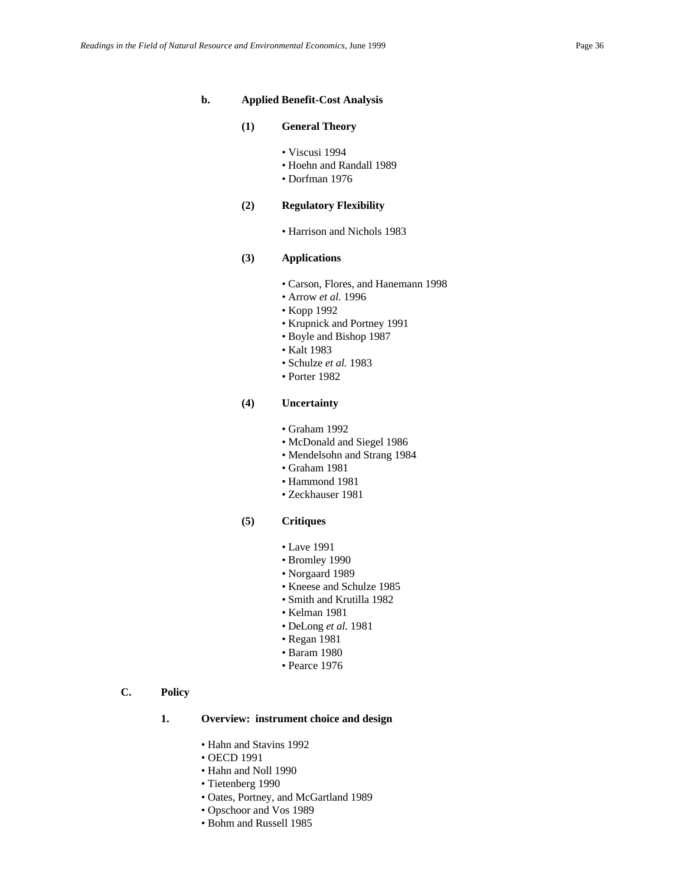#### b. Applied Benefit-Cost Analysis

##### (1) General Theory

- Viscusi 1994
- Hoehn and Randall 1989
- Dorfman 1976

##### (2) Regulatory Flexibility

- Harrison and Nichols 1983

##### (3) Applications

- Carson, Flores, and Hanemann 1998
- Arrow *et al.* 1996
- Kopp 1992
- Krupnick and Portney 1991
- Boyle and Bishop 1987
- Kalt 1983
- Schulze *et al.* 1983
- Porter 1982

##### (4) Uncertainty

- Graham 1992
- McDonald and Siegel 1986
- Mendelsohn and Strang 1984
- Graham 1981
- Hammond 1981
- Zeckhauser 1981

##### (5) Critiques

- Lave 1991
- Bromley 1990
- Norgaard 1989
- Kneese and Schulze 1985
- Smith and Krutilla 1982
- Kelman 1981
- DeLong *et al.* 1981
- Regan 1981
- Baram 1980
- Pearce 1976

## C. Policy

### 1. Overview: instrument choice and design

- Hahn and Stavins 1992
- OECD 1991
- Hahn and Noll 1990
- Tietenberg 1990
- Oates, Portney, and McGartland 1989
- Opschoor and Vos 1989
- Bohm and Russell 1985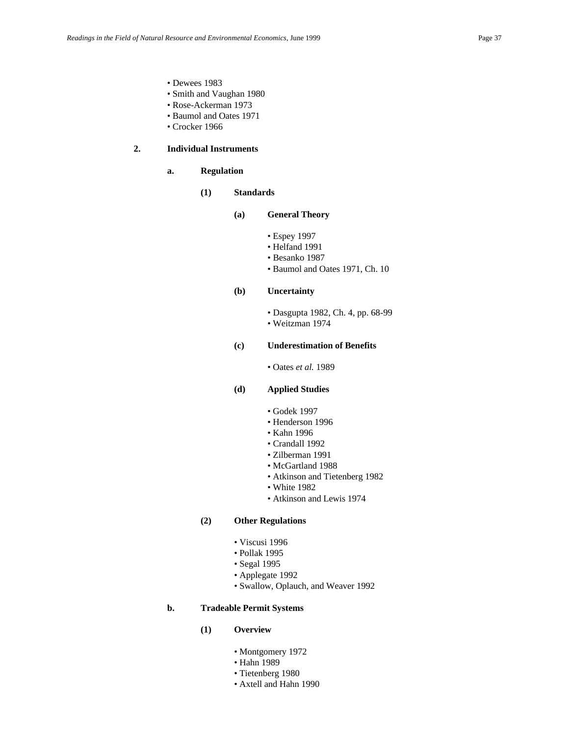- Dewees 1983
- Smith and Vaughan 1980
- Rose-Ackerman 1973
- Baumol and Oates 1971
- Crocker 1966

## 2. Individual Instruments

### a. Regulation

#### (1) Standards

##### (a) General Theory

- Espey 1997
- Helfand 1991
- Besanko 1987
- Baumol and Oates 1971, Ch. 10

##### (b) Uncertainty

- Dasgupta 1982, Ch. 4, pp. 68-99
- Weitzman 1974

##### (c) Underestimation of Benefits

- Oates *et al.* 1989

##### (d) Applied Studies

- Godek 1997
- Henderson 1996
- Kahn 1996
- Crandall 1992
- Zilberman 1991
- McGartland 1988
- Atkinson and Tietenberg 1982
- White 1982
- Atkinson and Lewis 1974

#### (2) Other Regulations

- Viscusi 1996
- Pollak 1995
- Segal 1995
- Applegate 1992
- Swallow, Oplauch, and Weaver 1992

### b. Tradeable Permit Systems

#### (1) Overview

- Montgomery 1972
- Hahn 1989
- Tietenberg 1980
- Axtell and Hahn 1990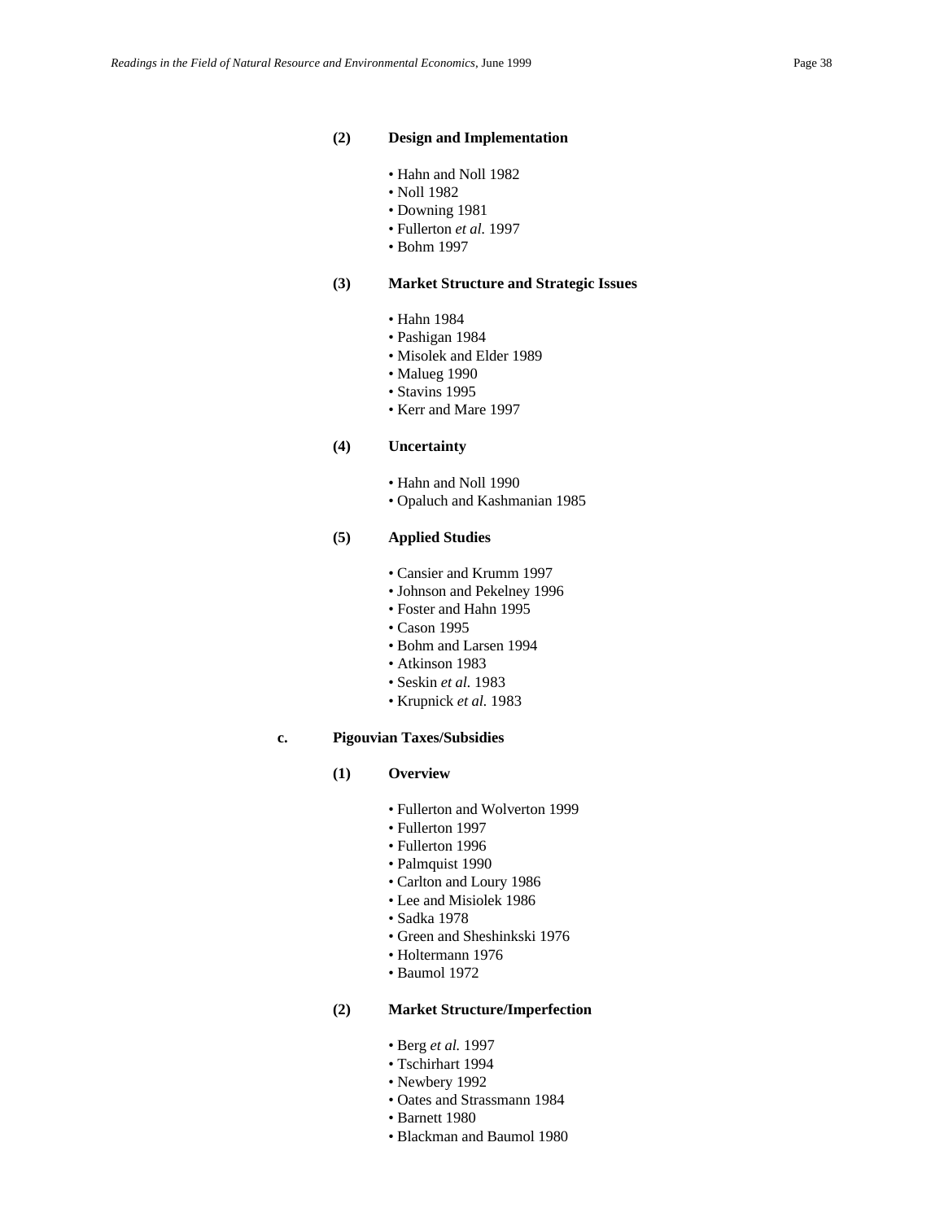#### (2) Design and Implementation

- Hahn and Noll 1982
- Noll 1982
- Downing 1981
- Fullerton *et al.* 1997
- Bohm 1997

#### (3) Market Structure and Strategic Issues

- Hahn 1984
- Pashigan 1984
- Misolek and Elder 1989
- Malueg 1990
- Stavins 1995
- Kerr and Mare 1997

#### (4) Uncertainty

- Hahn and Noll 1990
- Opaluch and Kashmanian 1985

#### (5) Applied Studies

- Cansier and Krumm 1997
- Johnson and Pekelney 1996
- Foster and Hahn 1995
- Cason 1995
- Bohm and Larsen 1994
- Atkinson 1983
- Seskin *et al.* 1983
- Krupnick *et al.* 1983

### c. Pigouvian Taxes/Subsidies

#### (1) Overview

- Fullerton and Wolverton 1999
- Fullerton 1997
- Fullerton 1996
- Palmquist 1990
- Carlton and Loury 1986
- Lee and Misiolek 1986
- Sadka 1978
- Green and Sheshinkski 1976
- Holtermann 1976
- Baumol 1972

#### (2) Market Structure/Imperfection

- Berg *et al.* 1997
- Tschirhart 1994
- Newbery 1992
- Oates and Strassmann 1984
- Barnett 1980
- Blackman and Baumol 1980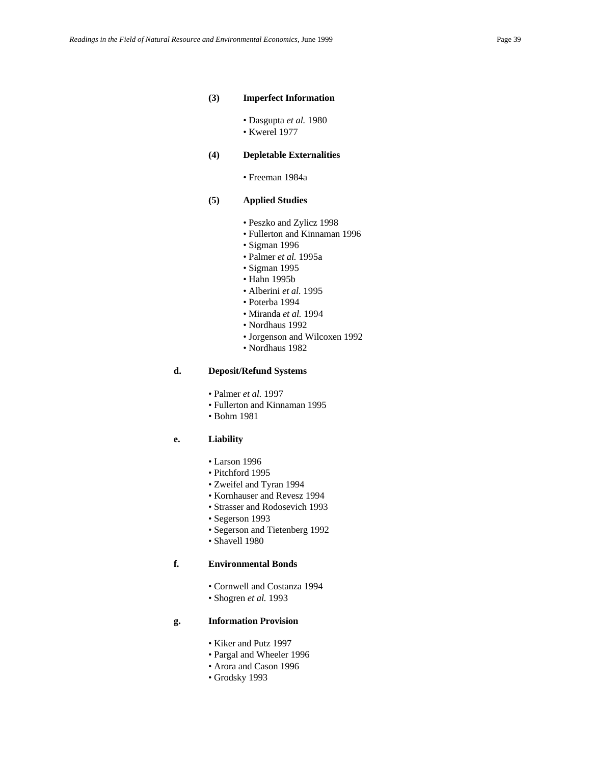**(3) Imperfect Information**

- Dasgupta *et al.* 1980
- Kwerel 1977

**(4) Depletable Externalities**

- Freeman 1984a

**(5) Applied Studies**

- Peszko and Zylicz 1998
- Fullerton and Kinnaman 1996
- Sigman 1996
- Palmer *et al.* 1995a
- Sigman 1995
- Hahn 1995b
- Alberini *et al.* 1995
- Poterba 1994
- Miranda *et al.* 1994
- Nordhaus 1992
- Jorgenson and Wilcoxen 1992
- Nordhaus 1982

**d. Deposit/Refund Systems**

- Palmer *et al.* 1997
- Fullerton and Kinnaman 1995
- Bohm 1981

**e. Liability**

- Larson 1996
- Pitchford 1995
- Zweifel and Tyran 1994
- Kornhauser and Revesz 1994
- Strasser and Rodosevich 1993
- Segerson 1993
- Segerson and Tietenberg 1992
- Shavell 1980

**f. Environmental Bonds**

- Cornwell and Costanza 1994
- Shogren *et al.* 1993

**g. Information Provision**

- Kiker and Putz 1997
- Pargal and Wheeler 1996
- Arora and Cason 1996
- Grodsky 1993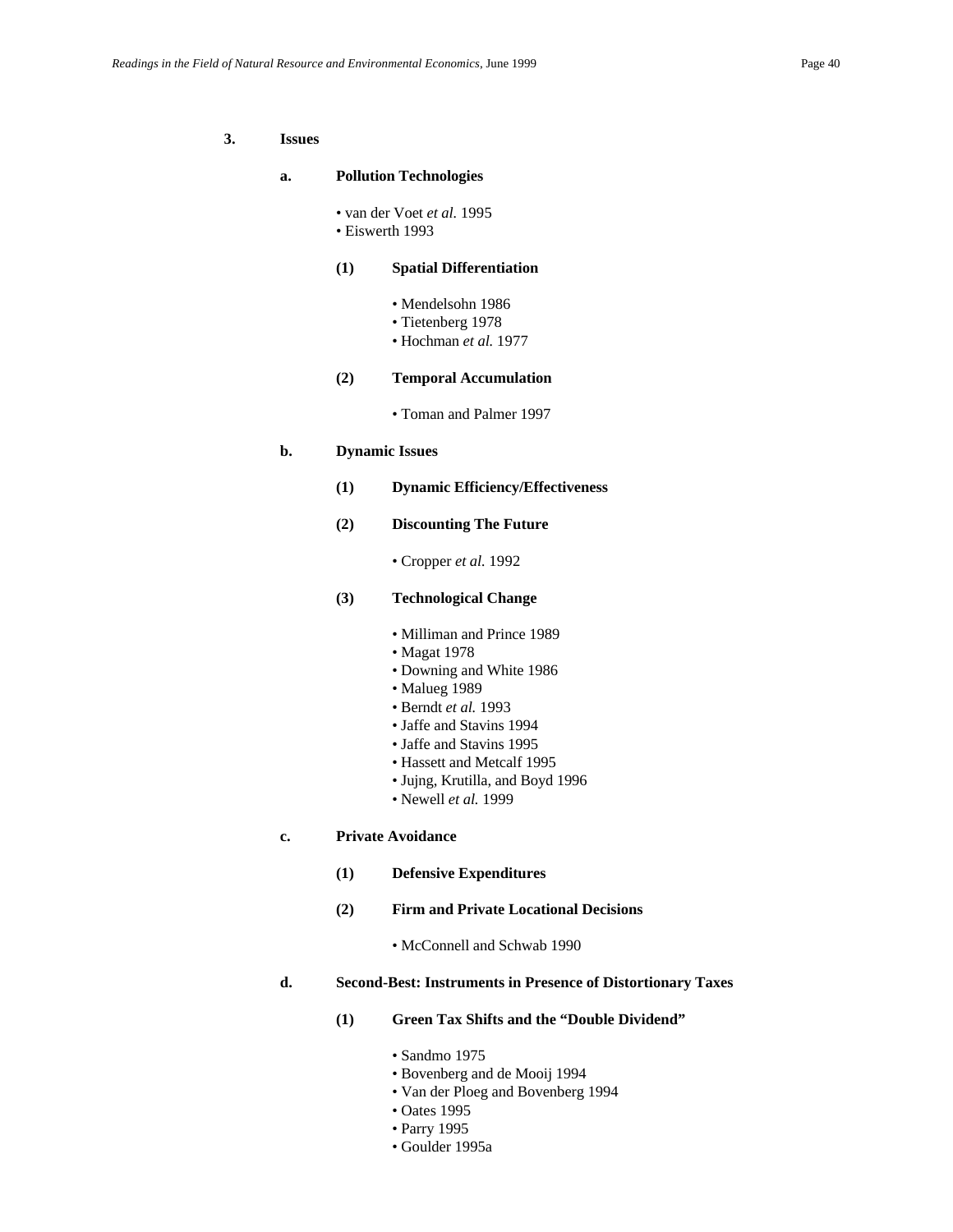## 3. Issues

### a. Pollution Technologies

- van der Voet *et al.* 1995
- Eiswerth 1993

#### (1) Spatial Differentiation

- Mendelsohn 1986
- Tietenberg 1978
- Hochman *et al.* 1977

#### (2) Temporal Accumulation

- Toman and Palmer 1997

### b. Dynamic Issues

#### (1) Dynamic Efficiency/Effectiveness

#### (2) Discounting The Future

- Cropper *et al.* 1992

#### (3) Technological Change

- Milliman and Prince 1989
- Magat 1978
- Downing and White 1986
- Malueg 1989
- Berndt *et al.* 1993
- Jaffe and Stavins 1994
- Jaffe and Stavins 1995
- Hassett and Metcalf 1995
- Jujng, Krutilla, and Boyd 1996
- Newell *et al.* 1999

### c. Private Avoidance

#### (1) Defensive Expenditures

#### (2) Firm and Private Locational Decisions

- McConnell and Schwab 1990

### d. Second-Best: Instruments in Presence of Distortionary Taxes

#### (1) Green Tax Shifts and the "Double Dividend"

- Sandmo 1975
- Bovenberg and de Mooij 1994
- Van der Ploeg and Bovenberg 1994
- Oates 1995
- Parry 1995
- Goulder 1995a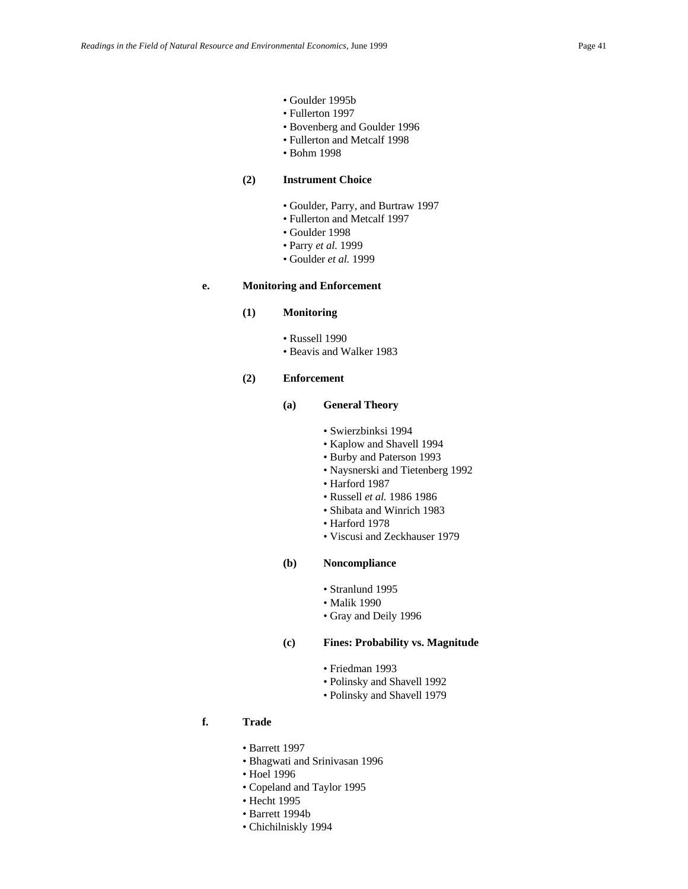- Goulder 1995b
- Fullerton 1997
- Bovenberg and Goulder 1996
- Fullerton and Metcalf 1998
- Bohm 1998

**(2) Instrument Choice**

- Goulder, Parry, and Burtraw 1997
- Fullerton and Metcalf 1997
- Goulder 1998
- Parry *et al.* 1999
- Goulder *et al.* 1999

**e. Monitoring and Enforcement**

**(1) Monitoring**

- Russell 1990
- Beavis and Walker 1983

**(2) Enforcement**

**(a) General Theory**

- Swierzbinksi 1994
- Kaplow and Shavell 1994
- Burby and Paterson 1993
- Naysnerski and Tietenberg 1992
- Harford 1987
- Russell *et al.* 1986 1986
- Shibata and Winrich 1983
- Harford 1978
- Viscusi and Zeckhauser 1979

**(b) Noncompliance**

- Stranlund 1995
- Malik 1990
- Gray and Deily 1996

**(c) Fines: Probability vs. Magnitude**

- Friedman 1993
- Polinsky and Shavell 1992
- Polinsky and Shavell 1979

**f. Trade**

- Barrett 1997
- Bhagwati and Srinivasan 1996
- Hoel 1996
- Copeland and Taylor 1995
- Hecht 1995
- Barrett 1994b
- Chichilniskly 1994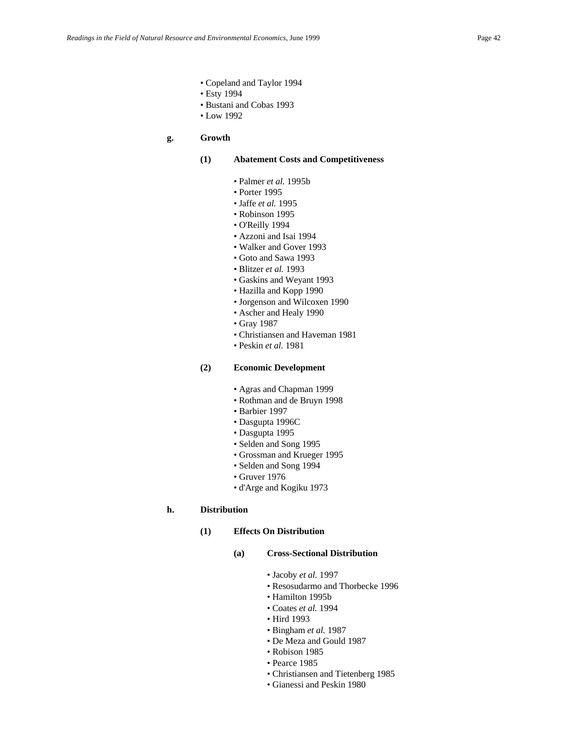- Copeland and Taylor 1994
- Esty 1994
- Bustani and Cobas 1993
- Low 1992

**g. Growth**

**(1) Abatement Costs and Competitiveness**

- Palmer *et al.* 1995b
- Porter 1995
- Jaffe *et al.* 1995
- Robinson 1995
- O'Reilly 1994
- Azzoni and Isai 1994
- Walker and Gover 1993
- Goto and Sawa 1993
- Blitzer *et al.* 1993
- Gaskins and Weyant 1993
- Hazilla and Kopp 1990
- Jorgenson and Wilcoxen 1990
- Ascher and Healy 1990
- Gray 1987
- Christiansen and Haveman 1981
- Peskin *et al.* 1981

**(2) Economic Development**

- Agras and Chapman 1999
- Rothman and de Bruyn 1998
- Barbier 1997
- Dasgupta 1996C
- Dasgupta 1995
- Selden and Song 1995
- Grossman and Krueger 1995
- Selden and Song 1994
- Gruver 1976
- d'Arge and Kogiku 1973

**h. Distribution**

**(1) Effects On Distribution**

**(a) Cross-Sectional Distribution**

- Jacoby *et al.* 1997
- Resosudarmo and Thorbecke 1996
- Hamilton 1995b
- Coates *et al.* 1994
- Hird 1993
- Bingham *et al.* 1987
- De Meza and Gould 1987
- Robison 1985
- Pearce 1985
- Christiansen and Tietenberg 1985
- Gianessi and Peskin 1980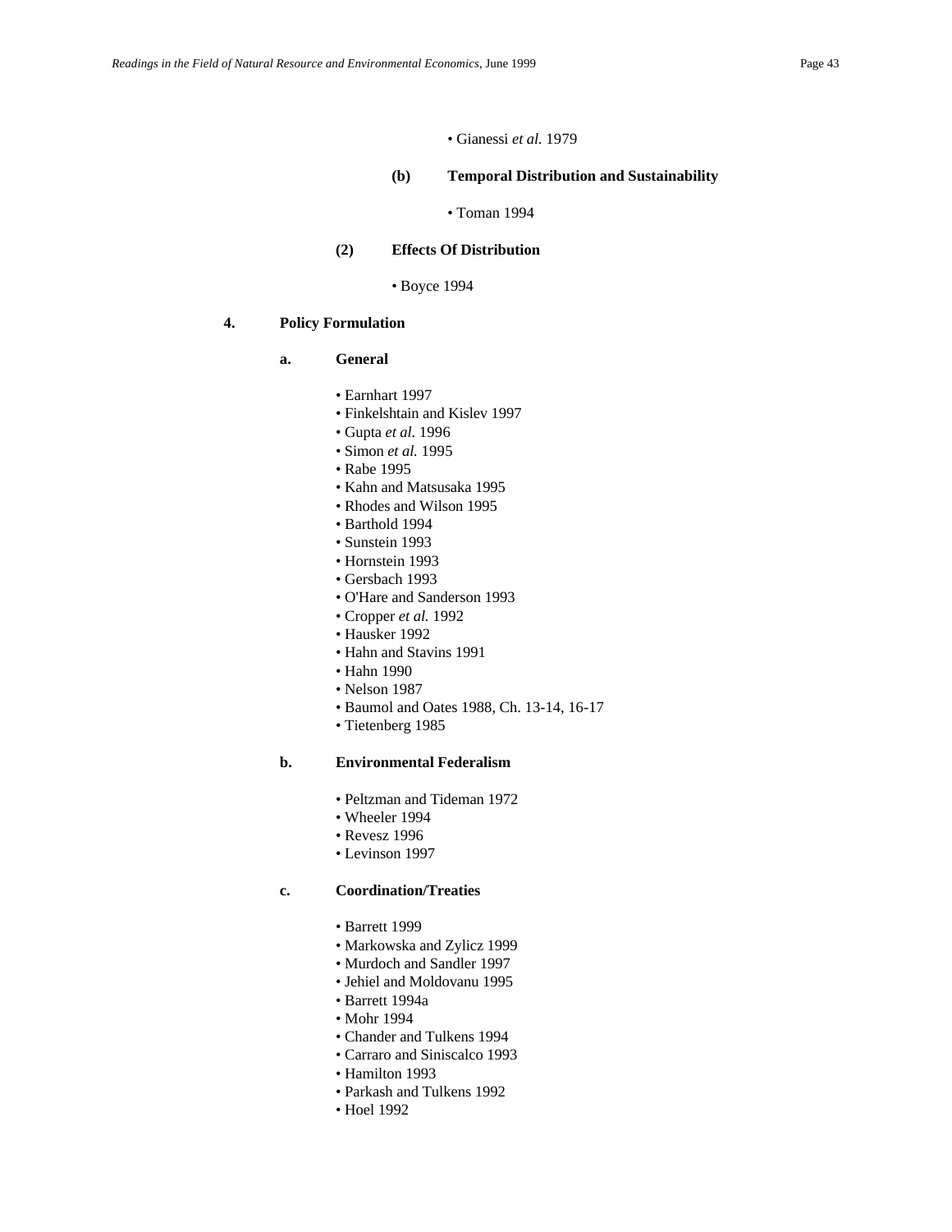• Gianessi *et al.* 1979

**(b) Temporal Distribution and Sustainability**

• Toman 1994

**(2) Effects Of Distribution**

• Boyce 1994

**4. Policy Formulation**

**a. General**

• Earnhart 1997
• Finkelshtain and Kislev 1997
• Gupta *et al.* 1996
• Simon *et al.* 1995
• Rabe 1995
• Kahn and Matsusaka 1995
• Rhodes and Wilson 1995
• Barthold 1994
• Sunstein 1993
• Hornstein 1993
• Gersbach 1993
• O'Hare and Sanderson 1993
• Cropper *et al.* 1992
• Hausker 1992
• Hahn and Stavins 1991
• Hahn 1990
• Nelson 1987
• Baumol and Oates 1988, Ch. 13-14, 16-17
• Tietenberg 1985

**b. Environmental Federalism**

• Peltzman and Tideman 1972
• Wheeler 1994
• Revesz 1996
• Levinson 1997

**c. Coordination/Treaties**

• Barrett 1999
• Markowska and Zylicz 1999
• Murdoch and Sandler 1997
• Jehiel and Moldovanu 1995
• Barrett 1994a
• Mohr 1994
• Chander and Tulkens 1994
• Carraro and Siniscalco 1993
• Hamilton 1993
• Parkash and Tulkens 1992
• Hoel 1992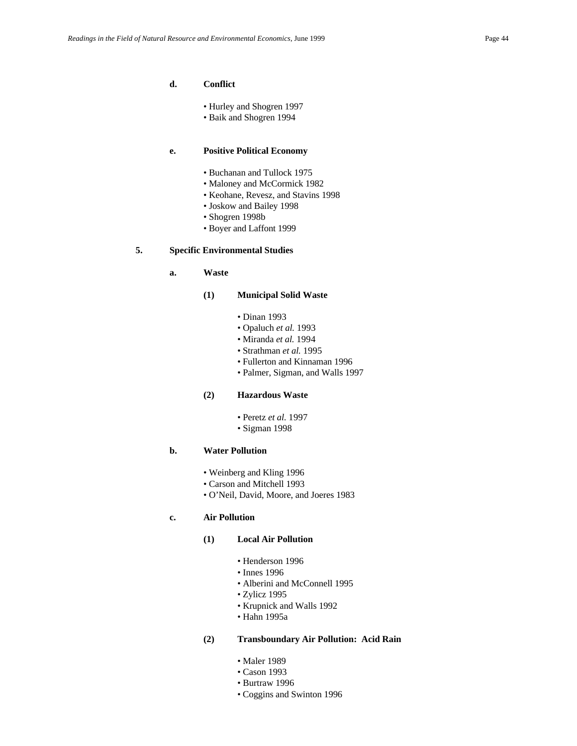**d. Conflict**

- Hurley and Shogren 1997
- Baik and Shogren 1994

**e. Positive Political Economy**

- Buchanan and Tullock 1975
- Maloney and McCormick 1982
- Keohane, Revesz, and Stavins 1998
- Joskow and Bailey 1998
- Shogren 1998b
- Boyer and Laffont 1999

## 5. Specific Environmental Studies

### a. Waste

#### (1) Municipal Solid Waste

- Dinan 1993
- Opaluch *et al.* 1993
- Miranda *et al.* 1994
- Strathman *et al.* 1995
- Fullerton and Kinnaman 1996
- Palmer, Sigman, and Walls 1997

#### (2) Hazardous Waste

- Peretz *et al.* 1997
- Sigman 1998

### b. Water Pollution

- Weinberg and Kling 1996
- Carson and Mitchell 1993
- O'Neil, David, Moore, and Joeres 1983

### c. Air Pollution

#### (1) Local Air Pollution

- Henderson 1996
- Innes 1996
- Alberini and McConnell 1995
- Zylicz 1995
- Krupnick and Walls 1992
- Hahn 1995a

#### (2) Transboundary Air Pollution: Acid Rain

- Maler 1989
- Cason 1993
- Burtraw 1996
- Coggins and Swinton 1996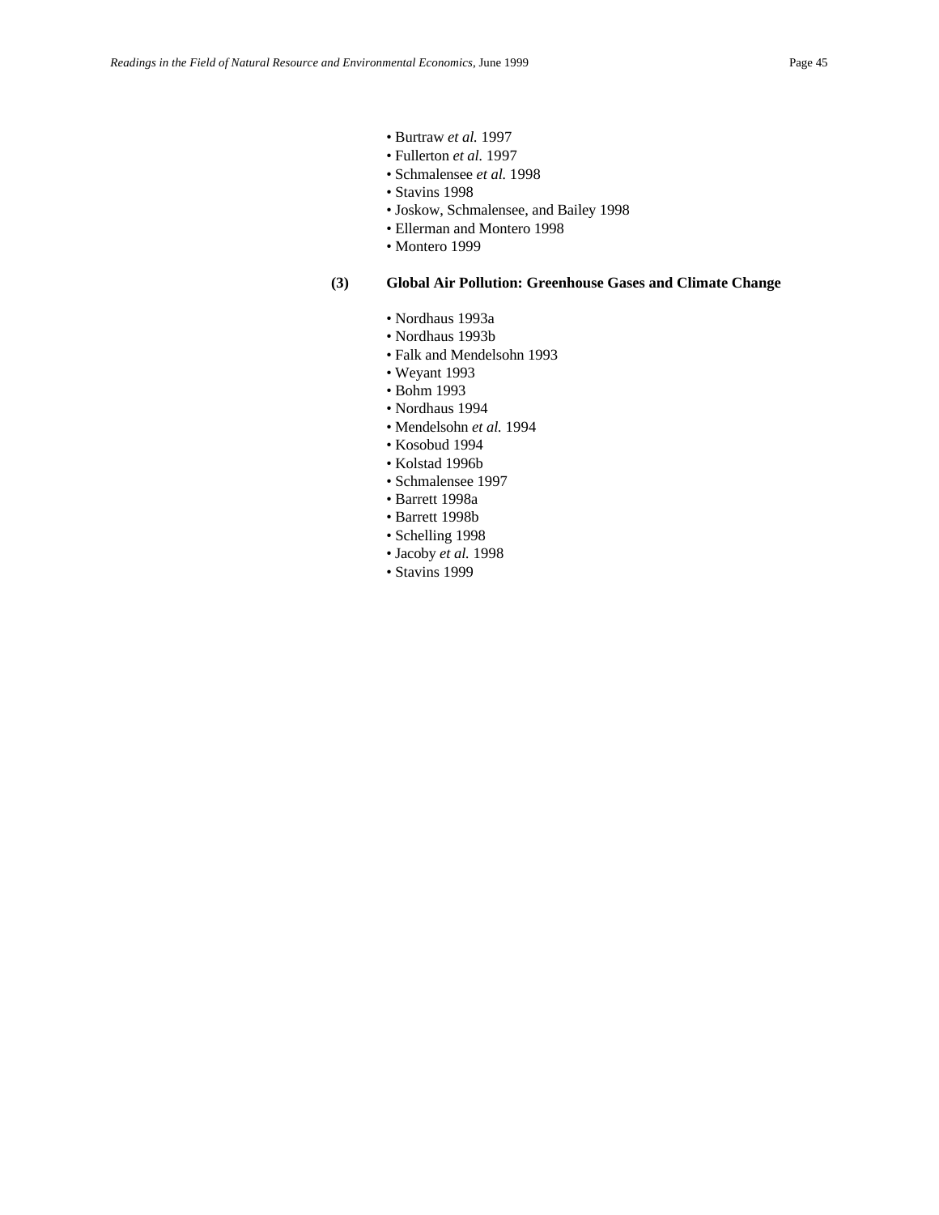- Burtraw *et al.* 1997
- Fullerton *et al.* 1997
- Schmalensee *et al.* 1998
- Stavins 1998
- Joskow, Schmalensee, and Bailey 1998
- Ellerman and Montero 1998
- Montero 1999

### (3) Global Air Pollution: Greenhouse Gases and Climate Change

- Nordhaus 1993a
- Nordhaus 1993b
- Falk and Mendelsohn 1993
- Weyant 1993
- Bohm 1993
- Nordhaus 1994
- Mendelsohn *et al.* 1994
- Kosobud 1994
- Kolstad 1996b
- Schmalensee 1997
- Barrett 1998a
- Barrett 1998b
- Schelling 1998
- Jacoby *et al.* 1998
- Stavins 1999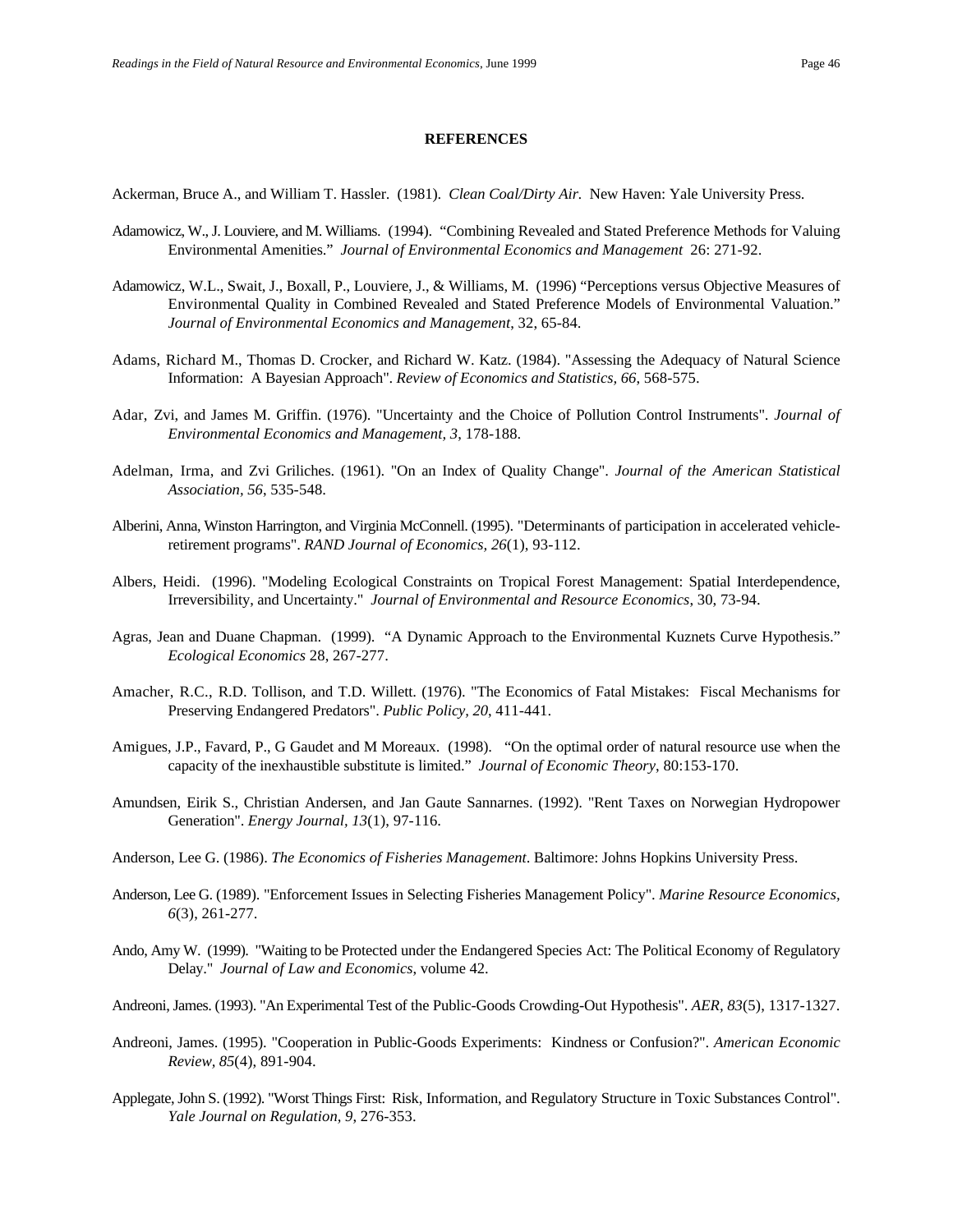**REFERENCES**

Ackerman, Bruce A., and William T. Hassler. (1981). *Clean Coal/Dirty Air.* New Haven: Yale University Press.

Adamowicz, W., J. Louviere, and M. Williams. (1994). "Combining Revealed and Stated Preference Methods for Valuing Environmental Amenities." *Journal of Environmental Economics and Management* 26: 271-92.

Adamowicz, W.L., Swait, J., Boxall, P., Louviere, J., & Williams, M. (1996) "Perceptions versus Objective Measures of Environmental Quality in Combined Revealed and Stated Preference Models of Environmental Valuation." *Journal of Environmental Economics and Management*, 32, 65-84.

Adams, Richard M., Thomas D. Crocker, and Richard W. Katz. (1984). "Assessing the Adequacy of Natural Science Information: A Bayesian Approach". *Review of Economics and Statistics, 66*, 568-575.

Adar, Zvi, and James M. Griffin. (1976). "Uncertainty and the Choice of Pollution Control Instruments". *Journal of Environmental Economics and Management, 3*, 178-188.

Adelman, Irma, and Zvi Griliches. (1961). "On an Index of Quality Change". *Journal of the American Statistical Association, 56*, 535-548.

Alberini, Anna, Winston Harrington, and Virginia McConnell. (1995). "Determinants of participation in accelerated vehicle-retirement programs". *RAND Journal of Economics, 26*(1), 93-112.

Albers, Heidi. (1996). "Modeling Ecological Constraints on Tropical Forest Management: Spatial Interdependence, Irreversibility, and Uncertainty." *Journal of Environmental and Resource Economics*, 30, 73-94.

Agras, Jean and Duane Chapman. (1999). "A Dynamic Approach to the Environmental Kuznets Curve Hypothesis." *Ecological Economics* 28, 267-277.

Amacher, R.C., R.D. Tollison, and T.D. Willett. (1976). "The Economics of Fatal Mistakes: Fiscal Mechanisms for Preserving Endangered Predators". *Public Policy, 20*, 411-441.

Amigues, J.P., Favard, P., G Gaudet and M Moreaux. (1998). "On the optimal order of natural resource use when the capacity of the inexhaustible substitute is limited." *Journal of Economic Theory*, 80:153-170.

Amundsen, Eirik S., Christian Andersen, and Jan Gaute Sannarnes. (1992). "Rent Taxes on Norwegian Hydropower Generation". *Energy Journal, 13*(1), 97-116.

Anderson, Lee G. (1986). *The Economics of Fisheries Management*. Baltimore: Johns Hopkins University Press.

Anderson, Lee G. (1989). "Enforcement Issues in Selecting Fisheries Management Policy". *Marine Resource Economics, 6*(3), 261-277.

Ando, Amy W. (1999). "Waiting to be Protected under the Endangered Species Act: The Political Economy of Regulatory Delay." *Journal of Law and Economics*, volume 42.

Andreoni, James. (1993). "An Experimental Test of the Public-Goods Crowding-Out Hypothesis". *AER, 83*(5), 1317-1327.

Andreoni, James. (1995). "Cooperation in Public-Goods Experiments: Kindness or Confusion?". *American Economic Review, 85*(4), 891-904.

Applegate, John S. (1992). "Worst Things First: Risk, Information, and Regulatory Structure in Toxic Substances Control". *Yale Journal on Regulation, 9*, 276-353.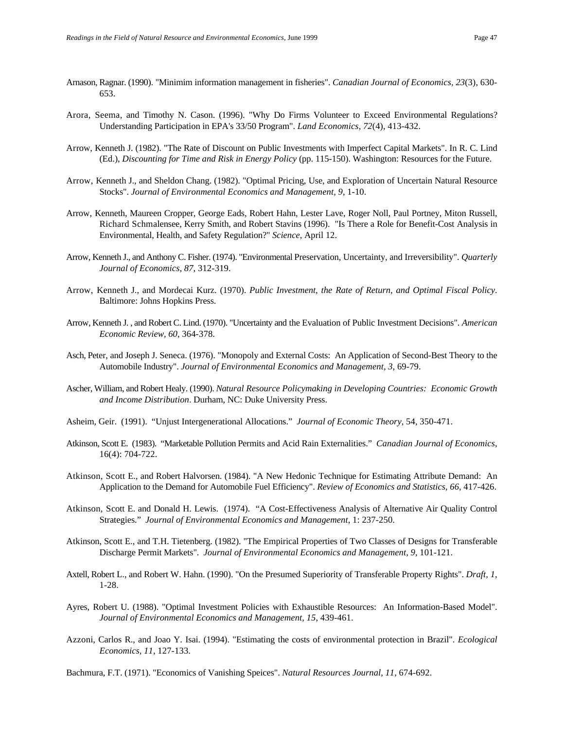Arnason, Ragnar. (1990). "Minimim information management in fisheries". *Canadian Journal of Economics, 23*(3), 630-653.

Arora, Seema, and Timothy N. Cason. (1996). "Why Do Firms Volunteer to Exceed Environmental Regulations? Understanding Participation in EPA's 33/50 Program". *Land Economics, 72*(4), 413-432.

Arrow, Kenneth J. (1982). "The Rate of Discount on Public Investments with Imperfect Capital Markets". In R. C. Lind (Ed.), *Discounting for Time and Risk in Energy Policy* (pp. 115-150). Washington: Resources for the Future.

Arrow, Kenneth J., and Sheldon Chang. (1982). "Optimal Pricing, Use, and Exploration of Uncertain Natural Resource Stocks". *Journal of Environmental Economics and Management, 9*, 1-10.

Arrow, Kenneth, Maureen Cropper, George Eads, Robert Hahn, Lester Lave, Roger Noll, Paul Portney, Miton Russell, Richard Schmalensee, Kerry Smith, and Robert Stavins (1996). "Is There a Role for Benefit-Cost Analysis in Environmental, Health, and Safety Regulation?" *Science*, April 12.

Arrow, Kenneth J., and Anthony C. Fisher. (1974). "Environmental Preservation, Uncertainty, and Irreversibility". *Quarterly Journal of Economics, 87*, 312-319.

Arrow, Kenneth J., and Mordecai Kurz. (1970). *Public Investment, the Rate of Return, and Optimal Fiscal Policy*. Baltimore: Johns Hopkins Press.

Arrow, Kenneth J. , and Robert C. Lind. (1970). "Uncertainty and the Evaluation of Public Investment Decisions". *American Economic Review, 60*, 364-378.

Asch, Peter, and Joseph J. Seneca. (1976). "Monopoly and External Costs: An Application of Second-Best Theory to the Automobile Industry". *Journal of Environmental Economics and Management, 3*, 69-79.

Ascher, William, and Robert Healy. (1990). *Natural Resource Policymaking in Developing Countries: Economic Growth and Income Distribution*. Durham, NC: Duke University Press.

Asheim, Geir. (1991). "Unjust Intergenerational Allocations." *Journal of Economic Theory*, 54, 350-471.

Atkinson, Scott E. (1983). "Marketable Pollution Permits and Acid Rain Externalities." *Canadian Journal of Economics*, 16(4): 704-722.

Atkinson, Scott E., and Robert Halvorsen. (1984). "A New Hedonic Technique for Estimating Attribute Demand: An Application to the Demand for Automobile Fuel Efficiency". *Review of Economics and Statistics, 66*, 417-426.

Atkinson, Scott E. and Donald H. Lewis. (1974). "A Cost-Effectiveness Analysis of Alternative Air Quality Control Strategies." *Journal of Environmental Economics and Management*, 1: 237-250.

Atkinson, Scott E., and T.H. Tietenberg. (1982). "The Empirical Properties of Two Classes of Designs for Transferable Discharge Permit Markets". *Journal of Environmental Economics and Management, 9*, 101-121.

Axtell, Robert L., and Robert W. Hahn. (1990). "On the Presumed Superiority of Transferable Property Rights". *Draft, 1*, 1-28.

Ayres, Robert U. (1988). "Optimal Investment Policies with Exhaustible Resources: An Information-Based Model". *Journal of Environmental Economics and Management, 15*, 439-461.

Azzoni, Carlos R., and Joao Y. Isai. (1994). "Estimating the costs of environmental protection in Brazil". *Ecological Economics, 11*, 127-133.

Bachmura, F.T. (1971). "Economics of Vanishing Speices". *Natural Resources Journal, 11*, 674-692.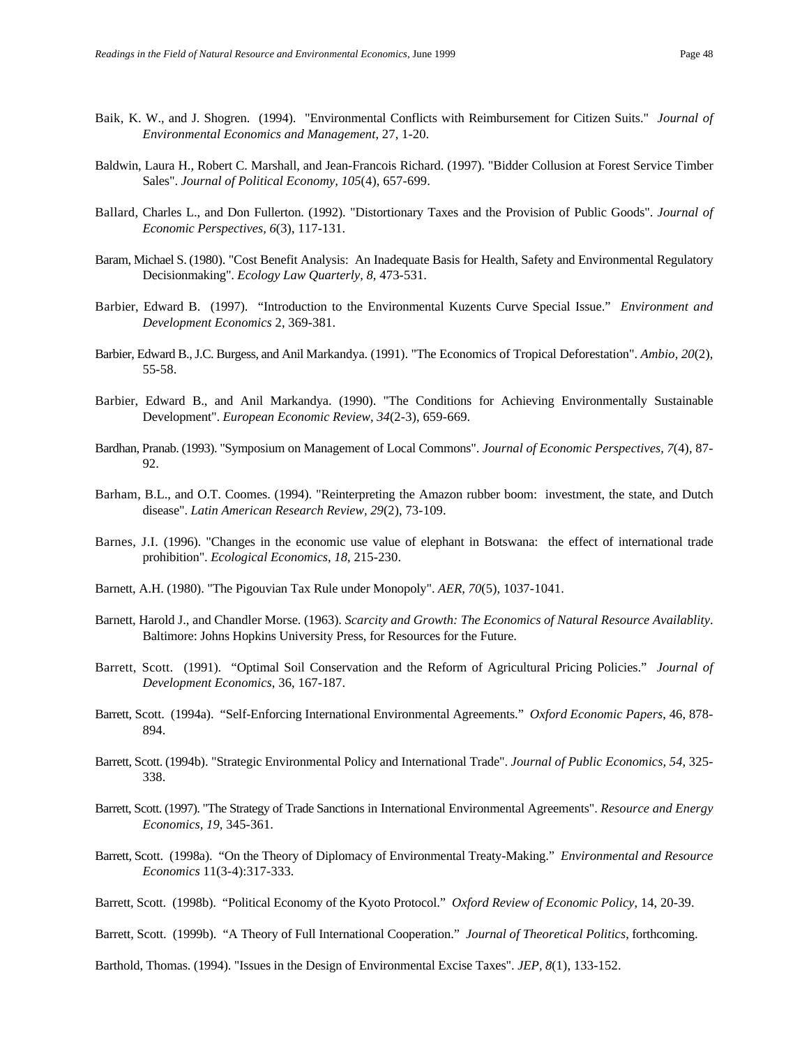Baik, K. W., and J. Shogren. (1994). "Environmental Conflicts with Reimbursement for Citizen Suits." *Journal of Environmental Economics and Management*, 27, 1-20.

Baldwin, Laura H., Robert C. Marshall, and Jean-Francois Richard. (1997). "Bidder Collusion at Forest Service Timber Sales". *Journal of Political Economy, 105*(4), 657-699.

Ballard, Charles L., and Don Fullerton. (1992). "Distortionary Taxes and the Provision of Public Goods". *Journal of Economic Perspectives, 6*(3), 117-131.

Baram, Michael S. (1980). "Cost Benefit Analysis: An Inadequate Basis for Health, Safety and Environmental Regulatory Decisionmaking". *Ecology Law Quarterly, 8*, 473-531.

Barbier, Edward B. (1997). "Introduction to the Environmental Kuzents Curve Special Issue." *Environment and Development Economics* 2, 369-381.

Barbier, Edward B., J.C. Burgess, and Anil Markandya. (1991). "The Economics of Tropical Deforestation". *Ambio, 20*(2), 55-58.

Barbier, Edward B., and Anil Markandya. (1990). "The Conditions for Achieving Environmentally Sustainable Development". *European Economic Review, 34*(2-3), 659-669.

Bardhan, Pranab. (1993). "Symposium on Management of Local Commons". *Journal of Economic Perspectives, 7*(4), 87-92.

Barham, B.L., and O.T. Coomes. (1994). "Reinterpreting the Amazon rubber boom: investment, the state, and Dutch disease". *Latin American Research Review, 29*(2), 73-109.

Barnes, J.I. (1996). "Changes in the economic use value of elephant in Botswana: the effect of international trade prohibition". *Ecological Economics, 18*, 215-230.

Barnett, A.H. (1980). "The Pigouvian Tax Rule under Monopoly". *AER, 70*(5), 1037-1041.

Barnett, Harold J., and Chandler Morse. (1963). *Scarcity and Growth: The Economics of Natural Resource Availablity*. Baltimore: Johns Hopkins University Press, for Resources for the Future.

Barrett, Scott. (1991). "Optimal Soil Conservation and the Reform of Agricultural Pricing Policies." *Journal of Development Economics*, 36, 167-187.

Barrett, Scott. (1994a). "Self-Enforcing International Environmental Agreements." *Oxford Economic Papers*, 46, 878-894.

Barrett, Scott. (1994b). "Strategic Environmental Policy and International Trade". *Journal of Public Economics, 54*, 325-338.

Barrett, Scott. (1997). "The Strategy of Trade Sanctions in International Environmental Agreements". *Resource and Energy Economics, 19*, 345-361.

Barrett, Scott. (1998a). "On the Theory of Diplomacy of Environmental Treaty-Making." *Environmental and Resource Economics* 11(3-4):317-333.

Barrett, Scott. (1998b). "Political Economy of the Kyoto Protocol." *Oxford Review of Economic Policy*, 14, 20-39.

Barrett, Scott. (1999b). "A Theory of Full International Cooperation." *Journal of Theoretical Politics*, forthcoming.

Barthold, Thomas. (1994). "Issues in the Design of Environmental Excise Taxes". *JEP, 8*(1), 133-152.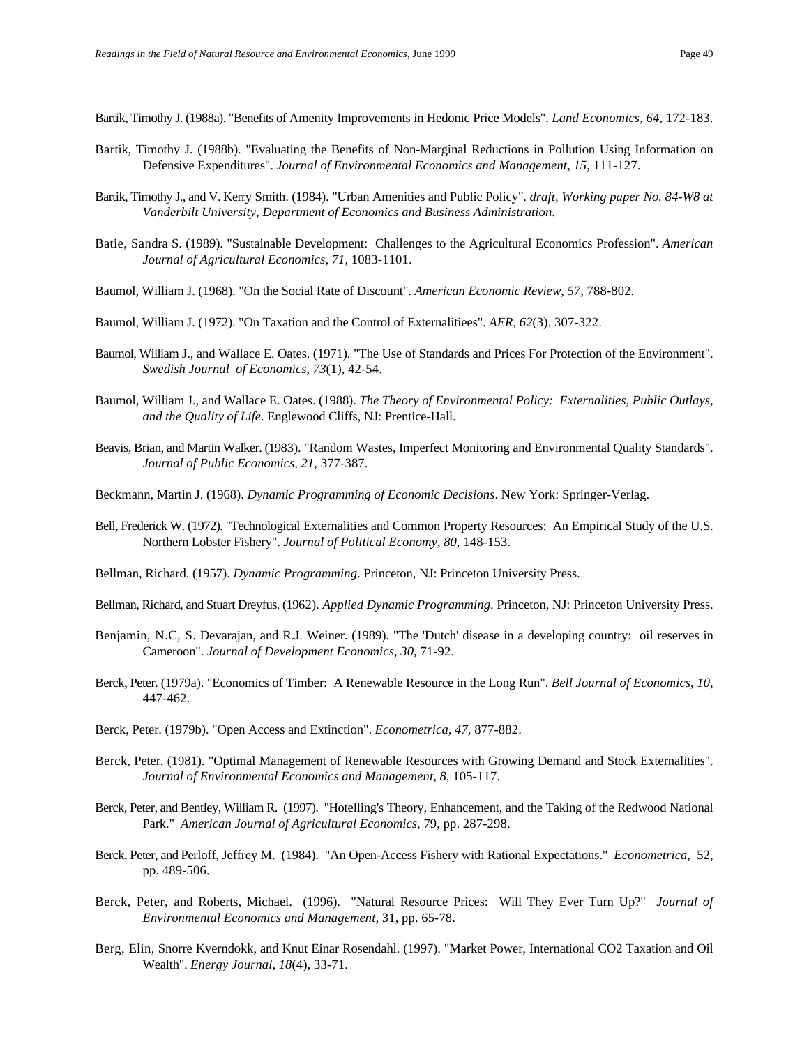Bartik, Timothy J. (1988a). "Benefits of Amenity Improvements in Hedonic Price Models". *Land Economics, 64*, 172-183.

Bartik, Timothy J. (1988b). "Evaluating the Benefits of Non-Marginal Reductions in Pollution Using Information on Defensive Expenditures". *Journal of Environmental Economics and Management, 15*, 111-127.

Bartik, Timothy J., and V. Kerry Smith. (1984). "Urban Amenities and Public Policy". *draft, Working paper No. 84-W8 at Vanderbilt University, Department of Economics and Business Administration*.

Batie, Sandra S. (1989). "Sustainable Development: Challenges to the Agricultural Economics Profession". *American Journal of Agricultural Economics, 71*, 1083-1101.

Baumol, William J. (1968). "On the Social Rate of Discount". *American Economic Review, 57*, 788-802.

Baumol, William J. (1972). "On Taxation and the Control of Externalitiees". *AER, 62*(3), 307-322.

Baumol, William J., and Wallace E. Oates. (1971). "The Use of Standards and Prices For Protection of the Environment". *Swedish Journal of Economics, 73*(1), 42-54.

Baumol, William J., and Wallace E. Oates. (1988). *The Theory of Environmental Policy: Externalities, Public Outlays, and the Quality of Life*. Englewood Cliffs, NJ: Prentice-Hall.

Beavis, Brian, and Martin Walker. (1983). "Random Wastes, Imperfect Monitoring and Environmental Quality Standards". *Journal of Public Economics, 21*, 377-387.

Beckmann, Martin J. (1968). *Dynamic Programming of Economic Decisions*. New York: Springer-Verlag.

Bell, Frederick W. (1972). "Technological Externalities and Common Property Resources: An Empirical Study of the U.S. Northern Lobster Fishery". *Journal of Political Economy, 80*, 148-153.

Bellman, Richard. (1957). *Dynamic Programming*. Princeton, NJ: Princeton University Press.

Bellman, Richard, and Stuart Dreyfus. (1962). *Applied Dynamic Programming*. Princeton, NJ: Princeton University Press.

Benjamin, N.C, S. Devarajan, and R.J. Weiner. (1989). "The 'Dutch' disease in a developing country: oil reserves in Cameroon". *Journal of Development Economics, 30*, 71-92.

Berck, Peter. (1979a). "Economics of Timber: A Renewable Resource in the Long Run". *Bell Journal of Economics, 10*, 447-462.

Berck, Peter. (1979b). "Open Access and Extinction". *Econometrica, 47*, 877-882.

Berck, Peter. (1981). "Optimal Management of Renewable Resources with Growing Demand and Stock Externalities". *Journal of Environmental Economics and Management, 8*, 105-117.

Berck, Peter, and Bentley, William R. (1997). "Hotelling's Theory, Enhancement, and the Taking of the Redwood National Park." *American Journal of Agricultural Economics*, 79, pp. 287-298.

Berck, Peter, and Perloff, Jeffrey M. (1984). "An Open-Access Fishery with Rational Expectations." *Econometrica*, 52, pp. 489-506.

Berck, Peter, and Roberts, Michael. (1996). "Natural Resource Prices: Will They Ever Turn Up?" *Journal of Environmental Economics and Management*, 31, pp. 65-78.

Berg, Elin, Snorre Kverndokk, and Knut Einar Rosendahl. (1997). "Market Power, International CO2 Taxation and Oil Wealth". *Energy Journal, 18*(4), 33-71.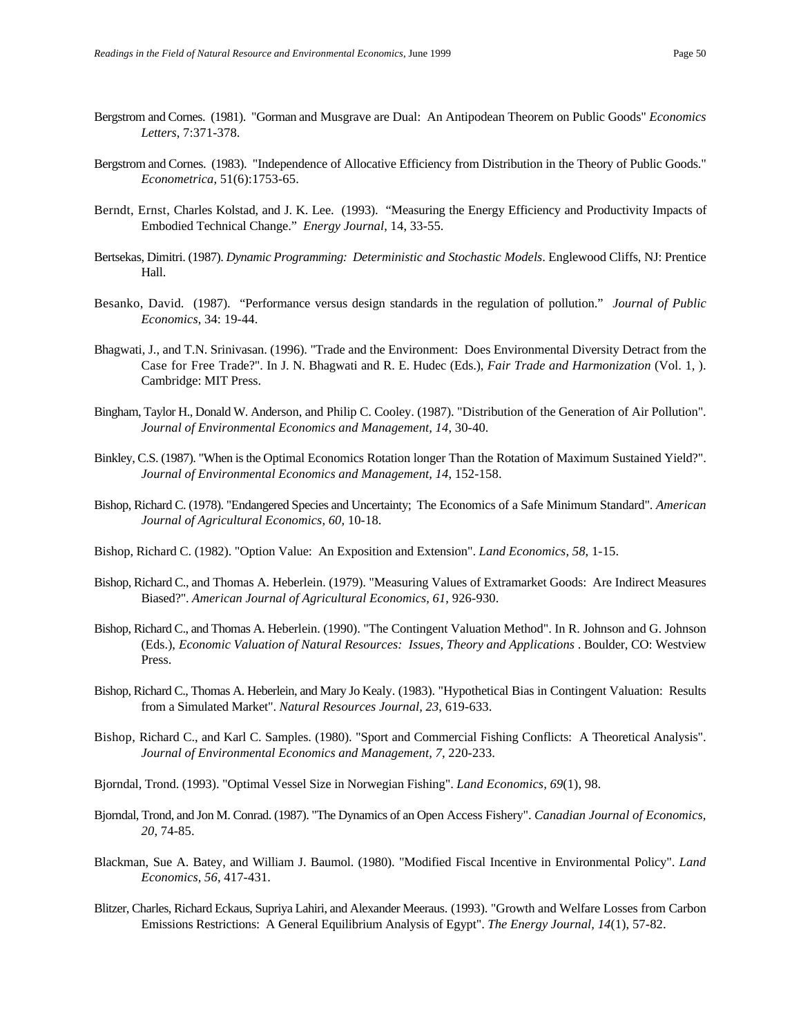Bergstrom and Cornes. (1981). "Gorman and Musgrave are Dual: An Antipodean Theorem on Public Goods" *Economics Letters*, 7:371-378.

Bergstrom and Cornes. (1983). "Independence of Allocative Efficiency from Distribution in the Theory of Public Goods." *Econometrica*, 51(6):1753-65.

Berndt, Ernst, Charles Kolstad, and J. K. Lee. (1993). "Measuring the Energy Efficiency and Productivity Impacts of Embodied Technical Change." *Energy Journal*, 14, 33-55.

Bertsekas, Dimitri. (1987). *Dynamic Programming: Deterministic and Stochastic Models*. Englewood Cliffs, NJ: Prentice Hall.

Besanko, David. (1987). "Performance versus design standards in the regulation of pollution." *Journal of Public Economics*, 34: 19-44.

Bhagwati, J., and T.N. Srinivasan. (1996). "Trade and the Environment: Does Environmental Diversity Detract from the Case for Free Trade?". In J. N. Bhagwati and R. E. Hudec (Eds.), *Fair Trade and Harmonization* (Vol. 1, ). Cambridge: MIT Press.

Bingham, Taylor H., Donald W. Anderson, and Philip C. Cooley. (1987). "Distribution of the Generation of Air Pollution". *Journal of Environmental Economics and Management, 14*, 30-40.

Binkley, C.S. (1987). "When is the Optimal Economics Rotation longer Than the Rotation of Maximum Sustained Yield?". *Journal of Environmental Economics and Management, 14*, 152-158.

Bishop, Richard C. (1978). "Endangered Species and Uncertainty; The Economics of a Safe Minimum Standard". *American Journal of Agricultural Economics, 60*, 10-18.

Bishop, Richard C. (1982). "Option Value: An Exposition and Extension". *Land Economics, 58*, 1-15.

Bishop, Richard C., and Thomas A. Heberlein. (1979). "Measuring Values of Extramarket Goods: Are Indirect Measures Biased?". *American Journal of Agricultural Economics, 61*, 926-930.

Bishop, Richard C., and Thomas A. Heberlein. (1990). "The Contingent Valuation Method". In R. Johnson and G. Johnson (Eds.), *Economic Valuation of Natural Resources: Issues, Theory and Applications* . Boulder, CO: Westview Press.

Bishop, Richard C., Thomas A. Heberlein, and Mary Jo Kealy. (1983). "Hypothetical Bias in Contingent Valuation: Results from a Simulated Market". *Natural Resources Journal, 23*, 619-633.

Bishop, Richard C., and Karl C. Samples. (1980). "Sport and Commercial Fishing Conflicts: A Theoretical Analysis". *Journal of Environmental Economics and Management, 7*, 220-233.

Bjorndal, Trond. (1993). "Optimal Vessel Size in Norwegian Fishing". *Land Economics, 69*(1), 98.

Bjorndal, Trond, and Jon M. Conrad. (1987). "The Dynamics of an Open Access Fishery". *Canadian Journal of Economics, 20*, 74-85.

Blackman, Sue A. Batey, and William J. Baumol. (1980). "Modified Fiscal Incentive in Environmental Policy". *Land Economics, 56*, 417-431.

Blitzer, Charles, Richard Eckaus, Supriya Lahiri, and Alexander Meeraus. (1993). "Growth and Welfare Losses from Carbon Emissions Restrictions: A General Equilibrium Analysis of Egypt". *The Energy Journal, 14*(1), 57-82.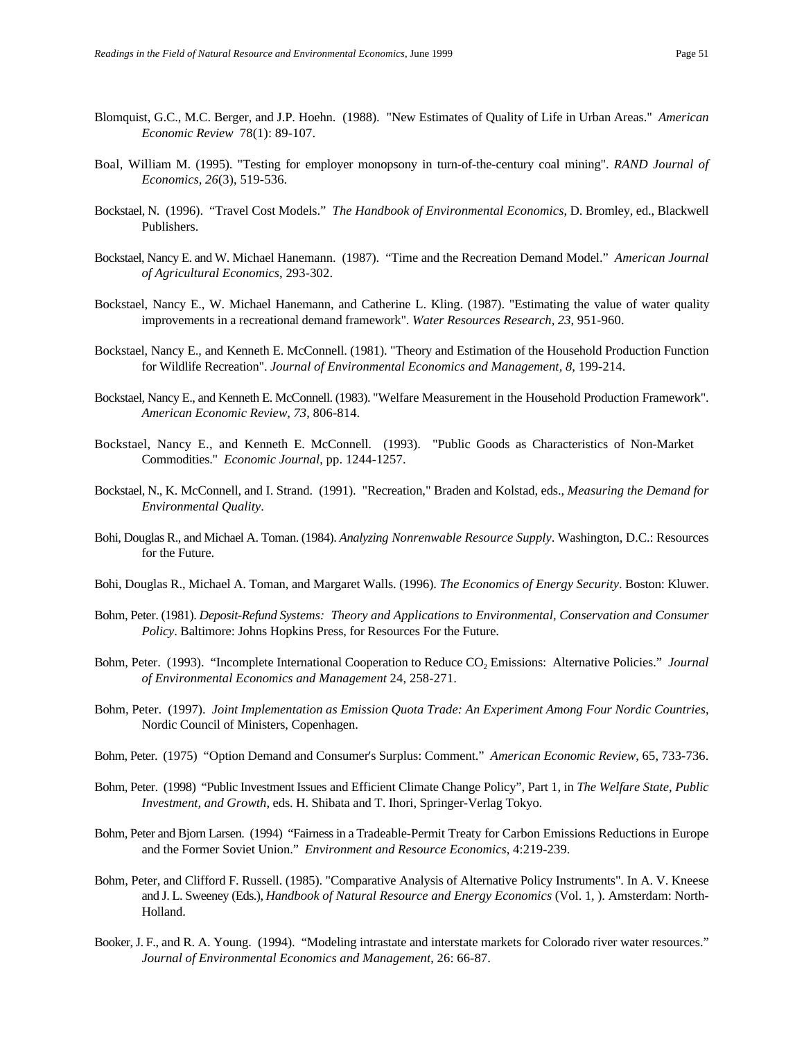Blomquist, G.C., M.C. Berger, and J.P. Hoehn. (1988). "New Estimates of Quality of Life in Urban Areas." *American Economic Review* 78(1): 89-107.

Boal, William M. (1995). "Testing for employer monopsony in turn-of-the-century coal mining". *RAND Journal of Economics, 26*(3), 519-536.

Bockstael, N. (1996). "Travel Cost Models." *The Handbook of Environmental Economics,* D. Bromley, ed., Blackwell Publishers.

Bockstael, Nancy E. and W. Michael Hanemann. (1987). "Time and the Recreation Demand Model." *American Journal of Agricultural Economics,* 293-302.

Bockstael, Nancy E., W. Michael Hanemann, and Catherine L. Kling. (1987). "Estimating the value of water quality improvements in a recreational demand framework". *Water Resources Research, 23,* 951-960.

Bockstael, Nancy E., and Kenneth E. McConnell. (1981). "Theory and Estimation of the Household Production Function for Wildlife Recreation". *Journal of Environmental Economics and Management, 8,* 199-214.

Bockstael, Nancy E., and Kenneth E. McConnell. (1983). "Welfare Measurement in the Household Production Framework". *American Economic Review, 73,* 806-814.

Bockstael, Nancy E., and Kenneth E. McConnell. (1993). "Public Goods as Characteristics of Non-Market Commodities." *Economic Journal*, pp. 1244-1257.

Bockstael, N., K. McConnell, and I. Strand. (1991). "Recreation," Braden and Kolstad, eds., *Measuring the Demand for Environmental Quality*.

Bohi, Douglas R., and Michael A. Toman. (1984). *Analyzing Nonrenwable Resource Supply*. Washington, D.C.: Resources for the Future.

Bohi, Douglas R., Michael A. Toman, and Margaret Walls. (1996). *The Economics of Energy Security*. Boston: Kluwer.

Bohm, Peter. (1981). *Deposit-Refund Systems: Theory and Applications to Environmental, Conservation and Consumer Policy*. Baltimore: Johns Hopkins Press, for Resources For the Future.

Bohm, Peter. (1993). "Incomplete International Cooperation to Reduce $CO_2$ Emissions: Alternative Policies." *Journal of Environmental Economics and Management* 24, 258-271.

Bohm, Peter. (1997). *Joint Implementation as Emission Quota Trade: An Experiment Among Four Nordic Countries*, Nordic Council of Ministers, Copenhagen.

Bohm, Peter. (1975) "Option Demand and Consumer's Surplus: Comment." *American Economic Review*, 65, 733-736.

Bohm, Peter. (1998) "Public Investment Issues and Efficient Climate Change Policy", Part 1, in *The Welfare State, Public Investment, and Growth*, eds. H. Shibata and T. Ihori, Springer-Verlag Tokyo.

Bohm, Peter and Bjorn Larsen. (1994) "Fairness in a Tradeable-Permit Treaty for Carbon Emissions Reductions in Europe and the Former Soviet Union." *Environment and Resource Economics*, 4:219-239.

Bohm, Peter, and Clifford F. Russell. (1985). "Comparative Analysis of Alternative Policy Instruments". In A. V. Kneese and J. L. Sweeney (Eds.), *Handbook of Natural Resource and Energy Economics* (Vol. 1, ). Amsterdam: North-Holland.

Booker, J. F., and R. A. Young. (1994). "Modeling intrastate and interstate markets for Colorado river water resources." *Journal of Environmental Economics and Management*, 26: 66-87.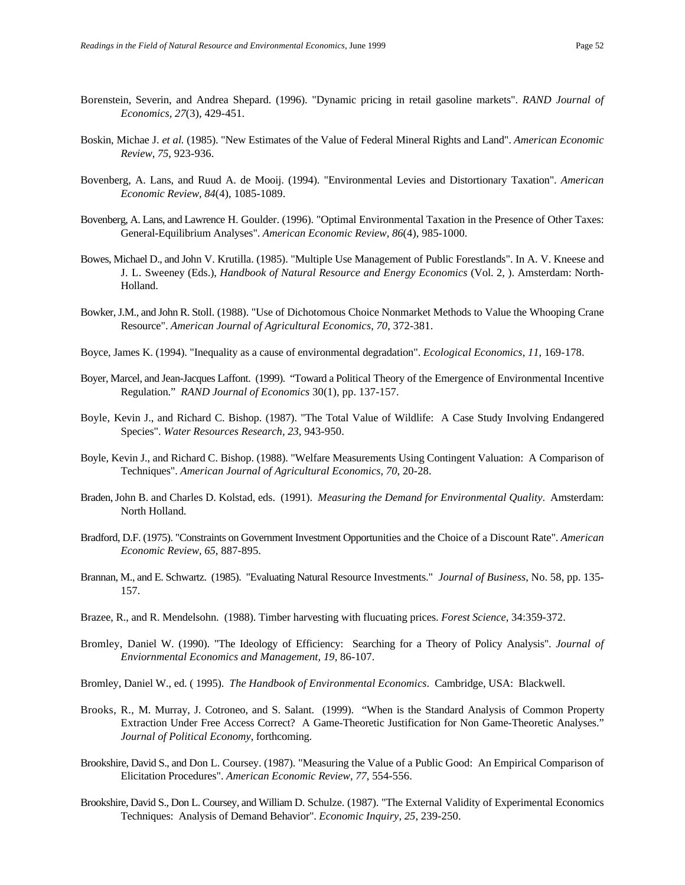Borenstein, Severin, and Andrea Shepard. (1996). "Dynamic pricing in retail gasoline markets". *RAND Journal of Economics, 27*(3), 429-451.

Boskin, Michae J. *et al.* (1985). "New Estimates of the Value of Federal Mineral Rights and Land". *American Economic Review, 75*, 923-936.

Bovenberg, A. Lans, and Ruud A. de Mooij. (1994). "Environmental Levies and Distortionary Taxation". *American Economic Review, 84*(4), 1085-1089.

Bovenberg, A. Lans, and Lawrence H. Goulder. (1996). "Optimal Environmental Taxation in the Presence of Other Taxes: General-Equilibrium Analyses". *American Economic Review, 86*(4), 985-1000.

Bowes, Michael D., and John V. Krutilla. (1985). "Multiple Use Management of Public Forestlands". In A. V. Kneese and J. L. Sweeney (Eds.), *Handbook of Natural Resource and Energy Economics* (Vol. 2, ). Amsterdam: North-Holland.

Bowker, J.M., and John R. Stoll. (1988). "Use of Dichotomous Choice Nonmarket Methods to Value the Whooping Crane Resource". *American Journal of Agricultural Economics, 70*, 372-381.

Boyce, James K. (1994). "Inequality as a cause of environmental degradation". *Ecological Economics, 11*, 169-178.

Boyer, Marcel, and Jean-Jacques Laffont. (1999). "Toward a Political Theory of the Emergence of Environmental Incentive Regulation." *RAND Journal of Economics* 30(1), pp. 137-157.

Boyle, Kevin J., and Richard C. Bishop. (1987). "The Total Value of Wildlife: A Case Study Involving Endangered Species". *Water Resources Research, 23*, 943-950.

Boyle, Kevin J., and Richard C. Bishop. (1988). "Welfare Measurements Using Contingent Valuation: A Comparison of Techniques". *American Journal of Agricultural Economics, 70*, 20-28.

Braden, John B. and Charles D. Kolstad, eds. (1991). *Measuring the Demand for Environmental Quality*. Amsterdam: North Holland.

Bradford, D.F. (1975). "Constraints on Government Investment Opportunities and the Choice of a Discount Rate". *American Economic Review, 65*, 887-895.

Brannan, M., and E. Schwartz. (1985). "Evaluating Natural Resource Investments." *Journal of Business*, No. 58, pp. 135-157.

Brazee, R., and R. Mendelsohn. (1988). Timber harvesting with flucuating prices. *Forest Science*, 34:359-372.

Bromley, Daniel W. (1990). "The Ideology of Efficiency: Searching for a Theory of Policy Analysis". *Journal of Enviornmental Economics and Management, 19*, 86-107.

Bromley, Daniel W., ed. ( 1995). *The Handbook of Environmental Economics*. Cambridge, USA: Blackwell.

Brooks, R., M. Murray, J. Cotroneo, and S. Salant. (1999). "When is the Standard Analysis of Common Property Extraction Under Free Access Correct? A Game-Theoretic Justification for Non Game-Theoretic Analyses." *Journal of Political Economy*, forthcoming.

Brookshire, David S., and Don L. Coursey. (1987). "Measuring the Value of a Public Good: An Empirical Comparison of Elicitation Procedures". *American Economic Review, 77*, 554-556.

Brookshire, David S., Don L. Coursey, and William D. Schulze. (1987). "The External Validity of Experimental Economics Techniques: Analysis of Demand Behavior". *Economic Inquiry, 25*, 239-250.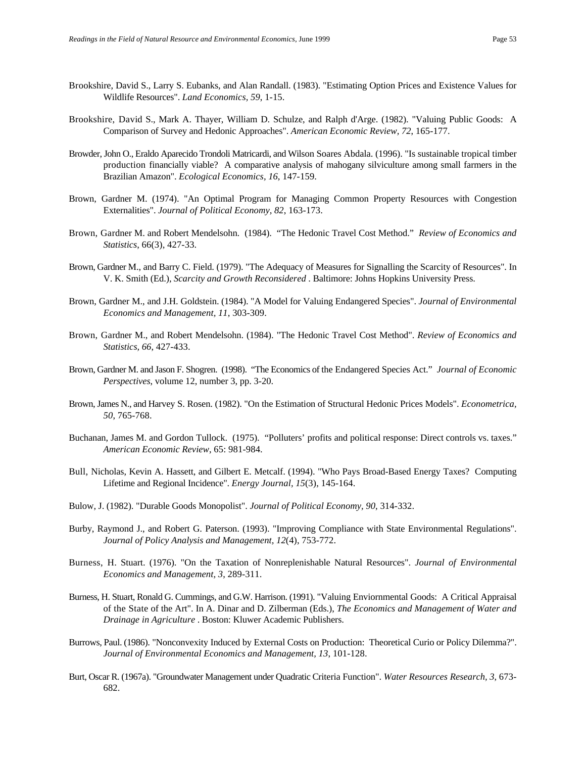Brookshire, David S., Larry S. Eubanks, and Alan Randall. (1983). "Estimating Option Prices and Existence Values for Wildlife Resources". *Land Economics, 59*, 1-15.

Brookshire, David S., Mark A. Thayer, William D. Schulze, and Ralph d'Arge. (1982). "Valuing Public Goods: A Comparison of Survey and Hedonic Approaches". *American Economic Review, 72*, 165-177.

Browder, John O., Eraldo Aparecido Trondoli Matricardi, and Wilson Soares Abdala. (1996). "Is sustainable tropical timber production financially viable? A comparative analysis of mahogany silviculture among small farmers in the Brazilian Amazon". *Ecological Economics, 16*, 147-159.

Brown, Gardner M. (1974). "An Optimal Program for Managing Common Property Resources with Congestion Externalities". *Journal of Political Economy, 82*, 163-173.

Brown, Gardner M. and Robert Mendelsohn. (1984). "The Hedonic Travel Cost Method." *Review of Economics and Statistics*, 66(3), 427-33.

Brown, Gardner M., and Barry C. Field. (1979). "The Adequacy of Measures for Signalling the Scarcity of Resources". In V. K. Smith (Ed.), *Scarcity and Growth Reconsidered* . Baltimore: Johns Hopkins University Press.

Brown, Gardner M., and J.H. Goldstein. (1984). "A Model for Valuing Endangered Species". *Journal of Environmental Economics and Management, 11*, 303-309.

Brown, Gardner M., and Robert Mendelsohn. (1984). "The Hedonic Travel Cost Method". *Review of Economics and Statistics, 66*, 427-433.

Brown, Gardner M. and Jason F. Shogren. (1998). "The Economics of the Endangered Species Act." *Journal of Economic Perspectives*, volume 12, number 3, pp. 3-20.

Brown, James N., and Harvey S. Rosen. (1982). "On the Estimation of Structural Hedonic Prices Models". *Econometrica, 50*, 765-768.

Buchanan, James M. and Gordon Tullock. (1975). "Polluters' profits and political response: Direct controls vs. taxes." *American Economic Review*, 65: 981-984.

Bull, Nicholas, Kevin A. Hassett, and Gilbert E. Metcalf. (1994). "Who Pays Broad-Based Energy Taxes? Computing Lifetime and Regional Incidence". *Energy Journal, 15*(3), 145-164.

Bulow, J. (1982). "Durable Goods Monopolist". *Journal of Political Economy, 90*, 314-332.

Burby, Raymond J., and Robert G. Paterson. (1993). "Improving Compliance with State Environmental Regulations". *Journal of Policy Analysis and Management, 12*(4), 753-772.

Burness, H. Stuart. (1976). "On the Taxation of Nonreplenishable Natural Resources". *Journal of Environmental Economics and Management, 3*, 289-311.

Burness, H. Stuart, Ronald G. Cummings, and G.W. Harrison. (1991). "Valuing Enviornmental Goods: A Critical Appraisal of the State of the Art". In A. Dinar and D. Zilberman (Eds.), *The Economics and Management of Water and Drainage in Agriculture* . Boston: Kluwer Academic Publishers.

Burrows, Paul. (1986). "Nonconvexity Induced by External Costs on Production: Theoretical Curio or Policy Dilemma?". *Journal of Environmental Economics and Management, 13*, 101-128.

Burt, Oscar R. (1967a). "Groundwater Management under Quadratic Criteria Function". *Water Resources Research, 3*, 673-682.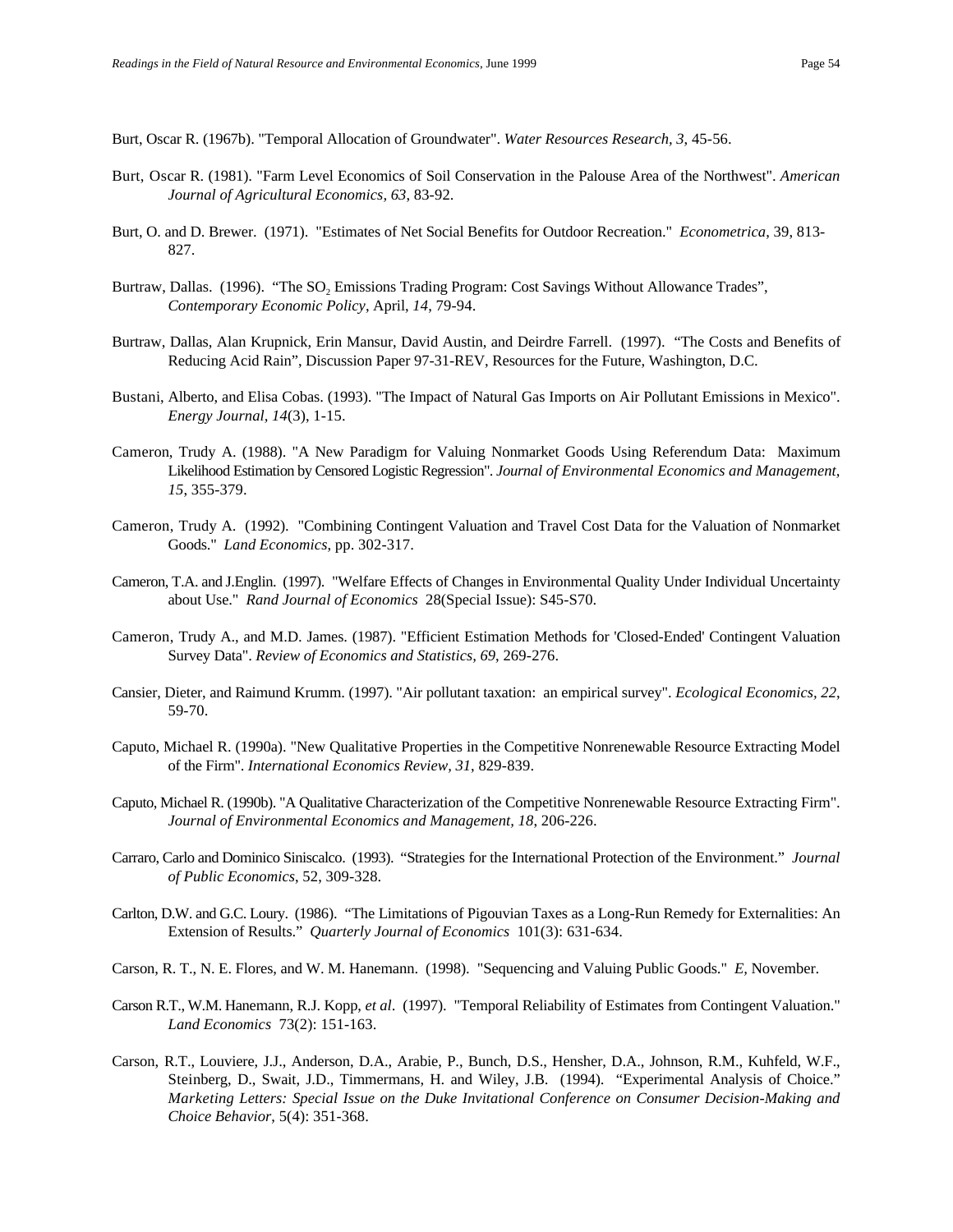Burt, Oscar R. (1967b). "Temporal Allocation of Groundwater". *Water Resources Research, 3*, 45-56.

Burt, Oscar R. (1981). "Farm Level Economics of Soil Conservation in the Palouse Area of the Northwest". *American Journal of Agricultural Economics, 63*, 83-92.

Burt, O. and D. Brewer. (1971). "Estimates of Net Social Benefits for Outdoor Recreation." *Econometrica*, 39, 813-827.

Burtraw, Dallas. (1996). "The $SO_2$ Emissions Trading Program: Cost Savings Without Allowance Trades", *Contemporary Economic Policy*, April, *14*, 79-94.

Burtraw, Dallas, Alan Krupnick, Erin Mansur, David Austin, and Deirdre Farrell. (1997). "The Costs and Benefits of Reducing Acid Rain", Discussion Paper 97-31-REV, Resources for the Future, Washington, D.C.

Bustani, Alberto, and Elisa Cobas. (1993). "The Impact of Natural Gas Imports on Air Pollutant Emissions in Mexico". *Energy Journal, 14*(3), 1-15.

Cameron, Trudy A. (1988). "A New Paradigm for Valuing Nonmarket Goods Using Referendum Data: Maximum Likelihood Estimation by Censored Logistic Regression". *Journal of Environmental Economics and Management, 15*, 355-379.

Cameron, Trudy A. (1992). "Combining Contingent Valuation and Travel Cost Data for the Valuation of Nonmarket Goods." *Land Economics*, pp. 302-317.

Cameron, T.A. and J.Englin. (1997). "Welfare Effects of Changes in Environmental Quality Under Individual Uncertainty about Use." *Rand Journal of Economics* 28(Special Issue): S45-S70.

Cameron, Trudy A., and M.D. James. (1987). "Efficient Estimation Methods for 'Closed-Ended' Contingent Valuation Survey Data". *Review of Economics and Statistics, 69*, 269-276.

Cansier, Dieter, and Raimund Krumm. (1997). "Air pollutant taxation: an empirical survey". *Ecological Economics, 22*, 59-70.

Caputo, Michael R. (1990a). "New Qualitative Properties in the Competitive Nonrenewable Resource Extracting Model of the Firm". *International Economics Review, 31*, 829-839.

Caputo, Michael R. (1990b). "A Qualitative Characterization of the Competitive Nonrenewable Resource Extracting Firm". *Journal of Environmental Economics and Management, 18*, 206-226.

Carraro, Carlo and Dominico Siniscalco. (1993). "Strategies for the International Protection of the Environment." *Journal of Public Economics*, 52, 309-328.

Carlton, D.W. and G.C. Loury. (1986). "The Limitations of Pigouvian Taxes as a Long-Run Remedy for Externalities: An Extension of Results." *Quarterly Journal of Economics* 101(3): 631-634.

Carson, R. T., N. E. Flores, and W. M. Hanemann. (1998). "Sequencing and Valuing Public Goods." *E*, November.

Carson R.T., W.M. Hanemann, R.J. Kopp, *et al*. (1997). "Temporal Reliability of Estimates from Contingent Valuation." *Land Economics* 73(2): 151-163.

Carson, R.T., Louviere, J.J., Anderson, D.A., Arabie, P., Bunch, D.S., Hensher, D.A., Johnson, R.M., Kuhfeld, W.F., Steinberg, D., Swait, J.D., Timmermans, H. and Wiley, J.B. (1994). "Experimental Analysis of Choice." *Marketing Letters: Special Issue on the Duke Invitational Conference on Consumer Decision-Making and Choice Behavior*, 5(4): 351-368.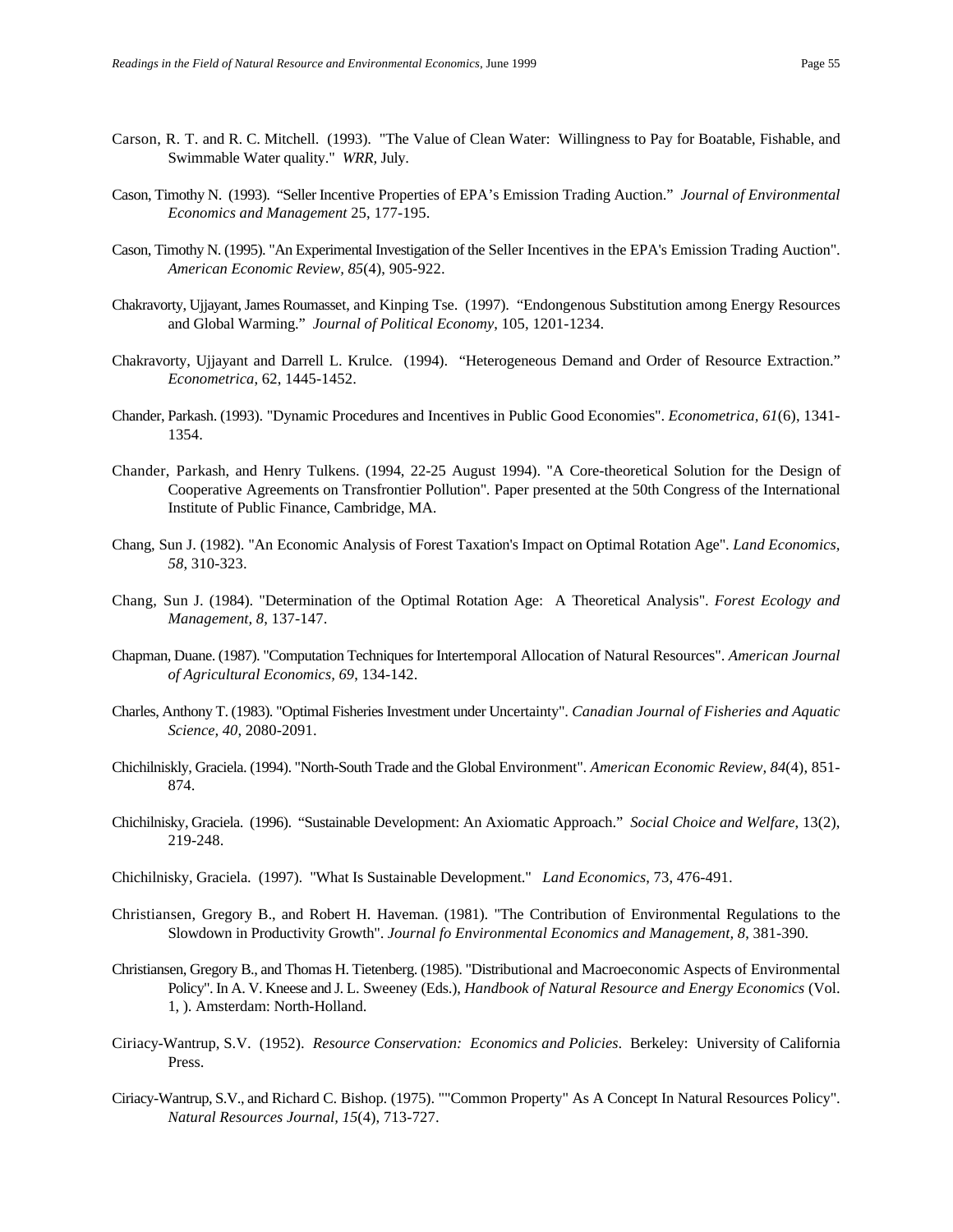Carson, R. T. and R. C. Mitchell. (1993). "The Value of Clean Water: Willingness to Pay for Boatable, Fishable, and Swimmable Water quality." *WRR,* July.

Cason, Timothy N. (1993). "Seller Incentive Properties of EPA's Emission Trading Auction." *Journal of Environmental Economics and Management* 25, 177-195.

Cason, Timothy N. (1995). "An Experimental Investigation of the Seller Incentives in the EPA's Emission Trading Auction". *American Economic Review, 85*(4), 905-922.

Chakravorty, Ujjayant, James Roumasset, and Kinping Tse. (1997). "Endongenous Substitution among Energy Resources and Global Warming." *Journal of Political Economy,* 105, 1201-1234.

Chakravorty, Ujjayant and Darrell L. Krulce. (1994). "Heterogeneous Demand and Order of Resource Extraction." *Econometrica*, 62, 1445-1452.

Chander, Parkash. (1993). "Dynamic Procedures and Incentives in Public Good Economies". *Econometrica, 61*(6), 1341-1354.

Chander, Parkash, and Henry Tulkens. (1994, 22-25 August 1994). "A Core-theoretical Solution for the Design of Cooperative Agreements on Transfrontier Pollution". Paper presented at the 50th Congress of the International Institute of Public Finance, Cambridge, MA.

Chang, Sun J. (1982). "An Economic Analysis of Forest Taxation's Impact on Optimal Rotation Age". *Land Economics, 58*, 310-323.

Chang, Sun J. (1984). "Determination of the Optimal Rotation Age: A Theoretical Analysis". *Forest Ecology and Management, 8*, 137-147.

Chapman, Duane. (1987). "Computation Techniques for Intertemporal Allocation of Natural Resources". *American Journal of Agricultural Economics, 69*, 134-142.

Charles, Anthony T. (1983). "Optimal Fisheries Investment under Uncertainty". *Canadian Journal of Fisheries and Aquatic Science, 40*, 2080-2091.

Chichilniskly, Graciela. (1994). "North-South Trade and the Global Environment". *American Economic Review, 84*(4), 851-874.

Chichilnisky, Graciela. (1996). "Sustainable Development: An Axiomatic Approach." *Social Choice and Welfare*, 13(2), 219-248.

Chichilnisky, Graciela. (1997). "What Is Sustainable Development." *Land Economics*, 73, 476-491.

Christiansen, Gregory B., and Robert H. Haveman. (1981). "The Contribution of Environmental Regulations to the Slowdown in Productivity Growth". *Journal fo Environmental Economics and Management, 8*, 381-390.

Christiansen, Gregory B., and Thomas H. Tietenberg. (1985). "Distributional and Macroeconomic Aspects of Environmental Policy". In A. V. Kneese and J. L. Sweeney (Eds.), *Handbook of Natural Resource and Energy Economics* (Vol. 1, ). Amsterdam: North-Holland.

Ciriacy-Wantrup, S.V. (1952). *Resource Conservation: Economics and Policies*. Berkeley: University of California Press.

Ciriacy-Wantrup, S.V., and Richard C. Bishop. (1975). ""Common Property" As A Concept In Natural Resources Policy". *Natural Resources Journal, 15*(4), 713-727.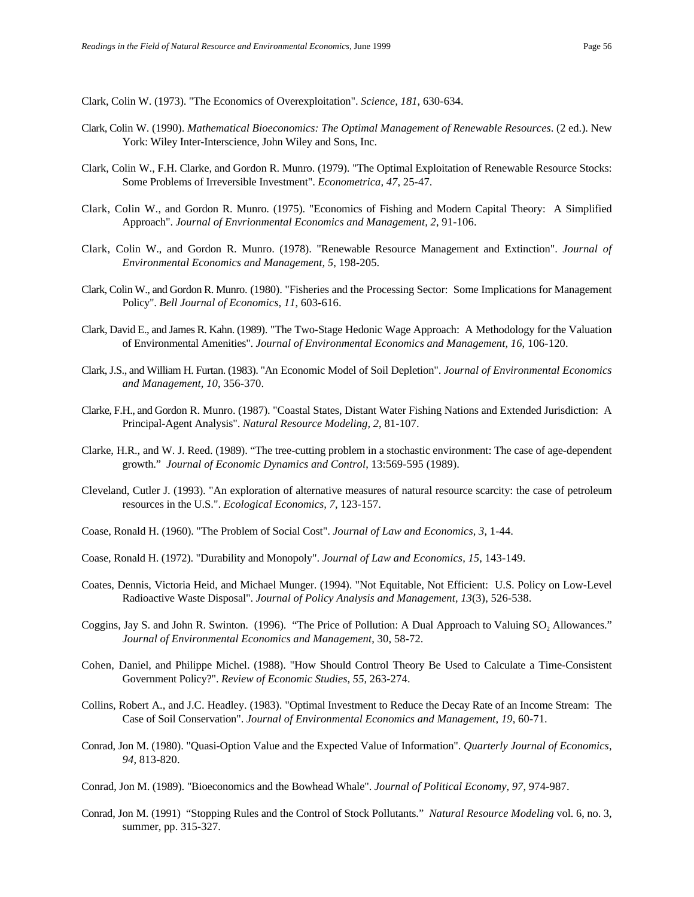Clark, Colin W. (1973). "The Economics of Overexploitation". *Science, 181*, 630-634.

Clark, Colin W. (1990). *Mathematical Bioeconomics: The Optimal Management of Renewable Resources*. (2 ed.). New York: Wiley Inter-Interscience, John Wiley and Sons, Inc.

Clark, Colin W., F.H. Clarke, and Gordon R. Munro. (1979). "The Optimal Exploitation of Renewable Resource Stocks: Some Problems of Irreversible Investment". *Econometrica, 47*, 25-47.

Clark, Colin W., and Gordon R. Munro. (1975). "Economics of Fishing and Modern Capital Theory: A Simplified Approach". *Journal of Envrionmental Economics and Management, 2*, 91-106.

Clark, Colin W., and Gordon R. Munro. (1978). "Renewable Resource Management and Extinction". *Journal of Environmental Economics and Management, 5*, 198-205.

Clark, Colin W., and Gordon R. Munro. (1980). "Fisheries and the Processing Sector: Some Implications for Management Policy". *Bell Journal of Economics, 11*, 603-616.

Clark, David E., and James R. Kahn. (1989). "The Two-Stage Hedonic Wage Approach: A Methodology for the Valuation of Environmental Amenities". *Journal of Environmental Economics and Management, 16*, 106-120.

Clark, J.S., and William H. Furtan. (1983). "An Economic Model of Soil Depletion". *Journal of Environmental Economics and Management, 10*, 356-370.

Clarke, F.H., and Gordon R. Munro. (1987). "Coastal States, Distant Water Fishing Nations and Extended Jurisdiction: A Principal-Agent Analysis". *Natural Resource Modeling, 2*, 81-107.

Clarke, H.R., and W. J. Reed. (1989). "The tree-cutting problem in a stochastic environment: The case of age-dependent growth." *Journal of Economic Dynamics and Control*, 13:569-595 (1989).

Cleveland, Cutler J. (1993). "An exploration of alternative measures of natural resource scarcity: the case of petroleum resources in the U.S.". *Ecological Economics, 7*, 123-157.

Coase, Ronald H. (1960). "The Problem of Social Cost". *Journal of Law and Economics, 3*, 1-44.

Coase, Ronald H. (1972). "Durability and Monopoly". *Journal of Law and Economics, 15*, 143-149.

Coates, Dennis, Victoria Heid, and Michael Munger. (1994). "Not Equitable, Not Efficient: U.S. Policy on Low-Level Radioactive Waste Disposal". *Journal of Policy Analysis and Management, 13*(3), 526-538.

Coggins, Jay S. and John R. Swinton. (1996). "The Price of Pollution: A Dual Approach to Valuing $SO_2$ Allowances." *Journal of Environmental Economics and Management*, 30, 58-72.

Cohen, Daniel, and Philippe Michel. (1988). "How Should Control Theory Be Used to Calculate a Time-Consistent Government Policy?". *Review of Economic Studies, 55*, 263-274.

Collins, Robert A., and J.C. Headley. (1983). "Optimal Investment to Reduce the Decay Rate of an Income Stream: The Case of Soil Conservation". *Journal of Environmental Economics and Management, 19*, 60-71.

Conrad, Jon M. (1980). "Quasi-Option Value and the Expected Value of Information". *Quarterly Journal of Economics, 94*, 813-820.

Conrad, Jon M. (1989). "Bioeconomics and the Bowhead Whale". *Journal of Political Economy, 97*, 974-987.

Conrad, Jon M. (1991) "Stopping Rules and the Control of Stock Pollutants." *Natural Resource Modeling* vol. 6, no. 3, summer, pp. 315-327.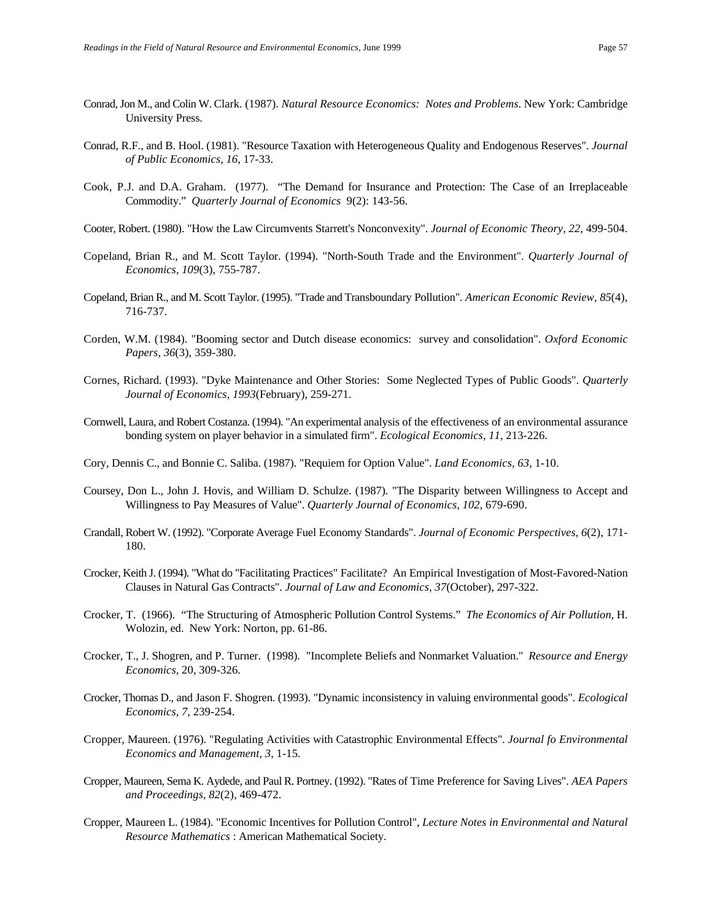Conrad, Jon M., and Colin W. Clark. (1987). *Natural Resource Economics: Notes and Problems*. New York: Cambridge University Press.

Conrad, R.F., and B. Hool. (1981). "Resource Taxation with Heterogeneous Quality and Endogenous Reserves". *Journal of Public Economics, 16*, 17-33.

Cook, P.J. and D.A. Graham. (1977). "The Demand for Insurance and Protection: The Case of an Irreplaceable Commodity." *Quarterly Journal of Economics* 9(2): 143-56.

Cooter, Robert. (1980). "How the Law Circumvents Starrett's Nonconvexity". *Journal of Economic Theory, 22*, 499-504.

Copeland, Brian R., and M. Scott Taylor. (1994). "North-South Trade and the Environment". *Quarterly Journal of Economics, 109*(3), 755-787.

Copeland, Brian R., and M. Scott Taylor. (1995). "Trade and Transboundary Pollution". *American Economic Review, 85*(4), 716-737.

Corden, W.M. (1984). "Booming sector and Dutch disease economics: survey and consolidation". *Oxford Economic Papers, 36*(3), 359-380.

Cornes, Richard. (1993). "Dyke Maintenance and Other Stories: Some Neglected Types of Public Goods". *Quarterly Journal of Economics, 1993*(February), 259-271.

Cornwell, Laura, and Robert Costanza. (1994). "An experimental analysis of the effectiveness of an environmental assurance bonding system on player behavior in a simulated firm". *Ecological Economics, 11*, 213-226.

Cory, Dennis C., and Bonnie C. Saliba. (1987). "Requiem for Option Value". *Land Economics, 63*, 1-10.

Coursey, Don L., John J. Hovis, and William D. Schulze. (1987). "The Disparity between Willingness to Accept and Willingness to Pay Measures of Value". *Quarterly Journal of Economics, 102*, 679-690.

Crandall, Robert W. (1992). "Corporate Average Fuel Economy Standards". *Journal of Economic Perspectives, 6*(2), 171-180.

Crocker, Keith J. (1994). "What do "Facilitating Practices" Facilitate? An Empirical Investigation of Most-Favored-Nation Clauses in Natural Gas Contracts". *Journal of Law and Economics, 37*(October), 297-322.

Crocker, T. (1966). "The Structuring of Atmospheric Pollution Control Systems." *The Economics of Air Pollution*, H. Wolozin, ed. New York: Norton, pp. 61-86.

Crocker, T., J. Shogren, and P. Turner. (1998). "Incomplete Beliefs and Nonmarket Valuation." *Resource and Energy Economics*, 20, 309-326.

Crocker, Thomas D., and Jason F. Shogren. (1993). "Dynamic inconsistency in valuing environmental goods". *Ecological Economics, 7*, 239-254.

Cropper, Maureen. (1976). "Regulating Activities with Catastrophic Environmental Effects". *Journal fo Environmental Economics and Management, 3*, 1-15.

Cropper, Maureen, Sema K. Aydede, and Paul R. Portney. (1992). "Rates of Time Preference for Saving Lives". *AEA Papers and Proceedings, 82*(2), 469-472.

Cropper, Maureen L. (1984). "Economic Incentives for Pollution Control", *Lecture Notes in Environmental and Natural Resource Mathematics* : American Mathematical Society.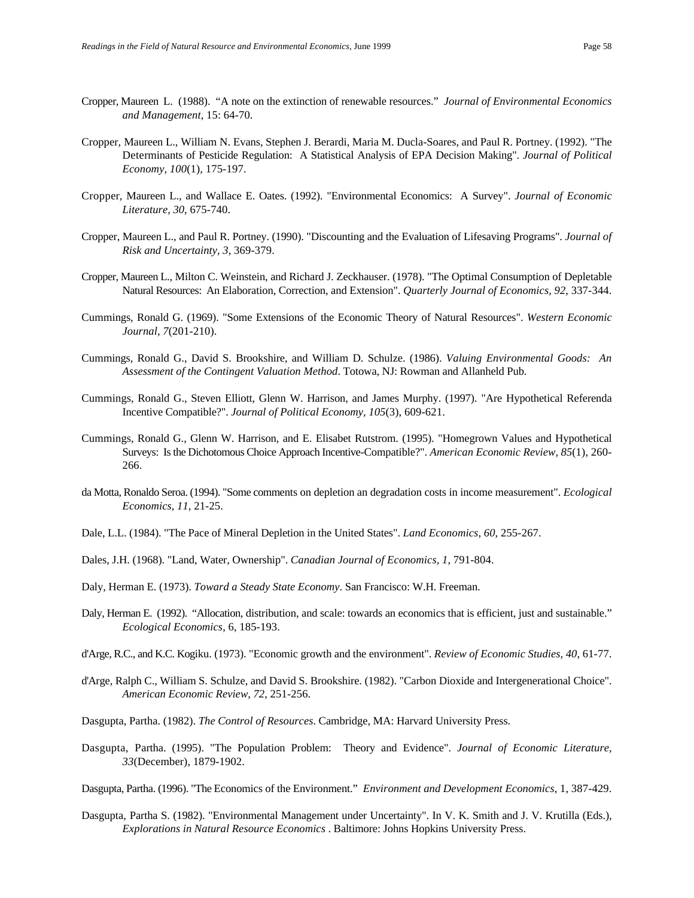Cropper, Maureen L. (1988). "A note on the extinction of renewable resources." *Journal of Environmental Economics and Management*, 15: 64-70.

Cropper, Maureen L., William N. Evans, Stephen J. Berardi, Maria M. Ducla-Soares, and Paul R. Portney. (1992). "The Determinants of Pesticide Regulation: A Statistical Analysis of EPA Decision Making". *Journal of Political Economy, 100*(1), 175-197.

Cropper, Maureen L., and Wallace E. Oates. (1992). "Environmental Economics: A Survey". *Journal of Economic Literature, 30*, 675-740.

Cropper, Maureen L., and Paul R. Portney. (1990). "Discounting and the Evaluation of Lifesaving Programs". *Journal of Risk and Uncertainty, 3*, 369-379.

Cropper, Maureen L., Milton C. Weinstein, and Richard J. Zeckhauser. (1978). "The Optimal Consumption of Depletable Natural Resources: An Elaboration, Correction, and Extension". *Quarterly Journal of Economics, 92*, 337-344.

Cummings, Ronald G. (1969). "Some Extensions of the Economic Theory of Natural Resources". *Western Economic Journal, 7*(201-210).

Cummings, Ronald G., David S. Brookshire, and William D. Schulze. (1986). *Valuing Environmental Goods: An Assessment of the Contingent Valuation Method*. Totowa, NJ: Rowman and Allanheld Pub.

Cummings, Ronald G., Steven Elliott, Glenn W. Harrison, and James Murphy. (1997). "Are Hypothetical Referenda Incentive Compatible?". *Journal of Political Economy, 105*(3), 609-621.

Cummings, Ronald G., Glenn W. Harrison, and E. Elisabet Rutstrom. (1995). "Homegrown Values and Hypothetical Surveys: Is the Dichotomous Choice Approach Incentive-Compatible?". *American Economic Review, 85*(1), 260-266.

da Motta, Ronaldo Seroa. (1994). "Some comments on depletion an degradation costs in income measurement". *Ecological Economics, 11*, 21-25.

Dale, L.L. (1984). "The Pace of Mineral Depletion in the United States". *Land Economics, 60*, 255-267.

Dales, J.H. (1968). "Land, Water, Ownership". *Canadian Journal of Economics, 1*, 791-804.

Daly, Herman E. (1973). *Toward a Steady State Economy*. San Francisco: W.H. Freeman.

Daly, Herman E. (1992). "Allocation, distribution, and scale: towards an economics that is efficient, just and sustainable." *Ecological Economics*, 6, 185-193.

d'Arge, R.C., and K.C. Kogiku. (1973). "Economic growth and the environment". *Review of Economic Studies, 40*, 61-77.

d'Arge, Ralph C., William S. Schulze, and David S. Brookshire. (1982). "Carbon Dioxide and Intergenerational Choice". *American Economic Review, 72*, 251-256.

Dasgupta, Partha. (1982). *The Control of Resources*. Cambridge, MA: Harvard University Press.

Dasgupta, Partha. (1995). "The Population Problem: Theory and Evidence". *Journal of Economic Literature, 33*(December), 1879-1902.

Dasgupta, Partha. (1996). "The Economics of the Environment." *Environment and Development Economics*, 1, 387-429.

Dasgupta, Partha S. (1982). "Environmental Management under Uncertainty". In V. K. Smith and J. V. Krutilla (Eds.), *Explorations in Natural Resource Economics* . Baltimore: Johns Hopkins University Press.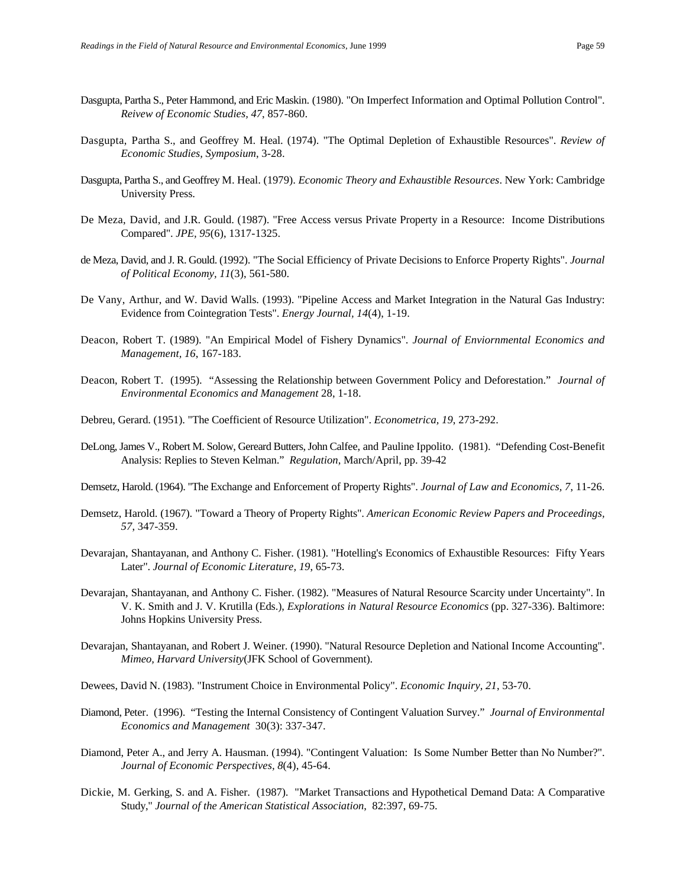Dasgupta, Partha S., Peter Hammond, and Eric Maskin. (1980). "On Imperfect Information and Optimal Pollution Control". *Reivew of Economic Studies, 47*, 857-860.

Dasgupta, Partha S., and Geoffrey M. Heal. (1974). "The Optimal Depletion of Exhaustible Resources". *Review of Economic Studies, Symposium*, 3-28.

Dasgupta, Partha S., and Geoffrey M. Heal. (1979). *Economic Theory and Exhaustible Resources*. New York: Cambridge University Press.

De Meza, David, and J.R. Gould. (1987). "Free Access versus Private Property in a Resource: Income Distributions Compared". *JPE, 95*(6), 1317-1325.

de Meza, David, and J. R. Gould. (1992). "The Social Efficiency of Private Decisions to Enforce Property Rights". *Journal of Political Economy, 11*(3), 561-580.

De Vany, Arthur, and W. David Walls. (1993). "Pipeline Access and Market Integration in the Natural Gas Industry: Evidence from Cointegration Tests". *Energy Journal, 14*(4), 1-19.

Deacon, Robert T. (1989). "An Empirical Model of Fishery Dynamics". *Journal of Enviornmental Economics and Management, 16*, 167-183.

Deacon, Robert T. (1995). "Assessing the Relationship between Government Policy and Deforestation." *Journal of Environmental Economics and Management* 28, 1-18.

Debreu, Gerard. (1951). "The Coefficient of Resource Utilization". *Econometrica, 19*, 273-292.

DeLong, James V., Robert M. Solow, Gereard Butters, John Calfee, and Pauline Ippolito. (1981). "Defending Cost-Benefit Analysis: Replies to Steven Kelman." *Regulation*, March/April, pp. 39-42

Demsetz, Harold. (1964). "The Exchange and Enforcement of Property Rights". *Journal of Law and Economics, 7*, 11-26.

Demsetz, Harold. (1967). "Toward a Theory of Property Rights". *American Economic Review Papers and Proceedings, 57*, 347-359.

Devarajan, Shantayanan, and Anthony C. Fisher. (1981). "Hotelling's Economics of Exhaustible Resources: Fifty Years Later". *Journal of Economic Literature, 19*, 65-73.

Devarajan, Shantayanan, and Anthony C. Fisher. (1982). "Measures of Natural Resource Scarcity under Uncertainty". In V. K. Smith and J. V. Krutilla (Eds.), *Explorations in Natural Resource Economics* (pp. 327-336). Baltimore: Johns Hopkins University Press.

Devarajan, Shantayanan, and Robert J. Weiner. (1990). "Natural Resource Depletion and National Income Accounting". *Mimeo, Harvard University*(JFK School of Government).

Dewees, David N. (1983). "Instrument Choice in Environmental Policy". *Economic Inquiry, 21*, 53-70.

Diamond, Peter. (1996). "Testing the Internal Consistency of Contingent Valuation Survey." *Journal of Environmental Economics and Management* 30(3): 337-347.

Diamond, Peter A., and Jerry A. Hausman. (1994). "Contingent Valuation: Is Some Number Better than No Number?". *Journal of Economic Perspectives, 8*(4), 45-64.

Dickie, M. Gerking, S. and A. Fisher. (1987). "Market Transactions and Hypothetical Demand Data: A Comparative Study," *Journal of the American Statistical Association*, 82:397, 69-75.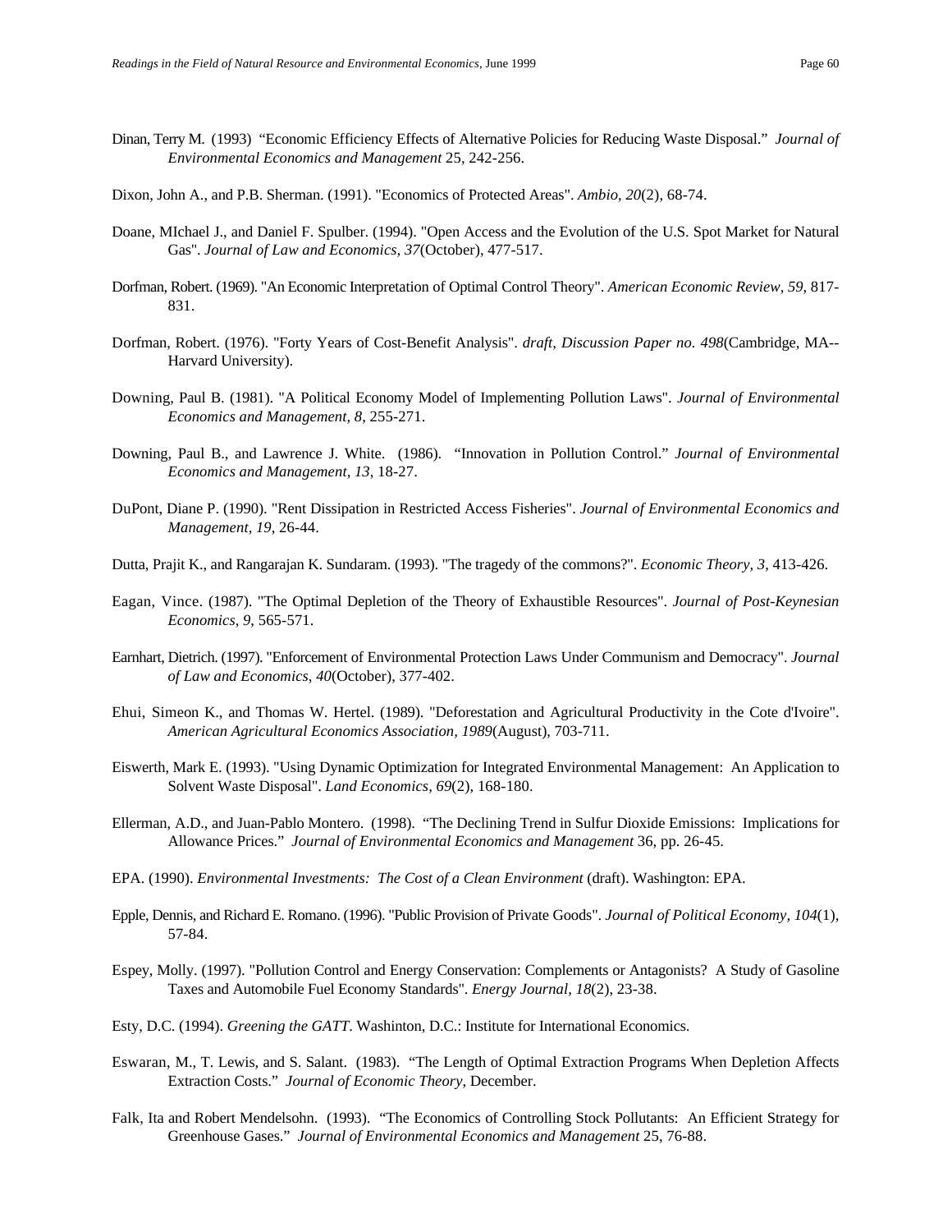Dinan, Terry M. (1993) "Economic Efficiency Effects of Alternative Policies for Reducing Waste Disposal." *Journal of Environmental Economics and Management* 25, 242-256.

Dixon, John A., and P.B. Sherman. (1991). "Economics of Protected Areas". *Ambio, 20*(2), 68-74.

Doane, MIchael J., and Daniel F. Spulber. (1994). "Open Access and the Evolution of the U.S. Spot Market for Natural Gas". *Journal of Law and Economics, 37*(October), 477-517.

Dorfman, Robert. (1969). "An Economic Interpretation of Optimal Control Theory". *American Economic Review, 59*, 817-831.

Dorfman, Robert. (1976). "Forty Years of Cost-Benefit Analysis". *draft, Discussion Paper no. 498*(Cambridge, MA--Harvard University).

Downing, Paul B. (1981). "A Political Economy Model of Implementing Pollution Laws". *Journal of Environmental Economics and Management, 8*, 255-271.

Downing, Paul B., and Lawrence J. White. (1986). "Innovation in Pollution Control." *Journal of Environmental Economics and Management, 13*, 18-27.

DuPont, Diane P. (1990). "Rent Dissipation in Restricted Access Fisheries". *Journal of Environmental Economics and Management, 19*, 26-44.

Dutta, Prajit K., and Rangarajan K. Sundaram. (1993). "The tragedy of the commons?". *Economic Theory, 3*, 413-426.

Eagan, Vince. (1987). "The Optimal Depletion of the Theory of Exhaustible Resources". *Journal of Post-Keynesian Economics, 9*, 565-571.

Earnhart, Dietrich. (1997). "Enforcement of Environmental Protection Laws Under Communism and Democracy". *Journal of Law and Economics, 40*(October), 377-402.

Ehui, Simeon K., and Thomas W. Hertel. (1989). "Deforestation and Agricultural Productivity in the Cote d'Ivoire". *American Agricultural Economics Association, 1989*(August), 703-711.

Eiswerth, Mark E. (1993). "Using Dynamic Optimization for Integrated Environmental Management: An Application to Solvent Waste Disposal". *Land Economics, 69*(2), 168-180.

Ellerman, A.D., and Juan-Pablo Montero. (1998). "The Declining Trend in Sulfur Dioxide Emissions: Implications for Allowance Prices." *Journal of Environmental Economics and Management* 36, pp. 26-45.

EPA. (1990). *Environmental Investments: The Cost of a Clean Environment* (draft). Washington: EPA.

Epple, Dennis, and Richard E. Romano. (1996). "Public Provision of Private Goods". *Journal of Political Economy, 104*(1), 57-84.

Espey, Molly. (1997). "Pollution Control and Energy Conservation: Complements or Antagonists? A Study of Gasoline Taxes and Automobile Fuel Economy Standards". *Energy Journal, 18*(2), 23-38.

Esty, D.C. (1994). *Greening the GATT*. Washinton, D.C.: Institute for International Economics.

Eswaran, M., T. Lewis, and S. Salant. (1983). "The Length of Optimal Extraction Programs When Depletion Affects Extraction Costs." *Journal of Economic Theory*, December.

Falk, Ita and Robert Mendelsohn. (1993). "The Economics of Controlling Stock Pollutants: An Efficient Strategy for Greenhouse Gases." *Journal of Environmental Economics and Management* 25, 76-88.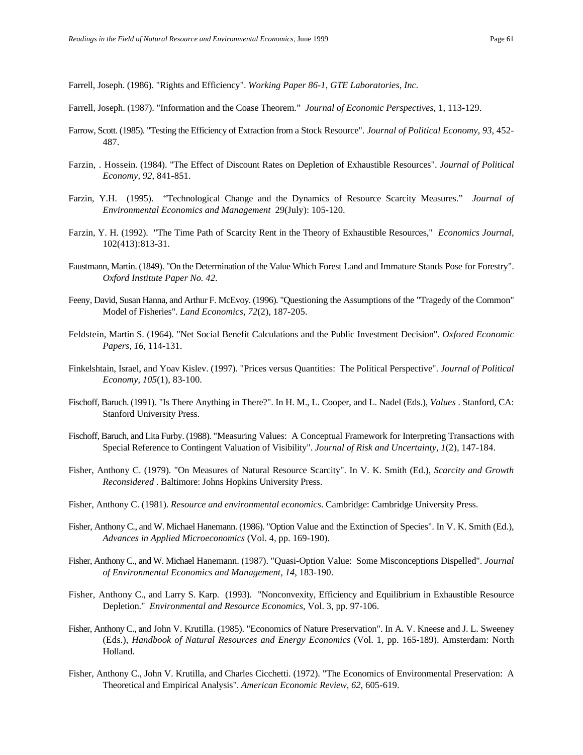Farrell, Joseph. (1986). "Rights and Efficiency". *Working Paper 86-1, GTE Laboratories, Inc*.

Farrell, Joseph. (1987). "Information and the Coase Theorem." *Journal of Economic Perspectives*, 1, 113-129.

Farrow, Scott. (1985). "Testing the Efficiency of Extraction from a Stock Resource". *Journal of Political Economy, 93*, 452-487.

Farzin, . Hossein. (1984). "The Effect of Discount Rates on Depletion of Exhaustible Resources". *Journal of Political Economy, 92*, 841-851.

Farzin, Y.H. (1995). "Technological Change and the Dynamics of Resource Scarcity Measures." *Journal of Environmental Economics and Management* 29(July): 105-120.

Farzin, Y. H. (1992). "The Time Path of Scarcity Rent in the Theory of Exhaustible Resources," *Economics Journal,* 102(413):813-31.

Faustmann, Martin. (1849). "On the Determination of the Value Which Forest Land and Immature Stands Pose for Forestry". *Oxford Institute Paper No. 42*.

Feeny, David, Susan Hanna, and Arthur F. McEvoy. (1996). "Questioning the Assumptions of the "Tragedy of the Common" Model of Fisheries". *Land Economics, 72*(2), 187-205.

Feldstein, Martin S. (1964). "Net Social Benefit Calculations and the Public Investment Decision". *Oxfored Economic Papers, 16*, 114-131.

Finkelshtain, Israel, and Yoav Kislev. (1997). "Prices versus Quantities: The Political Perspective". *Journal of Political Economy, 105*(1), 83-100.

Fischoff, Baruch. (1991). "Is There Anything in There?". In H. M., L. Cooper, and L. Nadel (Eds.), *Values* . Stanford, CA: Stanford University Press.

Fischoff, Baruch, and Lita Furby. (1988). "Measuring Values: A Conceptual Framework for Interpreting Transactions with Special Reference to Contingent Valuation of Visibility". *Journal of Risk and Uncertainty, 1*(2), 147-184.

Fisher, Anthony C. (1979). "On Measures of Natural Resource Scarcity". In V. K. Smith (Ed.), *Scarcity and Growth Reconsidered* . Baltimore: Johns Hopkins University Press.

Fisher, Anthony C. (1981). *Resource and environmental economics*. Cambridge: Cambridge University Press.

Fisher, Anthony C., and W. Michael Hanemann. (1986). "Option Value and the Extinction of Species". In V. K. Smith (Ed.), *Advances in Applied Microeconomics* (Vol. 4, pp. 169-190).

Fisher, Anthony C., and W. Michael Hanemann. (1987). "Quasi-Option Value: Some Misconceptions Dispelled". *Journal of Environmental Economics and Management, 14*, 183-190.

Fisher, Anthony C., and Larry S. Karp. (1993). "Nonconvexity, Efficiency and Equilibrium in Exhaustible Resource Depletion." *Environmental and Resource Economics*, Vol. 3, pp. 97-106.

Fisher, Anthony C., and John V. Krutilla. (1985). "Economics of Nature Preservation". In A. V. Kneese and J. L. Sweeney (Eds.), *Handbook of Natural Resources and Energy Economics* (Vol. 1, pp. 165-189). Amsterdam: North Holland.

Fisher, Anthony C., John V. Krutilla, and Charles Cicchetti. (1972). "The Economics of Environmental Preservation: A Theoretical and Empirical Analysis". *American Economic Review, 62*, 605-619.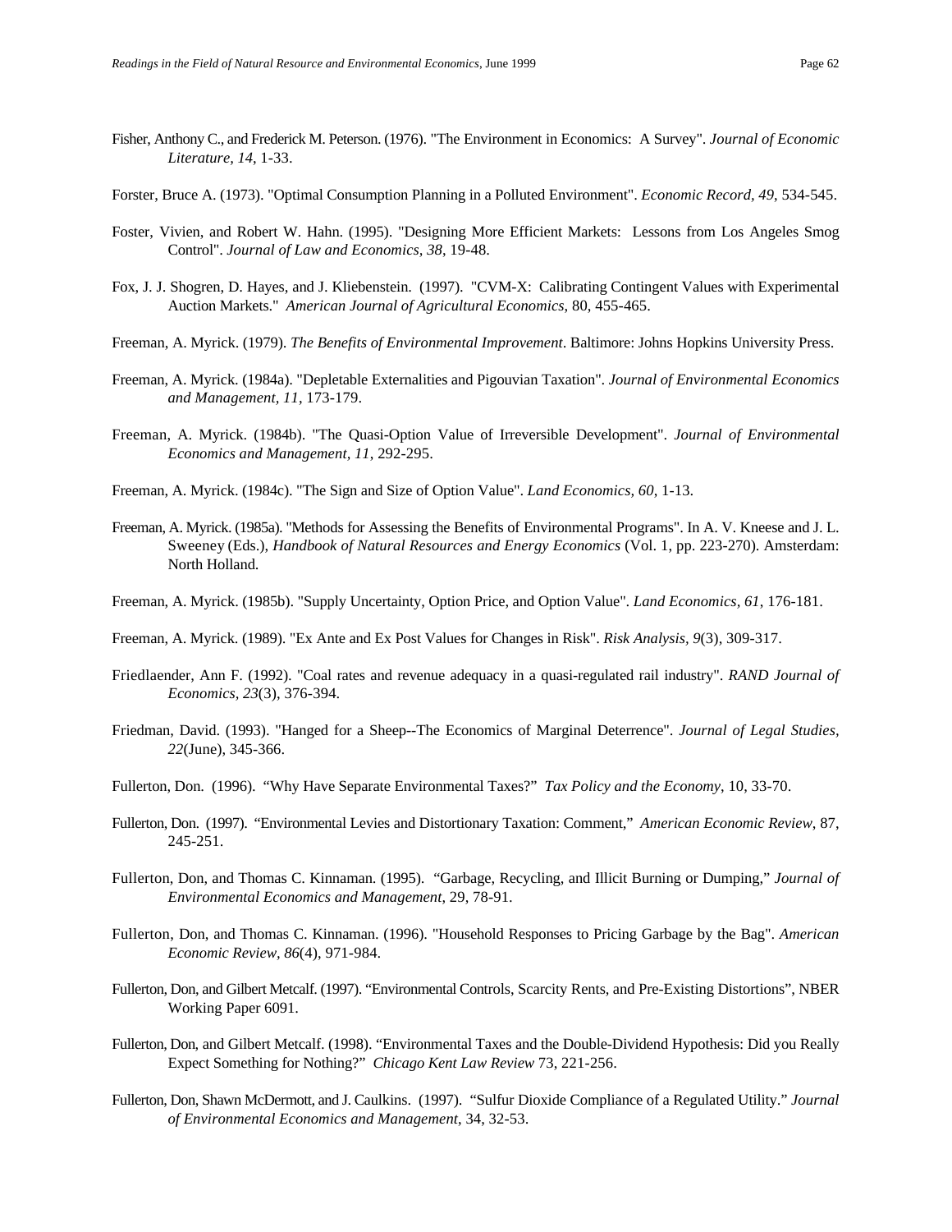Fisher, Anthony C., and Frederick M. Peterson. (1976). "The Environment in Economics: A Survey". *Journal of Economic Literature, 14*, 1-33.

Forster, Bruce A. (1973). "Optimal Consumption Planning in a Polluted Environment". *Economic Record, 49*, 534-545.

Foster, Vivien, and Robert W. Hahn. (1995). "Designing More Efficient Markets: Lessons from Los Angeles Smog Control". *Journal of Law and Economics, 38*, 19-48.

Fox, J. J. Shogren, D. Hayes, and J. Kliebenstein. (1997). "CVM-X: Calibrating Contingent Values with Experimental Auction Markets." *American Journal of Agricultural Economics*, 80, 455-465.

Freeman, A. Myrick. (1979). *The Benefits of Environmental Improvement*. Baltimore: Johns Hopkins University Press.

Freeman, A. Myrick. (1984a). "Depletable Externalities and Pigouvian Taxation". *Journal of Environmental Economics and Management, 11*, 173-179.

Freeman, A. Myrick. (1984b). "The Quasi-Option Value of Irreversible Development". *Journal of Environmental Economics and Management, 11*, 292-295.

Freeman, A. Myrick. (1984c). "The Sign and Size of Option Value". *Land Economics, 60*, 1-13.

Freeman, A. Myrick. (1985a). "Methods for Assessing the Benefits of Environmental Programs". In A. V. Kneese and J. L. Sweeney (Eds.), *Handbook of Natural Resources and Energy Economics* (Vol. 1, pp. 223-270). Amsterdam: North Holland.

Freeman, A. Myrick. (1985b). "Supply Uncertainty, Option Price, and Option Value". *Land Economics, 61*, 176-181.

Freeman, A. Myrick. (1989). "Ex Ante and Ex Post Values for Changes in Risk". *Risk Analysis, 9*(3), 309-317.

Friedlaender, Ann F. (1992). "Coal rates and revenue adequacy in a quasi-regulated rail industry". *RAND Journal of Economics, 23*(3), 376-394.

Friedman, David. (1993). "Hanged for a Sheep--The Economics of Marginal Deterrence". *Journal of Legal Studies, 22*(June), 345-366.

Fullerton, Don. (1996). "Why Have Separate Environmental Taxes?" *Tax Policy and the Economy*, 10, 33-70.

Fullerton, Don. (1997). "Environmental Levies and Distortionary Taxation: Comment," *American Economic Review*, 87, 245-251.

Fullerton, Don, and Thomas C. Kinnaman. (1995). "Garbage, Recycling, and Illicit Burning or Dumping," *Journal of Environmental Economics and Management*, 29, 78-91.

Fullerton, Don, and Thomas C. Kinnaman. (1996). "Household Responses to Pricing Garbage by the Bag". *American Economic Review, 86*(4), 971-984.

Fullerton, Don, and Gilbert Metcalf. (1997). "Environmental Controls, Scarcity Rents, and Pre-Existing Distortions", NBER Working Paper 6091.

Fullerton, Don, and Gilbert Metcalf. (1998). "Environmental Taxes and the Double-Dividend Hypothesis: Did you Really Expect Something for Nothing?" *Chicago Kent Law Review* 73, 221-256.

Fullerton, Don, Shawn McDermott, and J. Caulkins. (1997). "Sulfur Dioxide Compliance of a Regulated Utility." *Journal of Environmental Economics and Management*, 34, 32-53.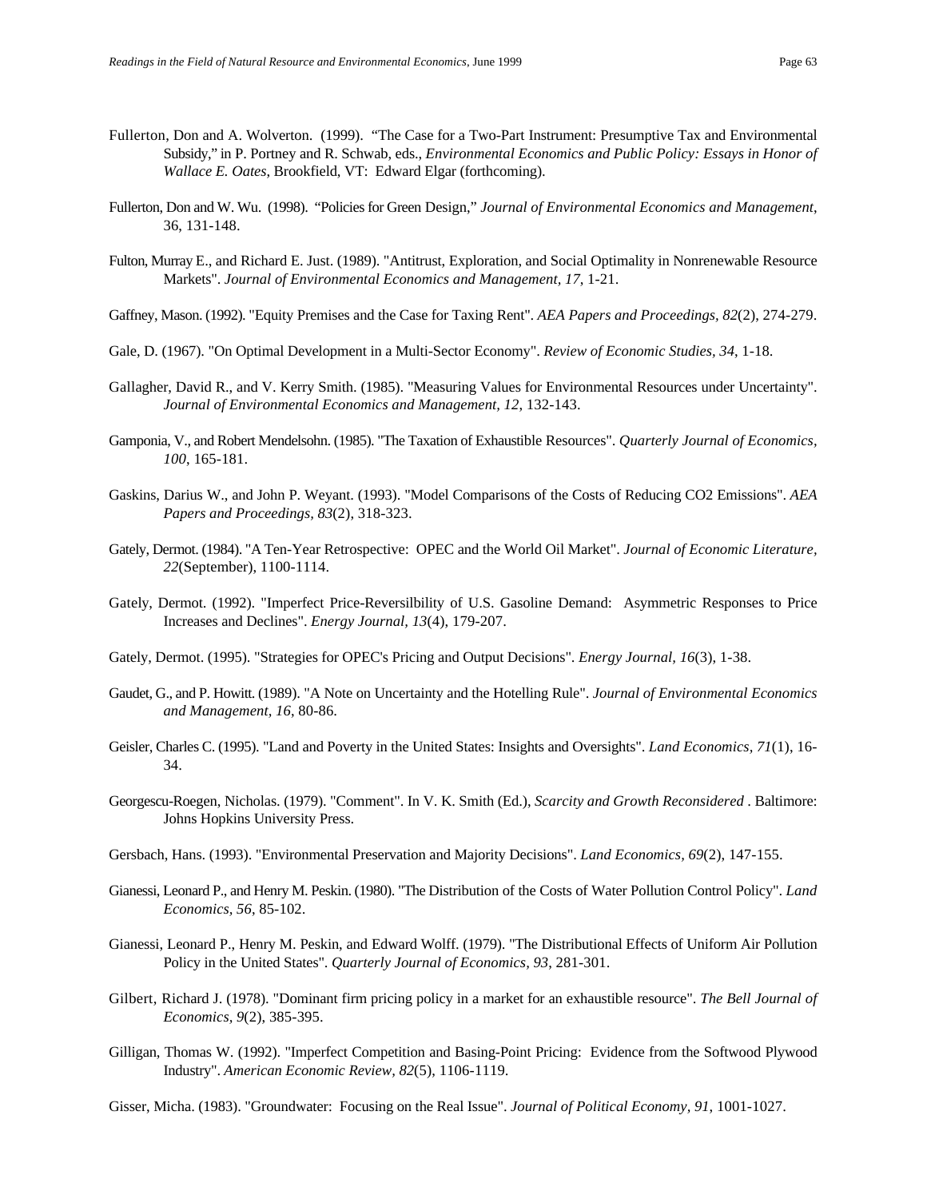Fullerton, Don and A. Wolverton. (1999). "The Case for a Two-Part Instrument: Presumptive Tax and Environmental Subsidy," in P. Portney and R. Schwab, eds., *Environmental Economics and Public Policy: Essays in Honor of Wallace E. Oates*, Brookfield, VT: Edward Elgar (forthcoming).

Fullerton, Don and W. Wu. (1998). "Policies for Green Design," *Journal of Environmental Economics and Management*, 36, 131-148.

Fulton, Murray E., and Richard E. Just. (1989). "Antitrust, Exploration, and Social Optimality in Nonrenewable Resource Markets". *Journal of Environmental Economics and Management, 17*, 1-21.

Gaffney, Mason. (1992). "Equity Premises and the Case for Taxing Rent". *AEA Papers and Proceedings, 82*(2), 274-279.

Gale, D. (1967). "On Optimal Development in a Multi-Sector Economy". *Review of Economic Studies, 34*, 1-18.

Gallagher, David R., and V. Kerry Smith. (1985). "Measuring Values for Environmental Resources under Uncertainty". *Journal of Environmental Economics and Management, 12*, 132-143.

Gamponia, V., and Robert Mendelsohn. (1985). "The Taxation of Exhaustible Resources". *Quarterly Journal of Economics, 100*, 165-181.

Gaskins, Darius W., and John P. Weyant. (1993). "Model Comparisons of the Costs of Reducing CO2 Emissions". *AEA Papers and Proceedings, 83*(2), 318-323.

Gately, Dermot. (1984). "A Ten-Year Retrospective: OPEC and the World Oil Market". *Journal of Economic Literature, 22*(September), 1100-1114.

Gately, Dermot. (1992). "Imperfect Price-Reversilbility of U.S. Gasoline Demand: Asymmetric Responses to Price Increases and Declines". *Energy Journal, 13*(4), 179-207.

Gately, Dermot. (1995). "Strategies for OPEC's Pricing and Output Decisions". *Energy Journal, 16*(3), 1-38.

Gaudet, G., and P. Howitt. (1989). "A Note on Uncertainty and the Hotelling Rule". *Journal of Environmental Economics and Management, 16*, 80-86.

Geisler, Charles C. (1995). "Land and Poverty in the United States: Insights and Oversights". *Land Economics, 71*(1), 16-34.

Georgescu-Roegen, Nicholas. (1979). "Comment". In V. K. Smith (Ed.), *Scarcity and Growth Reconsidered* . Baltimore: Johns Hopkins University Press.

Gersbach, Hans. (1993). "Environmental Preservation and Majority Decisions". *Land Economics, 69*(2), 147-155.

Gianessi, Leonard P., and Henry M. Peskin. (1980). "The Distribution of the Costs of Water Pollution Control Policy". *Land Economics, 56*, 85-102.

Gianessi, Leonard P., Henry M. Peskin, and Edward Wolff. (1979). "The Distributional Effects of Uniform Air Pollution Policy in the United States". *Quarterly Journal of Economics, 93*, 281-301.

Gilbert, Richard J. (1978). "Dominant firm pricing policy in a market for an exhaustible resource". *The Bell Journal of Economics, 9*(2), 385-395.

Gilligan, Thomas W. (1992). "Imperfect Competition and Basing-Point Pricing: Evidence from the Softwood Plywood Industry". *American Economic Review, 82*(5), 1106-1119.

Gisser, Micha. (1983). "Groundwater: Focusing on the Real Issue". *Journal of Political Economy, 91*, 1001-1027.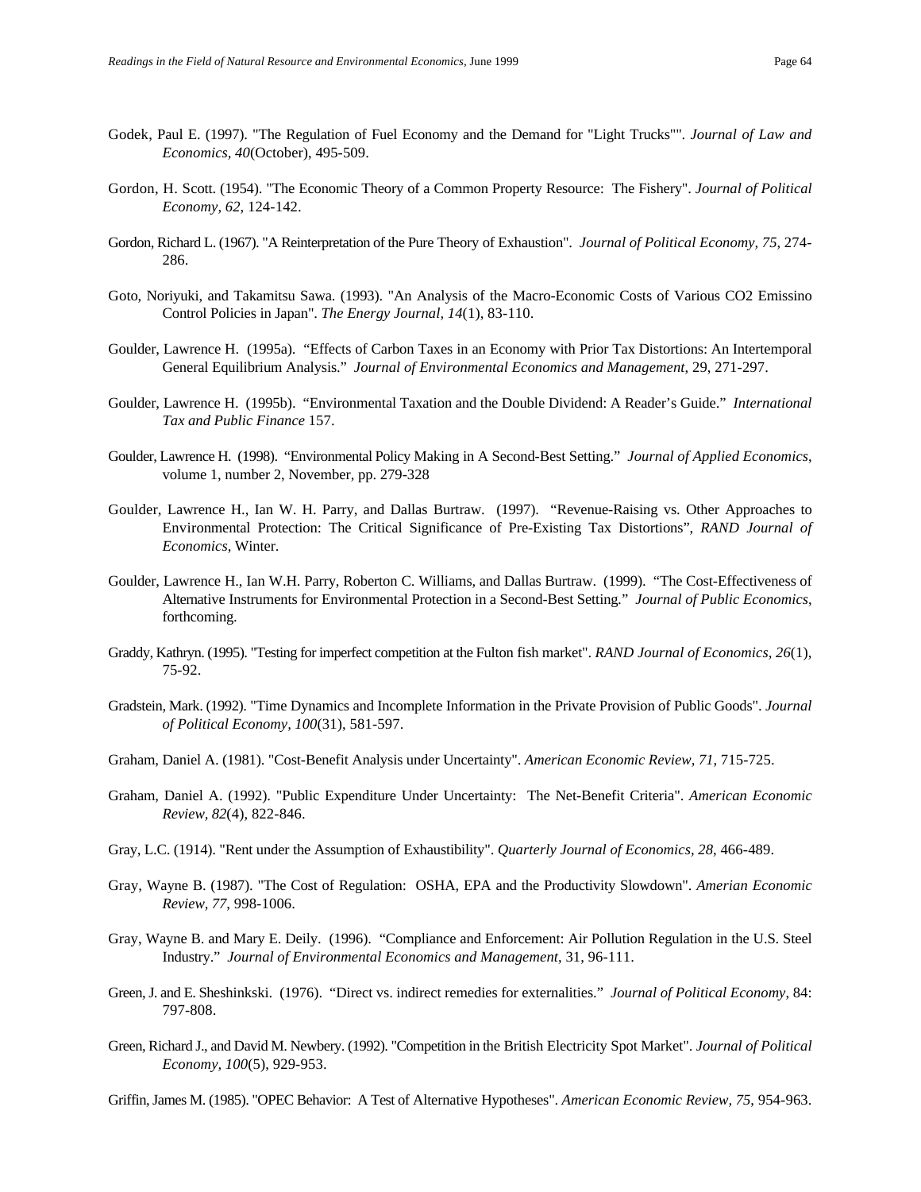Godek, Paul E. (1997). "The Regulation of Fuel Economy and the Demand for "Light Trucks"". *Journal of Law and Economics, 40*(October), 495-509.

Gordon, H. Scott. (1954). "The Economic Theory of a Common Property Resource: The Fishery". *Journal of Political Economy, 62*, 124-142.

Gordon, Richard L. (1967). "A Reinterpretation of the Pure Theory of Exhaustion". *Journal of Political Economy, 75*, 274-286.

Goto, Noriyuki, and Takamitsu Sawa. (1993). "An Analysis of the Macro-Economic Costs of Various CO2 Emissino Control Policies in Japan". *The Energy Journal, 14*(1), 83-110.

Goulder, Lawrence H. (1995a). "Effects of Carbon Taxes in an Economy with Prior Tax Distortions: An Intertemporal General Equilibrium Analysis." *Journal of Environmental Economics and Management*, 29, 271-297.

Goulder, Lawrence H. (1995b). "Environmental Taxation and the Double Dividend: A Reader's Guide." *International Tax and Public Finance* 157.

Goulder, Lawrence H. (1998). "Environmental Policy Making in A Second-Best Setting." *Journal of Applied Economics*, volume 1, number 2, November, pp. 279-328

Goulder, Lawrence H., Ian W. H. Parry, and Dallas Burtraw. (1997). "Revenue-Raising vs. Other Approaches to Environmental Protection: The Critical Significance of Pre-Existing Tax Distortions", *RAND Journal of Economics*, Winter.

Goulder, Lawrence H., Ian W.H. Parry, Roberton C. Williams, and Dallas Burtraw. (1999). "The Cost-Effectiveness of Alternative Instruments for Environmental Protection in a Second-Best Setting." *Journal of Public Economics*, forthcoming.

Graddy, Kathryn. (1995). "Testing for imperfect competition at the Fulton fish market". *RAND Journal of Economics, 26*(1), 75-92.

Gradstein, Mark. (1992). "Time Dynamics and Incomplete Information in the Private Provision of Public Goods". *Journal of Political Economy, 100*(31), 581-597.

Graham, Daniel A. (1981). "Cost-Benefit Analysis under Uncertainty". *American Economic Review, 71*, 715-725.

Graham, Daniel A. (1992). "Public Expenditure Under Uncertainty: The Net-Benefit Criteria". *American Economic Review, 82*(4), 822-846.

Gray, L.C. (1914). "Rent under the Assumption of Exhaustibility". *Quarterly Journal of Economics, 28*, 466-489.

Gray, Wayne B. (1987). "The Cost of Regulation: OSHA, EPA and the Productivity Slowdown". *Amerian Economic Review, 77*, 998-1006.

Gray, Wayne B. and Mary E. Deily. (1996). "Compliance and Enforcement: Air Pollution Regulation in the U.S. Steel Industry." *Journal of Environmental Economics and Management*, 31, 96-111.

Green, J. and E. Sheshinkski. (1976). "Direct vs. indirect remedies for externalities." *Journal of Political Economy*, 84: 797-808.

Green, Richard J., and David M. Newbery. (1992). "Competition in the British Electricity Spot Market". *Journal of Political Economy, 100*(5), 929-953.

Griffin, James M. (1985). "OPEC Behavior: A Test of Alternative Hypotheses". *American Economic Review, 75*, 954-963.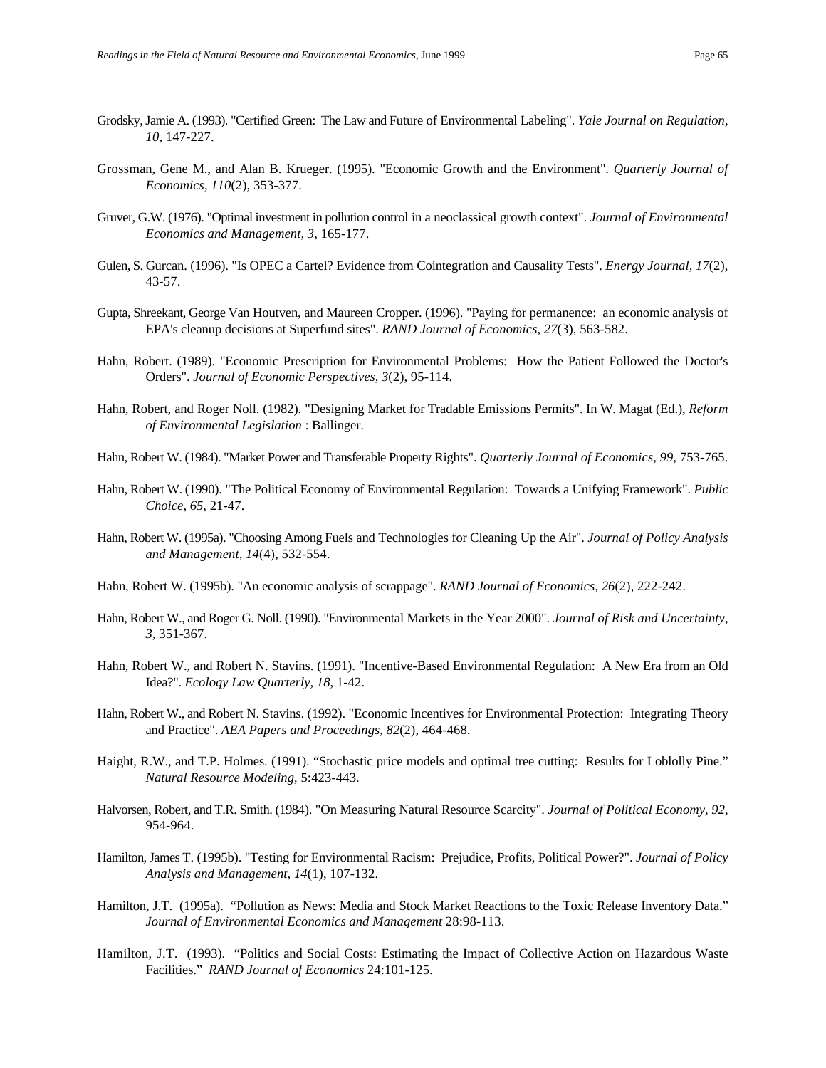Grodsky, Jamie A. (1993). "Certified Green: The Law and Future of Environmental Labeling". *Yale Journal on Regulation, 10*, 147-227.

Grossman, Gene M., and Alan B. Krueger. (1995). "Economic Growth and the Environment". *Quarterly Journal of Economics, 110*(2), 353-377.

Gruver, G.W. (1976). "Optimal investment in pollution control in a neoclassical growth context". *Journal of Environmental Economics and Management, 3*, 165-177.

Gulen, S. Gurcan. (1996). "Is OPEC a Cartel? Evidence from Cointegration and Causality Tests". *Energy Journal, 17*(2), 43-57.

Gupta, Shreekant, George Van Houtven, and Maureen Cropper. (1996). "Paying for permanence: an economic analysis of EPA's cleanup decisions at Superfund sites". *RAND Journal of Economics, 27*(3), 563-582.

Hahn, Robert. (1989). "Economic Prescription for Environmental Problems: How the Patient Followed the Doctor's Orders". *Journal of Economic Perspectives, 3*(2), 95-114.

Hahn, Robert, and Roger Noll. (1982). "Designing Market for Tradable Emissions Permits". In W. Magat (Ed.), *Reform of Environmental Legislation* : Ballinger.

Hahn, Robert W. (1984). "Market Power and Transferable Property Rights". *Quarterly Journal of Economics, 99*, 753-765.

Hahn, Robert W. (1990). "The Political Economy of Environmental Regulation: Towards a Unifying Framework". *Public Choice, 65*, 21-47.

Hahn, Robert W. (1995a). "Choosing Among Fuels and Technologies for Cleaning Up the Air". *Journal of Policy Analysis and Management, 14*(4), 532-554.

Hahn, Robert W. (1995b). "An economic analysis of scrappage". *RAND Journal of Economics, 26*(2), 222-242.

Hahn, Robert W., and Roger G. Noll. (1990). "Environmental Markets in the Year 2000". *Journal of Risk and Uncertainty, 3*, 351-367.

Hahn, Robert W., and Robert N. Stavins. (1991). "Incentive-Based Environmental Regulation: A New Era from an Old Idea?". *Ecology Law Quarterly, 18*, 1-42.

Hahn, Robert W., and Robert N. Stavins. (1992). "Economic Incentives for Environmental Protection: Integrating Theory and Practice". *AEA Papers and Proceedings, 82*(2), 464-468.

Haight, R.W., and T.P. Holmes. (1991). "Stochastic price models and optimal tree cutting: Results for Loblolly Pine." *Natural Resource Modeling*, 5:423-443.

Halvorsen, Robert, and T.R. Smith. (1984). "On Measuring Natural Resource Scarcity". *Journal of Political Economy, 92*, 954-964.

Hamilton, James T. (1995b). "Testing for Environmental Racism: Prejudice, Profits, Political Power?". *Journal of Policy Analysis and Management, 14*(1), 107-132.

Hamilton, J.T. (1995a). "Pollution as News: Media and Stock Market Reactions to the Toxic Release Inventory Data." *Journal of Environmental Economics and Management* 28:98-113.

Hamilton, J.T. (1993). "Politics and Social Costs: Estimating the Impact of Collective Action on Hazardous Waste Facilities." *RAND Journal of Economics* 24:101-125.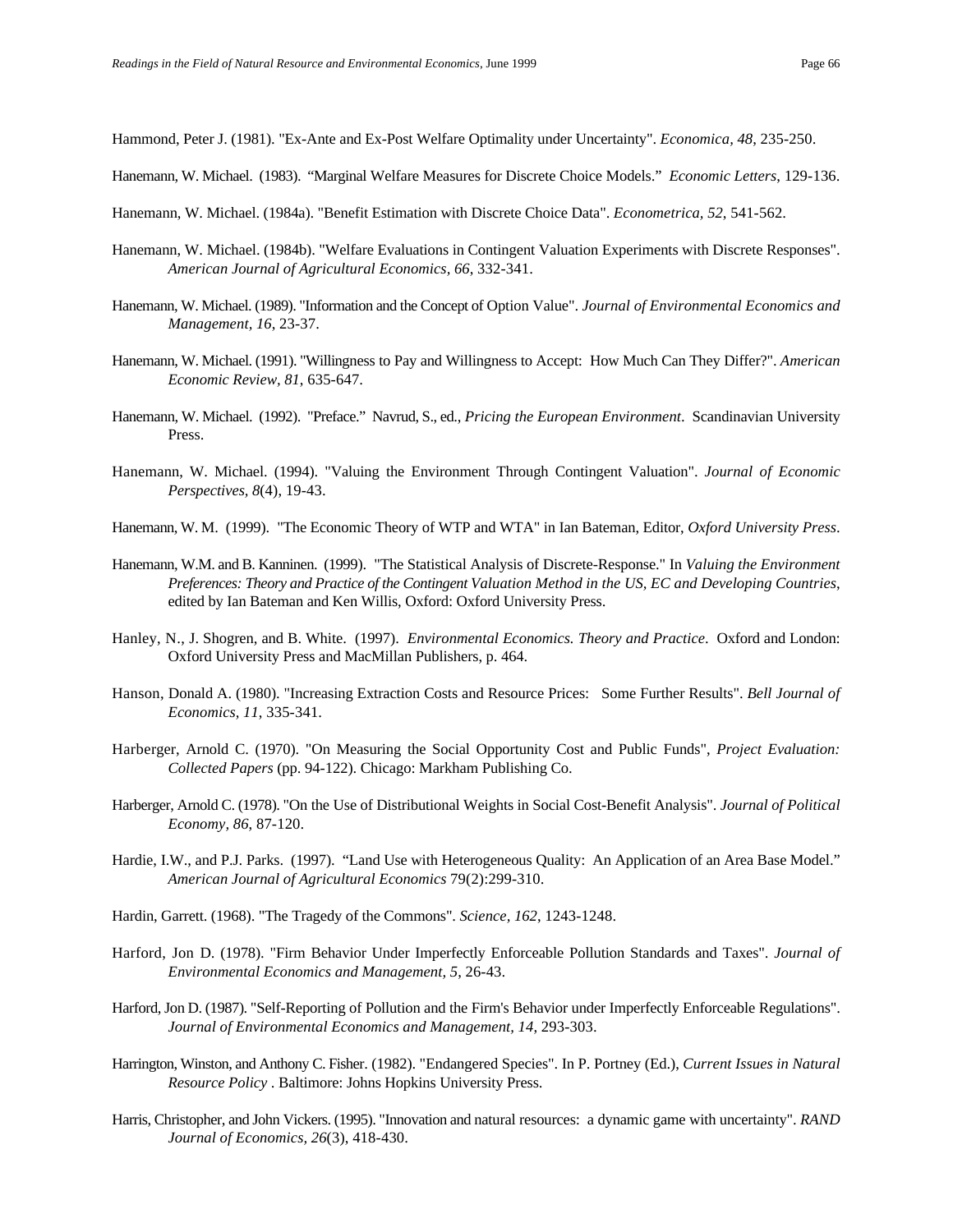Hammond, Peter J. (1981). "Ex-Ante and Ex-Post Welfare Optimality under Uncertainty". *Economica, 48*, 235-250.

Hanemann, W. Michael. (1983). "Marginal Welfare Measures for Discrete Choice Models." *Economic Letters*, 129-136.

Hanemann, W. Michael. (1984a). "Benefit Estimation with Discrete Choice Data". *Econometrica, 52*, 541-562.

Hanemann, W. Michael. (1984b). "Welfare Evaluations in Contingent Valuation Experiments with Discrete Responses". *American Journal of Agricultural Economics, 66*, 332-341.

Hanemann, W. Michael. (1989). "Information and the Concept of Option Value". *Journal of Environmental Economics and Management, 16*, 23-37.

Hanemann, W. Michael. (1991). "Willingness to Pay and Willingness to Accept: How Much Can They Differ?". *American Economic Review, 81*, 635-647.

Hanemann, W. Michael. (1992). "Preface." Navrud, S., ed., *Pricing the European Environment*. Scandinavian University Press.

Hanemann, W. Michael. (1994). "Valuing the Environment Through Contingent Valuation". *Journal of Economic Perspectives, 8*(4), 19-43.

Hanemann, W. M. (1999). "The Economic Theory of WTP and WTA" in Ian Bateman, Editor, *Oxford University Press*.

Hanemann, W.M. and B. Kanninen. (1999). "The Statistical Analysis of Discrete-Response." In *Valuing the Environment Preferences: Theory and Practice of the Contingent Valuation Method in the US, EC and Developing Countries*, edited by Ian Bateman and Ken Willis, Oxford: Oxford University Press.

Hanley, N., J. Shogren, and B. White. (1997). *Environmental Economics. Theory and Practice*. Oxford and London: Oxford University Press and MacMillan Publishers, p. 464.

Hanson, Donald A. (1980). "Increasing Extraction Costs and Resource Prices: Some Further Results". *Bell Journal of Economics, 11*, 335-341.

Harberger, Arnold C. (1970). "On Measuring the Social Opportunity Cost and Public Funds", *Project Evaluation: Collected Papers* (pp. 94-122). Chicago: Markham Publishing Co.

Harberger, Arnold C. (1978). "On the Use of Distributional Weights in Social Cost-Benefit Analysis". *Journal of Political Economy, 86*, 87-120.

Hardie, I.W., and P.J. Parks. (1997). "Land Use with Heterogeneous Quality: An Application of an Area Base Model." *American Journal of Agricultural Economics* 79(2):299-310.

Hardin, Garrett. (1968). "The Tragedy of the Commons". *Science, 162*, 1243-1248.

Harford, Jon D. (1978). "Firm Behavior Under Imperfectly Enforceable Pollution Standards and Taxes". *Journal of Environmental Economics and Management, 5*, 26-43.

Harford, Jon D. (1987). "Self-Reporting of Pollution and the Firm's Behavior under Imperfectly Enforceable Regulations". *Journal of Environmental Economics and Management, 14*, 293-303.

Harrington, Winston, and Anthony C. Fisher. (1982). "Endangered Species". In P. Portney (Ed.), *Current Issues in Natural Resource Policy* . Baltimore: Johns Hopkins University Press.

Harris, Christopher, and John Vickers. (1995). "Innovation and natural resources: a dynamic game with uncertainty". *RAND Journal of Economics, 26*(3), 418-430.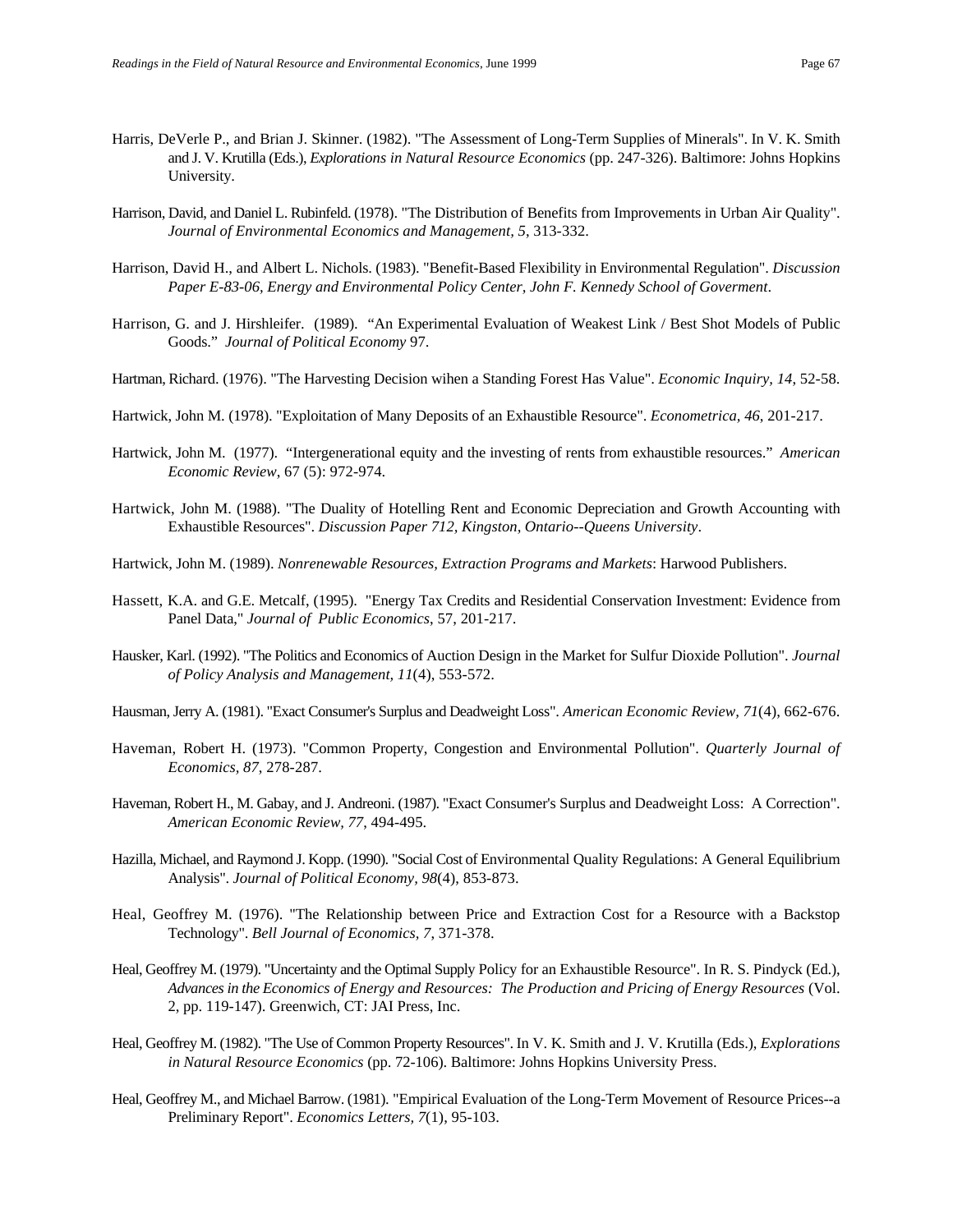Harris, DeVerle P., and Brian J. Skinner. (1982). "The Assessment of Long-Term Supplies of Minerals". In V. K. Smith and J. V. Krutilla (Eds.), *Explorations in Natural Resource Economics* (pp. 247-326). Baltimore: Johns Hopkins University.

Harrison, David, and Daniel L. Rubinfeld. (1978). "The Distribution of Benefits from Improvements in Urban Air Quality". *Journal of Environmental Economics and Management, 5*, 313-332.

Harrison, David H., and Albert L. Nichols. (1983). "Benefit-Based Flexibility in Environmental Regulation". *Discussion Paper E-83-06, Energy and Environmental Policy Center, John F. Kennedy School of Goverment*.

Harrison, G. and J. Hirshleifer. (1989). "An Experimental Evaluation of Weakest Link / Best Shot Models of Public Goods." *Journal of Political Economy* 97.

Hartman, Richard. (1976). "The Harvesting Decision wihen a Standing Forest Has Value". *Economic Inquiry, 14*, 52-58.

Hartwick, John M. (1978). "Exploitation of Many Deposits of an Exhaustible Resource". *Econometrica, 46*, 201-217.

Hartwick, John M. (1977). "Intergenerational equity and the investing of rents from exhaustible resources." *American Economic Review*, 67 (5): 972-974.

Hartwick, John M. (1988). "The Duality of Hotelling Rent and Economic Depreciation and Growth Accounting with Exhaustible Resources". *Discussion Paper 712, Kingston, Ontario--Queens University*.

Hartwick, John M. (1989). *Nonrenewable Resources, Extraction Programs and Markets*: Harwood Publishers.

Hassett, K.A. and G.E. Metcalf, (1995). "Energy Tax Credits and Residential Conservation Investment: Evidence from Panel Data," *Journal of Public Economics*, 57, 201-217.

Hausker, Karl. (1992). "The Politics and Economics of Auction Design in the Market for Sulfur Dioxide Pollution". *Journal of Policy Analysis and Management, 11*(4), 553-572.

Hausman, Jerry A. (1981). "Exact Consumer's Surplus and Deadweight Loss". *American Economic Review, 71*(4), 662-676.

Haveman, Robert H. (1973). "Common Property, Congestion and Environmental Pollution". *Quarterly Journal of Economics, 87*, 278-287.

Haveman, Robert H., M. Gabay, and J. Andreoni. (1987). "Exact Consumer's Surplus and Deadweight Loss: A Correction". *American Economic Review, 77*, 494-495.

Hazilla, Michael, and Raymond J. Kopp. (1990). "Social Cost of Environmental Quality Regulations: A General Equilibrium Analysis". *Journal of Political Economy, 98*(4), 853-873.

Heal, Geoffrey M. (1976). "The Relationship between Price and Extraction Cost for a Resource with a Backstop Technology". *Bell Journal of Economics, 7*, 371-378.

Heal, Geoffrey M. (1979). "Uncertainty and the Optimal Supply Policy for an Exhaustible Resource". In R. S. Pindyck (Ed.), *Advances in the Economics of Energy and Resources: The Production and Pricing of Energy Resources* (Vol. 2, pp. 119-147). Greenwich, CT: JAI Press, Inc.

Heal, Geoffrey M. (1982). "The Use of Common Property Resources". In V. K. Smith and J. V. Krutilla (Eds.), *Explorations in Natural Resource Economics* (pp. 72-106). Baltimore: Johns Hopkins University Press.

Heal, Geoffrey M., and Michael Barrow. (1981). "Empirical Evaluation of the Long-Term Movement of Resource Prices--a Preliminary Report". *Economics Letters, 7*(1), 95-103.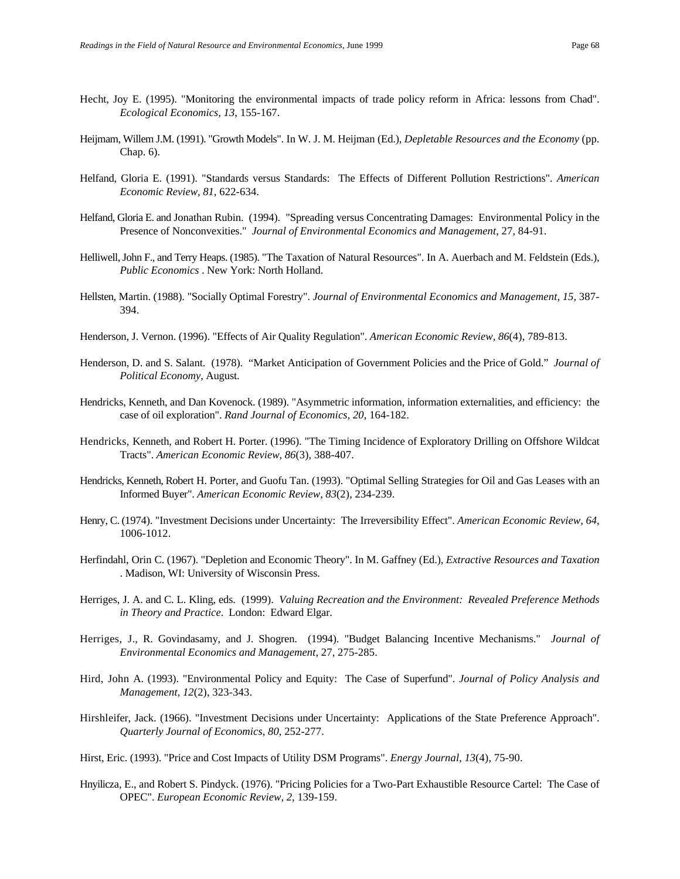Hecht, Joy E. (1995). "Monitoring the environmental impacts of trade policy reform in Africa: lessons from Chad". *Ecological Economics, 13*, 155-167.

Heijmam, Willem J.M. (1991). "Growth Models". In W. J. M. Heijman (Ed.), *Depletable Resources and the Economy* (pp. Chap. 6).

Helfand, Gloria E. (1991). "Standards versus Standards: The Effects of Different Pollution Restrictions". *American Economic Review, 81*, 622-634.

Helfand, Gloria E. and Jonathan Rubin. (1994). "Spreading versus Concentrating Damages: Environmental Policy in the Presence of Nonconvexities." *Journal of Environmental Economics and Management*, 27, 84-91.

Helliwell, John F., and Terry Heaps. (1985). "The Taxation of Natural Resources". In A. Auerbach and M. Feldstein (Eds.), *Public Economics* . New York: North Holland.

Hellsten, Martin. (1988). "Socially Optimal Forestry". *Journal of Environmental Economics and Management, 15*, 387-394.

Henderson, J. Vernon. (1996). "Effects of Air Quality Regulation". *American Economic Review, 86*(4), 789-813.

Henderson, D. and S. Salant. (1978). "Market Anticipation of Government Policies and the Price of Gold." *Journal of Political Economy*, August.

Hendricks, Kenneth, and Dan Kovenock. (1989). "Asymmetric information, information externalities, and efficiency: the case of oil exploration". *Rand Journal of Economics, 20*, 164-182.

Hendricks, Kenneth, and Robert H. Porter. (1996). "The Timing Incidence of Exploratory Drilling on Offshore Wildcat Tracts". *American Economic Review, 86*(3), 388-407.

Hendricks, Kenneth, Robert H. Porter, and Guofu Tan. (1993). "Optimal Selling Strategies for Oil and Gas Leases with an Informed Buyer". *American Economic Review, 83*(2), 234-239.

Henry, C. (1974). "Investment Decisions under Uncertainty: The Irreversibility Effect". *American Economic Review, 64*, 1006-1012.

Herfindahl, Orin C. (1967). "Depletion and Economic Theory". In M. Gaffney (Ed.), *Extractive Resources and Taxation* . Madison, WI: University of Wisconsin Press.

Herriges, J. A. and C. L. Kling, eds. (1999). *Valuing Recreation and the Environment: Revealed Preference Methods in Theory and Practice*. London: Edward Elgar.

Herriges, J., R. Govindasamy, and J. Shogren. (1994). "Budget Balancing Incentive Mechanisms." *Journal of Environmental Economics and Management*, 27, 275-285.

Hird, John A. (1993). "Environmental Policy and Equity: The Case of Superfund". *Journal of Policy Analysis and Management, 12*(2), 323-343.

Hirshleifer, Jack. (1966). "Investment Decisions under Uncertainty: Applications of the State Preference Approach". *Quarterly Journal of Economics, 80*, 252-277.

Hirst, Eric. (1993). "Price and Cost Impacts of Utility DSM Programs". *Energy Journal, 13*(4), 75-90.

Hnyilicza, E., and Robert S. Pindyck. (1976). "Pricing Policies for a Two-Part Exhaustible Resource Cartel: The Case of OPEC". *European Economic Review, 2*, 139-159.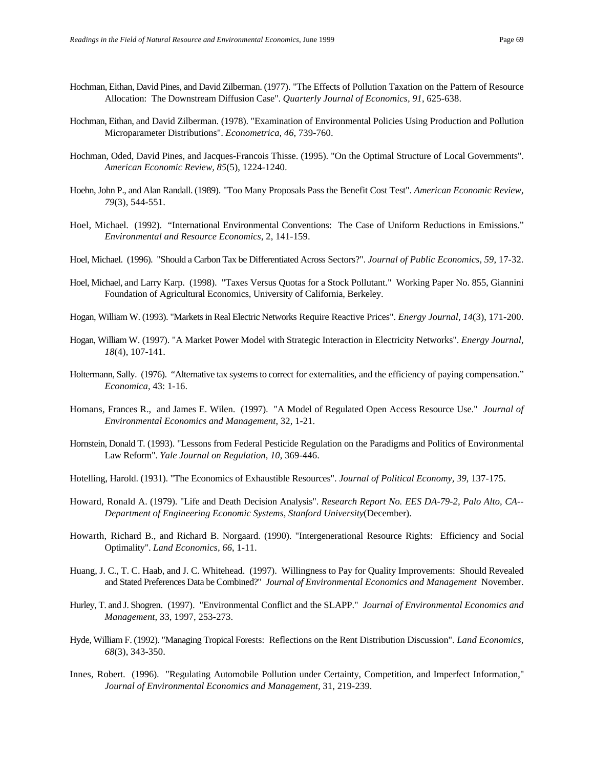Hochman, Eithan, David Pines, and David Zilberman. (1977). "The Effects of Pollution Taxation on the Pattern of Resource Allocation: The Downstream Diffusion Case". *Quarterly Journal of Economics, 91*, 625-638.

Hochman, Eithan, and David Zilberman. (1978). "Examination of Environmental Policies Using Production and Pollution Microparameter Distributions". *Econometrica, 46*, 739-760.

Hochman, Oded, David Pines, and Jacques-Francois Thisse. (1995). "On the Optimal Structure of Local Governments". *American Economic Review, 85*(5), 1224-1240.

Hoehn, John P., and Alan Randall. (1989). "Too Many Proposals Pass the Benefit Cost Test". *American Economic Review, 79*(3), 544-551.

Hoel, Michael. (1992). "International Environmental Conventions: The Case of Uniform Reductions in Emissions." *Environmental and Resource Economics*, 2, 141-159.

Hoel, Michael. (1996). "Should a Carbon Tax be Differentiated Across Sectors?". *Journal of Public Economics, 59*, 17-32.

Hoel, Michael, and Larry Karp. (1998). "Taxes Versus Quotas for a Stock Pollutant." Working Paper No. 855, Giannini Foundation of Agricultural Economics, University of California, Berkeley.

Hogan, William W. (1993). "Markets in Real Electric Networks Require Reactive Prices". *Energy Journal, 14*(3), 171-200.

Hogan, William W. (1997). "A Market Power Model with Strategic Interaction in Electricity Networks". *Energy Journal, 18*(4), 107-141.

Holtermann, Sally. (1976). "Alternative tax systems to correct for externalities, and the efficiency of paying compensation." *Economica*, 43: 1-16.

Homans, Frances R., and James E. Wilen. (1997). "A Model of Regulated Open Access Resource Use." *Journal of Environmental Economics and Management*, 32, 1-21.

Hornstein, Donald T. (1993). "Lessons from Federal Pesticide Regulation on the Paradigms and Politics of Environmental Law Reform". *Yale Journal on Regulation, 10*, 369-446.

Hotelling, Harold. (1931). "The Economics of Exhaustible Resources". *Journal of Political Economy, 39*, 137-175.

Howard, Ronald A. (1979). "Life and Death Decision Analysis". *Research Report No. EES DA-79-2, Palo Alto, CA--Department of Engineering Economic Systems, Stanford University*(December).

Howarth, Richard B., and Richard B. Norgaard. (1990). "Intergenerational Resource Rights: Efficiency and Social Optimality". *Land Economics, 66*, 1-11.

Huang, J. C., T. C. Haab, and J. C. Whitehead. (1997). Willingness to Pay for Quality Improvements: Should Revealed and Stated Preferences Data be Combined?" *Journal of Environmental Economics and Management* November.

Hurley, T. and J. Shogren. (1997). "Environmental Conflict and the SLAPP." *Journal of Environmental Economics and Management*, 33, 1997, 253-273.

Hyde, William F. (1992). "Managing Tropical Forests: Reflections on the Rent Distribution Discussion". *Land Economics, 68*(3), 343-350.

Innes, Robert. (1996). "Regulating Automobile Pollution under Certainty, Competition, and Imperfect Information," *Journal of Environmental Economics and Management,* 31, 219-239.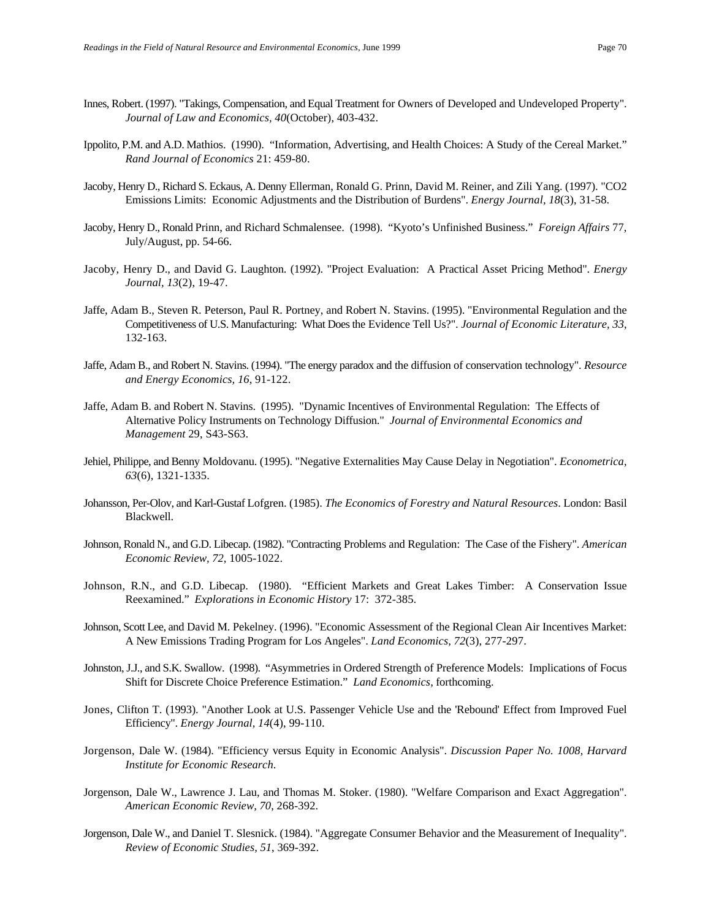Innes, Robert. (1997). "Takings, Compensation, and Equal Treatment for Owners of Developed and Undeveloped Property". *Journal of Law and Economics, 40*(October), 403-432.

Ippolito, P.M. and A.D. Mathios. (1990). "Information, Advertising, and Health Choices: A Study of the Cereal Market." *Rand Journal of Economics* 21: 459-80.

Jacoby, Henry D., Richard S. Eckaus, A. Denny Ellerman, Ronald G. Prinn, David M. Reiner, and Zili Yang. (1997). "CO2 Emissions Limits: Economic Adjustments and the Distribution of Burdens". *Energy Journal, 18*(3), 31-58.

Jacoby, Henry D., Ronald Prinn, and Richard Schmalensee. (1998). "Kyoto's Unfinished Business." *Foreign Affairs* 77, July/August, pp. 54-66.

Jacoby, Henry D., and David G. Laughton. (1992). "Project Evaluation: A Practical Asset Pricing Method". *Energy Journal, 13*(2), 19-47.

Jaffe, Adam B., Steven R. Peterson, Paul R. Portney, and Robert N. Stavins. (1995). "Environmental Regulation and the Competitiveness of U.S. Manufacturing: What Does the Evidence Tell Us?". *Journal of Economic Literature, 33*, 132-163.

Jaffe, Adam B., and Robert N. Stavins. (1994). "The energy paradox and the diffusion of conservation technology". *Resource and Energy Economics, 16*, 91-122.

Jaffe, Adam B. and Robert N. Stavins. (1995). "Dynamic Incentives of Environmental Regulation: The Effects of Alternative Policy Instruments on Technology Diffusion." *Journal of Environmental Economics and Management* 29, S43-S63.

Jehiel, Philippe, and Benny Moldovanu. (1995). "Negative Externalities May Cause Delay in Negotiation". *Econometrica, 63*(6), 1321-1335.

Johansson, Per-Olov, and Karl-Gustaf Lofgren. (1985). *The Economics of Forestry and Natural Resources*. London: Basil Blackwell.

Johnson, Ronald N., and G.D. Libecap. (1982). "Contracting Problems and Regulation: The Case of the Fishery". *American Economic Review, 72*, 1005-1022.

Johnson, R.N., and G.D. Libecap. (1980). "Efficient Markets and Great Lakes Timber: A Conservation Issue Reexamined." *Explorations in Economic History* 17: 372-385.

Johnson, Scott Lee, and David M. Pekelney. (1996). "Economic Assessment of the Regional Clean Air Incentives Market: A New Emissions Trading Program for Los Angeles". *Land Economics, 72*(3), 277-297.

Johnston, J.J., and S.K. Swallow. (1998). "Asymmetries in Ordered Strength of Preference Models: Implications of Focus Shift for Discrete Choice Preference Estimation." *Land Economics*, forthcoming.

Jones, Clifton T. (1993). "Another Look at U.S. Passenger Vehicle Use and the 'Rebound' Effect from Improved Fuel Efficiency". *Energy Journal, 14*(4), 99-110.

Jorgenson, Dale W. (1984). "Efficiency versus Equity in Economic Analysis". *Discussion Paper No. 1008, Harvard Institute for Economic Research*.

Jorgenson, Dale W., Lawrence J. Lau, and Thomas M. Stoker. (1980). "Welfare Comparison and Exact Aggregation". *American Economic Review, 70*, 268-392.

Jorgenson, Dale W., and Daniel T. Slesnick. (1984). "Aggregate Consumer Behavior and the Measurement of Inequality". *Review of Economic Studies, 51*, 369-392.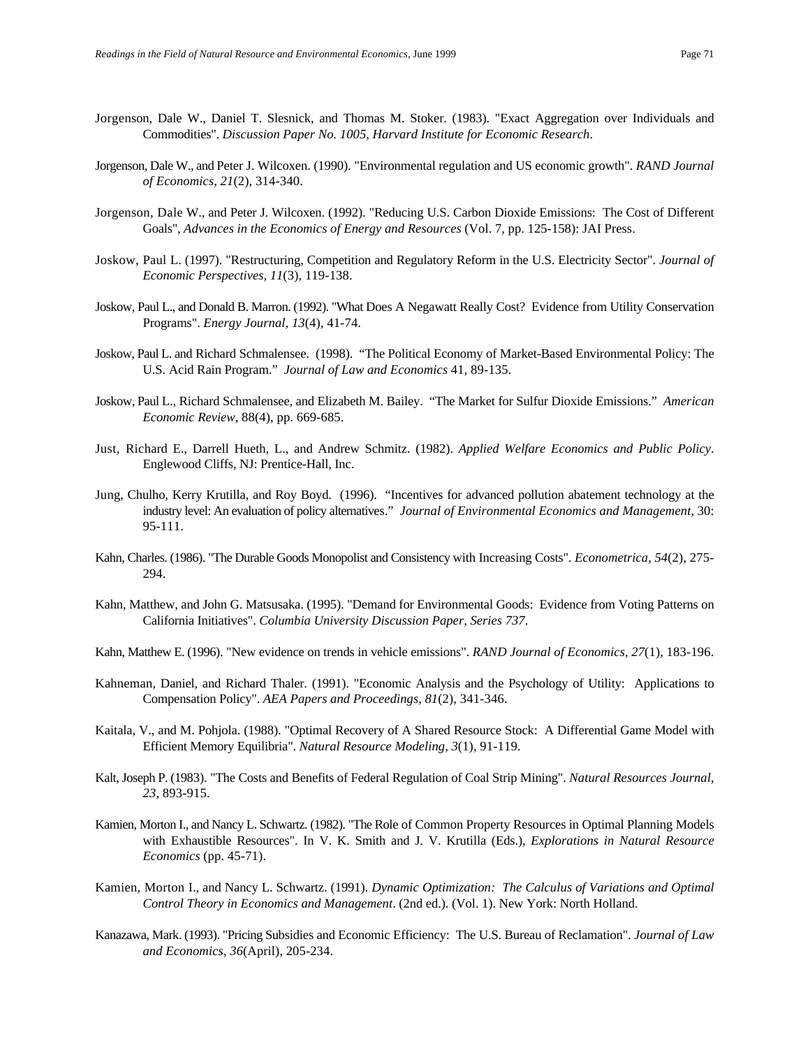Jorgenson, Dale W., Daniel T. Slesnick, and Thomas M. Stoker. (1983). "Exact Aggregation over Individuals and Commodities". *Discussion Paper No. 1005, Harvard Institute for Economic Research*.

Jorgenson, Dale W., and Peter J. Wilcoxen. (1990). "Environmental regulation and US economic growth". *RAND Journal of Economics, 21*(2), 314-340.

Jorgenson, Dale W., and Peter J. Wilcoxen. (1992). "Reducing U.S. Carbon Dioxide Emissions: The Cost of Different Goals", *Advances in the Economics of Energy and Resources* (Vol. 7, pp. 125-158): JAI Press.

Joskow, Paul L. (1997). "Restructuring, Competition and Regulatory Reform in the U.S. Electricity Sector". *Journal of Economic Perspectives, 11*(3), 119-138.

Joskow, Paul L., and Donald B. Marron. (1992). "What Does A Negawatt Really Cost? Evidence from Utility Conservation Programs". *Energy Journal, 13*(4), 41-74.

Joskow, Paul L. and Richard Schmalensee. (1998). "The Political Economy of Market-Based Environmental Policy: The U.S. Acid Rain Program." *Journal of Law and Economics* 41, 89-135.

Joskow, Paul L., Richard Schmalensee, and Elizabeth M. Bailey. "The Market for Sulfur Dioxide Emissions." *American Economic Review*, 88(4), pp. 669-685.

Just, Richard E., Darrell Hueth, L., and Andrew Schmitz. (1982). *Applied Welfare Economics and Public Policy*. Englewood Cliffs, NJ: Prentice-Hall, Inc.

Jung, Chulho, Kerry Krutilla, and Roy Boyd. (1996). "Incentives for advanced pollution abatement technology at the industry level: An evaluation of policy alternatives." *Journal of Environmental Economics and Management*, 30: 95-111.

Kahn, Charles. (1986). "The Durable Goods Monopolist and Consistency with Increasing Costs". *Econometrica, 54*(2), 275-294.

Kahn, Matthew, and John G. Matsusaka. (1995). "Demand for Environmental Goods: Evidence from Voting Patterns on California Initiatives". *Columbia University Discussion Paper, Series 737*.

Kahn, Matthew E. (1996). "New evidence on trends in vehicle emissions". *RAND Journal of Economics, 27*(1), 183-196.

Kahneman, Daniel, and Richard Thaler. (1991). "Economic Analysis and the Psychology of Utility: Applications to Compensation Policy". *AEA Papers and Proceedings, 81*(2), 341-346.

Kaitala, V., and M. Pohjola. (1988). "Optimal Recovery of A Shared Resource Stock: A Differential Game Model with Efficient Memory Equilibria". *Natural Resource Modeling, 3*(1), 91-119.

Kalt, Joseph P. (1983). "The Costs and Benefits of Federal Regulation of Coal Strip Mining". *Natural Resources Journal, 23*, 893-915.

Kamien, Morton I., and Nancy L. Schwartz. (1982). "The Role of Common Property Resources in Optimal Planning Models with Exhaustible Resources". In V. K. Smith and J. V. Krutilla (Eds.), *Explorations in Natural Resource Economics* (pp. 45-71).

Kamien, Morton I., and Nancy L. Schwartz. (1991). *Dynamic Optimization: The Calculus of Variations and Optimal Control Theory in Economics and Management*. (2nd ed.). (Vol. 1). New York: North Holland.

Kanazawa, Mark. (1993). "Pricing Subsidies and Economic Efficiency: The U.S. Bureau of Reclamation". *Journal of Law and Economics, 36*(April), 205-234.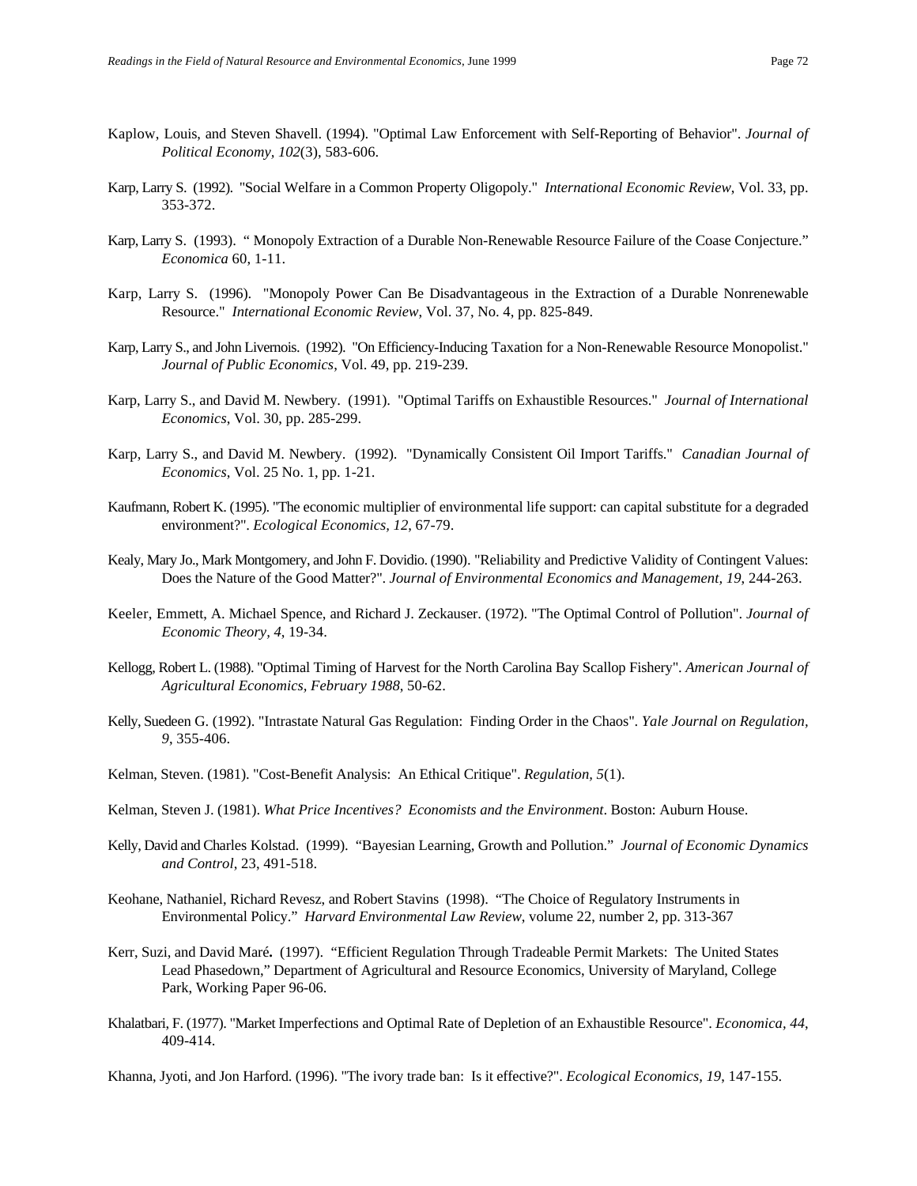Kaplow, Louis, and Steven Shavell. (1994). "Optimal Law Enforcement with Self-Reporting of Behavior". *Journal of Political Economy, 102*(3), 583-606.

Karp, Larry S. (1992). "Social Welfare in a Common Property Oligopoly." *International Economic Review*, Vol. 33, pp. 353-372.

Karp, Larry S. (1993). " Monopoly Extraction of a Durable Non-Renewable Resource Failure of the Coase Conjecture." *Economica* 60, 1-11.

Karp, Larry S. (1996). "Monopoly Power Can Be Disadvantageous in the Extraction of a Durable Nonrenewable Resource." *International Economic Review*, Vol. 37, No. 4, pp. 825-849.

Karp, Larry S., and John Livernois. (1992). "On Efficiency-Inducing Taxation for a Non-Renewable Resource Monopolist." *Journal of Public Economics*, Vol. 49, pp. 219-239.

Karp, Larry S., and David M. Newbery. (1991). "Optimal Tariffs on Exhaustible Resources." *Journal of International Economics*, Vol. 30, pp. 285-299.

Karp, Larry S., and David M. Newbery. (1992). "Dynamically Consistent Oil Import Tariffs." *Canadian Journal of Economics*, Vol. 25 No. 1, pp. 1-21.

Kaufmann, Robert K. (1995). "The economic multiplier of environmental life support: can capital substitute for a degraded environment?". *Ecological Economics, 12*, 67-79.

Kealy, Mary Jo., Mark Montgomery, and John F. Dovidio. (1990). "Reliability and Predictive Validity of Contingent Values: Does the Nature of the Good Matter?". *Journal of Environmental Economics and Management, 19*, 244-263.

Keeler, Emmett, A. Michael Spence, and Richard J. Zeckauser. (1972). "The Optimal Control of Pollution". *Journal of Economic Theory, 4*, 19-34.

Kellogg, Robert L. (1988). "Optimal Timing of Harvest for the North Carolina Bay Scallop Fishery". *American Journal of Agricultural Economics, February 1988*, 50-62.

Kelly, Suedeen G. (1992). "Intrastate Natural Gas Regulation: Finding Order in the Chaos". *Yale Journal on Regulation, 9*, 355-406.

Kelman, Steven. (1981). "Cost-Benefit Analysis: An Ethical Critique". *Regulation, 5*(1).

Kelman, Steven J. (1981). *What Price Incentives? Economists and the Environment*. Boston: Auburn House.

Kelly, David and Charles Kolstad. (1999). "Bayesian Learning, Growth and Pollution." *Journal of Economic Dynamics and Control*, 23, 491-518.

Keohane, Nathaniel, Richard Revesz, and Robert Stavins (1998). "The Choice of Regulatory Instruments in Environmental Policy." *Harvard Environmental Law Review*, volume 22, number 2, pp. 313-367

Kerr, Suzi, and David Maré**.** (1997). "Efficient Regulation Through Tradeable Permit Markets: The United States Lead Phasedown," Department of Agricultural and Resource Economics, University of Maryland, College Park, Working Paper 96-06.

Khalatbari, F. (1977). "Market Imperfections and Optimal Rate of Depletion of an Exhaustible Resource". *Economica, 44*, 409-414.

Khanna, Jyoti, and Jon Harford. (1996). "The ivory trade ban: Is it effective?". *Ecological Economics, 19*, 147-155.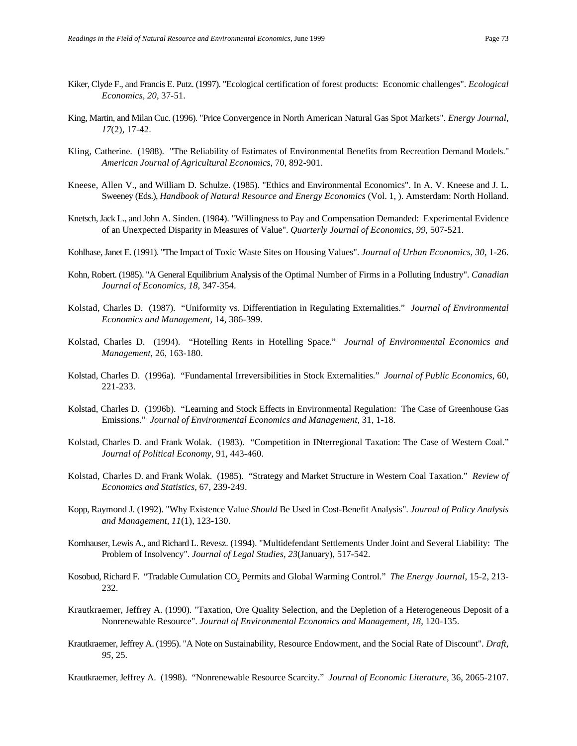Kiker, Clyde F., and Francis E. Putz. (1997). "Ecological certification of forest products: Economic challenges". *Ecological Economics, 20*, 37-51.

King, Martin, and Milan Cuc. (1996). "Price Convergence in North American Natural Gas Spot Markets". *Energy Journal, 17*(2), 17-42.

Kling, Catherine. (1988). "The Reliability of Estimates of Environmental Benefits from Recreation Demand Models." *American Journal of Agricultural Economics*, 70, 892-901.

Kneese, Allen V., and William D. Schulze. (1985). "Ethics and Environmental Economics". In A. V. Kneese and J. L. Sweeney (Eds.), *Handbook of Natural Resource and Energy Economics* (Vol. 1, ). Amsterdam: North Holland.

Knetsch, Jack L., and John A. Sinden. (1984). "Willingness to Pay and Compensation Demanded: Experimental Evidence of an Unexpected Disparity in Measures of Value". *Quarterly Journal of Economics, 99*, 507-521.

Kohlhase, Janet E. (1991). "The Impact of Toxic Waste Sites on Housing Values". *Journal of Urban Economics, 30*, 1-26.

Kohn, Robert. (1985). "A General Equilibrium Analysis of the Optimal Number of Firms in a Polluting Industry". *Canadian Journal of Economics, 18*, 347-354.

Kolstad, Charles D. (1987). "Uniformity vs. Differentiation in Regulating Externalities." *Journal of Environmental Economics and Management*, 14, 386-399.

Kolstad, Charles D. (1994). "Hotelling Rents in Hotelling Space." *Journal of Environmental Economics and Management*, 26, 163-180.

Kolstad, Charles D. (1996a). "Fundamental Irreversibilities in Stock Externalities." *Journal of Public Economics*, 60, 221-233.

Kolstad, Charles D. (1996b). "Learning and Stock Effects in Environmental Regulation: The Case of Greenhouse Gas Emissions." *Journal of Environmental Economics and Management*, 31, 1-18.

Kolstad, Charles D. and Frank Wolak. (1983). "Competition in INterregional Taxation: The Case of Western Coal." *Journal of Political Economy*, 91, 443-460.

Kolstad, Charles D. and Frank Wolak. (1985). "Strategy and Market Structure in Western Coal Taxation." *Review of Economics and Statistics*, 67, 239-249.

Kopp, Raymond J. (1992). "Why Existence Value *Should* Be Used in Cost-Benefit Analysis". *Journal of Policy Analysis and Management, 11*(1), 123-130.

Kornhauser, Lewis A., and Richard L. Revesz. (1994). "Multidefendant Settlements Under Joint and Several Liability: The Problem of Insolvency". *Journal of Legal Studies, 23*(January), 517-542.

Kosobud, Richard F. "Tradable Cumulation $CO_2$ Permits and Global Warming Control." *The Energy Journal*, 15-2, 213-232.

Krautkraemer, Jeffrey A. (1990). "Taxation, Ore Quality Selection, and the Depletion of a Heterogeneous Deposit of a Nonrenewable Resource". *Journal of Environmental Economics and Management, 18*, 120-135.

Krautkraemer, Jeffrey A. (1995). "A Note on Sustainability, Resource Endowment, and the Social Rate of Discount". *Draft, 95*, 25.

Krautkraemer, Jeffrey A. (1998). "Nonrenewable Resource Scarcity." *Journal of Economic Literature*, 36, 2065-2107.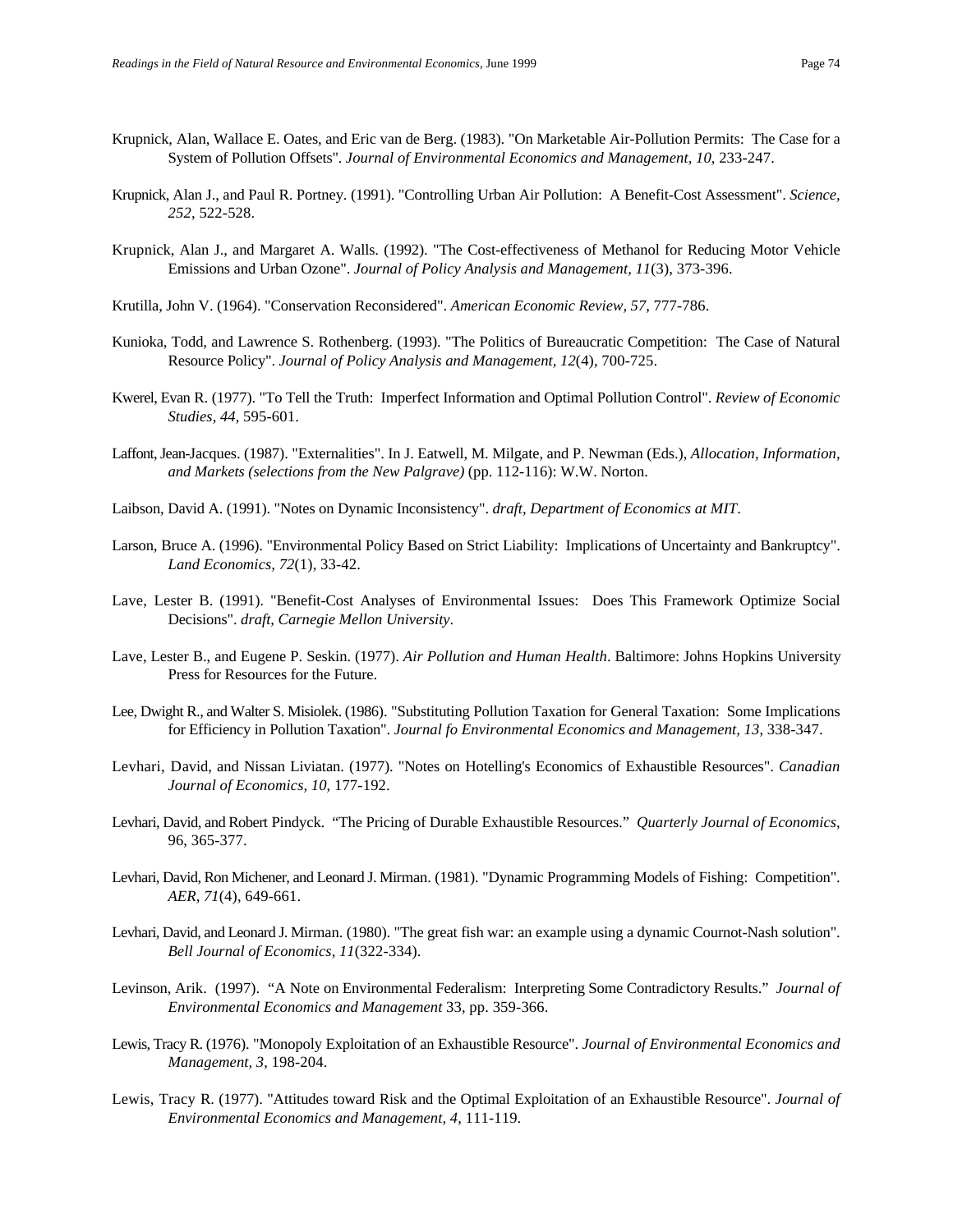Krupnick, Alan, Wallace E. Oates, and Eric van de Berg. (1983). "On Marketable Air-Pollution Permits: The Case for a System of Pollution Offsets". *Journal of Environmental Economics and Management, 10*, 233-247.

Krupnick, Alan J., and Paul R. Portney. (1991). "Controlling Urban Air Pollution: A Benefit-Cost Assessment". *Science, 252*, 522-528.

Krupnick, Alan J., and Margaret A. Walls. (1992). "The Cost-effectiveness of Methanol for Reducing Motor Vehicle Emissions and Urban Ozone". *Journal of Policy Analysis and Management, 11*(3), 373-396.

Krutilla, John V. (1964). "Conservation Reconsidered". *American Economic Review, 57*, 777-786.

Kunioka, Todd, and Lawrence S. Rothenberg. (1993). "The Politics of Bureaucratic Competition: The Case of Natural Resource Policy". *Journal of Policy Analysis and Management, 12*(4), 700-725.

Kwerel, Evan R. (1977). "To Tell the Truth: Imperfect Information and Optimal Pollution Control". *Review of Economic Studies, 44*, 595-601.

Laffont, Jean-Jacques. (1987). "Externalities". In J. Eatwell, M. Milgate, and P. Newman (Eds.), *Allocation, Information, and Markets (selections from the New Palgrave)* (pp. 112-116): W.W. Norton.

Laibson, David A. (1991). "Notes on Dynamic Inconsistency". *draft, Department of Economics at MIT*.

Larson, Bruce A. (1996). "Environmental Policy Based on Strict Liability: Implications of Uncertainty and Bankruptcy". *Land Economics, 72*(1), 33-42.

Lave, Lester B. (1991). "Benefit-Cost Analyses of Environmental Issues: Does This Framework Optimize Social Decisions". *draft, Carnegie Mellon University*.

Lave, Lester B., and Eugene P. Seskin. (1977). *Air Pollution and Human Health*. Baltimore: Johns Hopkins University Press for Resources for the Future.

Lee, Dwight R., and Walter S. Misiolek. (1986). "Substituting Pollution Taxation for General Taxation: Some Implications for Efficiency in Pollution Taxation". *Journal fo Environmental Economics and Management, 13*, 338-347.

Levhari, David, and Nissan Liviatan. (1977). "Notes on Hotelling's Economics of Exhaustible Resources". *Canadian Journal of Economics, 10*, 177-192.

Levhari, David, and Robert Pindyck. "The Pricing of Durable Exhaustible Resources." *Quarterly Journal of Economics*, 96, 365-377.

Levhari, David, Ron Michener, and Leonard J. Mirman. (1981). "Dynamic Programming Models of Fishing: Competition". *AER, 71*(4), 649-661.

Levhari, David, and Leonard J. Mirman. (1980). "The great fish war: an example using a dynamic Cournot-Nash solution". *Bell Journal of Economics, 11*(322-334).

Levinson, Arik. (1997). "A Note on Environmental Federalism: Interpreting Some Contradictory Results." *Journal of Environmental Economics and Management* 33, pp. 359-366.

Lewis, Tracy R. (1976). "Monopoly Exploitation of an Exhaustible Resource". *Journal of Environmental Economics and Management, 3*, 198-204.

Lewis, Tracy R. (1977). "Attitudes toward Risk and the Optimal Exploitation of an Exhaustible Resource". *Journal of Environmental Economics and Management, 4*, 111-119.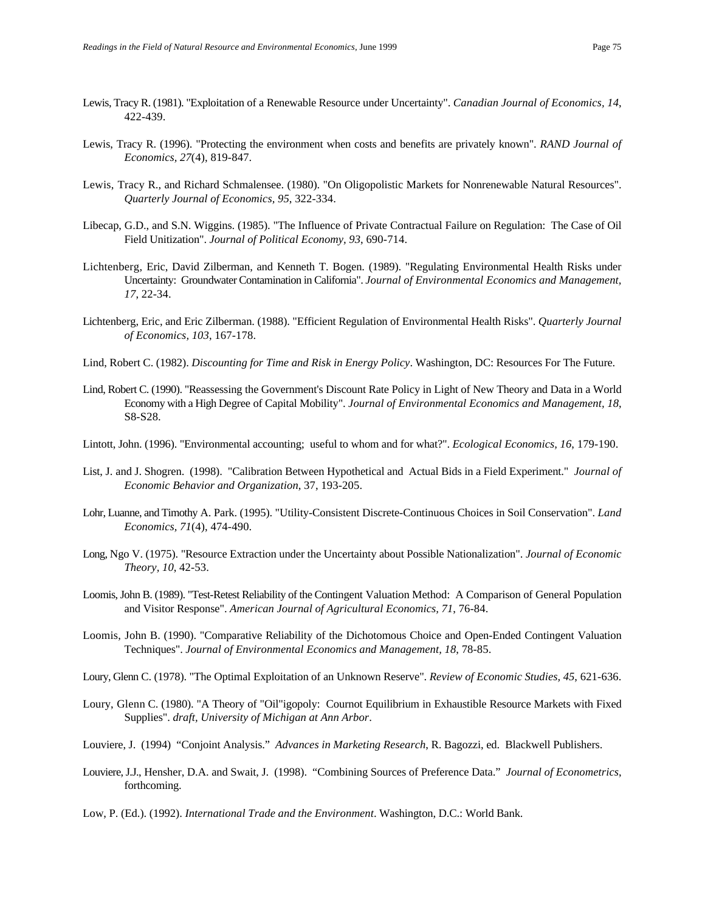Lewis, Tracy R. (1981). "Exploitation of a Renewable Resource under Uncertainty". *Canadian Journal of Economics, 14*, 422-439.

Lewis, Tracy R. (1996). "Protecting the environment when costs and benefits are privately known". *RAND Journal of Economics, 27*(4), 819-847.

Lewis, Tracy R., and Richard Schmalensee. (1980). "On Oligopolistic Markets for Nonrenewable Natural Resources". *Quarterly Journal of Economics, 95*, 322-334.

Libecap, G.D., and S.N. Wiggins. (1985). "The Influence of Private Contractual Failure on Regulation: The Case of Oil Field Unitization". *Journal of Political Economy, 93*, 690-714.

Lichtenberg, Eric, David Zilberman, and Kenneth T. Bogen. (1989). "Regulating Environmental Health Risks under Uncertainty: Groundwater Contamination in California". *Journal of Environmental Economics and Management, 17*, 22-34.

Lichtenberg, Eric, and Eric Zilberman. (1988). "Efficient Regulation of Environmental Health Risks". *Quarterly Journal of Economics, 103*, 167-178.

Lind, Robert C. (1982). *Discounting for Time and Risk in Energy Policy*. Washington, DC: Resources For The Future.

Lind, Robert C. (1990). "Reassessing the Government's Discount Rate Policy in Light of New Theory and Data in a World Economy with a High Degree of Capital Mobility". *Journal of Environmental Economics and Management, 18*, S8-S28.

Lintott, John. (1996). "Environmental accounting; useful to whom and for what?". *Ecological Economics, 16*, 179-190.

List, J. and J. Shogren. (1998). "Calibration Between Hypothetical and Actual Bids in a Field Experiment." *Journal of Economic Behavior and Organization*, 37, 193-205.

Lohr, Luanne, and Timothy A. Park. (1995). "Utility-Consistent Discrete-Continuous Choices in Soil Conservation". *Land Economics, 71*(4), 474-490.

Long, Ngo V. (1975). "Resource Extraction under the Uncertainty about Possible Nationalization". *Journal of Economic Theory, 10*, 42-53.

Loomis, John B. (1989). "Test-Retest Reliability of the Contingent Valuation Method: A Comparison of General Population and Visitor Response". *American Journal of Agricultural Economics, 71*, 76-84.

Loomis, John B. (1990). "Comparative Reliability of the Dichotomous Choice and Open-Ended Contingent Valuation Techniques". *Journal of Environmental Economics and Management, 18*, 78-85.

Loury, Glenn C. (1978). "The Optimal Exploitation of an Unknown Reserve". *Review of Economic Studies, 45*, 621-636.

Loury, Glenn C. (1980). "A Theory of "Oil"igopoly: Cournot Equilibrium in Exhaustible Resource Markets with Fixed Supplies". *draft, University of Michigan at Ann Arbor*.

Louviere, J. (1994) "Conjoint Analysis." *Advances in Marketing Research*, R. Bagozzi, ed. Blackwell Publishers.

Louviere, J.J., Hensher, D.A. and Swait, J. (1998). "Combining Sources of Preference Data." *Journal of Econometrics*, forthcoming.

Low, P. (Ed.). (1992). *International Trade and the Environment*. Washington, D.C.: World Bank.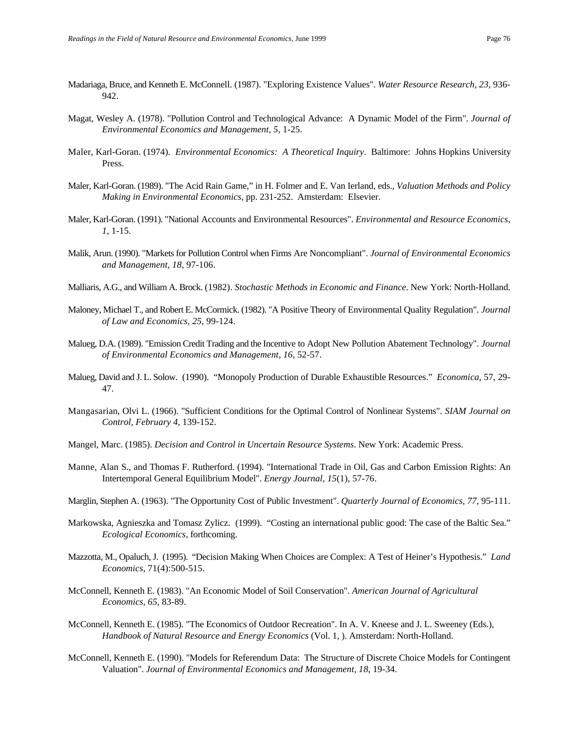Madariaga, Bruce, and Kenneth E. McConnell. (1987). "Exploring Existence Values". *Water Resource Research, 23*, 936-942.

Magat, Wesley A. (1978). "Pollution Control and Technological Advance: A Dynamic Model of the Firm". *Journal of Environmental Economics and Management, 5*, 1-25.

Maler, Karl-Goran. (1974). *Environmental Economics: A Theoretical Inquiry*. Baltimore: Johns Hopkins University Press.

Maler, Karl-Goran. (1989). "The Acid Rain Game," in H. Folmer and E. Van Ierland, eds., *Valuation Methods and Policy Making in Environmental Economics*, pp. 231-252. Amsterdam: Elsevier.

Maler, Karl-Goran. (1991). "National Accounts and Environmental Resources". *Environmental and Resource Economics, 1*, 1-15.

Malik, Arun. (1990). "Markets for Pollution Control when Firms Are Noncompliant". *Journal of Environmental Economics and Management, 18*, 97-106.

Malliaris, A.G., and William A. Brock. (1982). *Stochastic Methods in Economic and Finance*. New York: North-Holland.

Maloney, Michael T., and Robert E. McCormick. (1982). "A Positive Theory of Environmental Quality Regulation". *Journal of Law and Economics, 25*, 99-124.

Malueg, D.A. (1989). "Emission Credit Trading and the Incentive to Adopt New Pollution Abatement Technology". *Journal of Environmental Economics and Management, 16*, 52-57.

Malueg, David and J. L. Solow. (1990). "Monopoly Production of Durable Exhaustible Resources." *Economica*, 57, 29-47.

Mangasarian, Olvi L. (1966). "Sufficient Conditions for the Optimal Control of Nonlinear Systems". *SIAM Journal on Control, February 4*, 139-152.

Mangel, Marc. (1985). *Decision and Control in Uncertain Resource Systems*. New York: Academic Press.

Manne, Alan S., and Thomas F. Rutherford. (1994). "International Trade in Oil, Gas and Carbon Emission Rights: An Intertemporal General Equilibrium Model". *Energy Journal, 15*(1), 57-76.

Marglin, Stephen A. (1963). "The Opportunity Cost of Public Investment". *Quarterly Journal of Economics, 77*, 95-111.

Markowska, Agnieszka and Tomasz Zylicz. (1999). "Costing an international public good: The case of the Baltic Sea." *Ecological Economics*, forthcoming.

Mazzotta, M., Opaluch, J. (1995). "Decision Making When Choices are Complex: A Test of Heiner's Hypothesis." *Land Economics*, 71(4):500-515.

McConnell, Kenneth E. (1983). "An Economic Model of Soil Conservation". *American Journal of Agricultural Economics, 65*, 83-89.

McConnell, Kenneth E. (1985). "The Economics of Outdoor Recreation". In A. V. Kneese and J. L. Sweeney (Eds.), *Handbook of Natural Resource and Energy Economics* (Vol. 1, ). Amsterdam: North-Holland.

McConnell, Kenneth E. (1990). "Models for Referendum Data: The Structure of Discrete Choice Models for Contingent Valuation". *Journal of Environmental Economics and Management, 18*, 19-34.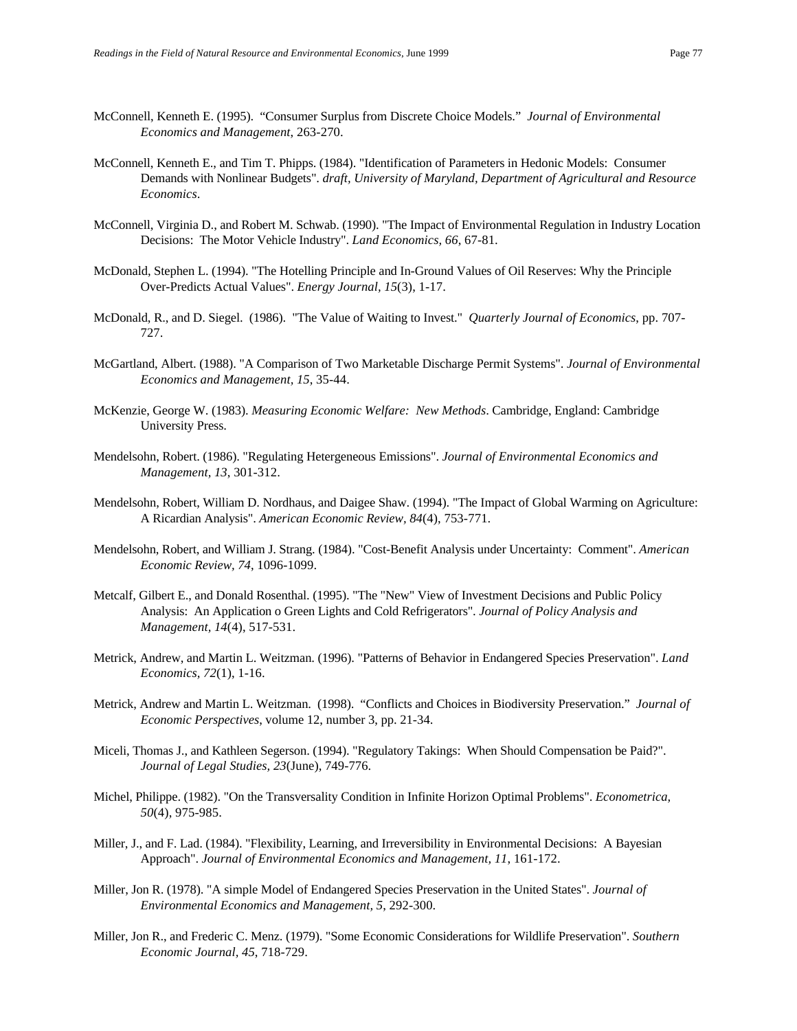McConnell, Kenneth E. (1995). "Consumer Surplus from Discrete Choice Models." *Journal of Environmental Economics and Management*, 263-270.

McConnell, Kenneth E., and Tim T. Phipps. (1984). "Identification of Parameters in Hedonic Models: Consumer Demands with Nonlinear Budgets". *draft, University of Maryland, Department of Agricultural and Resource Economics*.

McConnell, Virginia D., and Robert M. Schwab. (1990). "The Impact of Environmental Regulation in Industry Location Decisions: The Motor Vehicle Industry". *Land Economics, 66*, 67-81.

McDonald, Stephen L. (1994). "The Hotelling Principle and In-Ground Values of Oil Reserves: Why the Principle Over-Predicts Actual Values". *Energy Journal, 15*(3), 1-17.

McDonald, R., and D. Siegel. (1986). "The Value of Waiting to Invest." *Quarterly Journal of Economics*, pp. 707-727.

McGartland, Albert. (1988). "A Comparison of Two Marketable Discharge Permit Systems". *Journal of Environmental Economics and Management, 15*, 35-44.

McKenzie, George W. (1983). *Measuring Economic Welfare: New Methods*. Cambridge, England: Cambridge University Press.

Mendelsohn, Robert. (1986). "Regulating Hetergeneous Emissions". *Journal of Environmental Economics and Management, 13*, 301-312.

Mendelsohn, Robert, William D. Nordhaus, and Daigee Shaw. (1994). "The Impact of Global Warming on Agriculture: A Ricardian Analysis". *American Economic Review, 84*(4), 753-771.

Mendelsohn, Robert, and William J. Strang. (1984). "Cost-Benefit Analysis under Uncertainty: Comment". *American Economic Review, 74*, 1096-1099.

Metcalf, Gilbert E., and Donald Rosenthal. (1995). "The "New" View of Investment Decisions and Public Policy Analysis: An Application o Green Lights and Cold Refrigerators". *Journal of Policy Analysis and Management, 14*(4), 517-531.

Metrick, Andrew, and Martin L. Weitzman. (1996). "Patterns of Behavior in Endangered Species Preservation". *Land Economics, 72*(1), 1-16.

Metrick, Andrew and Martin L. Weitzman. (1998). "Conflicts and Choices in Biodiversity Preservation." *Journal of Economic Perspectives*, volume 12, number 3, pp. 21-34.

Miceli, Thomas J., and Kathleen Segerson. (1994). "Regulatory Takings: When Should Compensation be Paid?". *Journal of Legal Studies, 23*(June), 749-776.

Michel, Philippe. (1982). "On the Transversality Condition in Infinite Horizon Optimal Problems". *Econometrica, 50*(4), 975-985.

Miller, J., and F. Lad. (1984). "Flexibility, Learning, and Irreversibility in Environmental Decisions: A Bayesian Approach". *Journal of Environmental Economics and Management, 11*, 161-172.

Miller, Jon R. (1978). "A simple Model of Endangered Species Preservation in the United States". *Journal of Environmental Economics and Management, 5*, 292-300.

Miller, Jon R., and Frederic C. Menz. (1979). "Some Economic Considerations for Wildlife Preservation". *Southern Economic Journal, 45*, 718-729.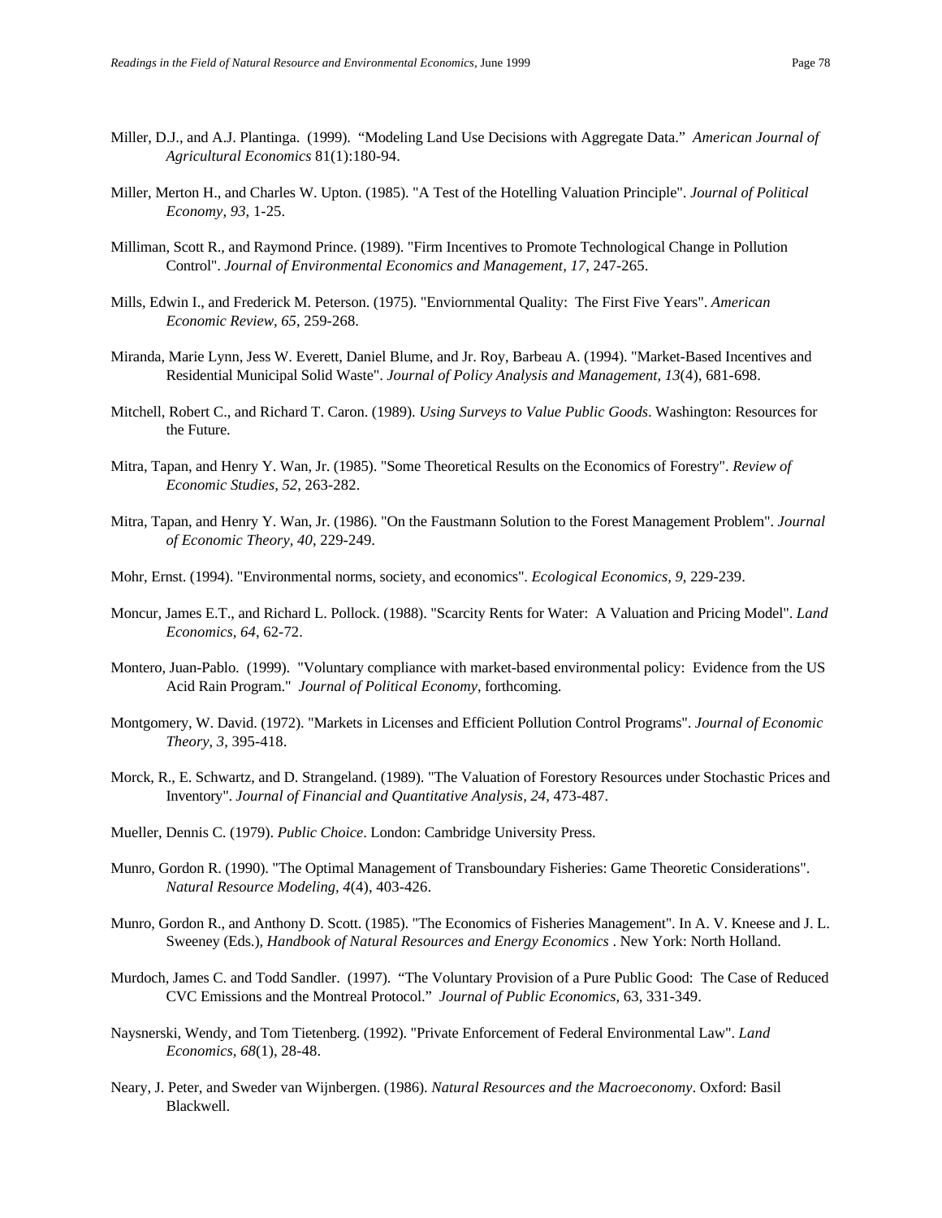Miller, D.J., and A.J. Plantinga. (1999). "Modeling Land Use Decisions with Aggregate Data." *American Journal of Agricultural Economics* 81(1):180-94.

Miller, Merton H., and Charles W. Upton. (1985). "A Test of the Hotelling Valuation Principle". *Journal of Political Economy, 93*, 1-25.

Milliman, Scott R., and Raymond Prince. (1989). "Firm Incentives to Promote Technological Change in Pollution Control". *Journal of Environmental Economics and Management, 17*, 247-265.

Mills, Edwin I., and Frederick M. Peterson. (1975). "Enviornmental Quality: The First Five Years". *American Economic Review, 65*, 259-268.

Miranda, Marie Lynn, Jess W. Everett, Daniel Blume, and Jr. Roy, Barbeau A. (1994). "Market-Based Incentives and Residential Municipal Solid Waste". *Journal of Policy Analysis and Management, 13*(4), 681-698.

Mitchell, Robert C., and Richard T. Caron. (1989). *Using Surveys to Value Public Goods*. Washington: Resources for the Future.

Mitra, Tapan, and Henry Y. Wan, Jr. (1985). "Some Theoretical Results on the Economics of Forestry". *Review of Economic Studies, 52*, 263-282.

Mitra, Tapan, and Henry Y. Wan, Jr. (1986). "On the Faustmann Solution to the Forest Management Problem". *Journal of Economic Theory, 40*, 229-249.

Mohr, Ernst. (1994). "Environmental norms, society, and economics". *Ecological Economics, 9*, 229-239.

Moncur, James E.T., and Richard L. Pollock. (1988). "Scarcity Rents for Water: A Valuation and Pricing Model". *Land Economics, 64*, 62-72.

Montero, Juan-Pablo. (1999). "Voluntary compliance with market-based environmental policy: Evidence from the US Acid Rain Program." *Journal of Political Economy*, forthcoming.

Montgomery, W. David. (1972). "Markets in Licenses and Efficient Pollution Control Programs". *Journal of Economic Theory, 3*, 395-418.

Morck, R., E. Schwartz, and D. Strangeland. (1989). "The Valuation of Forestory Resources under Stochastic Prices and Inventory". *Journal of Financial and Quantitative Analysis, 24*, 473-487.

Mueller, Dennis C. (1979). *Public Choice*. London: Cambridge University Press.

Munro, Gordon R. (1990). "The Optimal Management of Transboundary Fisheries: Game Theoretic Considerations". *Natural Resource Modeling, 4*(4), 403-426.

Munro, Gordon R., and Anthony D. Scott. (1985). "The Economics of Fisheries Management". In A. V. Kneese and J. L. Sweeney (Eds.), *Handbook of Natural Resources and Energy Economics* . New York: North Holland.

Murdoch, James C. and Todd Sandler. (1997). "The Voluntary Provision of a Pure Public Good: The Case of Reduced CVC Emissions and the Montreal Protocol." *Journal of Public Economics*, 63, 331-349.

Naysnerski, Wendy, and Tom Tietenberg. (1992). "Private Enforcement of Federal Environmental Law". *Land Economics, 68*(1), 28-48.

Neary, J. Peter, and Sweder van Wijnbergen. (1986). *Natural Resources and the Macroeconomy*. Oxford: Basil Blackwell.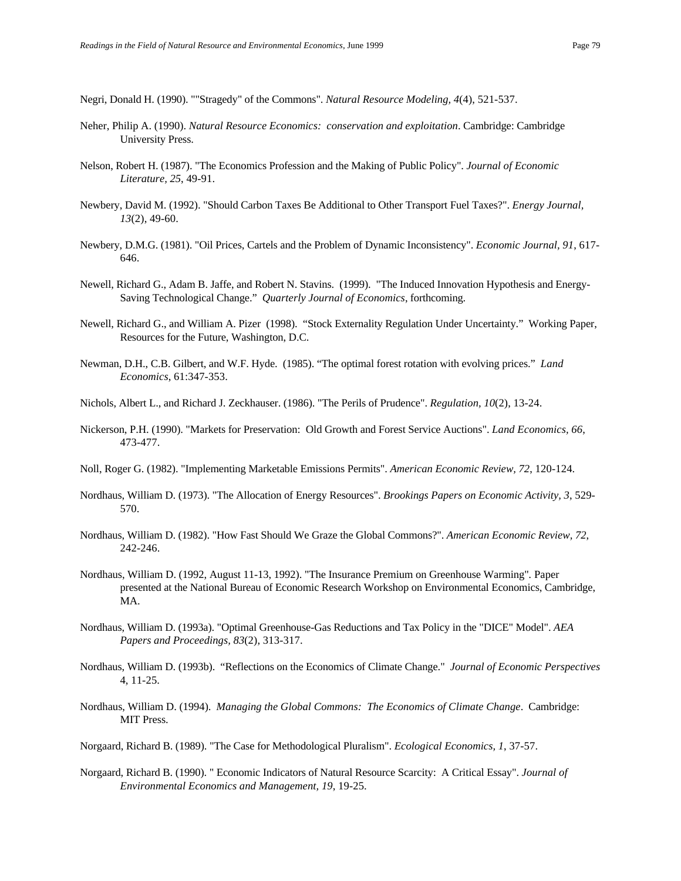Negri, Donald H. (1990). ""Stragedy" of the Commons". *Natural Resource Modeling, 4*(4), 521-537.

Neher, Philip A. (1990). *Natural Resource Economics: conservation and exploitation*. Cambridge: Cambridge University Press.

Nelson, Robert H. (1987). "The Economics Profession and the Making of Public Policy". *Journal of Economic Literature, 25*, 49-91.

Newbery, David M. (1992). "Should Carbon Taxes Be Additional to Other Transport Fuel Taxes?". *Energy Journal, 13*(2), 49-60.

Newbery, D.M.G. (1981). "Oil Prices, Cartels and the Problem of Dynamic Inconsistency". *Economic Journal, 91*, 617-646.

Newell, Richard G., Adam B. Jaffe, and Robert N. Stavins. (1999). "The Induced Innovation Hypothesis and Energy-Saving Technological Change." *Quarterly Journal of Economics*, forthcoming.

Newell, Richard G., and William A. Pizer (1998). "Stock Externality Regulation Under Uncertainty." Working Paper, Resources for the Future, Washington, D.C.

Newman, D.H., C.B. Gilbert, and W.F. Hyde. (1985). "The optimal forest rotation with evolving prices." *Land Economics*, 61:347-353.

Nichols, Albert L., and Richard J. Zeckhauser. (1986). "The Perils of Prudence". *Regulation, 10*(2), 13-24.

Nickerson, P.H. (1990). "Markets for Preservation: Old Growth and Forest Service Auctions". *Land Economics, 66*, 473-477.

Noll, Roger G. (1982). "Implementing Marketable Emissions Permits". *American Economic Review, 72*, 120-124.

Nordhaus, William D. (1973). "The Allocation of Energy Resources". *Brookings Papers on Economic Activity, 3*, 529-570.

Nordhaus, William D. (1982). "How Fast Should We Graze the Global Commons?". *American Economic Review, 72*, 242-246.

Nordhaus, William D. (1992, August 11-13, 1992). "The Insurance Premium on Greenhouse Warming". Paper presented at the National Bureau of Economic Research Workshop on Environmental Economics, Cambridge, MA.

Nordhaus, William D. (1993a). "Optimal Greenhouse-Gas Reductions and Tax Policy in the "DICE" Model". *AEA Papers and Proceedings, 83*(2), 313-317.

Nordhaus, William D. (1993b). "Reflections on the Economics of Climate Change." *Journal of Economic Perspectives* 4, 11-25.

Nordhaus, William D. (1994). *Managing the Global Commons: The Economics of Climate Change*. Cambridge: MIT Press.

Norgaard, Richard B. (1989). "The Case for Methodological Pluralism". *Ecological Economics, 1*, 37-57.

Norgaard, Richard B. (1990). " Economic Indicators of Natural Resource Scarcity: A Critical Essay". *Journal of Environmental Economics and Management, 19*, 19-25.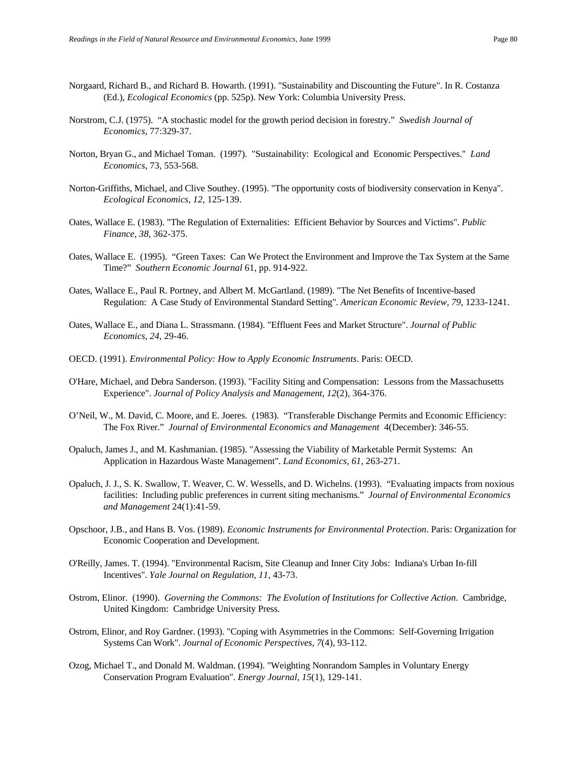Norgaard, Richard B., and Richard B. Howarth. (1991). "Sustainability and Discounting the Future". In R. Costanza (Ed.), *Ecological Economics* (pp. 525p). New York: Columbia University Press.

Norstrom, C.J. (1975). "A stochastic model for the growth period decision in forestry." *Swedish Journal of Economics*, 77:329-37.

Norton, Bryan G., and Michael Toman. (1997). "Sustainability: Ecological and Economic Perspectives." *Land Economics*, 73, 553-568.

Norton-Griffiths, Michael, and Clive Southey. (1995). "The opportunity costs of biodiversity conservation in Kenya". *Ecological Economics, 12*, 125-139.

Oates, Wallace E. (1983). "The Regulation of Externalities: Efficient Behavior by Sources and Victims". *Public Finance, 38*, 362-375.

Oates, Wallace E. (1995). "Green Taxes: Can We Protect the Environment and Improve the Tax System at the Same Time?" *Southern Economic Journal* 61, pp. 914-922.

Oates, Wallace E., Paul R. Portney, and Albert M. McGartland. (1989). "The Net Benefits of Incentive-based Regulation: A Case Study of Environmental Standard Setting". *American Economic Review, 79*, 1233-1241.

Oates, Wallace E., and Diana L. Strassmann. (1984). "Effluent Fees and Market Structure". *Journal of Public Economics, 24*, 29-46.

OECD. (1991). *Environmental Policy: How to Apply Economic Instruments*. Paris: OECD.

O'Hare, Michael, and Debra Sanderson. (1993). "Facility Siting and Compensation: Lessons from the Massachusetts Experience". *Journal of Policy Analysis and Management, 12*(2), 364-376.

O'Neil, W., M. David, C. Moore, and E. Joeres. (1983). "Transferable Dischange Permits and Economic Efficiency: The Fox River." *Journal of Environmental Economics and Management* 4(December): 346-55.

Opaluch, James J., and M. Kashmanian. (1985). "Assessing the Viability of Marketable Permit Systems: An Application in Hazardous Waste Management". *Land Economics, 61*, 263-271.

Opaluch, J. J., S. K. Swallow, T. Weaver, C. W. Wessells, and D. Wichelns. (1993). "Evaluating impacts from noxious facilities: Including public preferences in current siting mechanisms." *Journal of Environmental Economics and Management* 24(1):41-59.

Opschoor, J.B., and Hans B. Vos. (1989). *Economic Instruments for Environmental Protection*. Paris: Organization for Economic Cooperation and Development.

O'Reilly, James. T. (1994). "Environmental Racism, Site Cleanup and Inner City Jobs: Indiana's Urban In-fill Incentives". *Yale Journal on Regulation, 11*, 43-73.

Ostrom, Elinor. (1990). *Governing the Commons: The Evolution of Institutions for Collective Action*. Cambridge, United Kingdom: Cambridge University Press.

Ostrom, Elinor, and Roy Gardner. (1993). "Coping with Asymmetries in the Commons: Self-Governing Irrigation Systems Can Work". *Journal of Economic Perspectives, 7*(4), 93-112.

Ozog, Michael T., and Donald M. Waldman. (1994). "Weighting Nonrandom Samples in Voluntary Energy Conservation Program Evaluation". *Energy Journal, 15*(1), 129-141.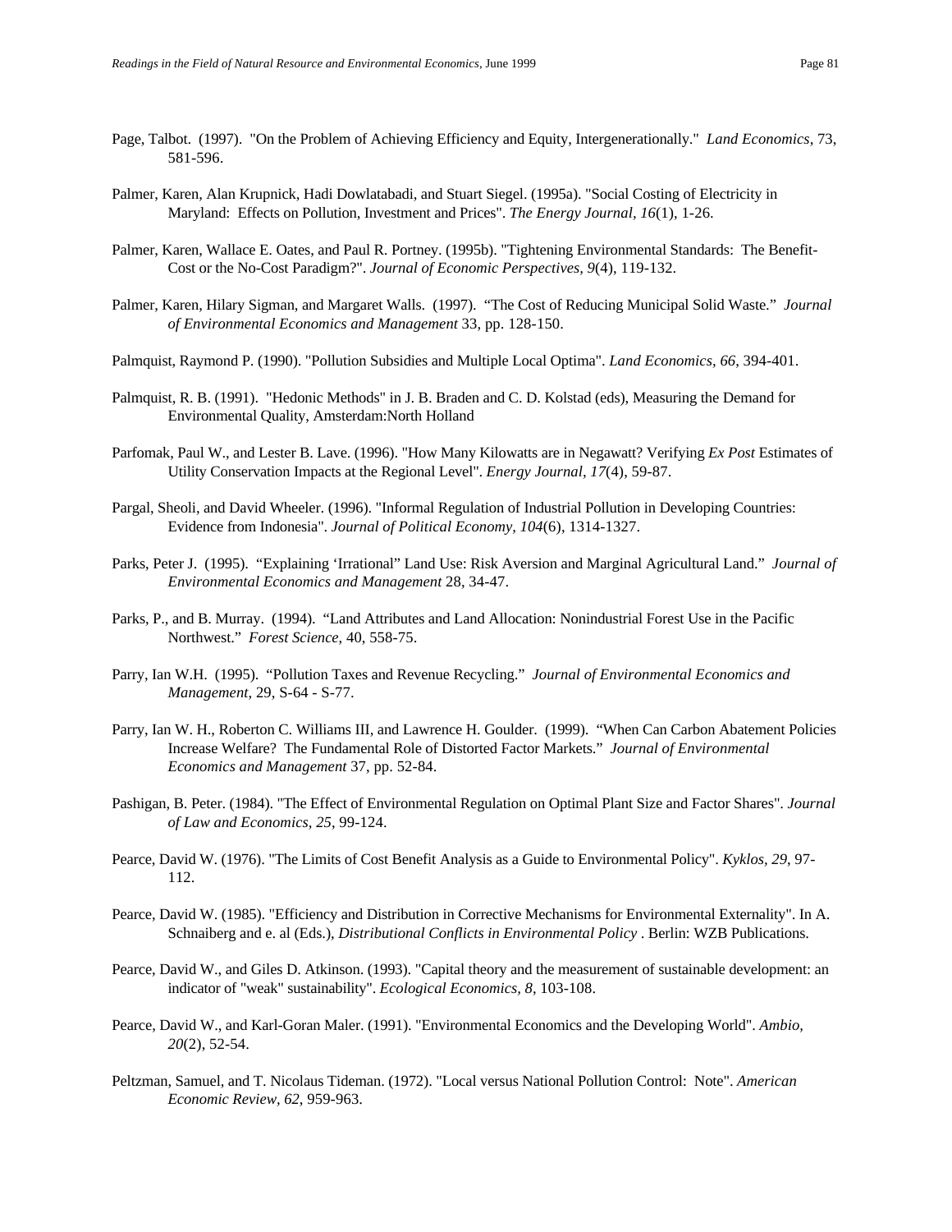Page, Talbot. (1997). "On the Problem of Achieving Efficiency and Equity, Intergenerationally." *Land Economics*, 73, 581-596.

Palmer, Karen, Alan Krupnick, Hadi Dowlatabadi, and Stuart Siegel. (1995a). "Social Costing of Electricity in Maryland: Effects on Pollution, Investment and Prices". *The Energy Journal, 16*(1), 1-26.

Palmer, Karen, Wallace E. Oates, and Paul R. Portney. (1995b). "Tightening Environmental Standards: The Benefit-Cost or the No-Cost Paradigm?". *Journal of Economic Perspectives, 9*(4), 119-132.

Palmer, Karen, Hilary Sigman, and Margaret Walls. (1997). "The Cost of Reducing Municipal Solid Waste." *Journal of Environmental Economics and Management* 33, pp. 128-150.

Palmquist, Raymond P. (1990). "Pollution Subsidies and Multiple Local Optima". *Land Economics, 66*, 394-401.

Palmquist, R. B. (1991). "Hedonic Methods" in J. B. Braden and C. D. Kolstad (eds), Measuring the Demand for Environmental Quality, Amsterdam:North Holland

Parfomak, Paul W., and Lester B. Lave. (1996). "How Many Kilowatts are in Negawatt? Verifying *Ex Post* Estimates of Utility Conservation Impacts at the Regional Level". *Energy Journal, 17*(4), 59-87.

Pargal, Sheoli, and David Wheeler. (1996). "Informal Regulation of Industrial Pollution in Developing Countries: Evidence from Indonesia". *Journal of Political Economy, 104*(6), 1314-1327.

Parks, Peter J. (1995). "Explaining 'Irrational" Land Use: Risk Aversion and Marginal Agricultural Land." *Journal of Environmental Economics and Management* 28, 34-47.

Parks, P., and B. Murray. (1994). "Land Attributes and Land Allocation: Nonindustrial Forest Use in the Pacific Northwest." *Forest Science*, 40, 558-75.

Parry, Ian W.H. (1995). "Pollution Taxes and Revenue Recycling." *Journal of Environmental Economics and Management*, 29, S-64 - S-77.

Parry, Ian W. H., Roberton C. Williams III, and Lawrence H. Goulder. (1999). "When Can Carbon Abatement Policies Increase Welfare? The Fundamental Role of Distorted Factor Markets." *Journal of Environmental Economics and Management* 37, pp. 52-84.

Pashigan, B. Peter. (1984). "The Effect of Environmental Regulation on Optimal Plant Size and Factor Shares". *Journal of Law and Economics, 25*, 99-124.

Pearce, David W. (1976). "The Limits of Cost Benefit Analysis as a Guide to Environmental Policy". *Kyklos, 29*, 97-112.

Pearce, David W. (1985). "Efficiency and Distribution in Corrective Mechanisms for Environmental Externality". In A. Schnaiberg and e. al (Eds.), *Distributional Conflicts in Environmental Policy* . Berlin: WZB Publications.

Pearce, David W., and Giles D. Atkinson. (1993). "Capital theory and the measurement of sustainable development: an indicator of "weak" sustainability". *Ecological Economics, 8*, 103-108.

Pearce, David W., and Karl-Goran Maler. (1991). "Environmental Economics and the Developing World". *Ambio, 20*(2), 52-54.

Peltzman, Samuel, and T. Nicolaus Tideman. (1972). "Local versus National Pollution Control: Note". *American Economic Review, 62*, 959-963.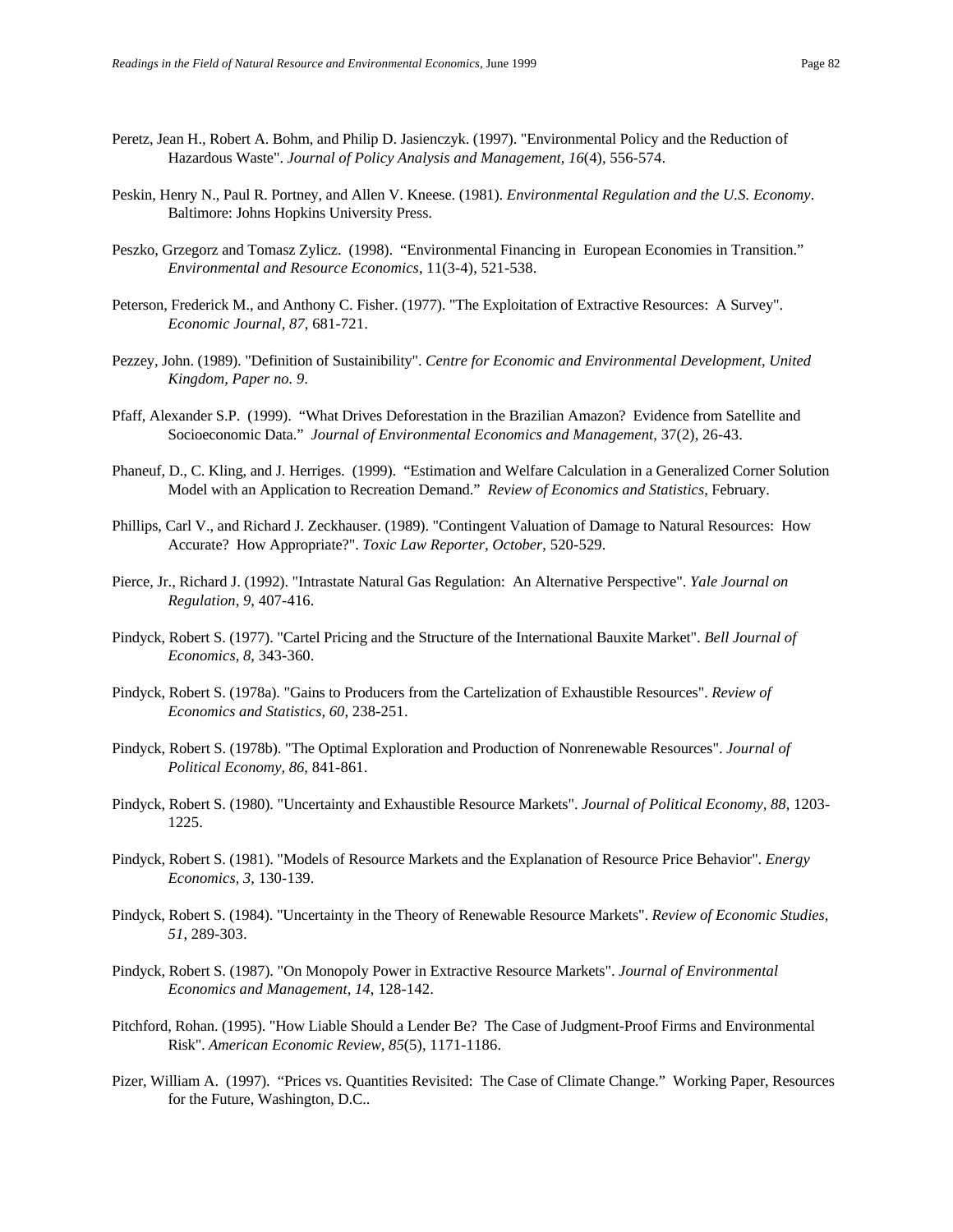Peretz, Jean H., Robert A. Bohm, and Philip D. Jasienczyk. (1997). "Environmental Policy and the Reduction of Hazardous Waste". *Journal of Policy Analysis and Management, 16*(4), 556-574.

Peskin, Henry N., Paul R. Portney, and Allen V. Kneese. (1981). *Environmental Regulation and the U.S. Economy*. Baltimore: Johns Hopkins University Press.

Peszko, Grzegorz and Tomasz Zylicz. (1998). "Environmental Financing in European Economies in Transition." *Environmental and Resource Economics*, 11(3-4), 521-538.

Peterson, Frederick M., and Anthony C. Fisher. (1977). "The Exploitation of Extractive Resources: A Survey". *Economic Journal, 87*, 681-721.

Pezzey, John. (1989). "Definition of Sustainibility". *Centre for Economic and Environmental Development, United Kingdom, Paper no. 9*.

Pfaff, Alexander S.P. (1999). "What Drives Deforestation in the Brazilian Amazon? Evidence from Satellite and Socioeconomic Data." *Journal of Environmental Economics and Management*, 37(2), 26-43.

Phaneuf, D., C. Kling, and J. Herriges. (1999). "Estimation and Welfare Calculation in a Generalized Corner Solution Model with an Application to Recreation Demand." *Review of Economics and Statistics*, February.

Phillips, Carl V., and Richard J. Zeckhauser. (1989). "Contingent Valuation of Damage to Natural Resources: How Accurate? How Appropriate?". *Toxic Law Reporter, October*, 520-529.

Pierce, Jr., Richard J. (1992). "Intrastate Natural Gas Regulation: An Alternative Perspective". *Yale Journal on Regulation, 9*, 407-416.

Pindyck, Robert S. (1977). "Cartel Pricing and the Structure of the International Bauxite Market". *Bell Journal of Economics, 8*, 343-360.

Pindyck, Robert S. (1978a). "Gains to Producers from the Cartelization of Exhaustible Resources". *Review of Economics and Statistics, 60*, 238-251.

Pindyck, Robert S. (1978b). "The Optimal Exploration and Production of Nonrenewable Resources". *Journal of Political Economy, 86*, 841-861.

Pindyck, Robert S. (1980). "Uncertainty and Exhaustible Resource Markets". *Journal of Political Economy, 88*, 1203-1225.

Pindyck, Robert S. (1981). "Models of Resource Markets and the Explanation of Resource Price Behavior". *Energy Economics, 3*, 130-139.

Pindyck, Robert S. (1984). "Uncertainty in the Theory of Renewable Resource Markets". *Review of Economic Studies, 51*, 289-303.

Pindyck, Robert S. (1987). "On Monopoly Power in Extractive Resource Markets". *Journal of Environmental Economics and Management, 14*, 128-142.

Pitchford, Rohan. (1995). "How Liable Should a Lender Be? The Case of Judgment-Proof Firms and Environmental Risk". *American Economic Review, 85*(5), 1171-1186.

Pizer, William A. (1997). "Prices vs. Quantities Revisited: The Case of Climate Change." Working Paper, Resources for the Future, Washington, D.C..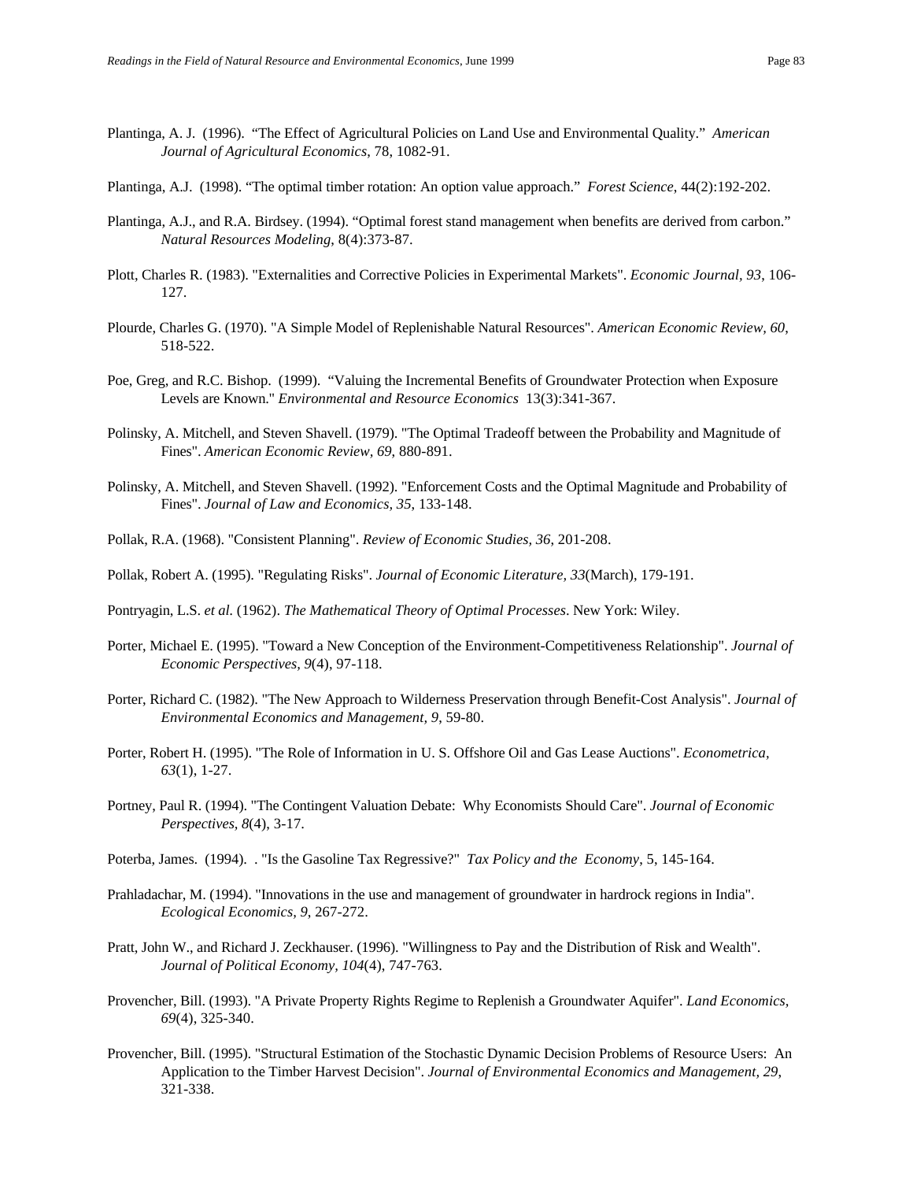Plantinga, A. J. (1996). “The Effect of Agricultural Policies on Land Use and Environmental Quality.” *American Journal of Agricultural Economics*, 78, 1082-91.

Plantinga, A.J. (1998). “The optimal timber rotation: An option value approach.” *Forest Science*, 44(2):192-202.

Plantinga, A.J., and R.A. Birdsey. (1994). “Optimal forest stand management when benefits are derived from carbon.” *Natural Resources Modeling*, 8(4):373-87.

Plott, Charles R. (1983). "Externalities and Corrective Policies in Experimental Markets". *Economic Journal, 93*, 106-127.

Plourde, Charles G. (1970). "A Simple Model of Replenishable Natural Resources". *American Economic Review, 60*, 518-522.

Poe, Greg, and R.C. Bishop. (1999). “Valuing the Incremental Benefits of Groundwater Protection when Exposure Levels are Known." *Environmental and Resource Economics* 13(3):341-367.

Polinsky, A. Mitchell, and Steven Shavell. (1979). "The Optimal Tradeoff between the Probability and Magnitude of Fines". *American Economic Review, 69*, 880-891.

Polinsky, A. Mitchell, and Steven Shavell. (1992). "Enforcement Costs and the Optimal Magnitude and Probability of Fines". *Journal of Law and Economics, 35*, 133-148.

Pollak, R.A. (1968). "Consistent Planning". *Review of Economic Studies, 36*, 201-208.

Pollak, Robert A. (1995). "Regulating Risks". *Journal of Economic Literature, 33*(March), 179-191.

Pontryagin, L.S. *et al.* (1962). *The Mathematical Theory of Optimal Processes*. New York: Wiley.

Porter, Michael E. (1995). "Toward a New Conception of the Environment-Competitiveness Relationship". *Journal of Economic Perspectives, 9*(4), 97-118.

Porter, Richard C. (1982). "The New Approach to Wilderness Preservation through Benefit-Cost Analysis". *Journal of Environmental Economics and Management, 9*, 59-80.

Porter, Robert H. (1995). "The Role of Information in U. S. Offshore Oil and Gas Lease Auctions". *Econometrica, 63*(1), 1-27.

Portney, Paul R. (1994). "The Contingent Valuation Debate: Why Economists Should Care". *Journal of Economic Perspectives, 8*(4), 3-17.

Poterba, James. (1994). . "Is the Gasoline Tax Regressive?" *Tax Policy and the Economy*, 5, 145-164.

Prahladachar, M. (1994). "Innovations in the use and management of groundwater in hardrock regions in India". *Ecological Economics, 9*, 267-272.

Pratt, John W., and Richard J. Zeckhauser. (1996). "Willingness to Pay and the Distribution of Risk and Wealth". *Journal of Political Economy, 104*(4), 747-763.

Provencher, Bill. (1993). "A Private Property Rights Regime to Replenish a Groundwater Aquifer". *Land Economics, 69*(4), 325-340.

Provencher, Bill. (1995). "Structural Estimation of the Stochastic Dynamic Decision Problems of Resource Users: An Application to the Timber Harvest Decision". *Journal of Environmental Economics and Management, 29*, 321-338.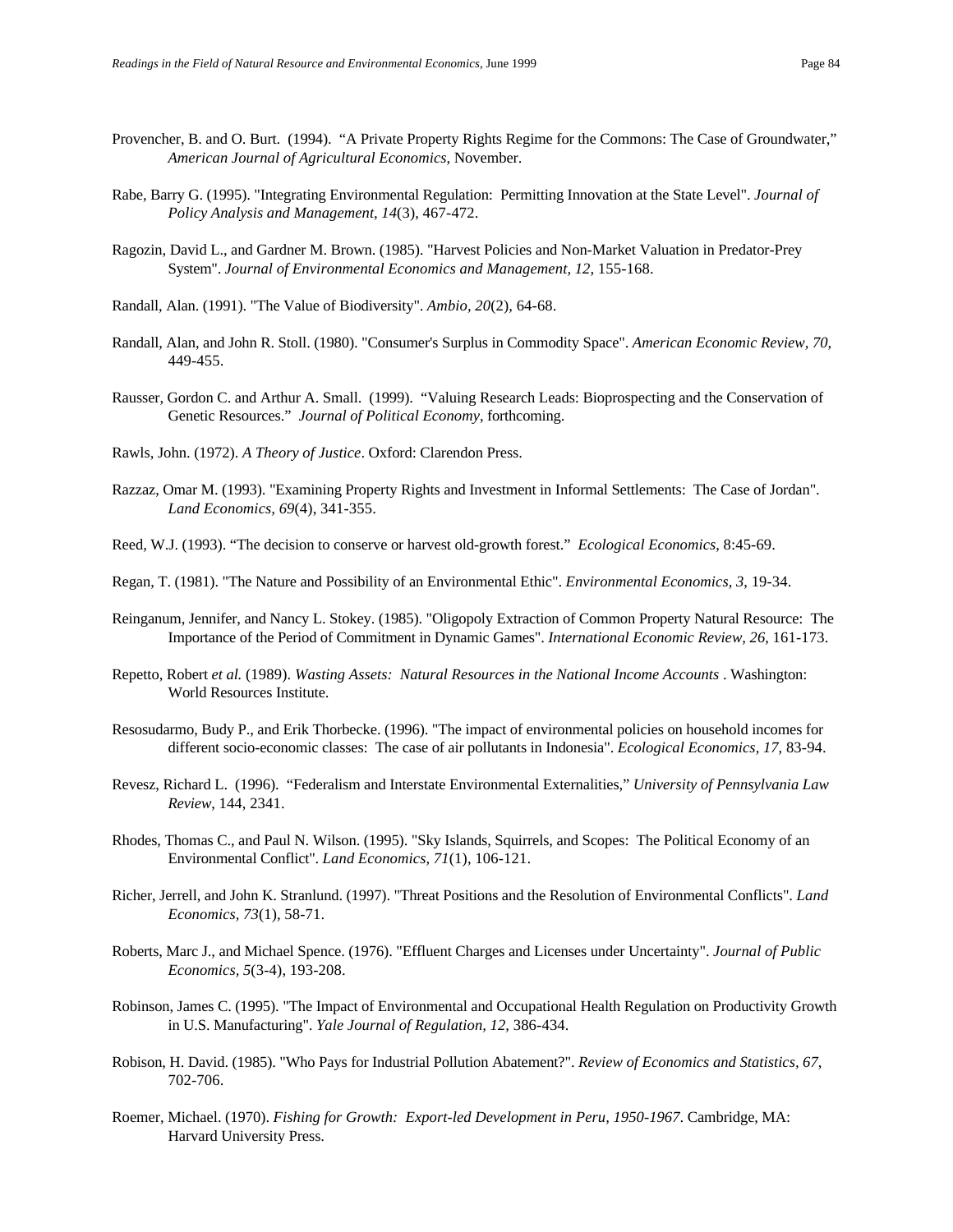Provencher, B. and O. Burt. (1994). "A Private Property Rights Regime for the Commons: The Case of Groundwater," *American Journal of Agricultural Economics*, November.

Rabe, Barry G. (1995). "Integrating Environmental Regulation: Permitting Innovation at the State Level". *Journal of Policy Analysis and Management, 14*(3), 467-472.

Ragozin, David L., and Gardner M. Brown. (1985). "Harvest Policies and Non-Market Valuation in Predator-Prey System". *Journal of Environmental Economics and Management, 12*, 155-168.

Randall, Alan. (1991). "The Value of Biodiversity". *Ambio, 20*(2), 64-68.

Randall, Alan, and John R. Stoll. (1980). "Consumer's Surplus in Commodity Space". *American Economic Review, 70*, 449-455.

Rausser, Gordon C. and Arthur A. Small. (1999). "Valuing Research Leads: Bioprospecting and the Conservation of Genetic Resources." *Journal of Political Economy*, forthcoming.

Rawls, John. (1972). *A Theory of Justice*. Oxford: Clarendon Press.

Razzaz, Omar M. (1993). "Examining Property Rights and Investment in Informal Settlements: The Case of Jordan". *Land Economics, 69*(4), 341-355.

Reed, W.J. (1993). "The decision to conserve or harvest old-growth forest." *Ecological Economics*, 8:45-69.

Regan, T. (1981). "The Nature and Possibility of an Environmental Ethic". *Environmental Economics, 3*, 19-34.

Reinganum, Jennifer, and Nancy L. Stokey. (1985). "Oligopoly Extraction of Common Property Natural Resource: The Importance of the Period of Commitment in Dynamic Games". *International Economic Review, 26*, 161-173.

Repetto, Robert *et al.* (1989). *Wasting Assets: Natural Resources in the National Income Accounts* . Washington: World Resources Institute.

Resosudarmo, Budy P., and Erik Thorbecke. (1996). "The impact of environmental policies on household incomes for different socio-economic classes: The case of air pollutants in Indonesia". *Ecological Economics, 17*, 83-94.

Revesz, Richard L. (1996). "Federalism and Interstate Environmental Externalities," *University of Pennsylvania Law Review*, 144, 2341.

Rhodes, Thomas C., and Paul N. Wilson. (1995). "Sky Islands, Squirrels, and Scopes: The Political Economy of an Environmental Conflict". *Land Economics, 71*(1), 106-121.

Richer, Jerrell, and John K. Stranlund. (1997). "Threat Positions and the Resolution of Environmental Conflicts". *Land Economics, 73*(1), 58-71.

Roberts, Marc J., and Michael Spence. (1976). "Effluent Charges and Licenses under Uncertainty". *Journal of Public Economics, 5*(3-4), 193-208.

Robinson, James C. (1995). "The Impact of Environmental and Occupational Health Regulation on Productivity Growth in U.S. Manufacturing". *Yale Journal of Regulation, 12*, 386-434.

Robison, H. David. (1985). "Who Pays for Industrial Pollution Abatement?". *Review of Economics and Statistics, 67*, 702-706.

Roemer, Michael. (1970). *Fishing for Growth: Export-led Development in Peru, 1950-1967*. Cambridge, MA: Harvard University Press.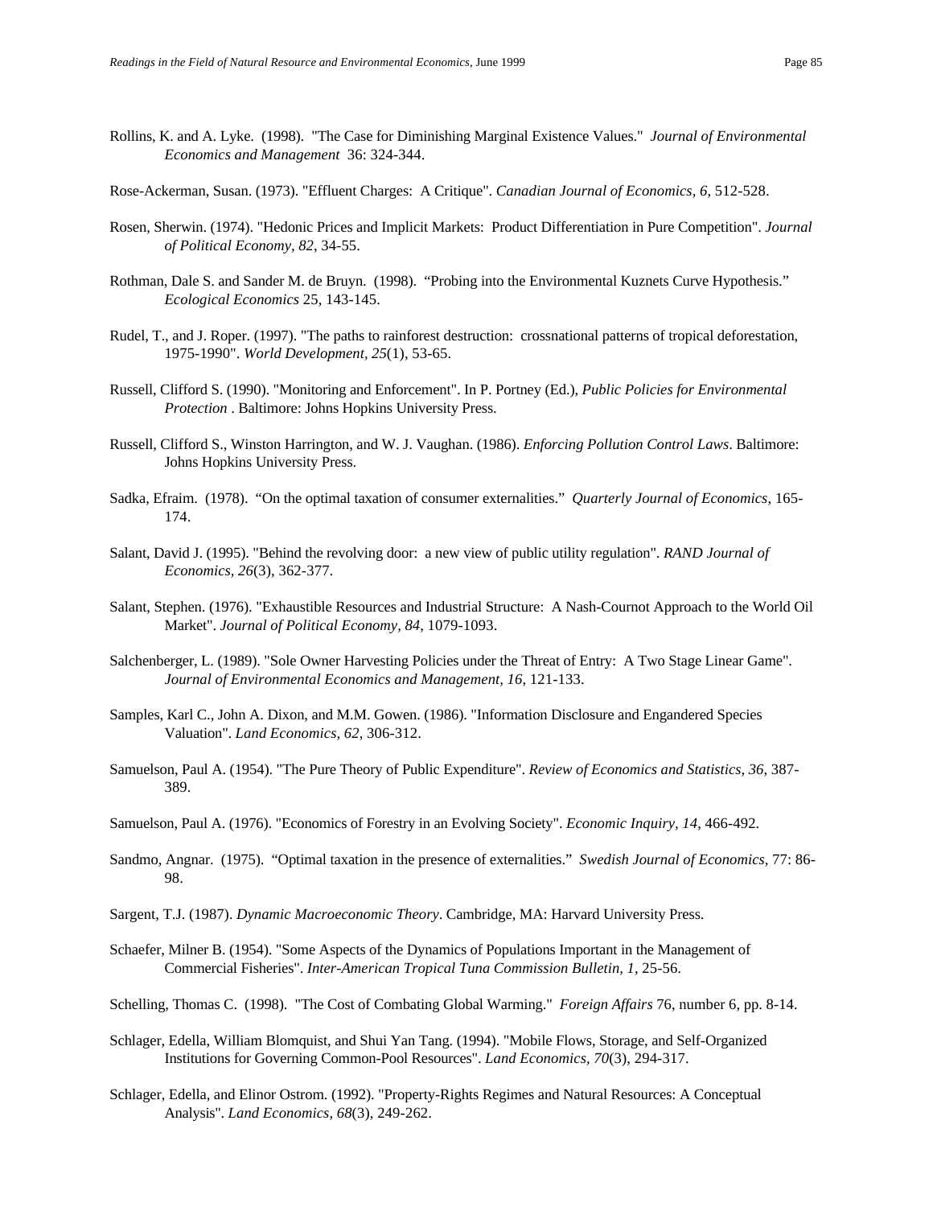Rollins, K. and A. Lyke. (1998). "The Case for Diminishing Marginal Existence Values." *Journal of Environmental Economics and Management* 36: 324-344.

Rose-Ackerman, Susan. (1973). "Effluent Charges: A Critique". *Canadian Journal of Economics, 6*, 512-528.

Rosen, Sherwin. (1974). "Hedonic Prices and Implicit Markets: Product Differentiation in Pure Competition". *Journal of Political Economy, 82*, 34-55.

Rothman, Dale S. and Sander M. de Bruyn. (1998). "Probing into the Environmental Kuznets Curve Hypothesis." *Ecological Economics* 25, 143-145.

Rudel, T., and J. Roper. (1997). "The paths to rainforest destruction: crossnational patterns of tropical deforestation, 1975-1990". *World Development, 25*(1), 53-65.

Russell, Clifford S. (1990). "Monitoring and Enforcement". In P. Portney (Ed.), *Public Policies for Environmental Protection* . Baltimore: Johns Hopkins University Press.

Russell, Clifford S., Winston Harrington, and W. J. Vaughan. (1986). *Enforcing Pollution Control Laws*. Baltimore: Johns Hopkins University Press.

Sadka, Efraim. (1978). "On the optimal taxation of consumer externalities." *Quarterly Journal of Economics*, 165-174.

Salant, David J. (1995). "Behind the revolving door: a new view of public utility regulation". *RAND Journal of Economics, 26*(3), 362-377.

Salant, Stephen. (1976). "Exhaustible Resources and Industrial Structure: A Nash-Cournot Approach to the World Oil Market". *Journal of Political Economy, 84*, 1079-1093.

Salchenberger, L. (1989). "Sole Owner Harvesting Policies under the Threat of Entry: A Two Stage Linear Game". *Journal of Environmental Economics and Management, 16*, 121-133.

Samples, Karl C., John A. Dixon, and M.M. Gowen. (1986). "Information Disclosure and Engandered Species Valuation". *Land Economics, 62*, 306-312.

Samuelson, Paul A. (1954). "The Pure Theory of Public Expenditure". *Review of Economics and Statistics, 36*, 387-389.

Samuelson, Paul A. (1976). "Economics of Forestry in an Evolving Society". *Economic Inquiry, 14*, 466-492.

Sandmo, Angnar. (1975). "Optimal taxation in the presence of externalities." *Swedish Journal of Economics*, 77: 86-98.

Sargent, T.J. (1987). *Dynamic Macroeconomic Theory*. Cambridge, MA: Harvard University Press.

Schaefer, Milner B. (1954). "Some Aspects of the Dynamics of Populations Important in the Management of Commercial Fisheries". *Inter-American Tropical Tuna Commission Bulletin, 1*, 25-56.

Schelling, Thomas C. (1998). "The Cost of Combating Global Warming." *Foreign Affairs* 76, number 6, pp. 8-14.

Schlager, Edella, William Blomquist, and Shui Yan Tang. (1994). "Mobile Flows, Storage, and Self-Organized Institutions for Governing Common-Pool Resources". *Land Economics, 70*(3), 294-317.

Schlager, Edella, and Elinor Ostrom. (1992). "Property-Rights Regimes and Natural Resources: A Conceptual Analysis". *Land Economics, 68*(3), 249-262.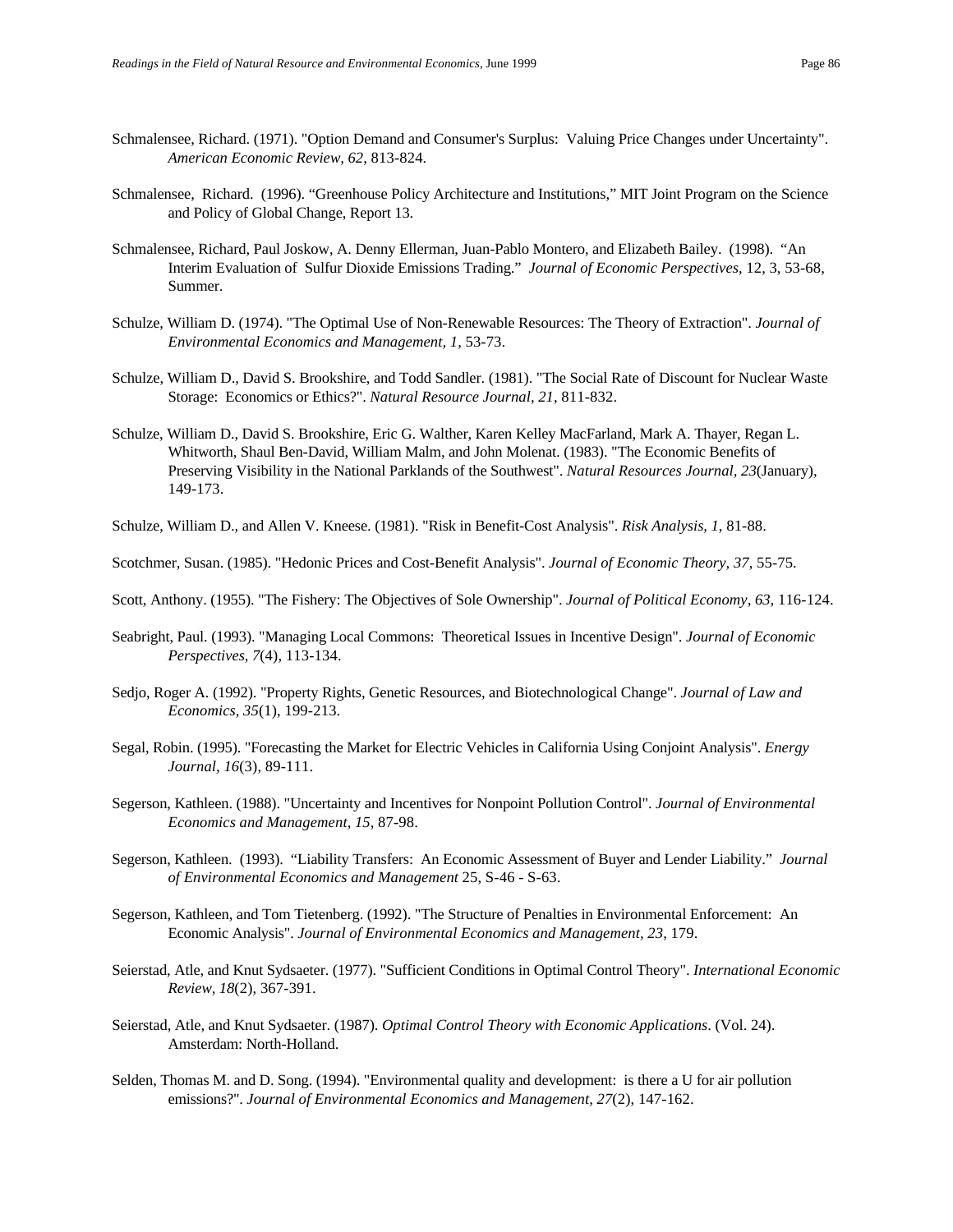Schmalensee, Richard. (1971). "Option Demand and Consumer's Surplus: Valuing Price Changes under Uncertainty". *American Economic Review, 62*, 813-824.

Schmalensee, Richard. (1996). "Greenhouse Policy Architecture and Institutions," MIT Joint Program on the Science and Policy of Global Change, Report 13.

Schmalensee, Richard, Paul Joskow, A. Denny Ellerman, Juan-Pablo Montero, and Elizabeth Bailey. (1998). "An Interim Evaluation of Sulfur Dioxide Emissions Trading." *Journal of Economic Perspectives*, 12, 3, 53-68, Summer.

Schulze, William D. (1974). "The Optimal Use of Non-Renewable Resources: The Theory of Extraction". *Journal of Environmental Economics and Management, 1*, 53-73.

Schulze, William D., David S. Brookshire, and Todd Sandler. (1981). "The Social Rate of Discount for Nuclear Waste Storage: Economics or Ethics?". *Natural Resource Journal, 21*, 811-832.

Schulze, William D., David S. Brookshire, Eric G. Walther, Karen Kelley MacFarland, Mark A. Thayer, Regan L. Whitworth, Shaul Ben-David, William Malm, and John Molenat. (1983). "The Economic Benefits of Preserving Visibility in the National Parklands of the Southwest". *Natural Resources Journal, 23*(January), 149-173.

Schulze, William D., and Allen V. Kneese. (1981). "Risk in Benefit-Cost Analysis". *Risk Analysis, 1*, 81-88.

Scotchmer, Susan. (1985). "Hedonic Prices and Cost-Benefit Analysis". *Journal of Economic Theory, 37*, 55-75.

Scott, Anthony. (1955). "The Fishery: The Objectives of Sole Ownership". *Journal of Political Economy, 63*, 116-124.

Seabright, Paul. (1993). "Managing Local Commons: Theoretical Issues in Incentive Design". *Journal of Economic Perspectives, 7*(4), 113-134.

Sedjo, Roger A. (1992). "Property Rights, Genetic Resources, and Biotechnological Change". *Journal of Law and Economics, 35*(1), 199-213.

Segal, Robin. (1995). "Forecasting the Market for Electric Vehicles in California Using Conjoint Analysis". *Energy Journal, 16*(3), 89-111.

Segerson, Kathleen. (1988). "Uncertainty and Incentives for Nonpoint Pollution Control". *Journal of Environmental Economics and Management, 15*, 87-98.

Segerson, Kathleen. (1993). "Liability Transfers: An Economic Assessment of Buyer and Lender Liability." *Journal of Environmental Economics and Management* 25, S-46 - S-63.

Segerson, Kathleen, and Tom Tietenberg. (1992). "The Structure of Penalties in Environmental Enforcement: An Economic Analysis". *Journal of Environmental Economics and Management, 23*, 179.

Seierstad, Atle, and Knut Sydsaeter. (1977). "Sufficient Conditions in Optimal Control Theory". *International Economic Review, 18*(2), 367-391.

Seierstad, Atle, and Knut Sydsaeter. (1987). *Optimal Control Theory with Economic Applications*. (Vol. 24). Amsterdam: North-Holland.

Selden, Thomas M. and D. Song. (1994). "Environmental quality and development: is there a U for air pollution emissions?". *Journal of Environmental Economics and Management, 27*(2), 147-162.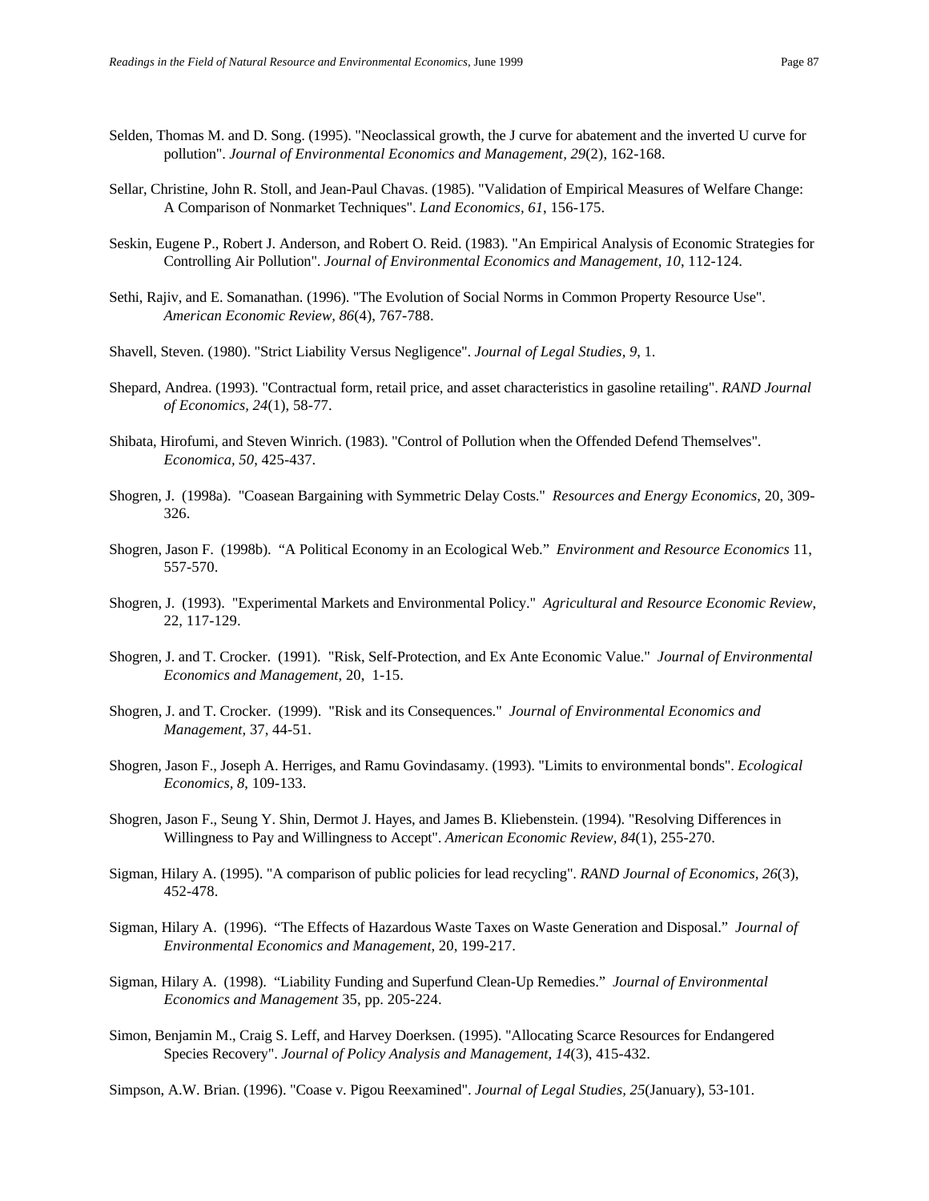Selden, Thomas M. and D. Song. (1995). "Neoclassical growth, the J curve for abatement and the inverted U curve for pollution". *Journal of Environmental Economics and Management, 29*(2), 162-168.

Sellar, Christine, John R. Stoll, and Jean-Paul Chavas. (1985). "Validation of Empirical Measures of Welfare Change: A Comparison of Nonmarket Techniques". *Land Economics, 61*, 156-175.

Seskin, Eugene P., Robert J. Anderson, and Robert O. Reid. (1983). "An Empirical Analysis of Economic Strategies for Controlling Air Pollution". *Journal of Environmental Economics and Management, 10*, 112-124.

Sethi, Rajiv, and E. Somanathan. (1996). "The Evolution of Social Norms in Common Property Resource Use". *American Economic Review, 86*(4), 767-788.

Shavell, Steven. (1980). "Strict Liability Versus Negligence". *Journal of Legal Studies, 9*, 1.

Shepard, Andrea. (1993). "Contractual form, retail price, and asset characteristics in gasoline retailing". *RAND Journal of Economics, 24*(1), 58-77.

Shibata, Hirofumi, and Steven Winrich. (1983). "Control of Pollution when the Offended Defend Themselves". *Economica, 50*, 425-437.

Shogren, J. (1998a). "Coasean Bargaining with Symmetric Delay Costs." *Resources and Energy Economics*, 20, 309-326.

Shogren, Jason F. (1998b). "A Political Economy in an Ecological Web." *Environment and Resource Economics* 11, 557-570.

Shogren, J. (1993). "Experimental Markets and Environmental Policy." *Agricultural and Resource Economic Review*, 22, 117-129.

Shogren, J. and T. Crocker. (1991). "Risk, Self-Protection, and Ex Ante Economic Value." *Journal of Environmental Economics and Management*, 20, 1-15.

Shogren, J. and T. Crocker. (1999). "Risk and its Consequences." *Journal of Environmental Economics and Management*, 37, 44-51.

Shogren, Jason F., Joseph A. Herriges, and Ramu Govindasamy. (1993). "Limits to environmental bonds". *Ecological Economics, 8*, 109-133.

Shogren, Jason F., Seung Y. Shin, Dermot J. Hayes, and James B. Kliebenstein. (1994). "Resolving Differences in Willingness to Pay and Willingness to Accept". *American Economic Review, 84*(1), 255-270.

Sigman, Hilary A. (1995). "A comparison of public policies for lead recycling". *RAND Journal of Economics, 26*(3), 452-478.

Sigman, Hilary A. (1996). "The Effects of Hazardous Waste Taxes on Waste Generation and Disposal." *Journal of Environmental Economics and Management*, 20, 199-217.

Sigman, Hilary A. (1998). "Liability Funding and Superfund Clean-Up Remedies." *Journal of Environmental Economics and Management* 35, pp. 205-224.

Simon, Benjamin M., Craig S. Leff, and Harvey Doerksen. (1995). "Allocating Scarce Resources for Endangered Species Recovery". *Journal of Policy Analysis and Management, 14*(3), 415-432.

Simpson, A.W. Brian. (1996). "Coase v. Pigou Reexamined". *Journal of Legal Studies, 25*(January), 53-101.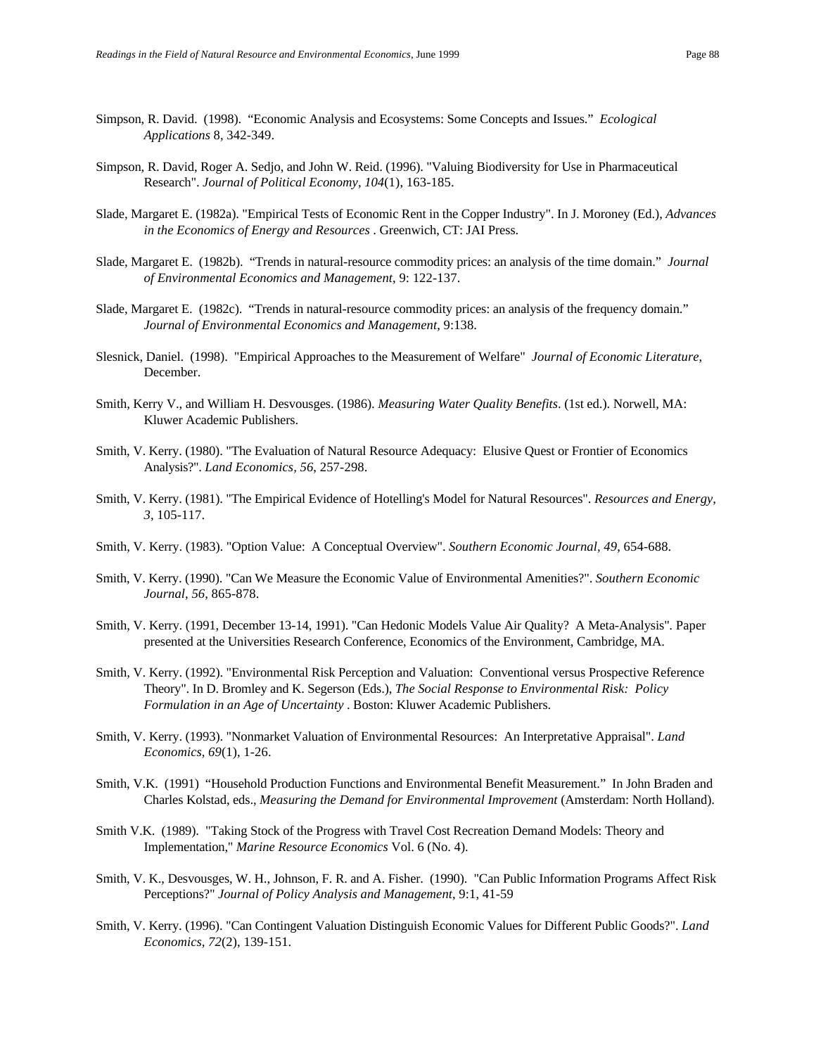Simpson, R. David. (1998). "Economic Analysis and Ecosystems: Some Concepts and Issues." *Ecological Applications* 8, 342-349.

Simpson, R. David, Roger A. Sedjo, and John W. Reid. (1996). "Valuing Biodiversity for Use in Pharmaceutical Research". *Journal of Political Economy, 104*(1), 163-185.

Slade, Margaret E. (1982a). "Empirical Tests of Economic Rent in the Copper Industry". In J. Moroney (Ed.), *Advances in the Economics of Energy and Resources* . Greenwich, CT: JAI Press.

Slade, Margaret E. (1982b). "Trends in natural-resource commodity prices: an analysis of the time domain." *Journal of Environmental Economics and Management*, 9: 122-137.

Slade, Margaret E. (1982c). "Trends in natural-resource commodity prices: an analysis of the frequency domain." *Journal of Environmental Economics and Management*, 9:138.

Slesnick, Daniel. (1998). "Empirical Approaches to the Measurement of Welfare" *Journal of Economic Literature*, December.

Smith, Kerry V., and William H. Desvousges. (1986). *Measuring Water Quality Benefits*. (1st ed.). Norwell, MA: Kluwer Academic Publishers.

Smith, V. Kerry. (1980). "The Evaluation of Natural Resource Adequacy: Elusive Quest or Frontier of Economics Analysis?". *Land Economics, 56*, 257-298.

Smith, V. Kerry. (1981). "The Empirical Evidence of Hotelling's Model for Natural Resources". *Resources and Energy, 3*, 105-117.

Smith, V. Kerry. (1983). "Option Value: A Conceptual Overview". *Southern Economic Journal, 49*, 654-688.

Smith, V. Kerry. (1990). "Can We Measure the Economic Value of Environmental Amenities?". *Southern Economic Journal, 56*, 865-878.

Smith, V. Kerry. (1991, December 13-14, 1991). "Can Hedonic Models Value Air Quality? A Meta-Analysis". Paper presented at the Universities Research Conference, Economics of the Environment, Cambridge, MA.

Smith, V. Kerry. (1992). "Environmental Risk Perception and Valuation: Conventional versus Prospective Reference Theory". In D. Bromley and K. Segerson (Eds.), *The Social Response to Environmental Risk: Policy Formulation in an Age of Uncertainty* . Boston: Kluwer Academic Publishers.

Smith, V. Kerry. (1993). "Nonmarket Valuation of Environmental Resources: An Interpretative Appraisal". *Land Economics, 69*(1), 1-26.

Smith, V.K. (1991) "Household Production Functions and Environmental Benefit Measurement." In John Braden and Charles Kolstad, eds., *Measuring the Demand for Environmental Improvement* (Amsterdam: North Holland).

Smith V.K. (1989). "Taking Stock of the Progress with Travel Cost Recreation Demand Models: Theory and Implementation," *Marine Resource Economics* Vol. 6 (No. 4).

Smith, V. K., Desvousges, W. H., Johnson, F. R. and A. Fisher. (1990). "Can Public Information Programs Affect Risk Perceptions?" *Journal of Policy Analysis and Management*, 9:1, 41-59

Smith, V. Kerry. (1996). "Can Contingent Valuation Distinguish Economic Values for Different Public Goods?". *Land Economics, 72*(2), 139-151.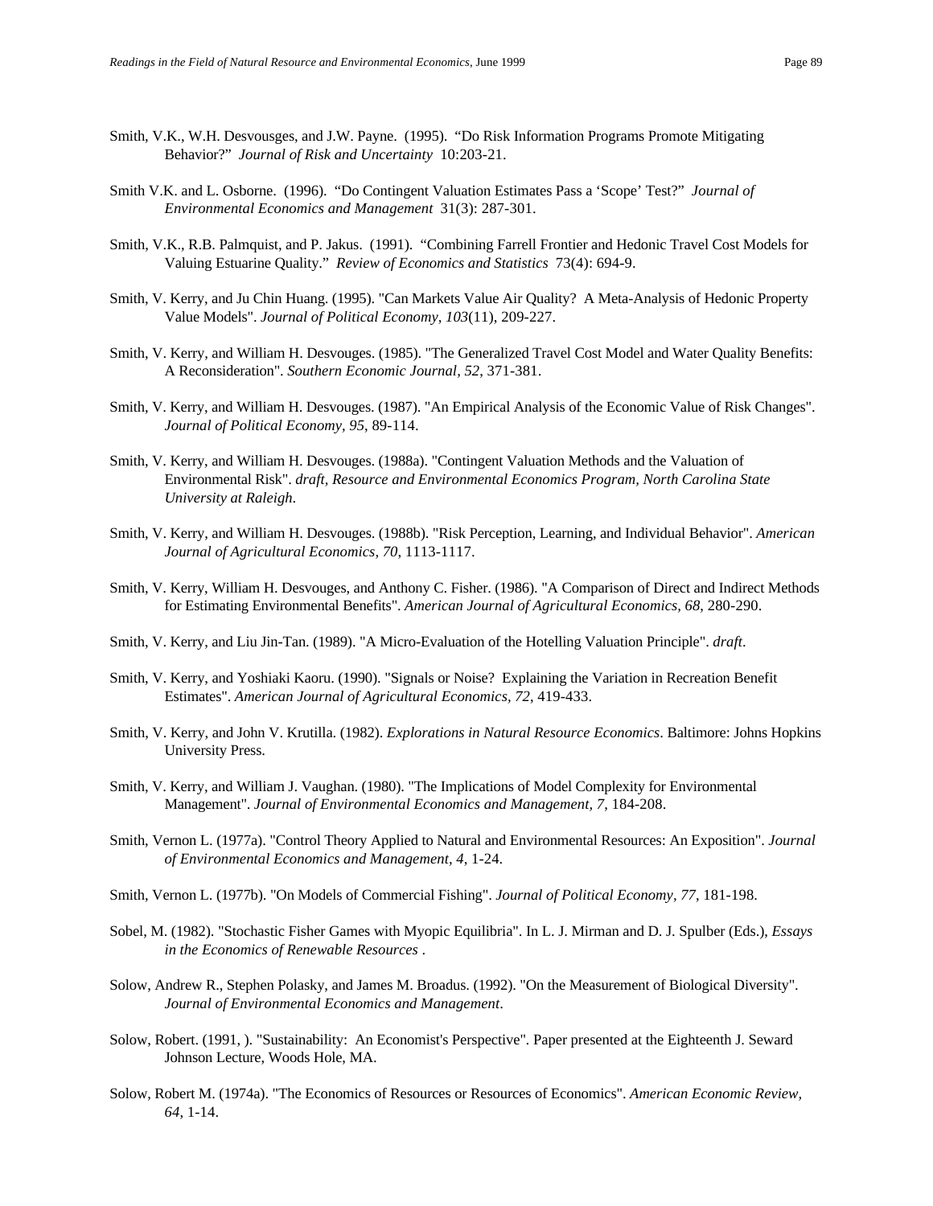Smith, V.K., W.H. Desvousges, and J.W. Payne. (1995). "Do Risk Information Programs Promote Mitigating Behavior?" *Journal of Risk and Uncertainty* 10:203-21.

Smith V.K. and L. Osborne. (1996). "Do Contingent Valuation Estimates Pass a 'Scope' Test?" *Journal of Environmental Economics and Management* 31(3): 287-301.

Smith, V.K., R.B. Palmquist, and P. Jakus. (1991). "Combining Farrell Frontier and Hedonic Travel Cost Models for Valuing Estuarine Quality." *Review of Economics and Statistics* 73(4): 694-9.

Smith, V. Kerry, and Ju Chin Huang. (1995). "Can Markets Value Air Quality? A Meta-Analysis of Hedonic Property Value Models". *Journal of Political Economy, 103*(11), 209-227.

Smith, V. Kerry, and William H. Desvouges. (1985). "The Generalized Travel Cost Model and Water Quality Benefits: A Reconsideration". *Southern Economic Journal, 52*, 371-381.

Smith, V. Kerry, and William H. Desvouges. (1987). "An Empirical Analysis of the Economic Value of Risk Changes". *Journal of Political Economy, 95*, 89-114.

Smith, V. Kerry, and William H. Desvouges. (1988a). "Contingent Valuation Methods and the Valuation of Environmental Risk". *draft, Resource and Environmental Economics Program, North Carolina State University at Raleigh*.

Smith, V. Kerry, and William H. Desvouges. (1988b). "Risk Perception, Learning, and Individual Behavior". *American Journal of Agricultural Economics, 70*, 1113-1117.

Smith, V. Kerry, William H. Desvouges, and Anthony C. Fisher. (1986). "A Comparison of Direct and Indirect Methods for Estimating Environmental Benefits". *American Journal of Agricultural Economics, 68*, 280-290.

Smith, V. Kerry, and Liu Jin-Tan. (1989). "A Micro-Evaluation of the Hotelling Valuation Principle". *draft*.

Smith, V. Kerry, and Yoshiaki Kaoru. (1990). "Signals or Noise? Explaining the Variation in Recreation Benefit Estimates". *American Journal of Agricultural Economics, 72*, 419-433.

Smith, V. Kerry, and John V. Krutilla. (1982). *Explorations in Natural Resource Economics*. Baltimore: Johns Hopkins University Press.

Smith, V. Kerry, and William J. Vaughan. (1980). "The Implications of Model Complexity for Environmental Management". *Journal of Environmental Economics and Management, 7*, 184-208.

Smith, Vernon L. (1977a). "Control Theory Applied to Natural and Environmental Resources: An Exposition". *Journal of Environmental Economics and Management, 4*, 1-24.

Smith, Vernon L. (1977b). "On Models of Commercial Fishing". *Journal of Political Economy, 77*, 181-198.

Sobel, M. (1982). "Stochastic Fisher Games with Myopic Equilibria". In L. J. Mirman and D. J. Spulber (Eds.), *Essays in the Economics of Renewable Resources* .

Solow, Andrew R., Stephen Polasky, and James M. Broadus. (1992). "On the Measurement of Biological Diversity". *Journal of Environmental Economics and Management*.

Solow, Robert. (1991, ). "Sustainability: An Economist's Perspective". Paper presented at the Eighteenth J. Seward Johnson Lecture, Woods Hole, MA.

Solow, Robert M. (1974a). "The Economics of Resources or Resources of Economics". *American Economic Review, 64*, 1-14.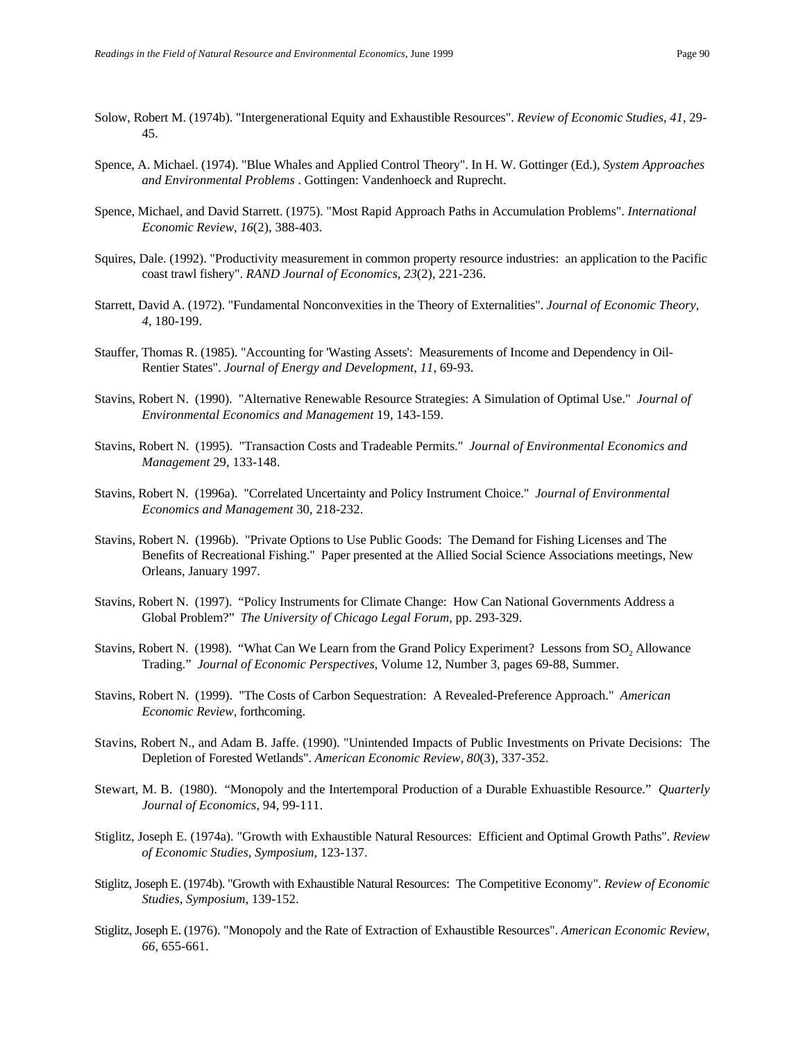Solow, Robert M. (1974b). "Intergenerational Equity and Exhaustible Resources". *Review of Economic Studies, 41*, 29-45.

Spence, A. Michael. (1974). "Blue Whales and Applied Control Theory". In H. W. Gottinger (Ed.), *System Approaches and Environmental Problems* . Gottingen: Vandenhoeck and Ruprecht.

Spence, Michael, and David Starrett. (1975). "Most Rapid Approach Paths in Accumulation Problems". *International Economic Review, 16*(2), 388-403.

Squires, Dale. (1992). "Productivity measurement in common property resource industries: an application to the Pacific coast trawl fishery". *RAND Journal of Economics, 23*(2), 221-236.

Starrett, David A. (1972). "Fundamental Nonconvexities in the Theory of Externalities". *Journal of Economic Theory, 4*, 180-199.

Stauffer, Thomas R. (1985). "Accounting for 'Wasting Assets': Measurements of Income and Dependency in Oil-Rentier States". *Journal of Energy and Development, 11*, 69-93.

Stavins, Robert N. (1990). "Alternative Renewable Resource Strategies: A Simulation of Optimal Use." *Journal of Environmental Economics and Management* 19, 143-159.

Stavins, Robert N. (1995). "Transaction Costs and Tradeable Permits." *Journal of Environmental Economics and Management* 29, 133-148.

Stavins, Robert N. (1996a). "Correlated Uncertainty and Policy Instrument Choice." *Journal of Environmental Economics and Management* 30, 218-232.

Stavins, Robert N. (1996b). "Private Options to Use Public Goods: The Demand for Fishing Licenses and The Benefits of Recreational Fishing." Paper presented at the Allied Social Science Associations meetings, New Orleans, January 1997.

Stavins, Robert N. (1997). "Policy Instruments for Climate Change: How Can National Governments Address a Global Problem?" *The University of Chicago Legal Forum*, pp. 293-329.

Stavins, Robert N. (1998). "What Can We Learn from the Grand Policy Experiment? Lessons from $SO_2$ Allowance Trading." *Journal of Economic Perspectives*, Volume 12, Number 3, pages 69-88, Summer.

Stavins, Robert N. (1999). "The Costs of Carbon Sequestration: A Revealed-Preference Approach." *American Economic Review*, forthcoming.

Stavins, Robert N., and Adam B. Jaffe. (1990). "Unintended Impacts of Public Investments on Private Decisions: The Depletion of Forested Wetlands". *American Economic Review, 80*(3), 337-352.

Stewart, M. B. (1980). "Monopoly and the Intertemporal Production of a Durable Exhuastible Resource." *Quarterly Journal of Economics*, 94, 99-111.

Stiglitz, Joseph E. (1974a). "Growth with Exhaustible Natural Resources: Efficient and Optimal Growth Paths". *Review of Economic Studies, Symposium*, 123-137.

Stiglitz, Joseph E. (1974b). "Growth with Exhaustible Natural Resources: The Competitive Economy". *Review of Economic Studies, Symposium*, 139-152.

Stiglitz, Joseph E. (1976). "Monopoly and the Rate of Extraction of Exhaustible Resources". *American Economic Review, 66*, 655-661.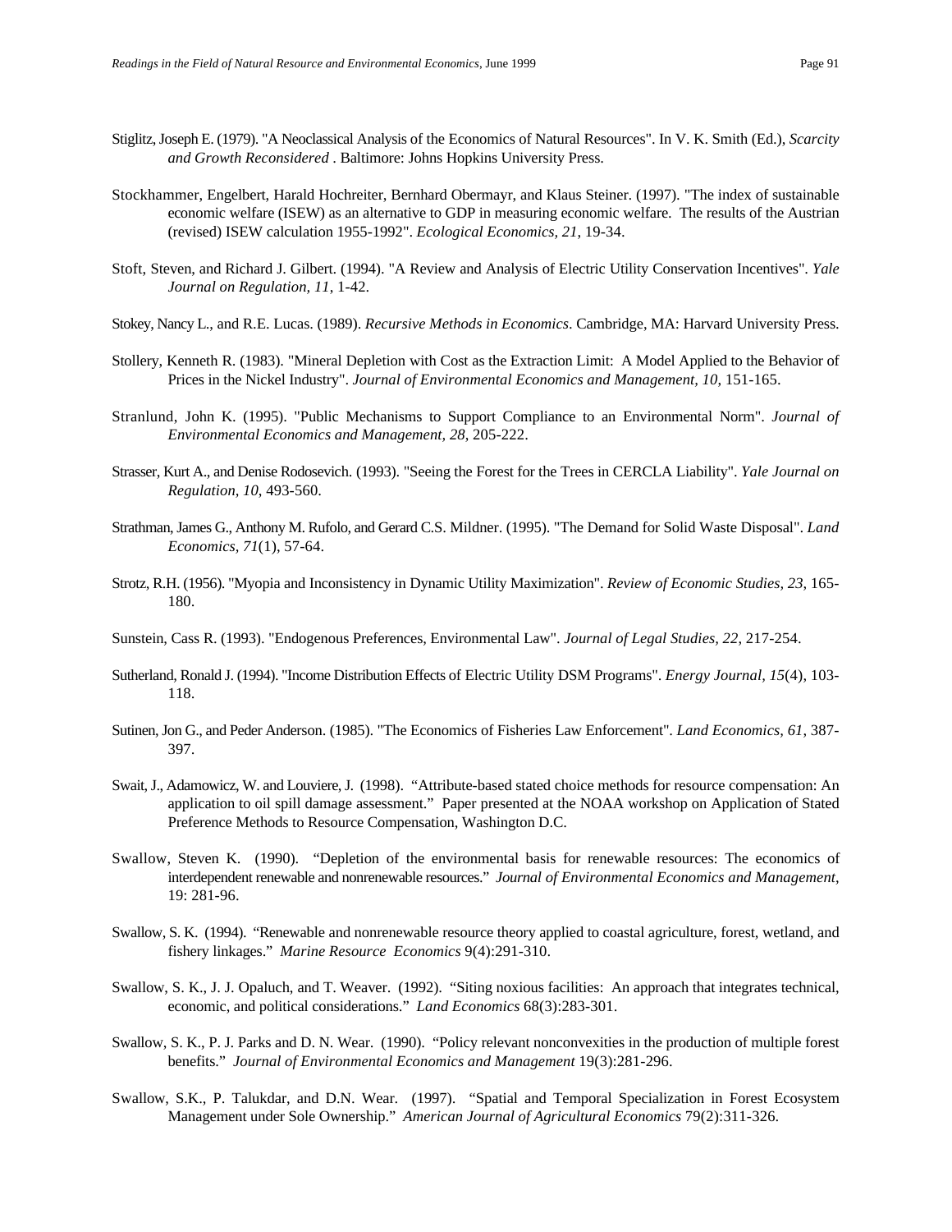Stiglitz, Joseph E. (1979). "A Neoclassical Analysis of the Economics of Natural Resources". In V. K. Smith (Ed.), *Scarcity and Growth Reconsidered* . Baltimore: Johns Hopkins University Press.

Stockhammer, Engelbert, Harald Hochreiter, Bernhard Obermayr, and Klaus Steiner. (1997). "The index of sustainable economic welfare (ISEW) as an alternative to GDP in measuring economic welfare. The results of the Austrian (revised) ISEW calculation 1955-1992". *Ecological Economics, 21*, 19-34.

Stoft, Steven, and Richard J. Gilbert. (1994). "A Review and Analysis of Electric Utility Conservation Incentives". *Yale Journal on Regulation, 11*, 1-42.

Stokey, Nancy L., and R.E. Lucas. (1989). *Recursive Methods in Economics*. Cambridge, MA: Harvard University Press.

Stollery, Kenneth R. (1983). "Mineral Depletion with Cost as the Extraction Limit: A Model Applied to the Behavior of Prices in the Nickel Industry". *Journal of Environmental Economics and Management, 10*, 151-165.

Stranlund, John K. (1995). "Public Mechanisms to Support Compliance to an Environmental Norm". *Journal of Environmental Economics and Management, 28*, 205-222.

Strasser, Kurt A., and Denise Rodosevich. (1993). "Seeing the Forest for the Trees in CERCLA Liability". *Yale Journal on Regulation, 10*, 493-560.

Strathman, James G., Anthony M. Rufolo, and Gerard C.S. Mildner. (1995). "The Demand for Solid Waste Disposal". *Land Economics, 71*(1), 57-64.

Strotz, R.H. (1956). "Myopia and Inconsistency in Dynamic Utility Maximization". *Review of Economic Studies, 23*, 165-180.

Sunstein, Cass R. (1993). "Endogenous Preferences, Environmental Law". *Journal of Legal Studies, 22*, 217-254.

Sutherland, Ronald J. (1994). "Income Distribution Effects of Electric Utility DSM Programs". *Energy Journal, 15*(4), 103-118.

Sutinen, Jon G., and Peder Anderson. (1985). "The Economics of Fisheries Law Enforcement". *Land Economics, 61*, 387-397.

Swait, J., Adamowicz, W. and Louviere, J. (1998). "Attribute-based stated choice methods for resource compensation: An application to oil spill damage assessment." Paper presented at the NOAA workshop on Application of Stated Preference Methods to Resource Compensation, Washington D.C.

Swallow, Steven K. (1990). "Depletion of the environmental basis for renewable resources: The economics of interdependent renewable and nonrenewable resources." *Journal of Environmental Economics and Management*, 19: 281-96.

Swallow, S. K. (1994). "Renewable and nonrenewable resource theory applied to coastal agriculture, forest, wetland, and fishery linkages." *Marine Resource Economics* 9(4):291-310.

Swallow, S. K., J. J. Opaluch, and T. Weaver. (1992). "Siting noxious facilities: An approach that integrates technical, economic, and political considerations." *Land Economics* 68(3):283-301.

Swallow, S. K., P. J. Parks and D. N. Wear. (1990). "Policy relevant nonconvexities in the production of multiple forest benefits." *Journal of Environmental Economics and Management* 19(3):281-296.

Swallow, S.K., P. Talukdar, and D.N. Wear. (1997). "Spatial and Temporal Specialization in Forest Ecosystem Management under Sole Ownership." *American Journal of Agricultural Economics* 79(2):311-326.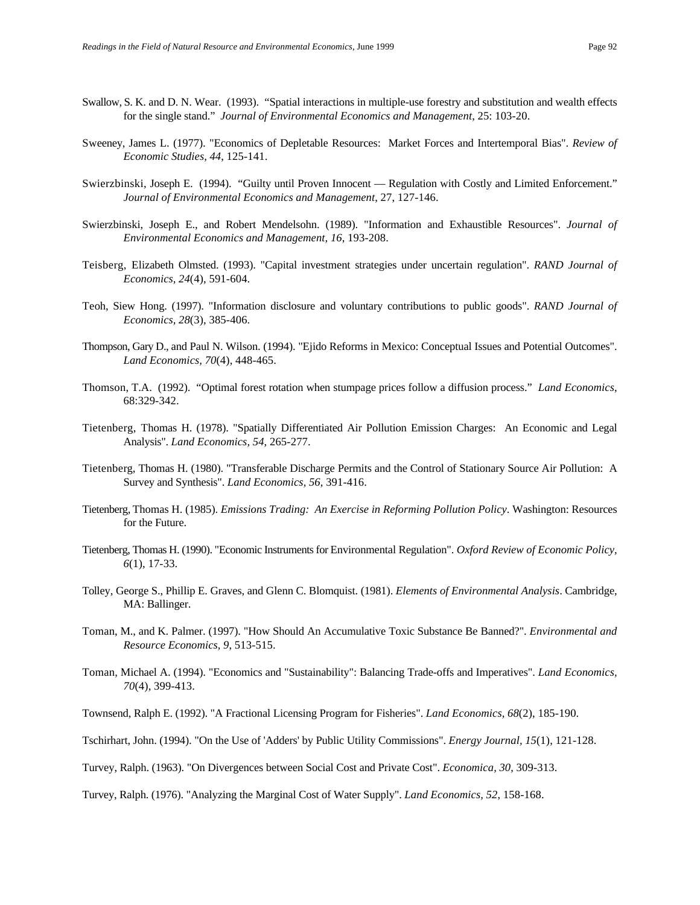Swallow, S. K. and D. N. Wear. (1993). "Spatial interactions in multiple-use forestry and substitution and wealth effects for the single stand." *Journal of Environmental Economics and Management*, 25: 103-20.

Sweeney, James L. (1977). "Economics of Depletable Resources: Market Forces and Intertemporal Bias". *Review of Economic Studies, 44*, 125-141.

Swierzbinski, Joseph E. (1994). "Guilty until Proven Innocent — Regulation with Costly and Limited Enforcement." *Journal of Environmental Economics and Management*, 27, 127-146.

Swierzbinski, Joseph E., and Robert Mendelsohn. (1989). "Information and Exhaustible Resources". *Journal of Environmental Economics and Management, 16*, 193-208.

Teisberg, Elizabeth Olmsted. (1993). "Capital investment strategies under uncertain regulation". *RAND Journal of Economics, 24*(4), 591-604.

Teoh, Siew Hong. (1997). "Information disclosure and voluntary contributions to public goods". *RAND Journal of Economics, 28*(3), 385-406.

Thompson, Gary D., and Paul N. Wilson. (1994). "Ejido Reforms in Mexico: Conceptual Issues and Potential Outcomes". *Land Economics, 70*(4), 448-465.

Thomson, T.A. (1992). "Optimal forest rotation when stumpage prices follow a diffusion process." *Land Economics*, 68:329-342.

Tietenberg, Thomas H. (1978). "Spatially Differentiated Air Pollution Emission Charges: An Economic and Legal Analysis". *Land Economics, 54*, 265-277.

Tietenberg, Thomas H. (1980). "Transferable Discharge Permits and the Control of Stationary Source Air Pollution: A Survey and Synthesis". *Land Economics, 56*, 391-416.

Tietenberg, Thomas H. (1985). *Emissions Trading: An Exercise in Reforming Pollution Policy*. Washington: Resources for the Future.

Tietenberg, Thomas H. (1990). "Economic Instruments for Environmental Regulation". *Oxford Review of Economic Policy, 6*(1), 17-33.

Tolley, George S., Phillip E. Graves, and Glenn C. Blomquist. (1981). *Elements of Environmental Analysis*. Cambridge, MA: Ballinger.

Toman, M., and K. Palmer. (1997). "How Should An Accumulative Toxic Substance Be Banned?". *Environmental and Resource Economics, 9*, 513-515.

Toman, Michael A. (1994). "Economics and "Sustainability": Balancing Trade-offs and Imperatives". *Land Economics, 70*(4), 399-413.

Townsend, Ralph E. (1992). "A Fractional Licensing Program for Fisheries". *Land Economics, 68*(2), 185-190.

Tschirhart, John. (1994). "On the Use of 'Adders' by Public Utility Commissions". *Energy Journal, 15*(1), 121-128.

Turvey, Ralph. (1963). "On Divergences between Social Cost and Private Cost". *Economica, 30*, 309-313.

Turvey, Ralph. (1976). "Analyzing the Marginal Cost of Water Supply". *Land Economics, 52*, 158-168.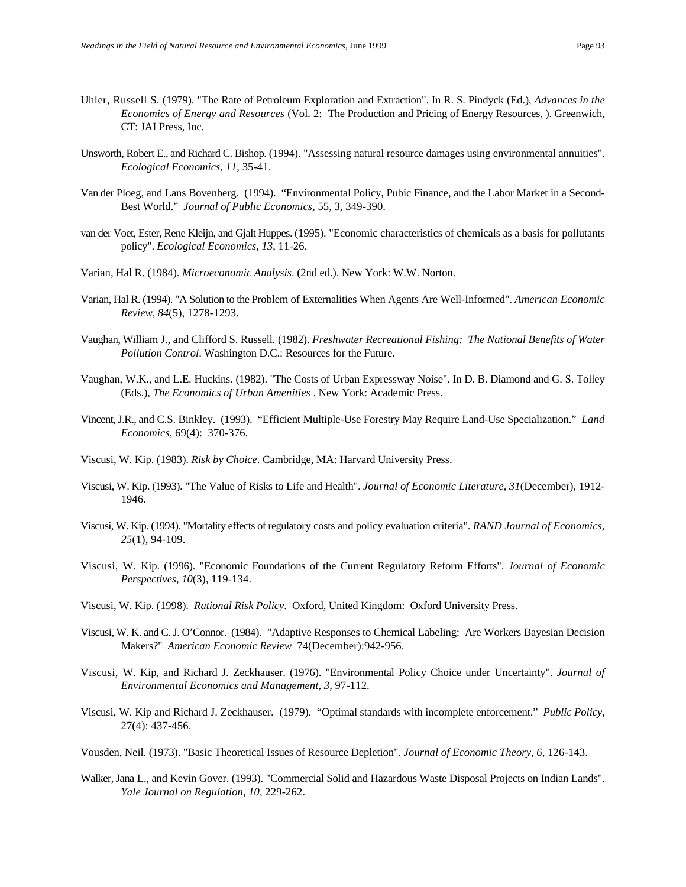Uhler, Russell S. (1979). "The Rate of Petroleum Exploration and Extraction". In R. S. Pindyck (Ed.), *Advances in the Economics of Energy and Resources* (Vol. 2: The Production and Pricing of Energy Resources, ). Greenwich, CT: JAI Press, Inc.

Unsworth, Robert E., and Richard C. Bishop. (1994). "Assessing natural resource damages using environmental annuities". *Ecological Economics, 11*, 35-41.

Van der Ploeg, and Lans Bovenberg. (1994). "Environmental Policy, Pubic Finance, and the Labor Market in a Second-Best World." *Journal of Public Economics*, 55, 3, 349-390.

van der Voet, Ester, Rene Kleijn, and Gjalt Huppes. (1995). "Economic characteristics of chemicals as a basis for pollutants policy". *Ecological Economics, 13*, 11-26.

Varian, Hal R. (1984). *Microeconomic Analysis*. (2nd ed.). New York: W.W. Norton.

Varian, Hal R. (1994). "A Solution to the Problem of Externalities When Agents Are Well-Informed". *American Economic Review, 84*(5), 1278-1293.

Vaughan, William J., and Clifford S. Russell. (1982). *Freshwater Recreational Fishing: The National Benefits of Water Pollution Control*. Washington D.C.: Resources for the Future.

Vaughan, W.K., and L.E. Huckins. (1982). "The Costs of Urban Expressway Noise". In D. B. Diamond and G. S. Tolley (Eds.), *The Economics of Urban Amenities* . New York: Academic Press.

Vincent, J.R., and C.S. Binkley. (1993). "Efficient Multiple-Use Forestry May Require Land-Use Specialization." *Land Economics*, 69(4): 370-376.

Viscusi, W. Kip. (1983). *Risk by Choice*. Cambridge, MA: Harvard University Press.

Viscusi, W. Kip. (1993). "The Value of Risks to Life and Health". *Journal of Economic Literature, 31*(December), 1912-1946.

Viscusi, W. Kip. (1994). "Mortality effects of regulatory costs and policy evaluation criteria". *RAND Journal of Economics, 25*(1), 94-109.

Viscusi, W. Kip. (1996). "Economic Foundations of the Current Regulatory Reform Efforts". *Journal of Economic Perspectives, 10*(3), 119-134.

Viscusi, W. Kip. (1998). *Rational Risk Policy*. Oxford, United Kingdom: Oxford University Press.

Viscusi, W. K. and C. J. O'Connor. (1984). "Adaptive Responses to Chemical Labeling: Are Workers Bayesian Decision Makers?" *American Economic Review* 74(December):942-956.

Viscusi, W. Kip, and Richard J. Zeckhauser. (1976). "Environmental Policy Choice under Uncertainty". *Journal of Environmental Economics and Management, 3*, 97-112.

Viscusi, W. Kip and Richard J. Zeckhauser. (1979). "Optimal standards with incomplete enforcement." *Public Policy*, 27(4): 437-456.

Vousden, Neil. (1973). "Basic Theoretical Issues of Resource Depletion". *Journal of Economic Theory, 6*, 126-143.

Walker, Jana L., and Kevin Gover. (1993). "Commercial Solid and Hazardous Waste Disposal Projects on Indian Lands". *Yale Journal on Regulation, 10*, 229-262.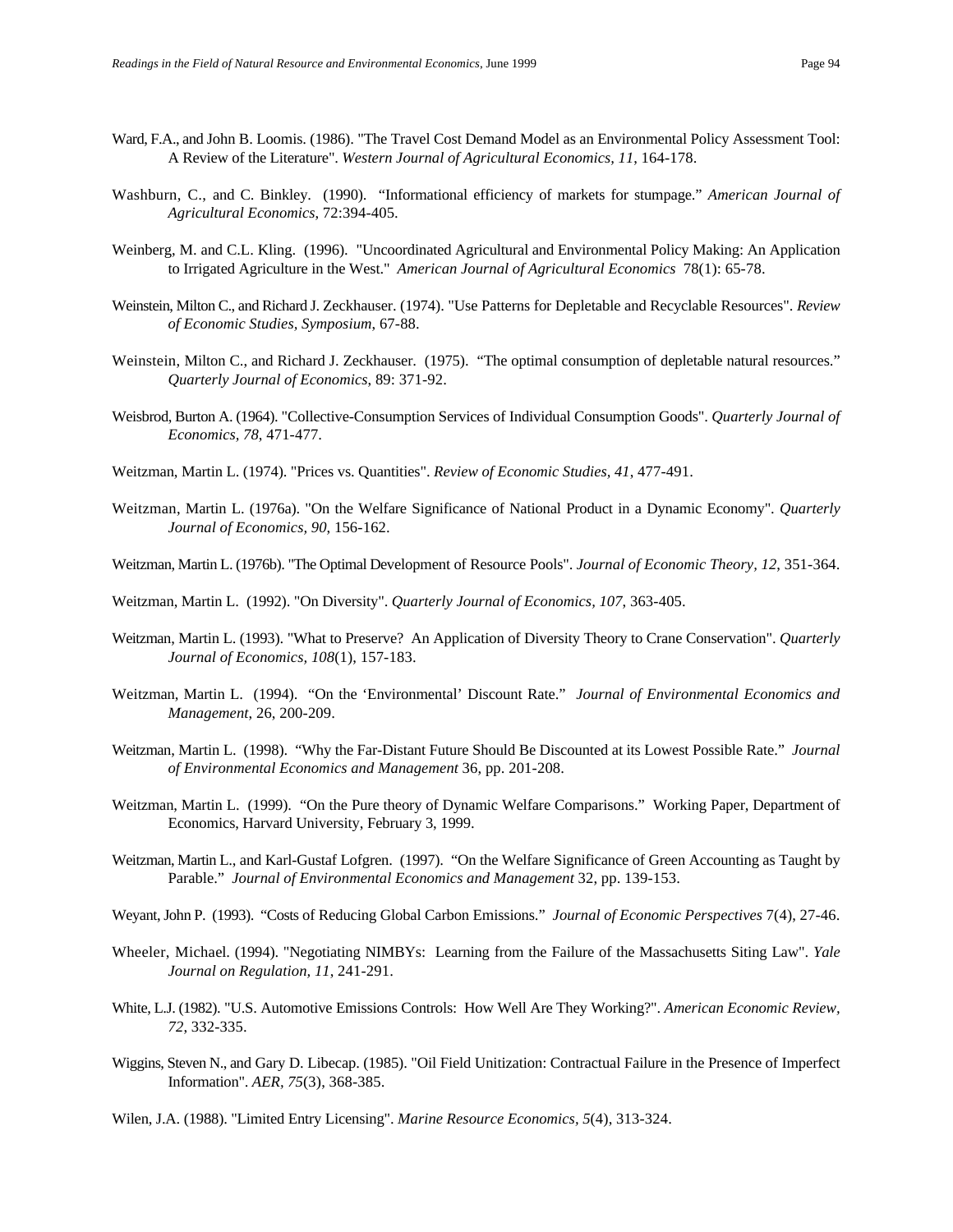Ward, F.A., and John B. Loomis. (1986). "The Travel Cost Demand Model as an Environmental Policy Assessment Tool: A Review of the Literature". *Western Journal of Agricultural Economics, 11*, 164-178.

Washburn, C., and C. Binkley. (1990). "Informational efficiency of markets for stumpage." *American Journal of Agricultural Economics*, 72:394-405.

Weinberg, M. and C.L. Kling. (1996). "Uncoordinated Agricultural and Environmental Policy Making: An Application to Irrigated Agriculture in the West." *American Journal of Agricultural Economics* 78(1): 65-78.

Weinstein, Milton C., and Richard J. Zeckhauser. (1974). "Use Patterns for Depletable and Recyclable Resources". *Review of Economic Studies, Symposium*, 67-88.

Weinstein, Milton C., and Richard J. Zeckhauser. (1975). "The optimal consumption of depletable natural resources." *Quarterly Journal of Economics*, 89: 371-92.

Weisbrod, Burton A. (1964). "Collective-Consumption Services of Individual Consumption Goods". *Quarterly Journal of Economics, 78*, 471-477.

Weitzman, Martin L. (1974). "Prices vs. Quantities". *Review of Economic Studies, 41*, 477-491.

Weitzman, Martin L. (1976a). "On the Welfare Significance of National Product in a Dynamic Economy". *Quarterly Journal of Economics, 90*, 156-162.

Weitzman, Martin L. (1976b). "The Optimal Development of Resource Pools". *Journal of Economic Theory, 12*, 351-364.

Weitzman, Martin L. (1992). "On Diversity". *Quarterly Journal of Economics, 107*, 363-405.

Weitzman, Martin L. (1993). "What to Preserve? An Application of Diversity Theory to Crane Conservation". *Quarterly Journal of Economics, 108*(1), 157-183.

Weitzman, Martin L. (1994). "On the 'Environmental' Discount Rate." *Journal of Environmental Economics and Management*, 26, 200-209.

Weitzman, Martin L. (1998). "Why the Far-Distant Future Should Be Discounted at its Lowest Possible Rate." *Journal of Environmental Economics and Management* 36, pp. 201-208.

Weitzman, Martin L. (1999). "On the Pure theory of Dynamic Welfare Comparisons." Working Paper, Department of Economics, Harvard University, February 3, 1999.

Weitzman, Martin L., and Karl-Gustaf Lofgren. (1997). "On the Welfare Significance of Green Accounting as Taught by Parable." *Journal of Environmental Economics and Management* 32, pp. 139-153.

Weyant, John P. (1993). "Costs of Reducing Global Carbon Emissions." *Journal of Economic Perspectives* 7(4), 27-46.

Wheeler, Michael. (1994). "Negotiating NIMBYs: Learning from the Failure of the Massachusetts Siting Law". *Yale Journal on Regulation, 11*, 241-291.

White, L.J. (1982). "U.S. Automotive Emissions Controls: How Well Are They Working?". *American Economic Review, 72*, 332-335.

Wiggins, Steven N., and Gary D. Libecap. (1985). "Oil Field Unitization: Contractual Failure in the Presence of Imperfect Information". *AER, 75*(3), 368-385.

Wilen, J.A. (1988). "Limited Entry Licensing". *Marine Resource Economics, 5*(4), 313-324.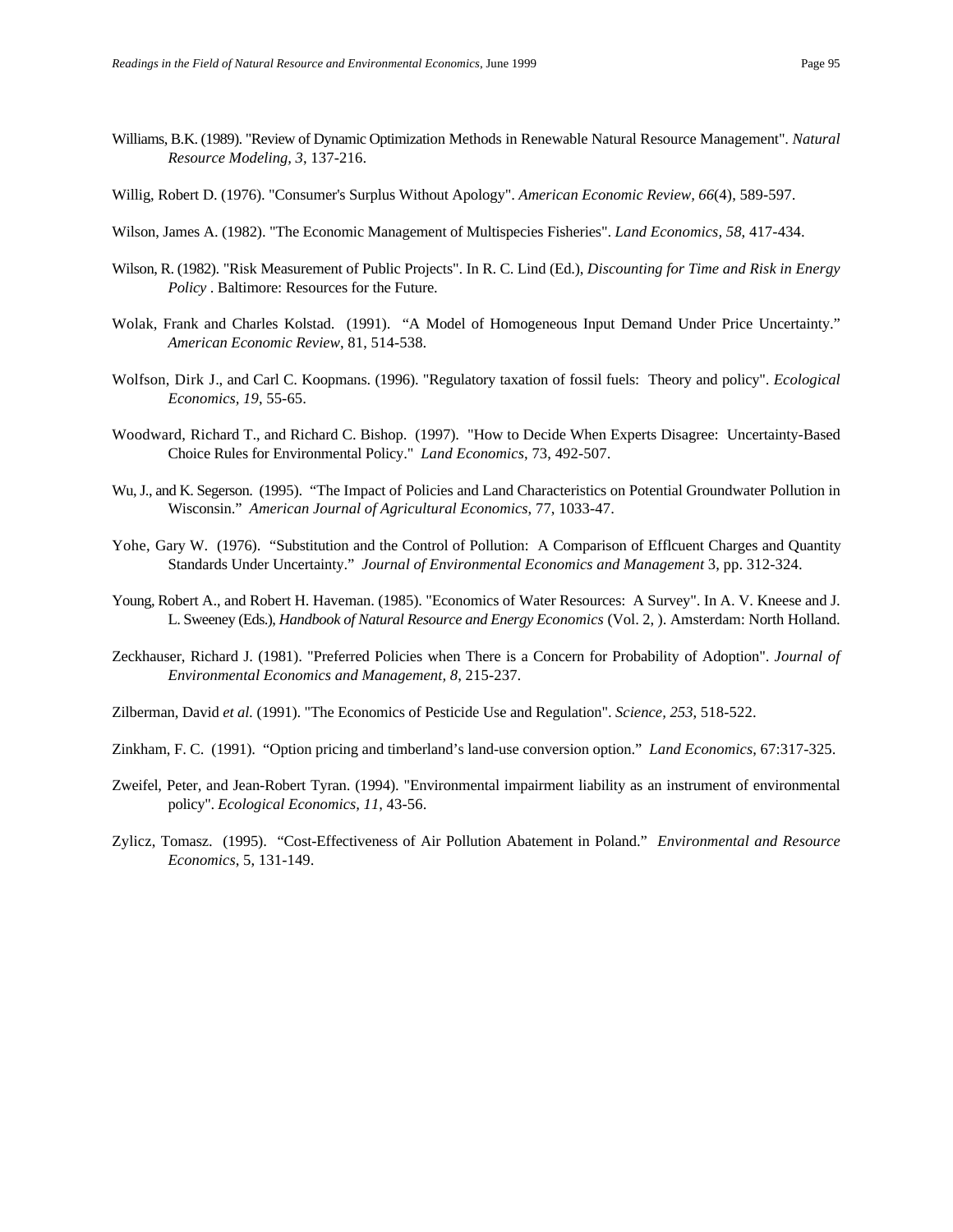Williams, B.K. (1989). "Review of Dynamic Optimization Methods in Renewable Natural Resource Management". *Natural Resource Modeling, 3*, 137-216.

Willig, Robert D. (1976). "Consumer's Surplus Without Apology". *American Economic Review, 66*(4), 589-597.

Wilson, James A. (1982). "The Economic Management of Multispecies Fisheries". *Land Economics, 58*, 417-434.

Wilson, R. (1982). "Risk Measurement of Public Projects". In R. C. Lind (Ed.), *Discounting for Time and Risk in Energy Policy* . Baltimore: Resources for the Future.

Wolak, Frank and Charles Kolstad. (1991). "A Model of Homogeneous Input Demand Under Price Uncertainty." *American Economic Review*, 81, 514-538.

Wolfson, Dirk J., and Carl C. Koopmans. (1996). "Regulatory taxation of fossil fuels: Theory and policy". *Ecological Economics, 19*, 55-65.

Woodward, Richard T., and Richard C. Bishop. (1997). "How to Decide When Experts Disagree: Uncertainty-Based Choice Rules for Environmental Policy." *Land Economics*, 73, 492-507.

Wu, J., and K. Segerson. (1995). "The Impact of Policies and Land Characteristics on Potential Groundwater Pollution in Wisconsin." *American Journal of Agricultural Economics*, 77, 1033-47.

Yohe, Gary W. (1976). "Substitution and the Control of Pollution: A Comparison of Efflcuent Charges and Quantity Standards Under Uncertainty." *Journal of Environmental Economics and Management* 3, pp. 312-324.

Young, Robert A., and Robert H. Haveman. (1985). "Economics of Water Resources: A Survey". In A. V. Kneese and J. L. Sweeney (Eds.), *Handbook of Natural Resource and Energy Economics* (Vol. 2, ). Amsterdam: North Holland.

Zeckhauser, Richard J. (1981). "Preferred Policies when There is a Concern for Probability of Adoption". *Journal of Environmental Economics and Management, 8*, 215-237.

Zilberman, David *et al.* (1991). "The Economics of Pesticide Use and Regulation". *Science, 253*, 518-522.

Zinkham, F. C. (1991). "Option pricing and timberland's land-use conversion option." *Land Economics*, 67:317-325.

Zweifel, Peter, and Jean-Robert Tyran. (1994). "Environmental impairment liability as an instrument of environmental policy". *Ecological Economics, 11*, 43-56.

Zylicz, Tomasz. (1995). "Cost-Effectiveness of Air Pollution Abatement in Poland." *Environmental and Resource Economics*, 5, 131-149.